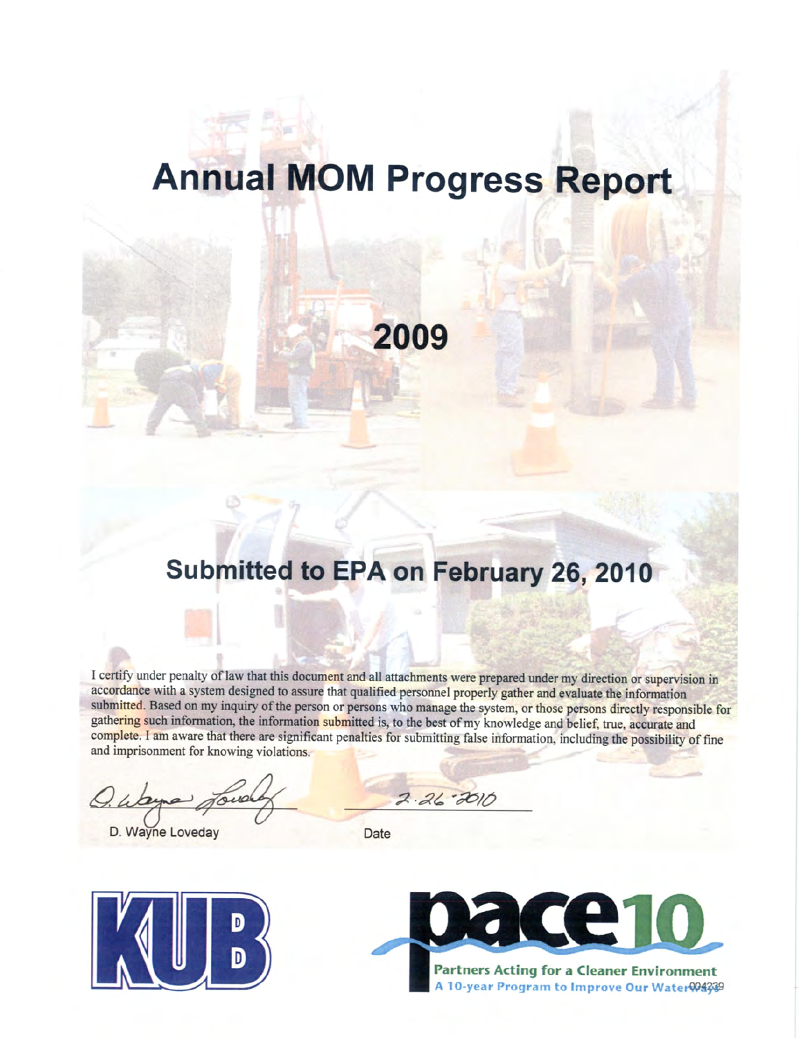# Annual MOM Progress Report

## 2009

## Submitted to EPA on February 26, 2010

I certify under penalty of law that this document and all attachments were prepared under my direction or supervision in accordance with a system designed to assure that qualified personnel properly gather and evaluate the information submitted. Based on my inquiry of the person or persons who manage the system, or those persons directly responsible for gathering such information, the information submitted is, to the best of my knowledge and belief, true, accurate and complete. I am aware that there are significant penalties for submitting false information, including the possibility of fine and imprisonment for knowing violations.

D. Wayne Loveday — 2-26-2010

D. Wayne Loveday    Date

KUB

pace10

Partners Acting for a Cleaner Environment

A 10-year Program to Improve Our Waterways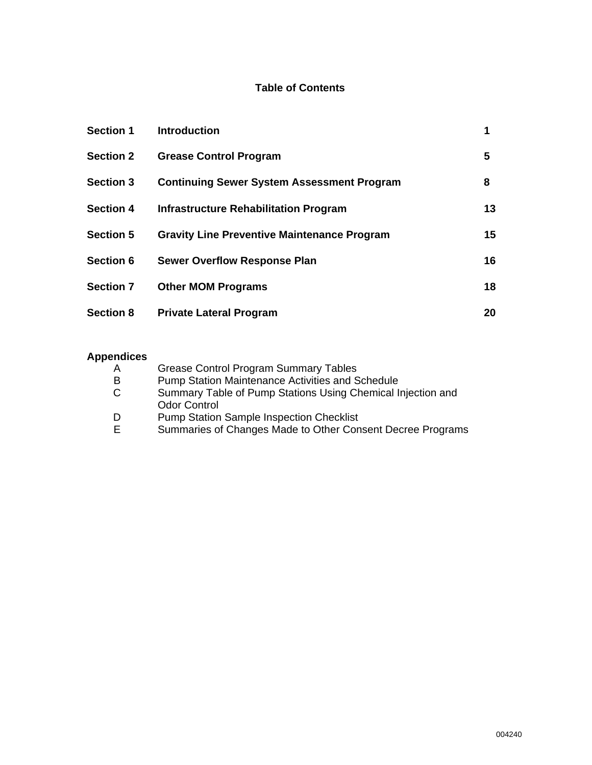# Table of Contents

| | | |
|---|---|---|
| **Section 1** | **Introduction** | **1** |
| **Section 2** | **Grease Control Program** | **5** |
| **Section 3** | **Continuing Sewer System Assessment Program** | **8** |
| **Section 4** | **Infrastructure Rehabilitation Program** | **13** |
| **Section 5** | **Gravity Line Preventive Maintenance Program** | **15** |
| **Section 6** | **Sewer Overflow Response Plan** | **16** |
| **Section 7** | **Other MOM Programs** | **18** |
| **Section 8** | **Private Lateral Program** | **20** |

**Appendices**

- A Grease Control Program Summary Tables
- B Pump Station Maintenance Activities and Schedule
- C Summary Table of Pump Stations Using Chemical Injection and Odor Control
- D Pump Station Sample Inspection Checklist
- E Summaries of Changes Made to Other Consent Decree Programs

004240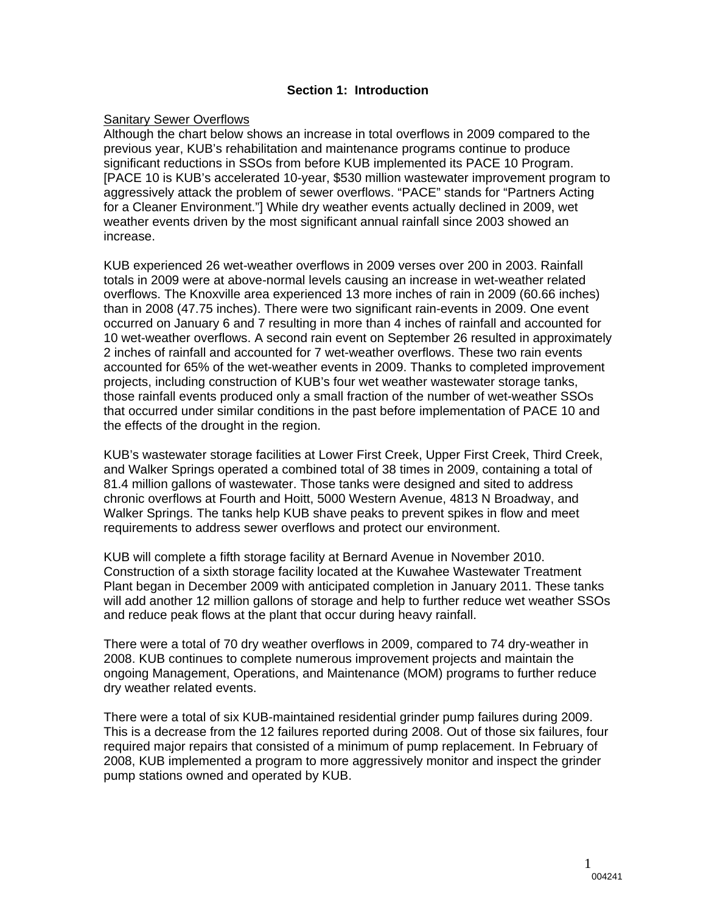## Section 1: Introduction

Sanitary Sewer Overflows

Although the chart below shows an increase in total overflows in 2009 compared to the previous year, KUB's rehabilitation and maintenance programs continue to produce significant reductions in SSOs from before KUB implemented its PACE 10 Program. [PACE 10 is KUB's accelerated 10-year, $530 million wastewater improvement program to aggressively attack the problem of sewer overflows. "PACE" stands for "Partners Acting for a Cleaner Environment."] While dry weather events actually declined in 2009, wet weather events driven by the most significant annual rainfall since 2003 showed an increase.

KUB experienced 26 wet-weather overflows in 2009 verses over 200 in 2003. Rainfall totals in 2009 were at above-normal levels causing an increase in wet-weather related overflows. The Knoxville area experienced 13 more inches of rain in 2009 (60.66 inches) than in 2008 (47.75 inches). There were two significant rain-events in 2009. One event occurred on January 6 and 7 resulting in more than 4 inches of rainfall and accounted for 10 wet-weather overflows. A second rain event on September 26 resulted in approximately 2 inches of rainfall and accounted for 7 wet-weather overflows. These two rain events accounted for 65% of the wet-weather events in 2009. Thanks to completed improvement projects, including construction of KUB's four wet weather wastewater storage tanks, those rainfall events produced only a small fraction of the number of wet-weather SSOs that occurred under similar conditions in the past before implementation of PACE 10 and the effects of the drought in the region.

KUB's wastewater storage facilities at Lower First Creek, Upper First Creek, Third Creek, and Walker Springs operated a combined total of 38 times in 2009, containing a total of 81.4 million gallons of wastewater. Those tanks were designed and sited to address chronic overflows at Fourth and Hoitt, 5000 Western Avenue, 4813 N Broadway, and Walker Springs. The tanks help KUB shave peaks to prevent spikes in flow and meet requirements to address sewer overflows and protect our environment.

KUB will complete a fifth storage facility at Bernard Avenue in November 2010. Construction of a sixth storage facility located at the Kuwahee Wastewater Treatment Plant began in December 2009 with anticipated completion in January 2011. These tanks will add another 12 million gallons of storage and help to further reduce wet weather SSOs and reduce peak flows at the plant that occur during heavy rainfall.

There were a total of 70 dry weather overflows in 2009, compared to 74 dry-weather in 2008. KUB continues to complete numerous improvement projects and maintain the ongoing Management, Operations, and Maintenance (MOM) programs to further reduce dry weather related events.

There were a total of six KUB-maintained residential grinder pump failures during 2009. This is a decrease from the 12 failures reported during 2008. Out of those six failures, four required major repairs that consisted of a minimum of pump replacement. In February of 2008, KUB implemented a program to more aggressively monitor and inspect the grinder pump stations owned and operated by KUB.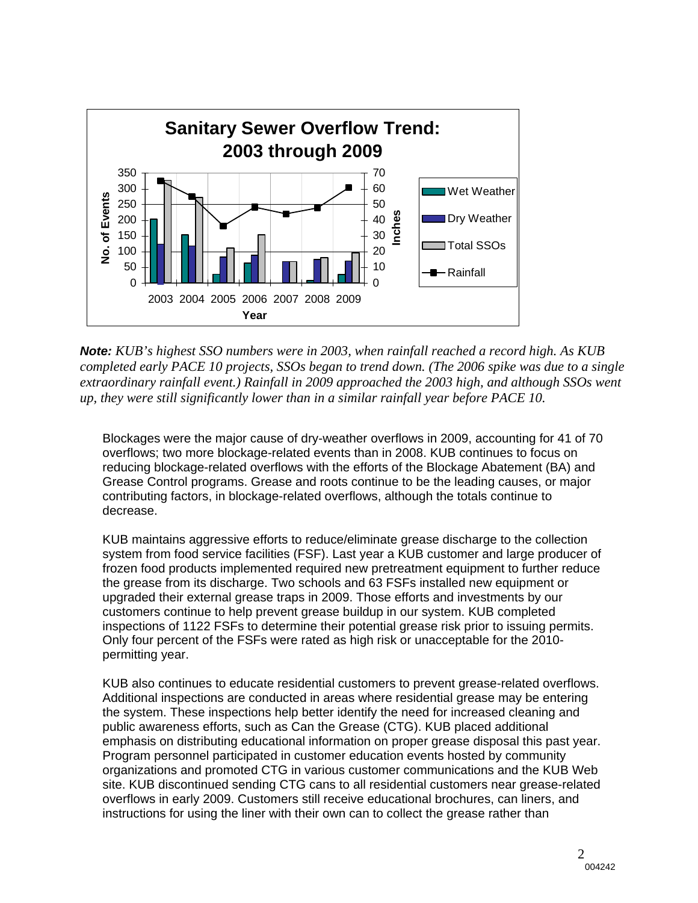**Note:** *KUB's highest SSO numbers were in 2003, when rainfall reached a record high. As KUB completed early PACE 10 projects, SSOs began to trend down. (The 2006 spike was due to a single extraordinary rainfall event.) Rainfall in 2009 approached the 2003 high, and although SSOs went up, they were still significantly lower than in a similar rainfall year before PACE 10.*

Blockages were the major cause of dry-weather overflows in 2009, accounting for 41 of 70 overflows; two more blockage-related events than in 2008. KUB continues to focus on reducing blockage-related overflows with the efforts of the Blockage Abatement (BA) and Grease Control programs. Grease and roots continue to be the leading causes, or major contributing factors, in blockage-related overflows, although the totals continue to decrease.

KUB maintains aggressive efforts to reduce/eliminate grease discharge to the collection system from food service facilities (FSF). Last year a KUB customer and large producer of frozen food products implemented required new pretreatment equipment to further reduce the grease from its discharge. Two schools and 63 FSFs installed new equipment or upgraded their external grease traps in 2009. Those efforts and investments by our customers continue to help prevent grease buildup in our system. KUB completed inspections of 1122 FSFs to determine their potential grease risk prior to issuing permits. Only four percent of the FSFs were rated as high risk or unacceptable for the 2010-permitting year.

KUB also continues to educate residential customers to prevent grease-related overflows. Additional inspections are conducted in areas where residential grease may be entering the system. These inspections help better identify the need for increased cleaning and public awareness efforts, such as Can the Grease (CTG). KUB placed additional emphasis on distributing educational information on proper grease disposal this past year. Program personnel participated in customer education events hosted by community organizations and promoted CTG in various customer communications and the KUB Web site. KUB discontinued sending CTG cans to all residential customers near grease-related overflows in early 2009. Customers still receive educational brochures, can liners, and instructions for using the liner with their own can to collect the grease rather than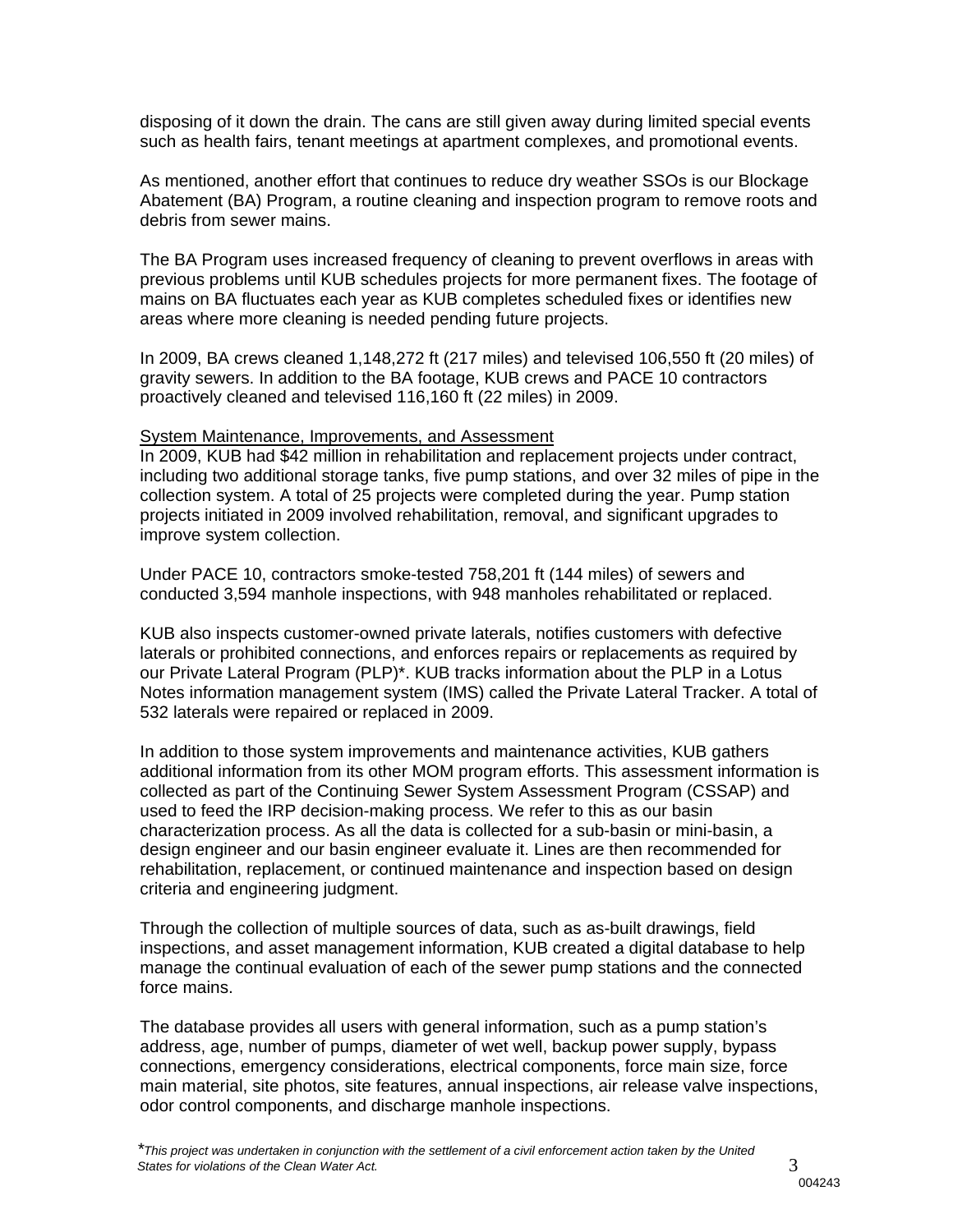disposing of it down the drain. The cans are still given away during limited special events such as health fairs, tenant meetings at apartment complexes, and promotional events.

As mentioned, another effort that continues to reduce dry weather SSOs is our Blockage Abatement (BA) Program, a routine cleaning and inspection program to remove roots and debris from sewer mains.

The BA Program uses increased frequency of cleaning to prevent overflows in areas with previous problems until KUB schedules projects for more permanent fixes. The footage of mains on BA fluctuates each year as KUB completes scheduled fixes or identifies new areas where more cleaning is needed pending future projects.

In 2009, BA crews cleaned 1,148,272 ft (217 miles) and televised 106,550 ft (20 miles) of gravity sewers. In addition to the BA footage, KUB crews and PACE 10 contractors proactively cleaned and televised 116,160 ft (22 miles) in 2009.

System Maintenance, Improvements, and Assessment

In 2009, KUB had $42 million in rehabilitation and replacement projects under contract, including two additional storage tanks, five pump stations, and over 32 miles of pipe in the collection system. A total of 25 projects were completed during the year. Pump station projects initiated in 2009 involved rehabilitation, removal, and significant upgrades to improve system collection.

Under PACE 10, contractors smoke-tested 758,201 ft (144 miles) of sewers and conducted 3,594 manhole inspections, with 948 manholes rehabilitated or replaced.

KUB also inspects customer-owned private laterals, notifies customers with defective laterals or prohibited connections, and enforces repairs or replacements as required by our Private Lateral Program (PLP)*. KUB tracks information about the PLP in a Lotus Notes information management system (IMS) called the Private Lateral Tracker. A total of 532 laterals were repaired or replaced in 2009.

In addition to those system improvements and maintenance activities, KUB gathers additional information from its other MOM program efforts. This assessment information is collected as part of the Continuing Sewer System Assessment Program (CSSAP) and used to feed the IRP decision-making process. We refer to this as our basin characterization process. As all the data is collected for a sub-basin or mini-basin, a design engineer and our basin engineer evaluate it. Lines are then recommended for rehabilitation, replacement, or continued maintenance and inspection based on design criteria and engineering judgment.

Through the collection of multiple sources of data, such as as-built drawings, field inspections, and asset management information, KUB created a digital database to help manage the continual evaluation of each of the sewer pump stations and the connected force mains.

The database provides all users with general information, such as a pump station's address, age, number of pumps, diameter of wet well, backup power supply, bypass connections, emergency considerations, electrical components, force main size, force main material, site photos, site features, annual inspections, air release valve inspections, odor control components, and discharge manhole inspections.

*\*This project was undertaken in conjunction with the settlement of a civil enforcement action taken by the United States for violations of the Clean Water Act.*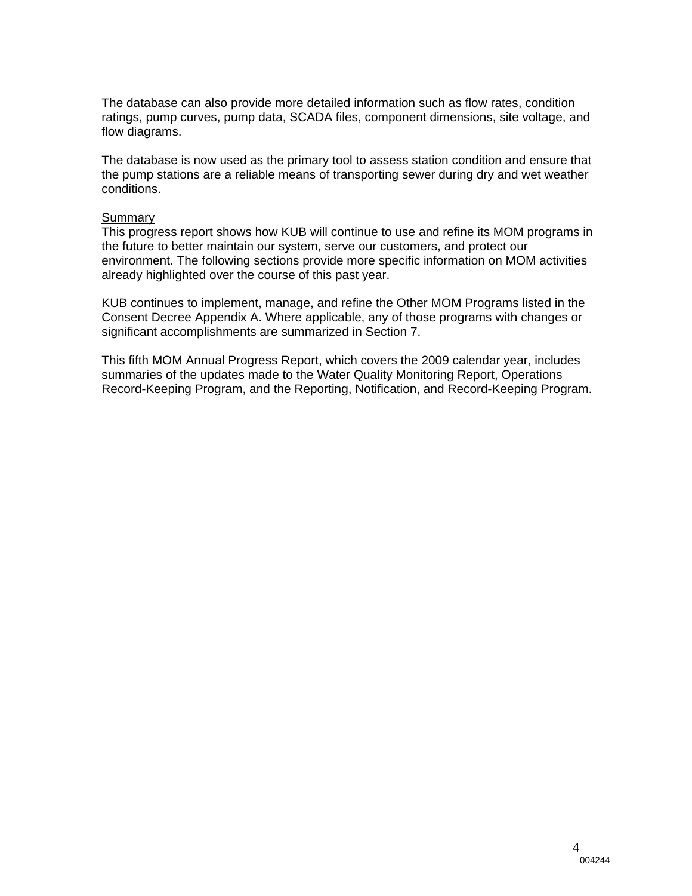The database can also provide more detailed information such as flow rates, condition ratings, pump curves, pump data, SCADA files, component dimensions, site voltage, and flow diagrams.

The database is now used as the primary tool to assess station condition and ensure that the pump stations are a reliable means of transporting sewer during dry and wet weather conditions.

Summary

This progress report shows how KUB will continue to use and refine its MOM programs in the future to better maintain our system, serve our customers, and protect our environment. The following sections provide more specific information on MOM activities already highlighted over the course of this past year.

KUB continues to implement, manage, and refine the Other MOM Programs listed in the Consent Decree Appendix A. Where applicable, any of those programs with changes or significant accomplishments are summarized in Section 7.

This fifth MOM Annual Progress Report, which covers the 2009 calendar year, includes summaries of the updates made to the Water Quality Monitoring Report, Operations Record-Keeping Program, and the Reporting, Notification, and Record-Keeping Program.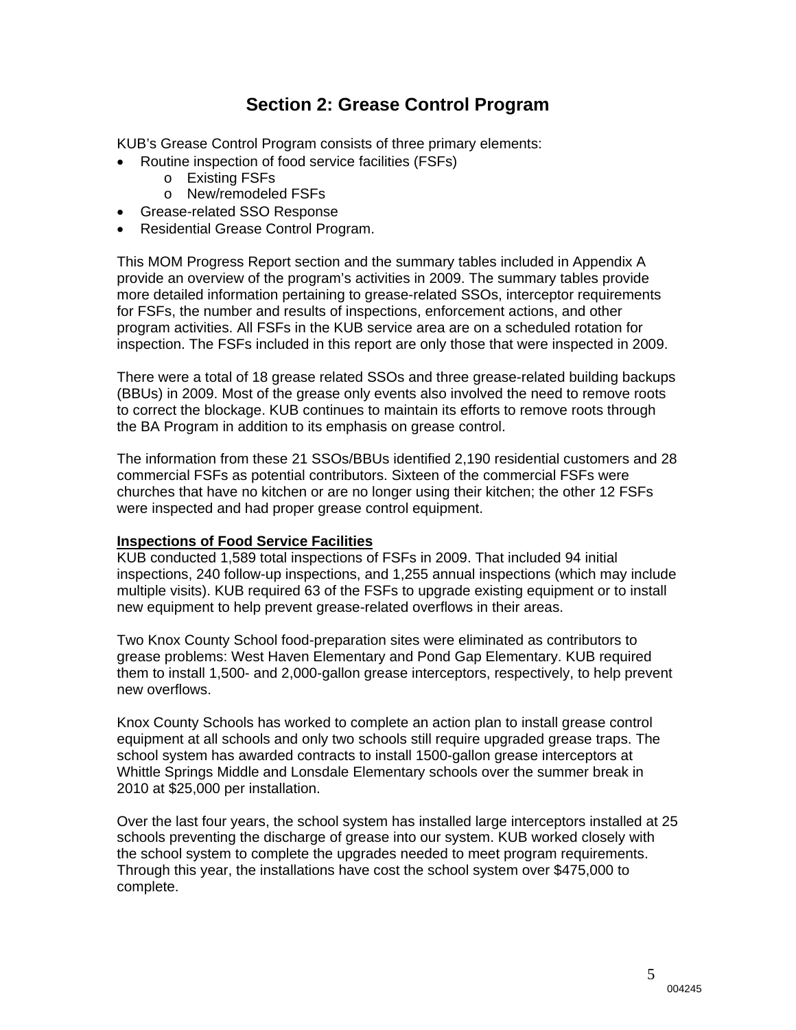# Section 2: Grease Control Program

KUB's Grease Control Program consists of three primary elements:

- Routine inspection of food service facilities (FSFs)
  - Existing FSFs
  - New/remodeled FSFs
- Grease-related SSO Response
- Residential Grease Control Program.

This MOM Progress Report section and the summary tables included in Appendix A provide an overview of the program's activities in 2009. The summary tables provide more detailed information pertaining to grease-related SSOs, interceptor requirements for FSFs, the number and results of inspections, enforcement actions, and other program activities. All FSFs in the KUB service area are on a scheduled rotation for inspection. The FSFs included in this report are only those that were inspected in 2009.

There were a total of 18 grease related SSOs and three grease-related building backups (BBUs) in 2009. Most of the grease only events also involved the need to remove roots to correct the blockage. KUB continues to maintain its efforts to remove roots through the BA Program in addition to its emphasis on grease control.

The information from these 21 SSOs/BBUs identified 2,190 residential customers and 28 commercial FSFs as potential contributors. Sixteen of the commercial FSFs were churches that have no kitchen or are no longer using their kitchen; the other 12 FSFs were inspected and had proper grease control equipment.

**Inspections of Food Service Facilities**

KUB conducted 1,589 total inspections of FSFs in 2009. That included 94 initial inspections, 240 follow-up inspections, and 1,255 annual inspections (which may include multiple visits). KUB required 63 of the FSFs to upgrade existing equipment or to install new equipment to help prevent grease-related overflows in their areas.

Two Knox County School food-preparation sites were eliminated as contributors to grease problems: West Haven Elementary and Pond Gap Elementary. KUB required them to install 1,500- and 2,000-gallon grease interceptors, respectively, to help prevent new overflows.

Knox County Schools has worked to complete an action plan to install grease control equipment at all schools and only two schools still require upgraded grease traps. The school system has awarded contracts to install 1500-gallon grease interceptors at Whittle Springs Middle and Lonsdale Elementary schools over the summer break in 2010 at $25,000 per installation.

Over the last four years, the school system has installed large interceptors installed at 25 schools preventing the discharge of grease into our system. KUB worked closely with the school system to complete the upgrades needed to meet program requirements. Through this year, the installations have cost the school system over $475,000 to complete.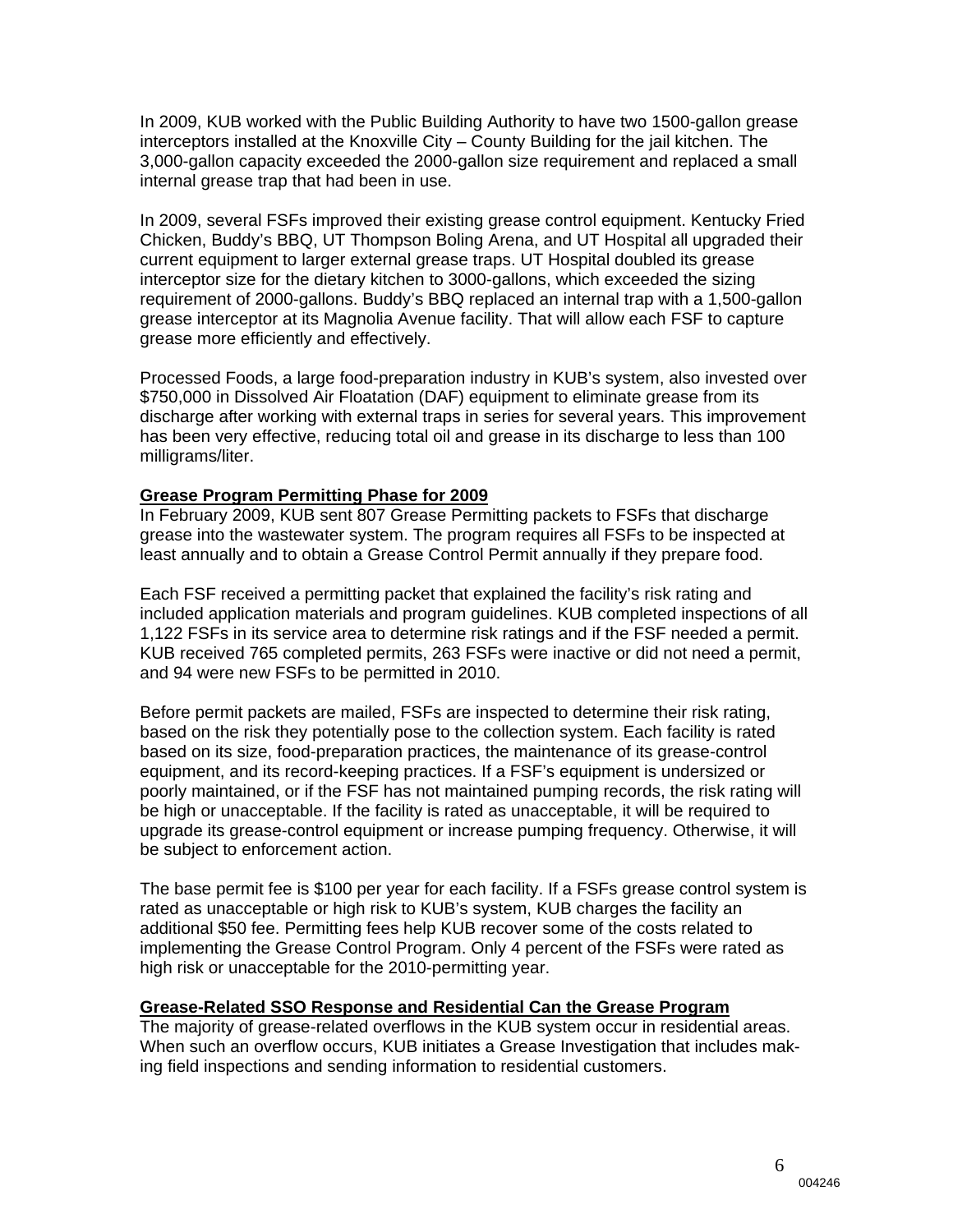In 2009, KUB worked with the Public Building Authority to have two 1500-gallon grease interceptors installed at the Knoxville City – County Building for the jail kitchen. The 3,000-gallon capacity exceeded the 2000-gallon size requirement and replaced a small internal grease trap that had been in use.

In 2009, several FSFs improved their existing grease control equipment. Kentucky Fried Chicken, Buddy's BBQ, UT Thompson Boling Arena, and UT Hospital all upgraded their current equipment to larger external grease traps. UT Hospital doubled its grease interceptor size for the dietary kitchen to 3000-gallons, which exceeded the sizing requirement of 2000-gallons. Buddy's BBQ replaced an internal trap with a 1,500-gallon grease interceptor at its Magnolia Avenue facility. That will allow each FSF to capture grease more efficiently and effectively.

Processed Foods, a large food-preparation industry in KUB's system, also invested over $750,000 in Dissolved Air Floatation (DAF) equipment to eliminate grease from its discharge after working with external traps in series for several years. This improvement has been very effective, reducing total oil and grease in its discharge to less than 100 milligrams/liter.

**Grease Program Permitting Phase for 2009**

In February 2009, KUB sent 807 Grease Permitting packets to FSFs that discharge grease into the wastewater system. The program requires all FSFs to be inspected at least annually and to obtain a Grease Control Permit annually if they prepare food.

Each FSF received a permitting packet that explained the facility's risk rating and included application materials and program guidelines. KUB completed inspections of all 1,122 FSFs in its service area to determine risk ratings and if the FSF needed a permit. KUB received 765 completed permits, 263 FSFs were inactive or did not need a permit, and 94 were new FSFs to be permitted in 2010.

Before permit packets are mailed, FSFs are inspected to determine their risk rating, based on the risk they potentially pose to the collection system. Each facility is rated based on its size, food-preparation practices, the maintenance of its grease-control equipment, and its record-keeping practices. If a FSF's equipment is undersized or poorly maintained, or if the FSF has not maintained pumping records, the risk rating will be high or unacceptable. If the facility is rated as unacceptable, it will be required to upgrade its grease-control equipment or increase pumping frequency. Otherwise, it will be subject to enforcement action.

The base permit fee is $100 per year for each facility. If a FSFs grease control system is rated as unacceptable or high risk to KUB's system, KUB charges the facility an additional $50 fee. Permitting fees help KUB recover some of the costs related to implementing the Grease Control Program. Only 4 percent of the FSFs were rated as high risk or unacceptable for the 2010-permitting year.

**Grease-Related SSO Response and Residential Can the Grease Program**

The majority of grease-related overflows in the KUB system occur in residential areas. When such an overflow occurs, KUB initiates a Grease Investigation that includes making field inspections and sending information to residential customers.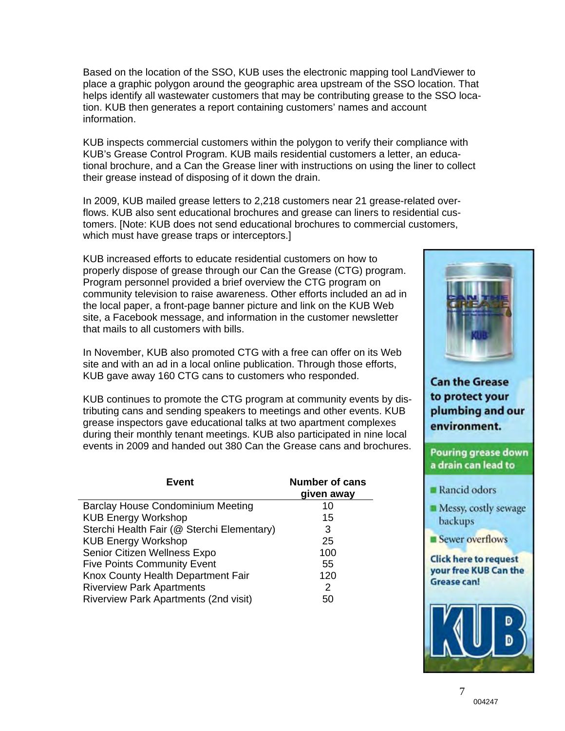Based on the location of the SSO, KUB uses the electronic mapping tool LandViewer to place a graphic polygon around the geographic area upstream of the SSO location. That helps identify all wastewater customers that may be contributing grease to the SSO location. KUB then generates a report containing customers' names and account information.

KUB inspects commercial customers within the polygon to verify their compliance with KUB's Grease Control Program. KUB mails residential customers a letter, an educational brochure, and a Can the Grease liner with instructions on using the liner to collect their grease instead of disposing of it down the drain.

In 2009, KUB mailed grease letters to 2,218 customers near 21 grease-related overflows. KUB also sent educational brochures and grease can liners to residential customers. [Note: KUB does not send educational brochures to commercial customers, which must have grease traps or interceptors.]

KUB increased efforts to educate residential customers on how to properly dispose of grease through our Can the Grease (CTG) program. Program personnel provided a brief overview the CTG program on community television to raise awareness. Other efforts included an ad in the local paper, a front-page banner picture and link on the KUB Web site, a Facebook message, and information in the customer newsletter that mails to all customers with bills.

In November, KUB also promoted CTG with a free can offer on its Web site and with an ad in a local online publication. Through those efforts, KUB gave away 160 CTG cans to customers who responded.

KUB continues to promote the CTG program at community events by distributing cans and sending speakers to meetings and other events. KUB grease inspectors gave educational talks at two apartment complexes during their monthly tenant meetings. KUB also participated in nine local events in 2009 and handed out 380 Can the Grease cans and brochures.

| Event | Number of cans given away |
|---|---|
| Barclay House Condominium Meeting | 10 |
| KUB Energy Workshop | 15 |
| Sterchi Health Fair (@ Sterchi Elementary) | 3 |
| KUB Energy Workshop | 25 |
| Senior Citizen Wellness Expo | 100 |
| Five Points Community Event | 55 |
| Knox County Health Department Fair | 120 |
| Riverview Park Apartments | 2 |
| Riverview Park Apartments (2nd visit) | 50 |

**Can the Grease to protect your plumbing and our environment.**

**Pouring grease down a drain can lead to**

- Rancid odors
- Messy, costly sewage backups
- Sewer overflows

**Click here to request your free KUB Can the Grease can!**

KUB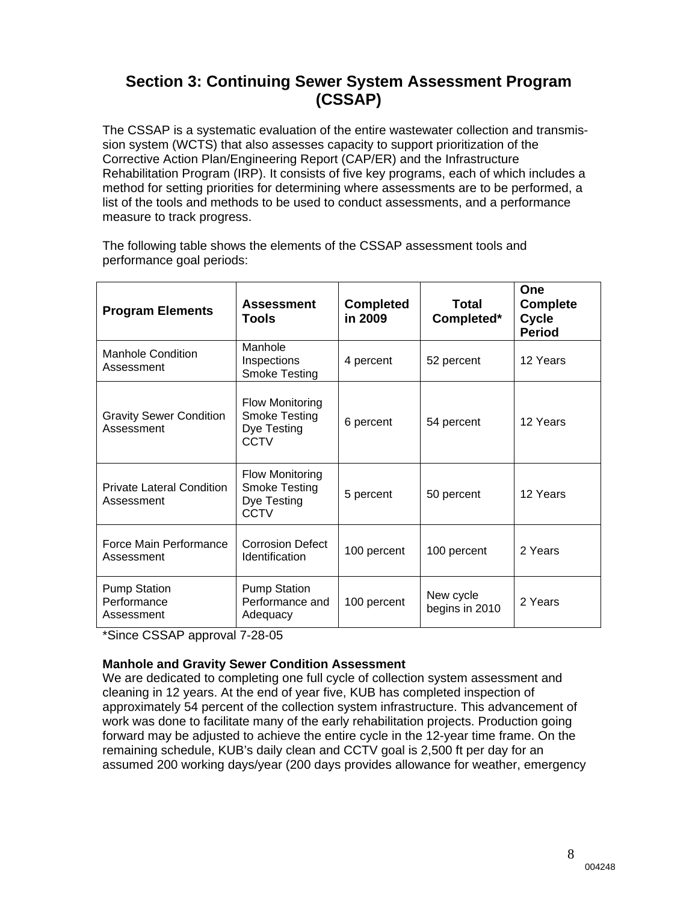## Section 3: Continuing Sewer System Assessment Program (CSSAP)

The CSSAP is a systematic evaluation of the entire wastewater collection and transmission system (WCTS) that also assesses capacity to support prioritization of the Corrective Action Plan/Engineering Report (CAP/ER) and the Infrastructure Rehabilitation Program (IRP). It consists of five key programs, each of which includes a method for setting priorities for determining where assessments are to be performed, a list of the tools and methods to be used to conduct assessments, and a performance measure to track progress.

The following table shows the elements of the CSSAP assessment tools and performance goal periods:

| Program Elements | Assessment Tools | Completed in 2009 | Total Completed* | One Complete Cycle Period |
|---|---|---|---|---|
| Manhole Condition Assessment | Manhole Inspections<br>Smoke Testing | 4 percent | 52 percent | 12 Years |
| Gravity Sewer Condition Assessment | Flow Monitoring<br>Smoke Testing<br>Dye Testing<br>CCTV | 6 percent | 54 percent | 12 Years |
| Private Lateral Condition Assessment | Flow Monitoring<br>Smoke Testing<br>Dye Testing<br>CCTV | 5 percent | 50 percent | 12 Years |
| Force Main Performance Assessment | Corrosion Defect Identification | 100 percent | 100 percent | 2 Years |
| Pump Station Performance Assessment | Pump Station Performance and Adequacy | 100 percent | New cycle begins in 2010 | 2 Years |

*Since CSSAP approval 7-28-05

**Manhole and Gravity Sewer Condition Assessment**

We are dedicated to completing one full cycle of collection system assessment and cleaning in 12 years. At the end of year five, KUB has completed inspection of approximately 54 percent of the collection system infrastructure. This advancement of work was done to facilitate many of the early rehabilitation projects. Production going forward may be adjusted to achieve the entire cycle in the 12-year time frame. On the remaining schedule, KUB's daily clean and CCTV goal is 2,500 ft per day for an assumed 200 working days/year (200 days provides allowance for weather, emergency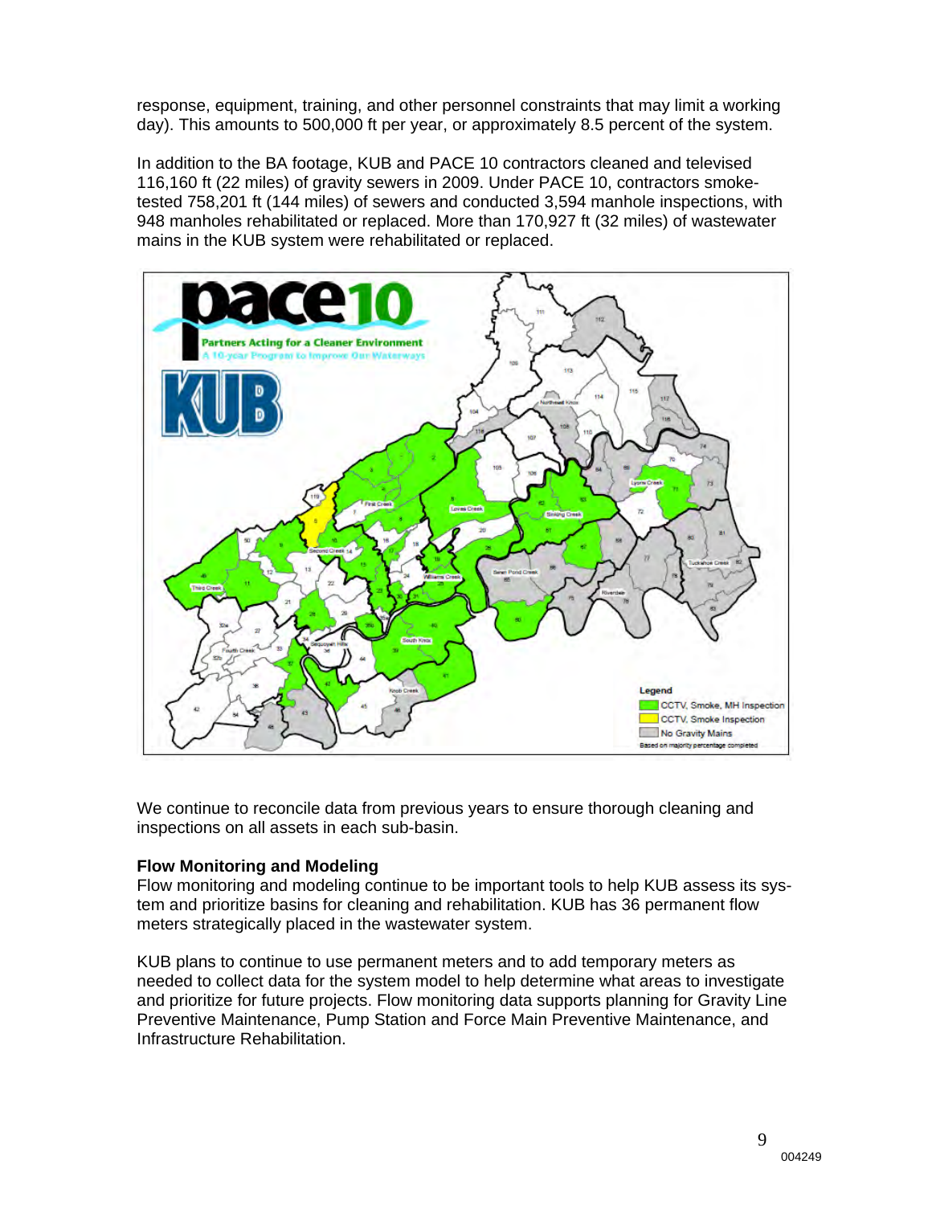response, equipment, training, and other personnel constraints that may limit a working day). This amounts to 500,000 ft per year, or approximately 8.5 percent of the system.

In addition to the BA footage, KUB and PACE 10 contractors cleaned and televised 116,160 ft (22 miles) of gravity sewers in 2009. Under PACE 10, contractors smoke-tested 758,201 ft (144 miles) of sewers and conducted 3,594 manhole inspections, with 948 manholes rehabilitated or replaced. More than 170,927 ft (32 miles) of wastewater mains in the KUB system were rehabilitated or replaced.

We continue to reconcile data from previous years to ensure thorough cleaning and inspections on all assets in each sub-basin.

**Flow Monitoring and Modeling**

Flow monitoring and modeling continue to be important tools to help KUB assess its system and prioritize basins for cleaning and rehabilitation. KUB has 36 permanent flow meters strategically placed in the wastewater system.

KUB plans to continue to use permanent meters and to add temporary meters as needed to collect data for the system model to help determine what areas to investigate and prioritize for future projects. Flow monitoring data supports planning for Gravity Line Preventive Maintenance, Pump Station and Force Main Preventive Maintenance, and Infrastructure Rehabilitation.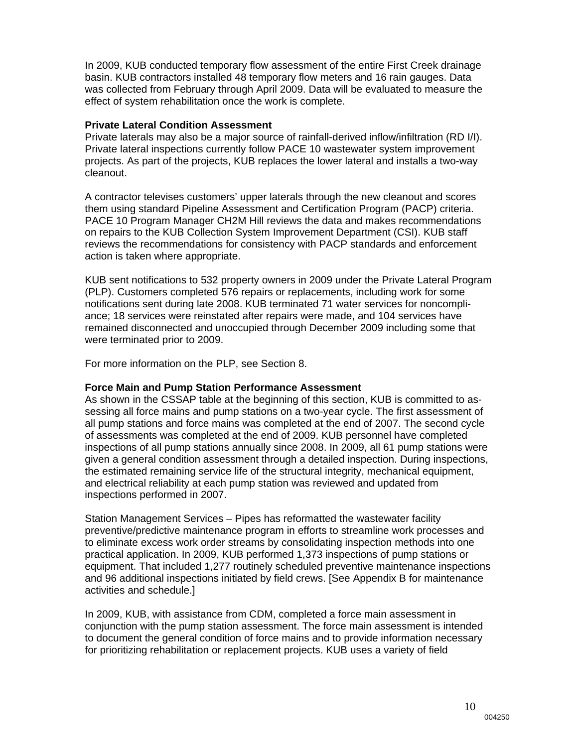In 2009, KUB conducted temporary flow assessment of the entire First Creek drainage basin. KUB contractors installed 48 temporary flow meters and 16 rain gauges. Data was collected from February through April 2009. Data will be evaluated to measure the effect of system rehabilitation once the work is complete.

**Private Lateral Condition Assessment**

Private laterals may also be a major source of rainfall-derived inflow/infiltration (RD I/I). Private lateral inspections currently follow PACE 10 wastewater system improvement projects. As part of the projects, KUB replaces the lower lateral and installs a two-way cleanout.

A contractor televises customers' upper laterals through the new cleanout and scores them using standard Pipeline Assessment and Certification Program (PACP) criteria. PACE 10 Program Manager CH2M Hill reviews the data and makes recommendations on repairs to the KUB Collection System Improvement Department (CSI). KUB staff reviews the recommendations for consistency with PACP standards and enforcement action is taken where appropriate.

KUB sent notifications to 532 property owners in 2009 under the Private Lateral Program (PLP). Customers completed 576 repairs or replacements, including work for some notifications sent during late 2008. KUB terminated 71 water services for noncompliance; 18 services were reinstated after repairs were made, and 104 services have remained disconnected and unoccupied through December 2009 including some that were terminated prior to 2009.

For more information on the PLP, see Section 8.

**Force Main and Pump Station Performance Assessment**

As shown in the CSSAP table at the beginning of this section, KUB is committed to assessing all force mains and pump stations on a two-year cycle. The first assessment of all pump stations and force mains was completed at the end of 2007. The second cycle of assessments was completed at the end of 2009. KUB personnel have completed inspections of all pump stations annually since 2008. In 2009, all 61 pump stations were given a general condition assessment through a detailed inspection. During inspections, the estimated remaining service life of the structural integrity, mechanical equipment, and electrical reliability at each pump station was reviewed and updated from inspections performed in 2007.

Station Management Services – Pipes has reformatted the wastewater facility preventive/predictive maintenance program in efforts to streamline work processes and to eliminate excess work order streams by consolidating inspection methods into one practical application. In 2009, KUB performed 1,373 inspections of pump stations or equipment. That included 1,277 routinely scheduled preventive maintenance inspections and 96 additional inspections initiated by field crews. [See Appendix B for maintenance activities and schedule.]

In 2009, KUB, with assistance from CDM, completed a force main assessment in conjunction with the pump station assessment. The force main assessment is intended to document the general condition of force mains and to provide information necessary for prioritizing rehabilitation or replacement projects. KUB uses a variety of field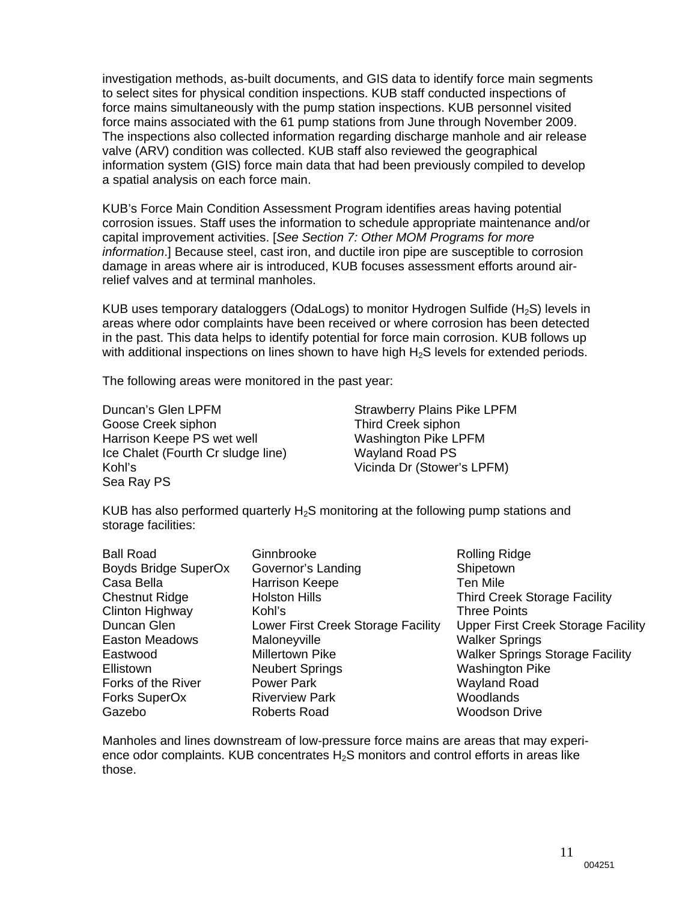investigation methods, as-built documents, and GIS data to identify force main segments to select sites for physical condition inspections. KUB staff conducted inspections of force mains simultaneously with the pump station inspections. KUB personnel visited force mains associated with the 61 pump stations from June through November 2009. The inspections also collected information regarding discharge manhole and air release valve (ARV) condition was collected. KUB staff also reviewed the geographical information system (GIS) force main data that had been previously compiled to develop a spatial analysis on each force main.

KUB's Force Main Condition Assessment Program identifies areas having potential corrosion issues. Staff uses the information to schedule appropriate maintenance and/or capital improvement activities. [*See Section 7: Other MOM Programs for more information*.] Because steel, cast iron, and ductile iron pipe are susceptible to corrosion damage in areas where air is introduced, KUB focuses assessment efforts around air-relief valves and at terminal manholes.

KUB uses temporary dataloggers (OdaLogs) to monitor Hydrogen Sulfide ($H_2S$) levels in areas where odor complaints have been received or where corrosion has been detected in the past. This data helps to identify potential for force main corrosion. KUB follows up with additional inspections on lines shown to have high $H_2S$ levels for extended periods.

The following areas were monitored in the past year:

- Duncan's Glen LPFM
- Goose Creek siphon
- Harrison Keepe PS wet well
- Ice Chalet (Fourth Cr sludge line)
- Kohl's
- Sea Ray PS
- Strawberry Plains Pike LPFM
- Third Creek siphon
- Washington Pike LPFM
- Wayland Road PS
- Vicinda Dr (Stower's LPFM)

KUB has also performed quarterly $H_2S$ monitoring at the following pump stations and storage facilities:

- Ball Road
- Boyds Bridge SuperOx
- Casa Bella
- Chestnut Ridge
- Clinton Highway
- Duncan Glen
- Easton Meadows
- Eastwood
- Ellistown
- Forks of the River
- Forks SuperOx
- Gazebo
- Ginnbrooke
- Governor's Landing
- Harrison Keepe
- Holston Hills
- Kohl's
- Lower First Creek Storage Facility
- Maloneyville
- Millertown Pike
- Neubert Springs
- Power Park
- Riverview Park
- Roberts Road
- Rolling Ridge
- Shipetown
- Ten Mile
- Third Creek Storage Facility
- Three Points
- Upper First Creek Storage Facility
- Walker Springs
- Walker Springs Storage Facility
- Washington Pike
- Wayland Road
- Woodlands
- Woodson Drive

Manholes and lines downstream of low-pressure force mains are areas that may experience odor complaints. KUB concentrates $H_2S$ monitors and control efforts in areas like those.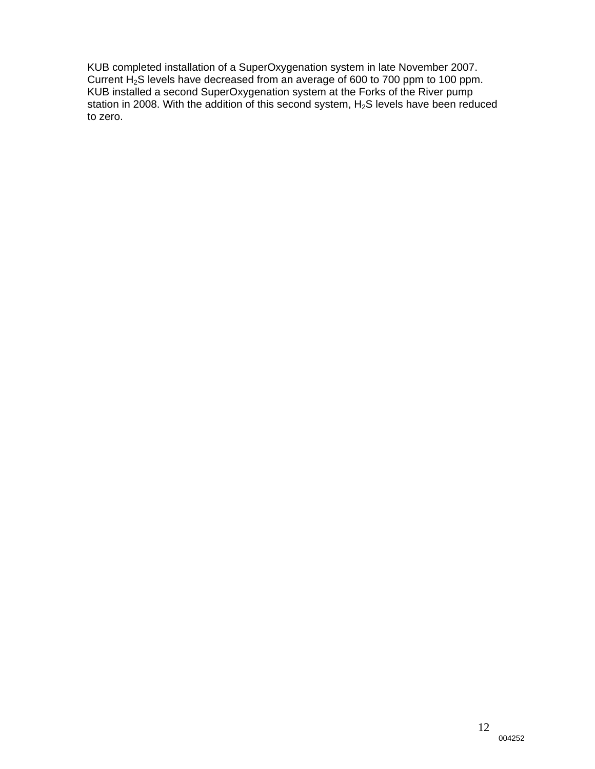KUB completed installation of a SuperOxygenation system in late November 2007. Current $H_2S$ levels have decreased from an average of 600 to 700 ppm to 100 ppm. KUB installed a second SuperOxygenation system at the Forks of the River pump station in 2008. With the addition of this second system, $H_2S$ levels have been reduced to zero.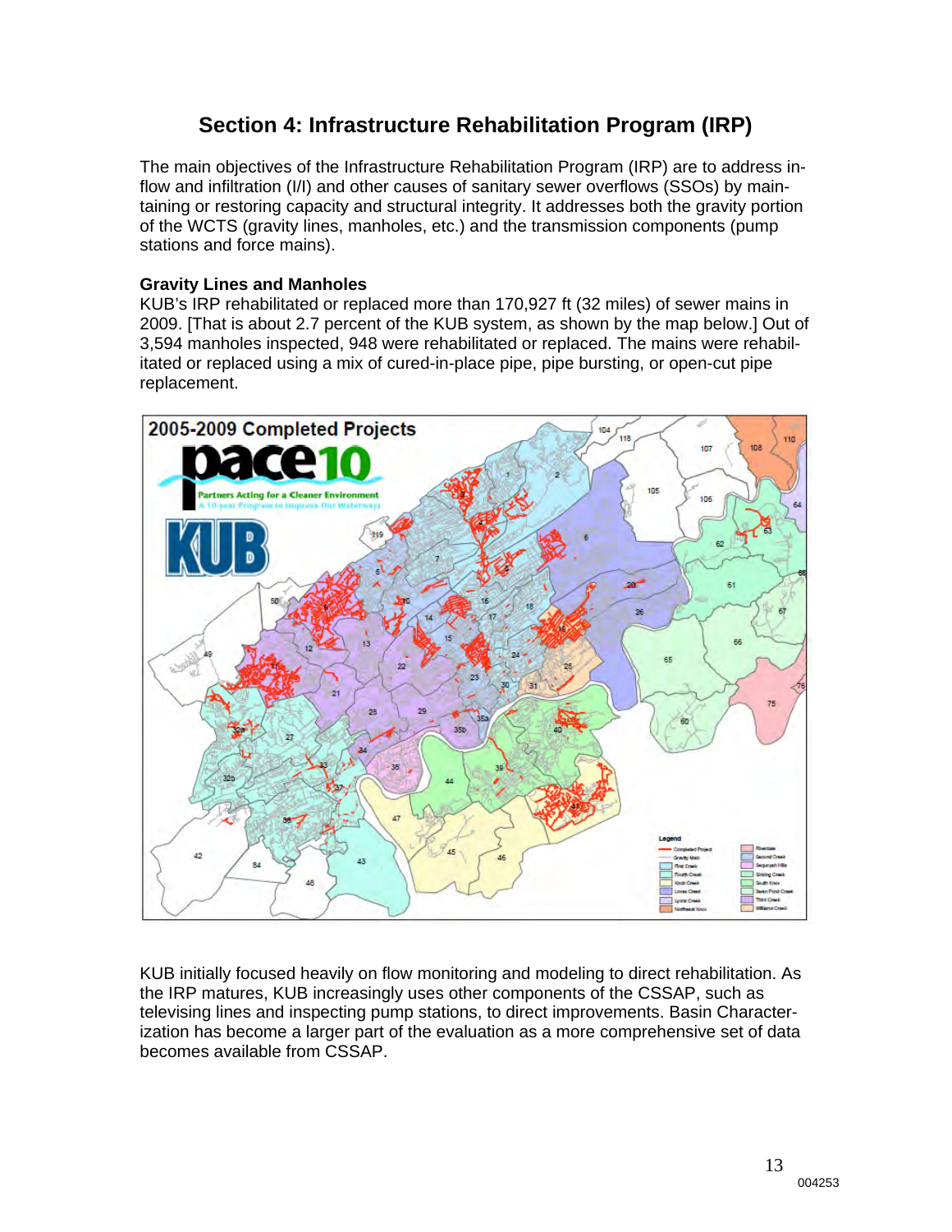# Section 4: Infrastructure Rehabilitation Program (IRP)

The main objectives of the Infrastructure Rehabilitation Program (IRP) are to address inflow and infiltration (I/I) and other causes of sanitary sewer overflows (SSOs) by maintaining or restoring capacity and structural integrity. It addresses both the gravity portion of the WCTS (gravity lines, manholes, etc.) and the transmission components (pump stations and force mains).

### Gravity Lines and Manholes

KUB's IRP rehabilitated or replaced more than 170,927 ft (32 miles) of sewer mains in 2009. [That is about 2.7 percent of the KUB system, as shown by the map below.] Out of 3,594 manholes inspected, 948 were rehabilitated or replaced. The mains were rehabilitated or replaced using a mix of cured-in-place pipe, pipe bursting, or open-cut pipe replacement.

KUB initially focused heavily on flow monitoring and modeling to direct rehabilitation. As the IRP matures, KUB increasingly uses other components of the CSSAP, such as televising lines and inspecting pump stations, to direct improvements. Basin Characterization has become a larger part of the evaluation as a more comprehensive set of data becomes available from CSSAP.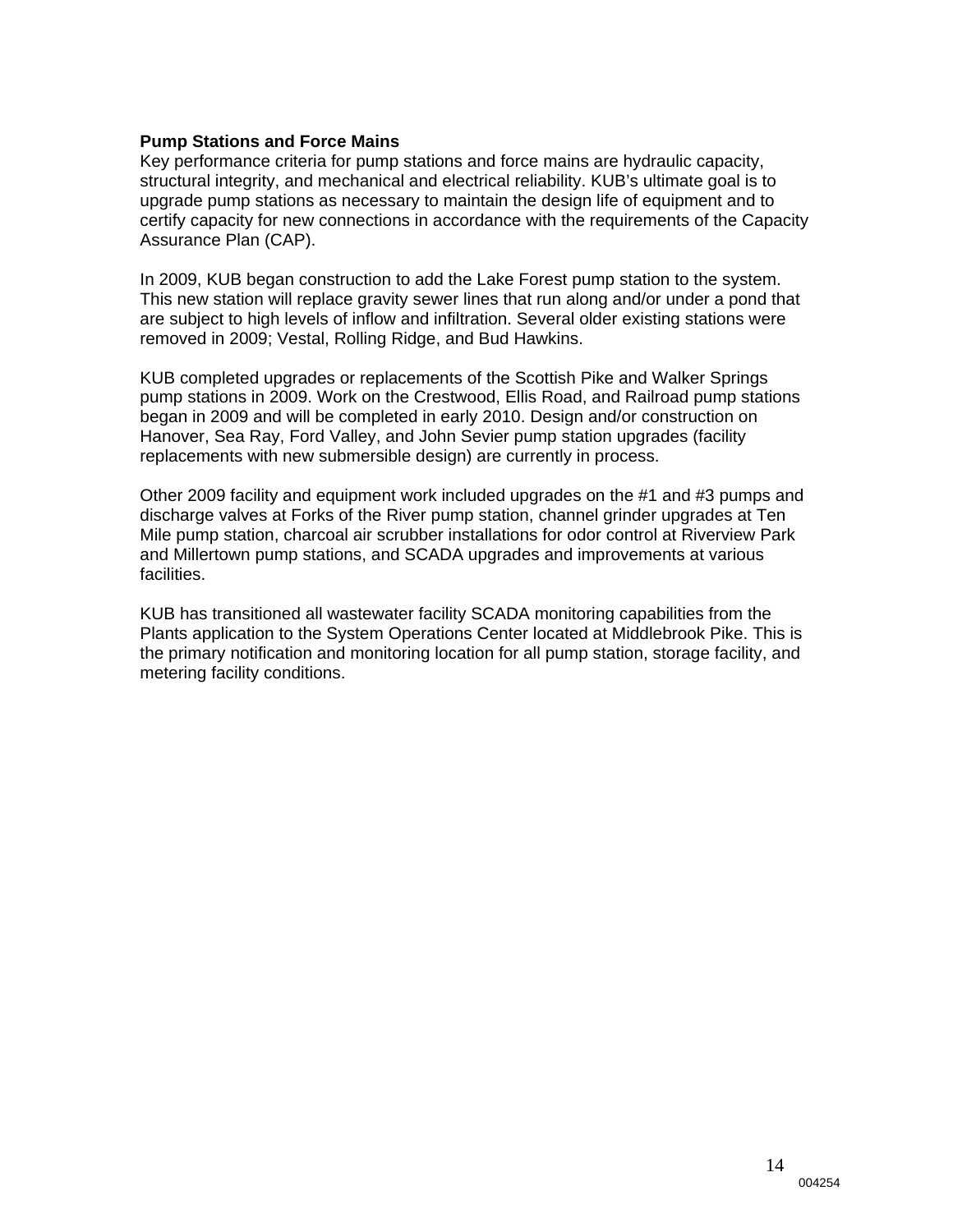**Pump Stations and Force Mains**

Key performance criteria for pump stations and force mains are hydraulic capacity, structural integrity, and mechanical and electrical reliability. KUB's ultimate goal is to upgrade pump stations as necessary to maintain the design life of equipment and to certify capacity for new connections in accordance with the requirements of the Capacity Assurance Plan (CAP).

In 2009, KUB began construction to add the Lake Forest pump station to the system. This new station will replace gravity sewer lines that run along and/or under a pond that are subject to high levels of inflow and infiltration. Several older existing stations were removed in 2009; Vestal, Rolling Ridge, and Bud Hawkins.

KUB completed upgrades or replacements of the Scottish Pike and Walker Springs pump stations in 2009. Work on the Crestwood, Ellis Road, and Railroad pump stations began in 2009 and will be completed in early 2010. Design and/or construction on Hanover, Sea Ray, Ford Valley, and John Sevier pump station upgrades (facility replacements with new submersible design) are currently in process.

Other 2009 facility and equipment work included upgrades on the #1 and #3 pumps and discharge valves at Forks of the River pump station, channel grinder upgrades at Ten Mile pump station, charcoal air scrubber installations for odor control at Riverview Park and Millertown pump stations, and SCADA upgrades and improvements at various facilities.

KUB has transitioned all wastewater facility SCADA monitoring capabilities from the Plants application to the System Operations Center located at Middlebrook Pike. This is the primary notification and monitoring location for all pump station, storage facility, and metering facility conditions.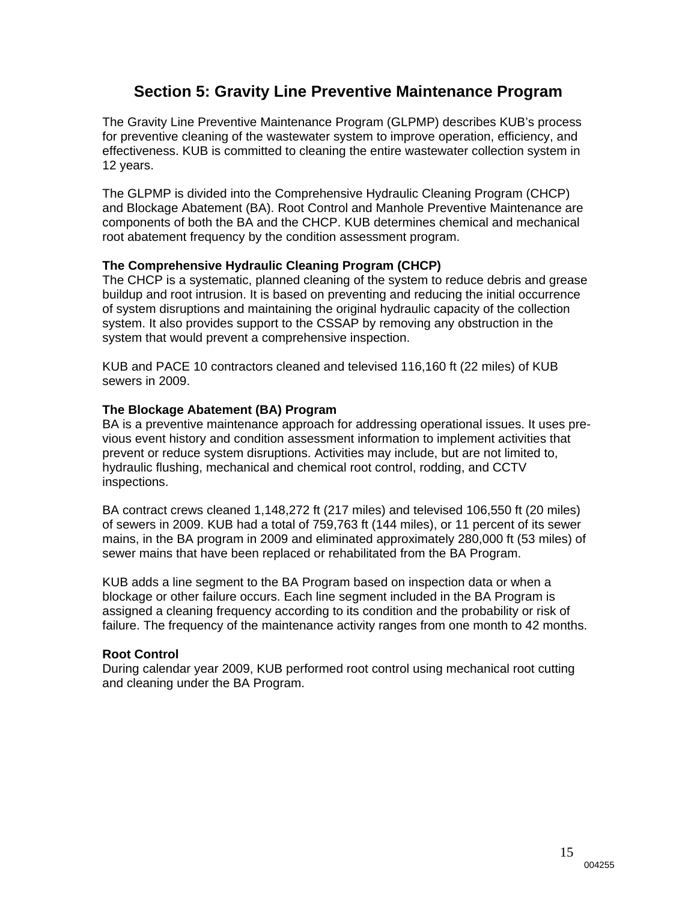# Section 5: Gravity Line Preventive Maintenance Program

The Gravity Line Preventive Maintenance Program (GLPMP) describes KUB's process for preventive cleaning of the wastewater system to improve operation, efficiency, and effectiveness. KUB is committed to cleaning the entire wastewater collection system in 12 years.

The GLPMP is divided into the Comprehensive Hydraulic Cleaning Program (CHCP) and Blockage Abatement (BA). Root Control and Manhole Preventive Maintenance are components of both the BA and the CHCP. KUB determines chemical and mechanical root abatement frequency by the condition assessment program.

**The Comprehensive Hydraulic Cleaning Program (CHCP)**
The CHCP is a systematic, planned cleaning of the system to reduce debris and grease buildup and root intrusion. It is based on preventing and reducing the initial occurrence of system disruptions and maintaining the original hydraulic capacity of the collection system. It also provides support to the CSSAP by removing any obstruction in the system that would prevent a comprehensive inspection.

KUB and PACE 10 contractors cleaned and televised 116,160 ft (22 miles) of KUB sewers in 2009.

**The Blockage Abatement (BA) Program**
BA is a preventive maintenance approach for addressing operational issues. It uses previous event history and condition assessment information to implement activities that prevent or reduce system disruptions. Activities may include, but are not limited to, hydraulic flushing, mechanical and chemical root control, rodding, and CCTV inspections.

BA contract crews cleaned 1,148,272 ft (217 miles) and televised 106,550 ft (20 miles) of sewers in 2009. KUB had a total of 759,763 ft (144 miles), or 11 percent of its sewer mains, in the BA program in 2009 and eliminated approximately 280,000 ft (53 miles) of sewer mains that have been replaced or rehabilitated from the BA Program.

KUB adds a line segment to the BA Program based on inspection data or when a blockage or other failure occurs. Each line segment included in the BA Program is assigned a cleaning frequency according to its condition and the probability or risk of failure. The frequency of the maintenance activity ranges from one month to 42 months.

**Root Control**
During calendar year 2009, KUB performed root control using mechanical root cutting and cleaning under the BA Program.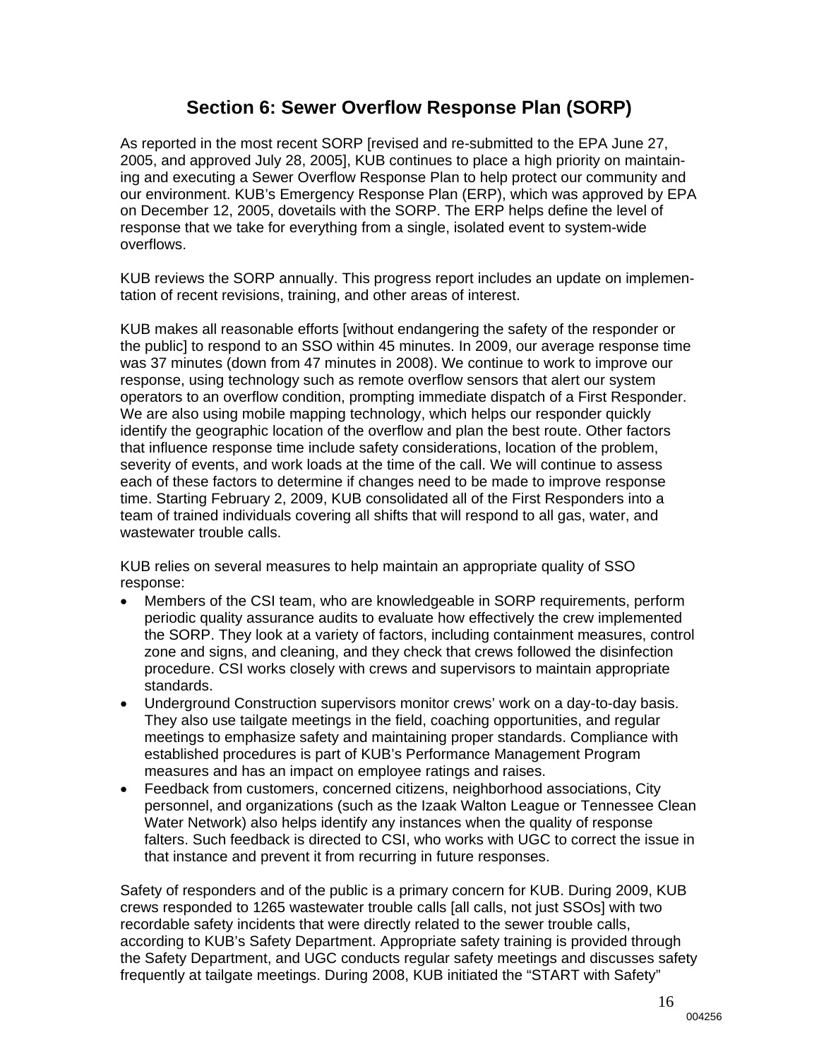# Section 6: Sewer Overflow Response Plan (SORP)

As reported in the most recent SORP [revised and re-submitted to the EPA June 27, 2005, and approved July 28, 2005], KUB continues to place a high priority on maintaining and executing a Sewer Overflow Response Plan to help protect our community and our environment. KUB's Emergency Response Plan (ERP), which was approved by EPA on December 12, 2005, dovetails with the SORP. The ERP helps define the level of response that we take for everything from a single, isolated event to system-wide overflows.

KUB reviews the SORP annually. This progress report includes an update on implementation of recent revisions, training, and other areas of interest.

KUB makes all reasonable efforts [without endangering the safety of the responder or the public] to respond to an SSO within 45 minutes. In 2009, our average response time was 37 minutes (down from 47 minutes in 2008). We continue to work to improve our response, using technology such as remote overflow sensors that alert our system operators to an overflow condition, prompting immediate dispatch of a First Responder. We are also using mobile mapping technology, which helps our responder quickly identify the geographic location of the overflow and plan the best route. Other factors that influence response time include safety considerations, location of the problem, severity of events, and work loads at the time of the call. We will continue to assess each of these factors to determine if changes need to be made to improve response time. Starting February 2, 2009, KUB consolidated all of the First Responders into a team of trained individuals covering all shifts that will respond to all gas, water, and wastewater trouble calls.

KUB relies on several measures to help maintain an appropriate quality of SSO response:

- Members of the CSI team, who are knowledgeable in SORP requirements, perform periodic quality assurance audits to evaluate how effectively the crew implemented the SORP. They look at a variety of factors, including containment measures, control zone and signs, and cleaning, and they check that crews followed the disinfection procedure. CSI works closely with crews and supervisors to maintain appropriate standards.
- Underground Construction supervisors monitor crews' work on a day-to-day basis. They also use tailgate meetings in the field, coaching opportunities, and regular meetings to emphasize safety and maintaining proper standards. Compliance with established procedures is part of KUB's Performance Management Program measures and has an impact on employee ratings and raises.
- Feedback from customers, concerned citizens, neighborhood associations, City personnel, and organizations (such as the Izaak Walton League or Tennessee Clean Water Network) also helps identify any instances when the quality of response falters. Such feedback is directed to CSI, who works with UGC to correct the issue in that instance and prevent it from recurring in future responses.

Safety of responders and of the public is a primary concern for KUB. During 2009, KUB crews responded to 1265 wastewater trouble calls [all calls, not just SSOs] with two recordable safety incidents that were directly related to the sewer trouble calls, according to KUB's Safety Department. Appropriate safety training is provided through the Safety Department, and UGC conducts regular safety meetings and discusses safety frequently at tailgate meetings. During 2008, KUB initiated the "START with Safety"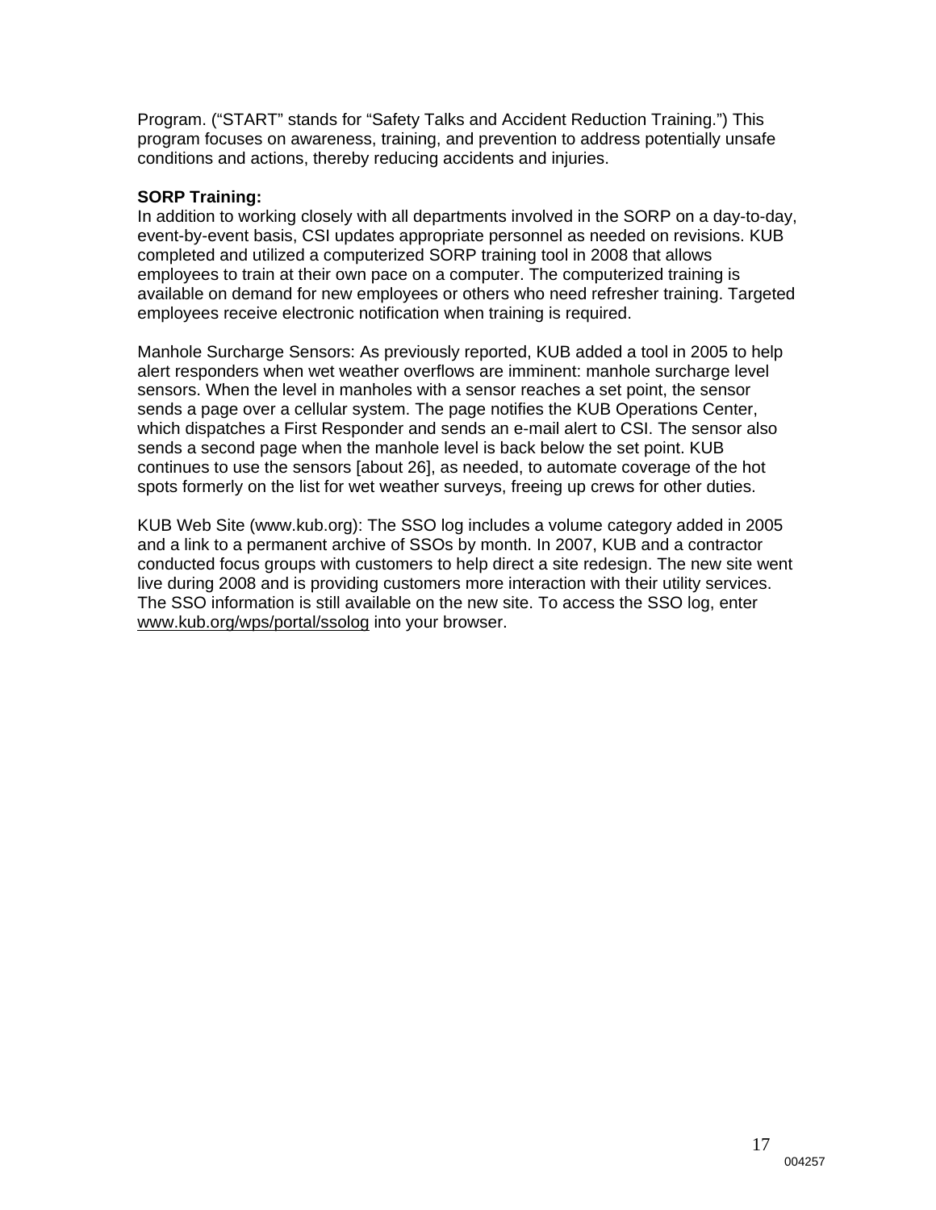Program. ("START" stands for "Safety Talks and Accident Reduction Training.") This program focuses on awareness, training, and prevention to address potentially unsafe conditions and actions, thereby reducing accidents and injuries.

**SORP Training:**
In addition to working closely with all departments involved in the SORP on a day-to-day, event-by-event basis, CSI updates appropriate personnel as needed on revisions. KUB completed and utilized a computerized SORP training tool in 2008 that allows employees to train at their own pace on a computer. The computerized training is available on demand for new employees or others who need refresher training. Targeted employees receive electronic notification when training is required.

Manhole Surcharge Sensors: As previously reported, KUB added a tool in 2005 to help alert responders when wet weather overflows are imminent: manhole surcharge level sensors. When the level in manholes with a sensor reaches a set point, the sensor sends a page over a cellular system. The page notifies the KUB Operations Center, which dispatches a First Responder and sends an e-mail alert to CSI. The sensor also sends a second page when the manhole level is back below the set point. KUB continues to use the sensors [about 26], as needed, to automate coverage of the hot spots formerly on the list for wet weather surveys, freeing up crews for other duties.

KUB Web Site (www.kub.org): The SSO log includes a volume category added in 2005 and a link to a permanent archive of SSOs by month. In 2007, KUB and a contractor conducted focus groups with customers to help direct a site redesign. The new site went live during 2008 and is providing customers more interaction with their utility services. The SSO information is still available on the new site. To access the SSO log, enter www.kub.org/wps/portal/ssolog into your browser.

004257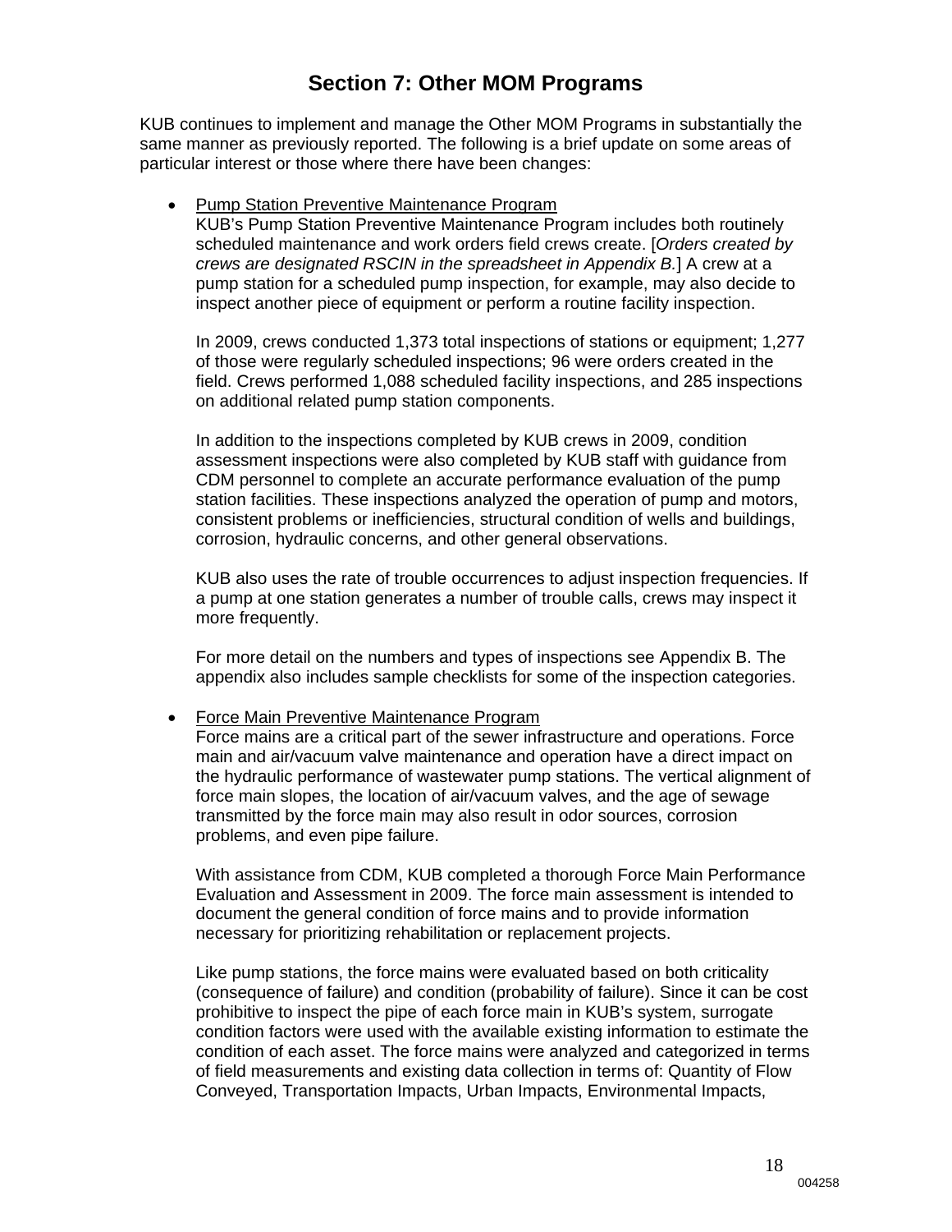# Section 7: Other MOM Programs

KUB continues to implement and manage the Other MOM Programs in substantially the same manner as previously reported. The following is a brief update on some areas of particular interest or those where there have been changes:

- Pump Station Preventive Maintenance Program

  KUB's Pump Station Preventive Maintenance Program includes both routinely scheduled maintenance and work orders field crews create. [*Orders created by crews are designated RSCIN in the spreadsheet in Appendix B.*] A crew at a pump station for a scheduled pump inspection, for example, may also decide to inspect another piece of equipment or perform a routine facility inspection.

  In 2009, crews conducted 1,373 total inspections of stations or equipment; 1,277 of those were regularly scheduled inspections; 96 were orders created in the field. Crews performed 1,088 scheduled facility inspections, and 285 inspections on additional related pump station components.

  In addition to the inspections completed by KUB crews in 2009, condition assessment inspections were also completed by KUB staff with guidance from CDM personnel to complete an accurate performance evaluation of the pump station facilities. These inspections analyzed the operation of pump and motors, consistent problems or inefficiencies, structural condition of wells and buildings, corrosion, hydraulic concerns, and other general observations.

  KUB also uses the rate of trouble occurrences to adjust inspection frequencies. If a pump at one station generates a number of trouble calls, crews may inspect it more frequently.

  For more detail on the numbers and types of inspections see Appendix B. The appendix also includes sample checklists for some of the inspection categories.

- Force Main Preventive Maintenance Program

  Force mains are a critical part of the sewer infrastructure and operations. Force main and air/vacuum valve maintenance and operation have a direct impact on the hydraulic performance of wastewater pump stations. The vertical alignment of force main slopes, the location of air/vacuum valves, and the age of sewage transmitted by the force main may also result in odor sources, corrosion problems, and even pipe failure.

  With assistance from CDM, KUB completed a thorough Force Main Performance Evaluation and Assessment in 2009. The force main assessment is intended to document the general condition of force mains and to provide information necessary for prioritizing rehabilitation or replacement projects.

  Like pump stations, the force mains were evaluated based on both criticality (consequence of failure) and condition (probability of failure). Since it can be cost prohibitive to inspect the pipe of each force main in KUB's system, surrogate condition factors were used with the available existing information to estimate the condition of each asset. The force mains were analyzed and categorized in terms of field measurements and existing data collection in terms of: Quantity of Flow Conveyed, Transportation Impacts, Urban Impacts, Environmental Impacts,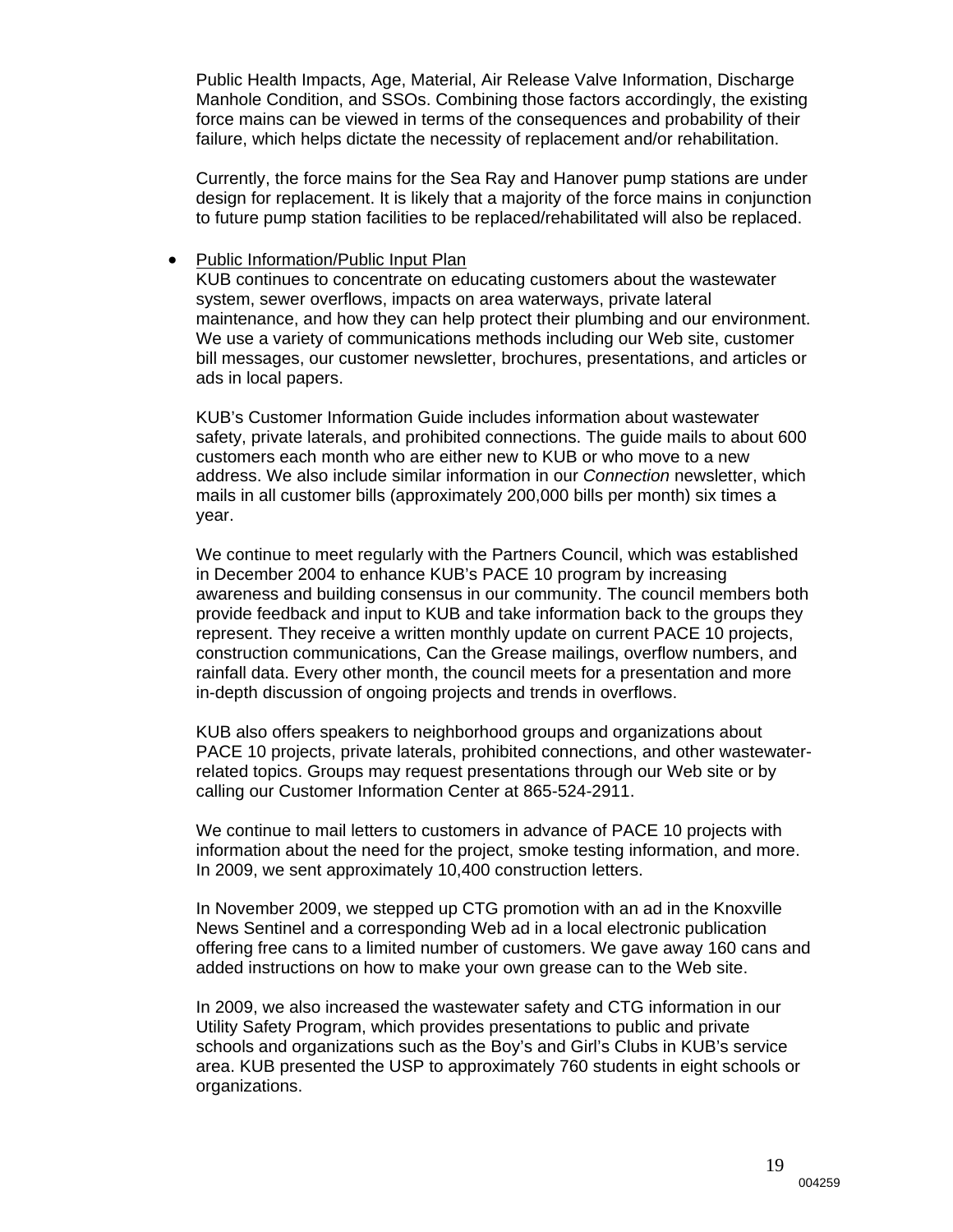Public Health Impacts, Age, Material, Air Release Valve Information, Discharge Manhole Condition, and SSOs. Combining those factors accordingly, the existing force mains can be viewed in terms of the consequences and probability of their failure, which helps dictate the necessity of replacement and/or rehabilitation.

Currently, the force mains for the Sea Ray and Hanover pump stations are under design for replacement. It is likely that a majority of the force mains in conjunction to future pump station facilities to be replaced/rehabilitated will also be replaced.

- <u>Public Information/Public Input Plan</u>
  KUB continues to concentrate on educating customers about the wastewater system, sewer overflows, impacts on area waterways, private lateral maintenance, and how they can help protect their plumbing and our environment. We use a variety of communications methods including our Web site, customer bill messages, our customer newsletter, brochures, presentations, and articles or ads in local papers.

  KUB's Customer Information Guide includes information about wastewater safety, private laterals, and prohibited connections. The guide mails to about 600 customers each month who are either new to KUB or who move to a new address. We also include similar information in our *Connection* newsletter, which mails in all customer bills (approximately 200,000 bills per month) six times a year.

  We continue to meet regularly with the Partners Council, which was established in December 2004 to enhance KUB's PACE 10 program by increasing awareness and building consensus in our community. The council members both provide feedback and input to KUB and take information back to the groups they represent. They receive a written monthly update on current PACE 10 projects, construction communications, Can the Grease mailings, overflow numbers, and rainfall data. Every other month, the council meets for a presentation and more in-depth discussion of ongoing projects and trends in overflows.

  KUB also offers speakers to neighborhood groups and organizations about PACE 10 projects, private laterals, prohibited connections, and other wastewater-related topics. Groups may request presentations through our Web site or by calling our Customer Information Center at 865-524-2911.

  We continue to mail letters to customers in advance of PACE 10 projects with information about the need for the project, smoke testing information, and more. In 2009, we sent approximately 10,400 construction letters.

  In November 2009, we stepped up CTG promotion with an ad in the Knoxville News Sentinel and a corresponding Web ad in a local electronic publication offering free cans to a limited number of customers. We gave away 160 cans and added instructions on how to make your own grease can to the Web site.

  In 2009, we also increased the wastewater safety and CTG information in our Utility Safety Program, which provides presentations to public and private schools and organizations such as the Boy's and Girl's Clubs in KUB's service area. KUB presented the USP to approximately 760 students in eight schools or organizations.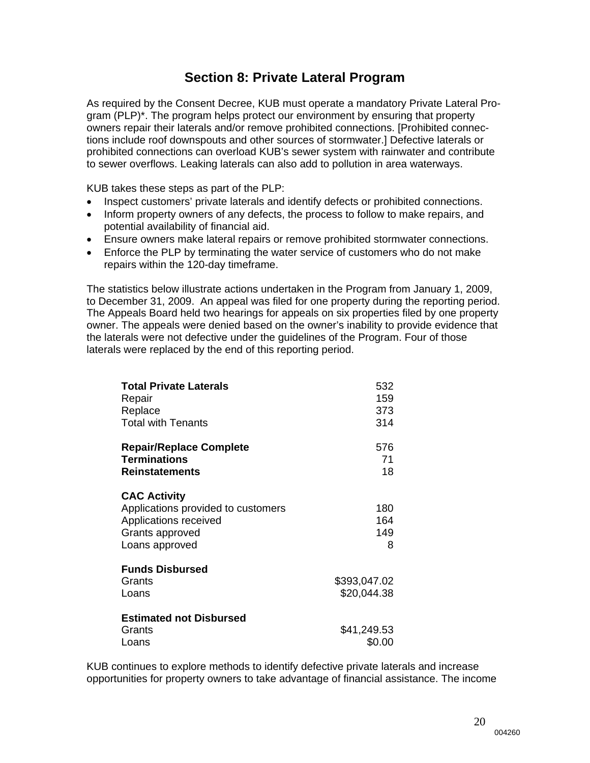## Section 8: Private Lateral Program

As required by the Consent Decree, KUB must operate a mandatory Private Lateral Program (PLP)*. The program helps protect our environment by ensuring that property owners repair their laterals and/or remove prohibited connections. [Prohibited connections include roof downspouts and other sources of stormwater.] Defective laterals or prohibited connections can overload KUB's sewer system with rainwater and contribute to sewer overflows. Leaking laterals can also add to pollution in area waterways.

KUB takes these steps as part of the PLP:

- Inspect customers' private laterals and identify defects or prohibited connections.
- Inform property owners of any defects, the process to follow to make repairs, and potential availability of financial aid.
- Ensure owners make lateral repairs or remove prohibited stormwater connections.
- Enforce the PLP by terminating the water service of customers who do not make repairs within the 120-day timeframe.

The statistics below illustrate actions undertaken in the Program from January 1, 2009, to December 31, 2009. An appeal was filed for one property during the reporting period. The Appeals Board held two hearings for appeals on six properties filed by one property owner. The appeals were denied based on the owner's inability to provide evidence that the laterals were not defective under the guidelines of the Program. Four of those laterals were replaced by the end of this reporting period.

| | |
|---|---:|
| **Total Private Laterals** | 532 |
| Repair | 159 |
| Replace | 373 |
| Total with Tenants | 314 |
| | |
| **Repair/Replace Complete** | 576 |
| **Terminations** | 71 |
| **Reinstatements** | 18 |
| | |
| **CAC Activity** | |
| Applications provided to customers | 180 |
| Applications received | 164 |
| Grants approved | 149 |
| Loans approved | 8 |
| | |
| **Funds Disbursed** | |
| Grants | $393,047.02 |
| Loans | $20,044.38 |
| | |
| **Estimated not Disbursed** | |
| Grants | $41,249.53 |
| Loans | $0.00 |

KUB continues to explore methods to identify defective private laterals and increase opportunities for property owners to take advantage of financial assistance. The income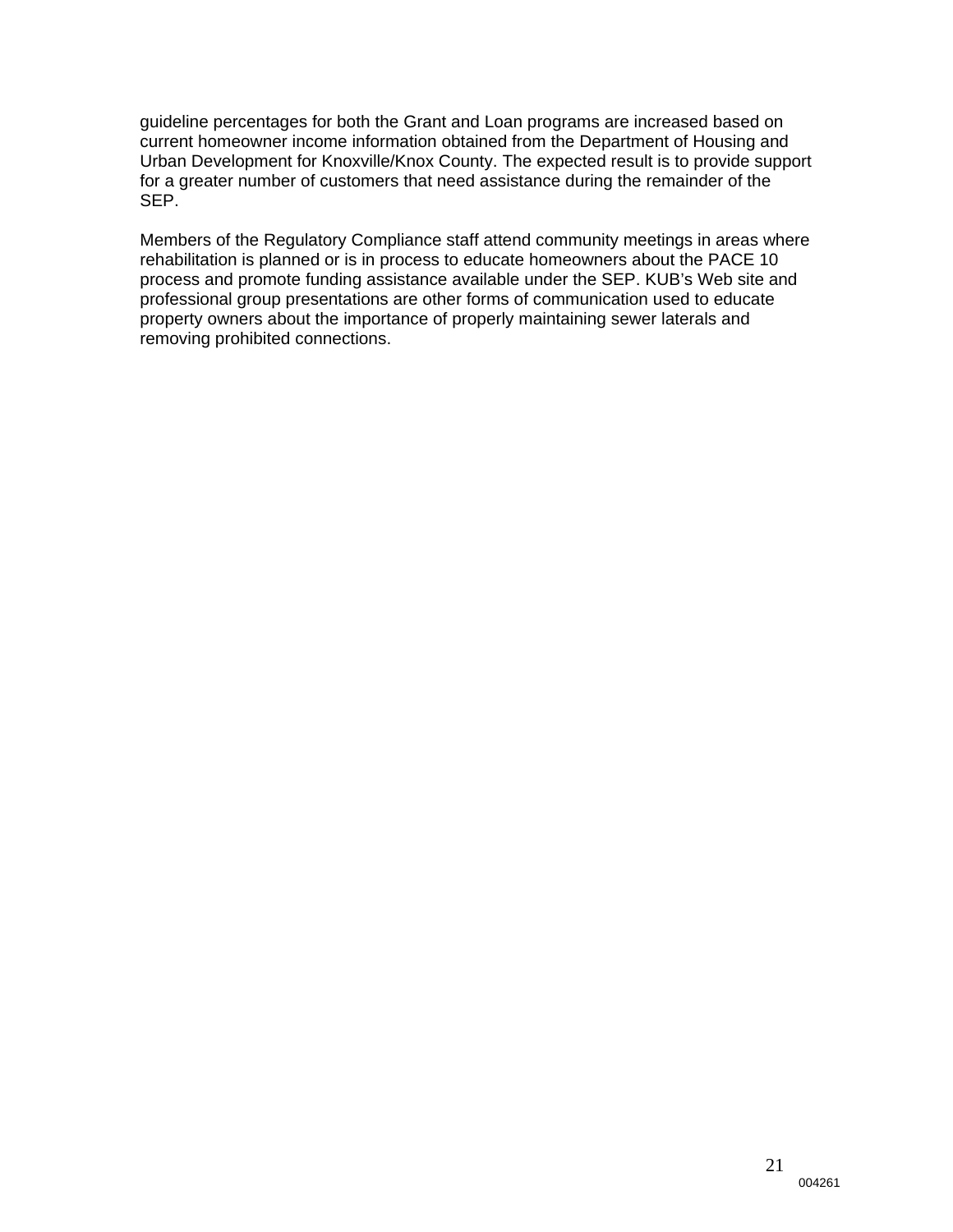guideline percentages for both the Grant and Loan programs are increased based on current homeowner income information obtained from the Department of Housing and Urban Development for Knoxville/Knox County. The expected result is to provide support for a greater number of customers that need assistance during the remainder of the SEP.

Members of the Regulatory Compliance staff attend community meetings in areas where rehabilitation is planned or is in process to educate homeowners about the PACE 10 process and promote funding assistance available under the SEP. KUB's Web site and professional group presentations are other forms of communication used to educate property owners about the importance of properly maintaining sewer laterals and removing prohibited connections.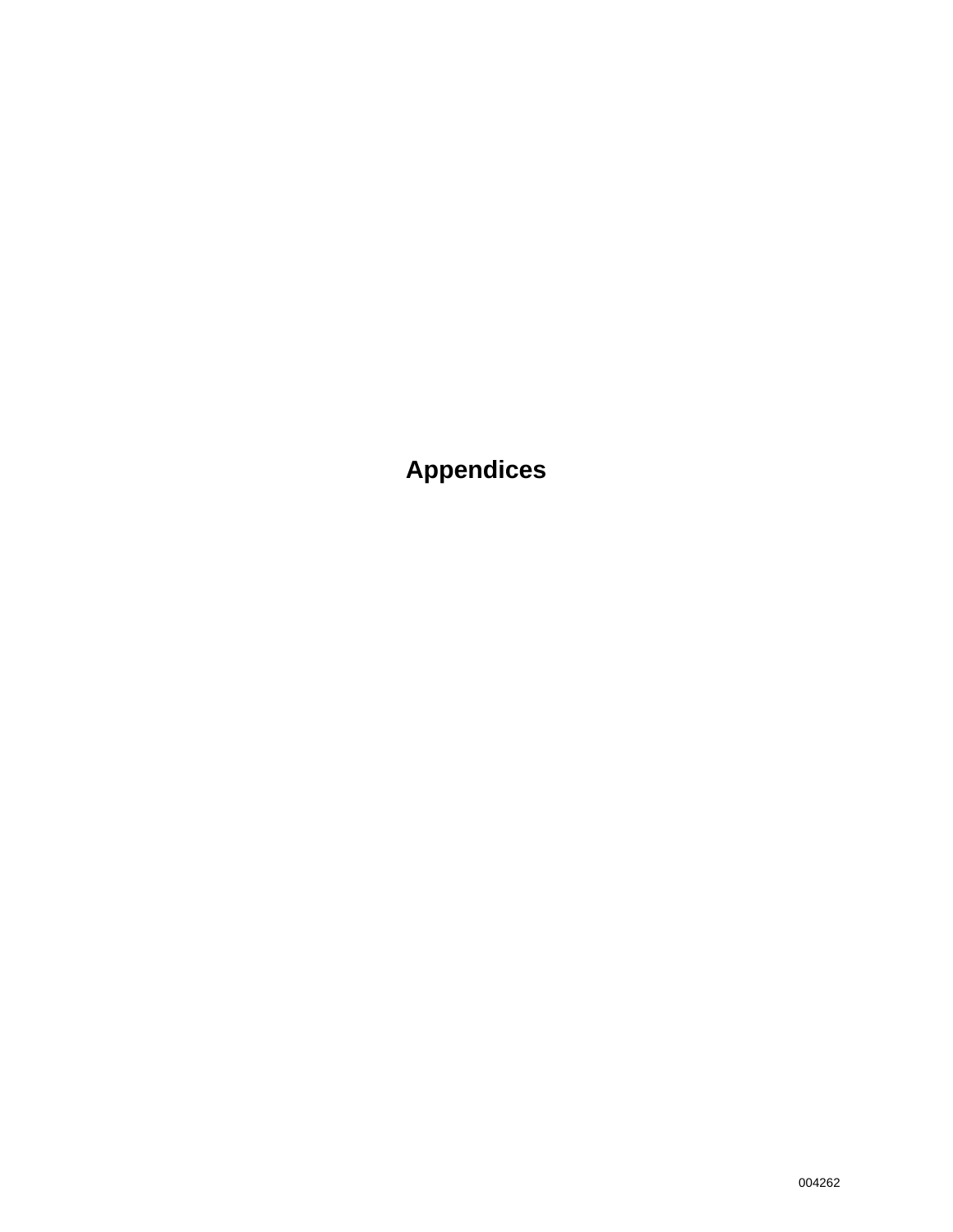# Appendices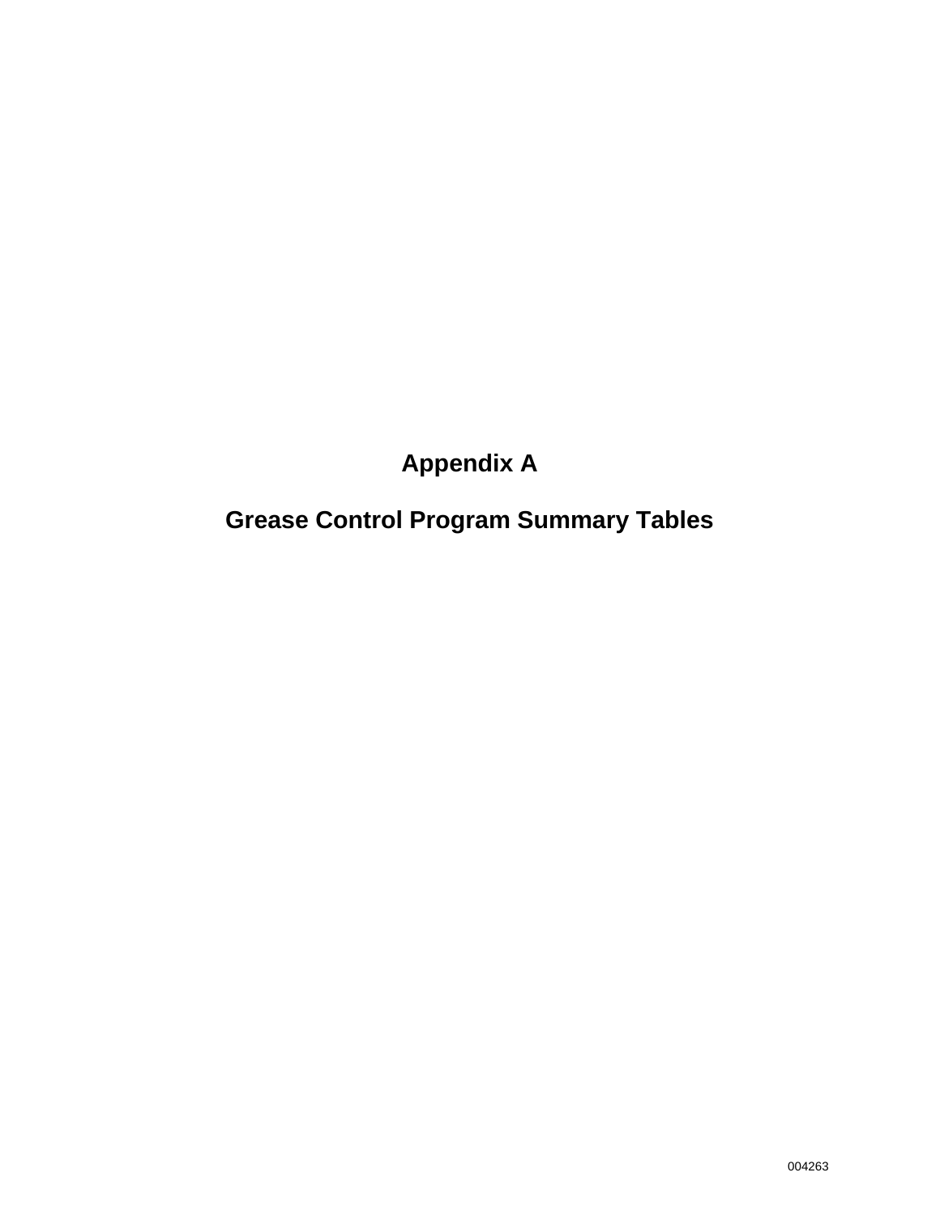# Appendix A

# Grease Control Program Summary Tables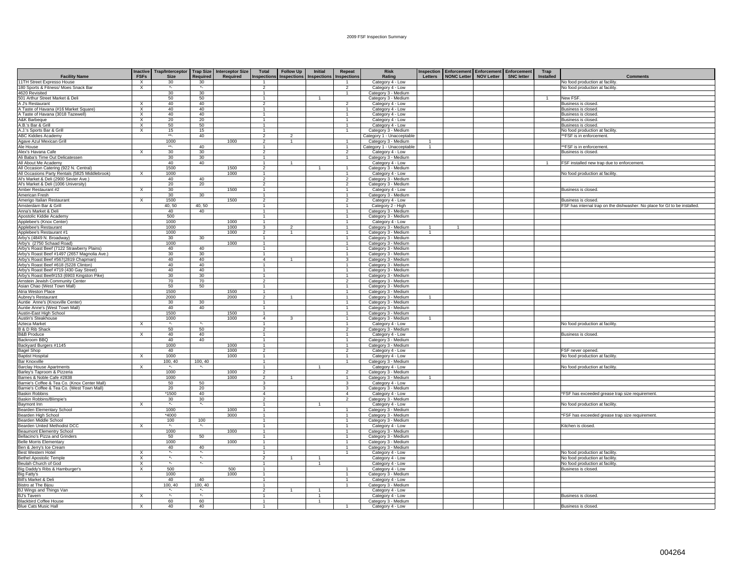# 2009 FSF Inspection Summary

| Facility Name | Inactive FSFs | Trap/Interceptor Size | Trap Size Required | Interceptor Size Required | Total Inspections | Follow Up Inspections | Initial Inspections | Repeat Inspections | Risk Rating | Inspection Letters | Enforcement NONC Letter | Enforcement NOV Letter | Enforcement SNC letter | Trap Installed | Comments |
|---|---|---|---|---|---|---|---|---|---|---|---|---|---|---|---|
| 11TH Street Expresso House | X | 30 | 30 | | 1 | | | 1 | Category 4 - Low | | | | | | No food production at facility. |
| 180 Sports & Fitness/ Moes Snack Bar | X | *- | *- | | 2 | | | 2 | Category 4 - Low | | | | | | No food production at facility. |
| 4620 Revisited | | 30 | 30 | | 1 | | | 1 | Category 3 - Medium | | | | | | |
| 501 Arthur Street Market & Deli | | 50 | 50 | | 1 | | 1 | | Category 3 - Medium | | | | | 1 | New FSF. |
| A J's Restaurant | X | 40 | 40 | | 2 | | | 2 | Category 4 - Low | | | | | | Business is closed. |
| A Taste of Havana (#16 Market Square) | X | 40 | 40 | | 1 | | | 1 | Category 4 - Low | | | | | | Business is closed. |
| A Taste of Havana (3018 Tazewell) | X | 40 | 40 | | 1 | | | 1 | Category 4 - Low | | | | | | Business is closed. |
| A&K Barbeque | X | 20 | 20 | | 1 | | | 1 | Category 4 - Low | | | | | | Business is closed. |
| A.B.'s Bar & Grill | X | 50 | 50 | | 1 | | | 1 | Category 4 - Low | | | | | | Business is closed. |
| A.J.'s Sports Bar & Grill | X | 15 | 15 | | 1 | | | 1 | Category 3 - Medium | | | | | | No food production at facility. |
| ABC Kiddies Academy | | **- | 40 | | 2 | 2 | | | Category 1 - Unacceptable | | | | | | **FSF is in enforcement. |
| Agave Azul Mexican Grill | | 1000 | | 1000 | 2 | 1 | | 1 | Category 3 - Medium | 1 | | | | | |
| Ale House | | **- | 40 | | 1 | | | 1 | Category 1 - Unacceptable | 1 | | | | | **FSF is in enforcement. |
| Alex's Havana Cafe | X | 30 | 30 | | 2 | | | 2 | Category 4 - Low | | | | | | Business is closed. |
| Ali Baba's Time Out Delicatessen | | 30 | 30 | | 1 | | | 1 | Category 3 - Medium | | | | | | |
| All About Me Academy | | 40 | 40 | | 1 | 1 | | | Category 4 - Low | | | | | 1 | FSF installed new trap due to enforcement. |
| All Occasion Catering (922 N. Central) | | 1500 | | 1500 | 2 | | 1 | 1 | Category 3 - Medium | | | | | | |
| All Occasions Party Rentals (5825 Middlebrook) | X | 1000 | | 1000 | 1 | | | 1 | Category 4 - Low | | | | | | No food production at facility. |
| Al's Market & Deli (2900 Sevier Ave.) | | 40 | 40 | | 2 | | | 2 | Category 3 - Medium | | | | | | |
| Al's Market & Deli (1006 University) | | 20 | 20 | | 2 | | | 2 | Category 3 - Medium | | | | | | |
| Amber Restaurant #2 | X | 30 | | 1500 | 1 | | | 1 | Category 4 - Low | | | | | | Business is closed. |
| American Fresh | | 30 | 30 | | 1 | | | 1 | Category 3 - Medium | | | | | | |
| Amerigo Italian Restaurant | X | 1500 | | 1500 | 2 | | | 2 | Category 4 - Low | | | | | | Business is closed. |
| Amsterdam Bar & Grill | | 40, 50 | 40, 50 | | 1 | | | 1 | Category 2 - High | | | | | | FSF has internal trap on the dishwasher. No place for GI to be installed. |
| Anna's Market & Deli | | 40 | 40 | | 1 | | | 1 | Category 3 - Medium | | | | | | |
| Apostolic Kiddie Academy | | 500 | | | 1 | | | 1 | Category 3 - Medium | | | | | | |
| Applebee's (Knox Center) | | 1000 | | 1000 | 1 | | | 1 | Category 4 - Low | | | | | | |
| Applebee's Restaurant | | 1000 | | 1000 | 3 | 2 | | 1 | Category 3 - Medium | 1 | 1 | | | | |
| Applebee's Restaurant #1 | | 1000 | | 1000 | 2 | 1 | | 1 | Category 3 - Medium | 1 | | | | | |
| Arby's (4849 N. Broadway) | | 30 | 30 | | 1 | | | 1 | Category 3 - Medium | | | | | | |
| Arby's (2750 Schaad Road) | | 1000 | | 1000 | 1 | | | 1 | Category 3 - Medium | | | | | | |
| Arby's Roast Beef (7122 Strawberry Plains) | | 40 | 40 | | 1 | | | 1 | Category 3 - Medium | | | | | | |
| Arby's Roast Beef #1497 (2657 Magnolia Ave.) | | 30 | 30 | | 1 | | | 1 | Category 3 - Medium | | | | | | |
| Arby's Roast Beef #567(2819 Chapman) | | 40 | 40 | | 4 | 1 | | 3 | Category 3 - Medium | | | | | | |
| Arby's Roast Beef #618 (5228 Clinton) | | 40 | 40 | | 1 | | | 1 | Category 3 - Medium | | | | | | |
| Arby's Roast Beef #719 (430 Gay Street) | | 40 | 40 | | 1 | | | 1 | Category 3 - Medium | | | | | | |
| Arby's Roast Beef#153 (6903 Kingston Pike) | | 30 | 30 | | 1 | | | 1 | Category 3 - Medium | | | | | | |
| Arnstein Jewish Community Center | | 70 | 70 | | 2 | | | 2 | Category 3 - Medium | | | | | | |
| Asian Chao (West Town Mall) | | 50 | 50 | | 1 | | | 1 | Category 3 - Medium | | | | | | |
| Atria Weston Place | | 1500 | | 1500 | 1 | | | 1 | Category 3 - Medium | | | | | | |
| Aubrey's Restaurant | | 2000 | | 2000 | 2 | 1 | | 1 | Category 3 - Medium | 1 | | | | | |
| Auntie Anne's (Knoxville Center) | | 30 | 30 | | 1 | | | 1 | Category 3 - Medium | | | | | | |
| Auntie Anne's (West Town Mall) | | 40 | 40 | | 1 | | | 1 | Category 3 - Medium | | | | | | |
| Austin-East High School | | 1500 | | 1500 | 1 | | | 1 | Category 3 - Medium | | | | | | |
| Austin's Steakhouse | | 1000 | | 1000 | 4 | 3 | | 1 | Category 3 - Medium | 1 | | | | | |
| Azteca Market | X | *- | *- | | 1 | | | 1 | Category 4 - Low | | | | | | No food production at facility. |
| B & D Rib Shack | | 50 | 50 | | 2 | | | 2 | Category 3 - Medium | | | | | | |
| B&B Produce | X | 40 | 40 | | 1 | | | 1 | Category 4 - Low | | | | | | Business is closed. |
| Backroom BBQ | | 40 | 40 | | 1 | | | 1 | Category 3 - Medium | | | | | | |
| Backyard Burgers #1145 | | 1000 | | 1000 | 1 | | | 1 | Category 3 - Medium | | | | | | |
| Bagel Shop | | 40 | | 1000 | 2 | | | 2 | Category 4 - Low | | | | | | FSF never opened. |
| Baptist Hospital | X | 1000 | | 1000 | 1 | | | 1 | Category 4 - Low | | | | | | No food production at facility. |
| Bar Knoxville | | 100, 40 | 100, 40 | | 1 | | | 1 | Category 3 - Medium | | | | | | |
| Barclay House Apartments | X | *- | *- | | 1 | | 1 | | Category 4 - Low | | | | | | No food production at facility. |
| Barley's Taproom & Pizzeria | | 1000 | | 1000 | 2 | | | 2 | Category 3 - Medium | | | | | | |
| Barnes & Noble Cafe #2838 | | 1000 | | 1000 | 2 | 1 | | 1 | Category 3 - Medium | 1 | | | | | |
| Barnie's Coffee & Tea Co. (Knox Center Mall) | | 50 | 50 | | 3 | | | 3 | Category 4 - Low | | | | | | |
| Barnie's Coffee & Tea Co. (West Town Mall) | | 20 | 20 | | 3 | | | 3 | Category 3 - Medium | | | | | | |
| Baskin Robbins | | *1500 | 40 | | 4 | | | 4 | Category 4 - Low | | | | | | *FSF has exceeded grease trap size requirement. |
| Baskin Robbins/Blimpie's | | 30 | 30 | | 2 | | | 2 | Category 3 - Medium | | | | | | |
| Baymont Inn | X | *- | *- | | 1 | | 1 | | Category 4 - Low | | | | | | No food production at facility. |
| Bearden Elementary School | | 1000 | | 1000 | 1 | | | 1 | Category 3 - Medium | | | | | | |
| Bearden High School | | *4000 | | 3000 | 1 | | | 1 | Category 3 - Medium | | | | | | *FSF has exceeded grease trap size requirement. |
| Bearden Middle School | | 100 | 100 | | 1 | | | 1 | Category 3 - Medium | | | | | | |
| Bearden United Methodist DCC | X | *- | *- | | 1 | | | 1 | Category 4 - Low | | | | | | Kitchen is closed. |
| Beaumont Elementry School | | 1000 | | 1000 | 1 | | | 1 | Category 3 - Medium | | | | | | |
| Bellacino's Pizza and Grinders | | 50 | 50 | | 1 | | | 1 | Category 3 - Medium | | | | | | |
| Belle Morris Elementary | | 1000 | | 1000 | 1 | | | 1 | Category 3 - Medium | | | | | | |
| Ben & Jerry's Ice Cream | | 40 | 40 | | 1 | | | 1 | Category 3 - Medium | | | | | | |
| Best Western Hotel | X | *- | *- | | 1 | | | 1 | Category 4 - Low | | | | | | No food production at facility. |
| Bethel Apostolic Temple | X | *- | *- | | 2 | 1 | 1 | | Category 4 - Low | | | | | | No food production at facility. |
| Beulah Church of God | X | *- | *- | | 1 | | 1 | | Category 4 - Low | | | | | | No food production at facility. |
| Big Daddy's Ribs & Hamburger's | X | 500 | | 500 | 1 | | | 1 | Category 4 - Low | | | | | | Business is closed. |
| Big Fatty's | | 1000 | | 1000 | 1 | | | 1 | Category 3 - Medium | | | | | | |
| Bill's Market & Deli | | 40 | 40 | | 1 | | | 1 | Category 4 - Low | | | | | | |
| Bistro at The Bijou | | 100, 40 | 100, 40 | | 1 | | | 1 | Category 3 - Medium | | | | | | |
| BJ Wings and Things Van | | *- | *- | | 2 | 1 | 1 | | Category 4 - Low | | | | | | |
| BJ's Tavern | X | *- | *- | | 1 | | 1 | | Category 4 - Low | | | | | | Business is closed. |
| Blackbird Coffee House | | 60 | 60 | | 1 | | 1 | | Category 3 - Medium | | | | | | |
| Blue Cats Music Hall | X | 40 | 40 | | 1 | | | 1 | Category 4 - Low | | | | | | Business is closed. |

004264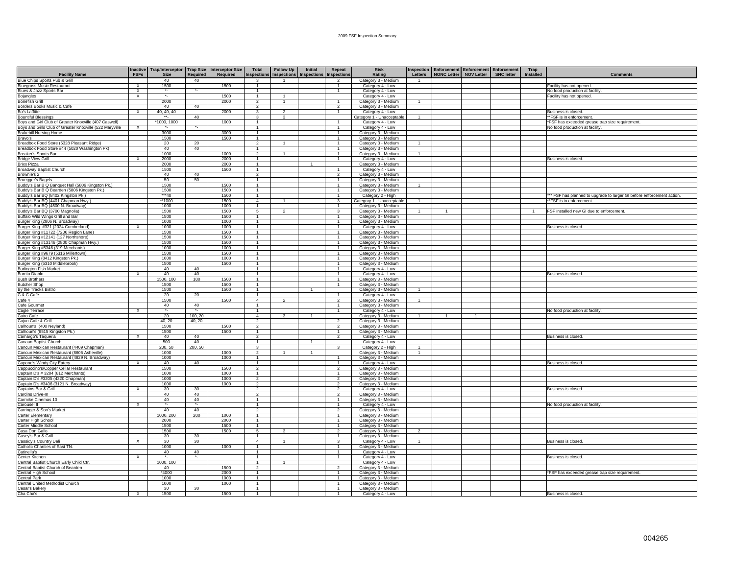2009 FSF Inspection Summary

| Facility Name | Inactive FSFs | Trap/Interceptor Size | Trap Size Required | Interceptor Size Required | Total Inspections | Follow Up Inspections | Initial Inspections | Repeat Inspections | Risk Rating | Inspection Letters | Enforcement NONC Letter | Enforcement NOV Letter | Enforcement SNC letter | Trap Installed | Comments |
|---|---|---|---|---|---|---|---|---|---|---|---|---|---|---|---|
| Blue Chips Sports Pub & Grill | | 40 | 40 | | 3 | 1 | | 2 | Category 3 - Medium | 1 | | | | | |
| Bluegrass Music Restaurant | X | 1500 | | 1500 | 1 | | | 1 | Category 4 - Low | | | | | | Facility has not opened. |
| Blues & Jazz Sports Bar | X | *- | *- | | 1 | | | 1 | Category 4 - Low | | | | | | No food production at facility. |
| Bojangles | X | *- | | 1500 | 1 | 1 | | | Category 4 - Low | | | | | | Facility has not opened. |
| Bonefish Grill | | 2000 | | 2000 | 2 | 1 | | 1 | Category 3 - Medium | 1 | | | | | |
| Borders Books Music & Cafe | | 40 | 40 | | 2 | | | 2 | Category 3 - Medium | | | | | | |
| Bo's Laffitte | X | 40, 40, 40 | | 2000 | 3 | 2 | | 1 | Category 4 - Low | | | | | | Business is closed. |
| Bountiful Blessings | | **- | 40 | | 3 | 3 | | | Category 1 - Unacceptable | 1 | | | | | **FSF is in enforcement. |
| Boys and Girl Club of Greater Knoxville (407 Caswell) | | *1000, 1000 | | 1000 | 1 | | | 1 | Category 4 - Low | | | | | | *FSF has exceeded grease trap size requirement. |
| Boys and Girls Club of Greater Knoxville (522 Maryville | X | *- | *- | | 1 | | | 1 | Category 4 - Low | | | | | | No food production at facility. |
| Brakebill Nursing Home | | 3000 | | 3000 | 1 | | | 1 | Category 3 - Medium | | | | | | |
| Bravo's | | 1500 | | 1500 | 1 | | | 1 | Category 3 - Medium | | | | | | |
| Breadbox Food Store (5328 Pleasant Ridge) | | 20 | 20 | | 2 | 1 | | 1 | Category 3 - Medium | 1 | | | | | |
| Breadbox Food Store #44 (5020 Washington Pk) | | 40 | 40 | | 1 | | | 1 | Category 3 - Medium | | | | | | |
| Breaker's Sports Bar | | 1000 | | 1000 | 2 | 1 | | 1 | Category 3 - Medium | 1 | | | | | |
| Bridge View Grill | X | 2000 | | 2000 | 1 | | | 1 | Category 4 - Low | | | | | | Business is closed. |
| Brixx Pizza | | 2000 | | 2000 | 1 | | 1 | | Category 3 - Medium | | | | | | |
| Broadway Baptist Church | | 1500 | | 1500 | 1 | | | 1 | Category 4 - Low | | | | | | |
| Brownie's 2 | | 40 | 40 | | 2 | | | 2 | Category 3 - Medium | | | | | | |
| Bruegger's Bagels | | 50 | 50 | | 1 | | | 1 | Category 3 - Medium | | | | | | |
| Buddy's Bar B Q Banquet Hall (5806 Kingston Pk.) | | 1500 | | 1500 | 1 | | | 1 | Category 3 - Medium | 1 | | | | | |
| Buddy's Bar B Q Bearden (5806 Kingston Pk.) | | 1500 | | 1500 | 1 | | | 1 | Category 3 - Medium | | | | | | |
| Buddy's Bar BQ (8402 Kingston Pk.) | | ***40 | | 1500 | 1 | | | 1 | Category 2 - High | | | | | | *** FSF has planned to upgrade to larger GI before enforcement action. |
| Buddy's Bar BQ (4401 Chapman Hwy.) | | **1000 | | 1500 | 4 | 1 | | 3 | Category 1 - Unacceptable | 1 | | | | | **FSF is in enforcement. |
| Buddy's Bar BQ (4500 N. Broadway) | | 1000 | | 1000 | 1 | | | 1 | Category 3 - Medium | | | | | | |
| Buddy's Bar BQ (3700 Magnolia) | | 1500 | | 1500 | 5 | 2 | | 3 | Category 3 - Medium | 1 | 1 | | | 1 | FSF installed new GI due to enforcement. |
| Buffalo Wild Wings Grill and Bar | | 1500 | | 1500 | 1 | | | 1 | Category 3 - Medium | | | | | | |
| Burger King (2806 N. Broadway) | | 1000 | | 1000 | 1 | | | 1 | Category 3 - Medium | | | | | | |
| Burger King #321 (2024 Cumberland) | X | 1000 | | 1000 | 1 | | | 1 | Category 4 - Low | | | | | | Business is closed. |
| Burger King #11722 (7206 Region Lane) | | 1500 | | 1500 | 1 | | | 1 | Category 3 - Medium | | | | | | |
| Burger King #12141 (127 Northshore) | | 1500 | | 1500 | 1 | | | 1 | Category 3 - Medium | | | | | | |
| Burger King #13146 (2800 Chapman Hwy.) | | 1500 | | 1500 | 1 | | | 1 | Category 3 - Medium | | | | | | |
| Burger King #5346 (319 Merchants) | | 1000 | | 1000 | 1 | | | 1 | Category 3 - Medium | | | | | | |
| Burger King #9679 (5316 Millertown) | | 1500 | | 1500 | 1 | | | 1 | Category 3 - Medium | | | | | | |
| Burger King (8412 Kingston Pk.) | | 1000 | | 1000 | 1 | | | 1 | Category 3 - Medium | | | | | | |
| Burger King (5310 Middlebrook) | | 1500 | | 1500 | 1 | | | 1 | Category 3 - Medium | | | | | | |
| Burlington Fish Market | | 40 | 40 | | 1 | | | 1 | Category 4 - Low | | | | | | |
| Burrito Diablo | X | 40 | 40 | | 1 | | | 1 | Category 4 - Low | | | | | | Business is closed. |
| Bush Brothers | | 1500, 100 | 100 | 1500 | 1 | | | 1 | Category 3 - Medium | | | | | | |
| Butcher Shop | | 1500 | | 1500 | 1 | | | 1 | Category 3 - Medium | | | | | | |
| By the Tracks Bistro | | 1500 | | 1500 | 1 | | 1 | | Category 3 - Medium | 1 | | | | | |
| C & C Café | | 20 | 20 | | 1 | | | 1 | Category 4 - Low | | | | | | |
| Cafe 4 | | 1500 | | 1500 | 4 | 2 | | 2 | Category 3 - Medium | 1 | | | | | |
| Cafe Gourmet | | 40 | 40 | | 1 | | | 1 | Category 3 - Medium | | | | | | |
| Cagle Terrace | X | *- | *- | | 1 | | | 1 | Category 4 - Low | | | | | | No food production at facility. |
| Cairo Cafe | | 20 | 100, 20 | | 4 | 3 | 1 | | Category 3 - Medium | 1 | 1 | 1 | | | |
| Cajun Cafe & Grill | | 40, 20 | 40, 20 | | 2 | | | 2 | Category 3 - Medium | | | | | | |
| Calhoun's (400 Neyland) | | 1500 | | 1500 | 2 | | | 2 | Category 3 - Medium | | | | | | |
| Calhoun's (6515 Kingston Pk.) | | 1500 | | 1500 | 1 | | | 1 | Category 3 - Medium | | | | | | |
| Camargo's Taqueria | X | 40 | 40 | | 2 | | | 2 | Category 4 - Low | | | | | | Business is closed. |
| Canaan Baptist Church | | 500 | 40 | | 1 | | 1 | | Category 4 - Low | | | | | | |
| Cancun Mexican Restaurant (4409 Chapman) | | 200, 50 | 200, 50 | | 3 | | | 3 | Category 2 - High | 1 | | | | | |
| Cancun Mexican Restaurant (8606 Asheville) | | 1000 | | 1000 | 2 | 1 | 1 | | Category 3 - Medium | 1 | | | | | |
| Cancun Mexican Restaurant (4829 N. Broadway) | | 1000 | | 1000 | 1 | | | 1 | Category 3 - Medium | | | | | | |
| Capone's Windy City Eatery | X | 40 | 40 | | 1 | | | 1 | Category 4 - Low | | | | | | Business is closed. |
| Cappuccino's/Copper Cellar Restaurant | | 1500 | | 1500 | 2 | | | 2 | Category 3 - Medium | | | | | | |
| Captain D's # 3204 (812 Merchants) | | 1000 | | 1000 | 1 | | | 1 | Category 3 - Medium | | | | | | |
| Captain D's #3205 (4320 Chapman) | | 1000 | | 1000 | 2 | | | 2 | Category 3 - Medium | | | | | | |
| Captain D's #3406 (3121 N. Broadway) | | 1000 | | 1000 | 2 | | | 2 | Category 3 - Medium | | | | | | |
| Captains Bar & Grill | X | 30 | 30 | | 2 | | | 2 | Category 4 - Low | | | | | | Business is closed. |
| Cardins Drive-In | | 40 | 40 | | 2 | | | 2 | Category 3 - Medium | | | | | | |
| Carmike Cinemas 10 | | 40 | 40 | | 1 | | | 1 | Category 3 - Medium | | | | | | |
| Carousel II | X | *- | *- | | 1 | | | 1 | Category 4 - Low | | | | | | No food production at facility. |
| Carringer & Son's Market | | 40 | 40 | | 2 | | | 2 | Category 3 - Medium | | | | | | |
| Carter Elementary | | 1000, 200 | 200 | 1000 | 1 | | | 1 | Category 3 - Medium | | | | | | |
| Carter High School | | 2000 | | 2000 | 1 | | | 1 | Category 3 - Medium | | | | | | |
| Carter Middle School | | 1500 | | 1500 | 1 | | | 1 | Category 3 - Medium | | | | | | |
| Casa Don Gallo | | 1500 | | 1500 | 5 | 3 | | 2 | Category 3 - Medium | 2 | | | | | |
| Casey's Bar & Grill | | 30 | 30 | | 1 | | | 1 | Category 3 - Medium | | | | | | |
| Cassidy's Country Deli | X | 30 | 30 | | 4 | 1 | | 3 | Category 4 - Low | 1 | | | | | Business is closed. |
| Catholic Charities of East TN. | | 1000 | | 1000 | 1 | | | 1 | Category 3 - Medium | | | | | | |
| Catinella's | | 40 | 40 | | 1 | | | 1 | Category 4 - Low | | | | | | |
| Center Kitchen | X | *- | *- | | 1 | | | 1 | Category 4 - Low | | | | | | Business is closed. |
| Central Baptist Church Early Child Ctr. | | 1000, 100 | | | 1 | 1 | | | Category 4 - Low | | | | | | |
| Central Baptist Church of Bearden | | 40 | | 1500 | 2 | | | 2 | Category 3 - Medium | | | | | | |
| Central High School | | *4000 | | 2000 | 1 | | | 1 | Category 3 - Medium | | | | | | *FSF has exceeded grease trap size requirement. |
| Central Park | | 1000 | | 1000 | 1 | | | 1 | Category 3 - Medium | | | | | | |
| Central United Methodist Church | | 1000 | | 1000 | 1 | | | 1 | Category 3 - Medium | | | | | | |
| Cesar's Bakery | | 30 | 30 | | 1 | | | 1 | Category 3 - Medium | | | | | | |
| Cha Cha's | X | 1500 | | 1500 | 1 | | | 1 | Category 4 - Low | | | | | | Business is closed. |

004265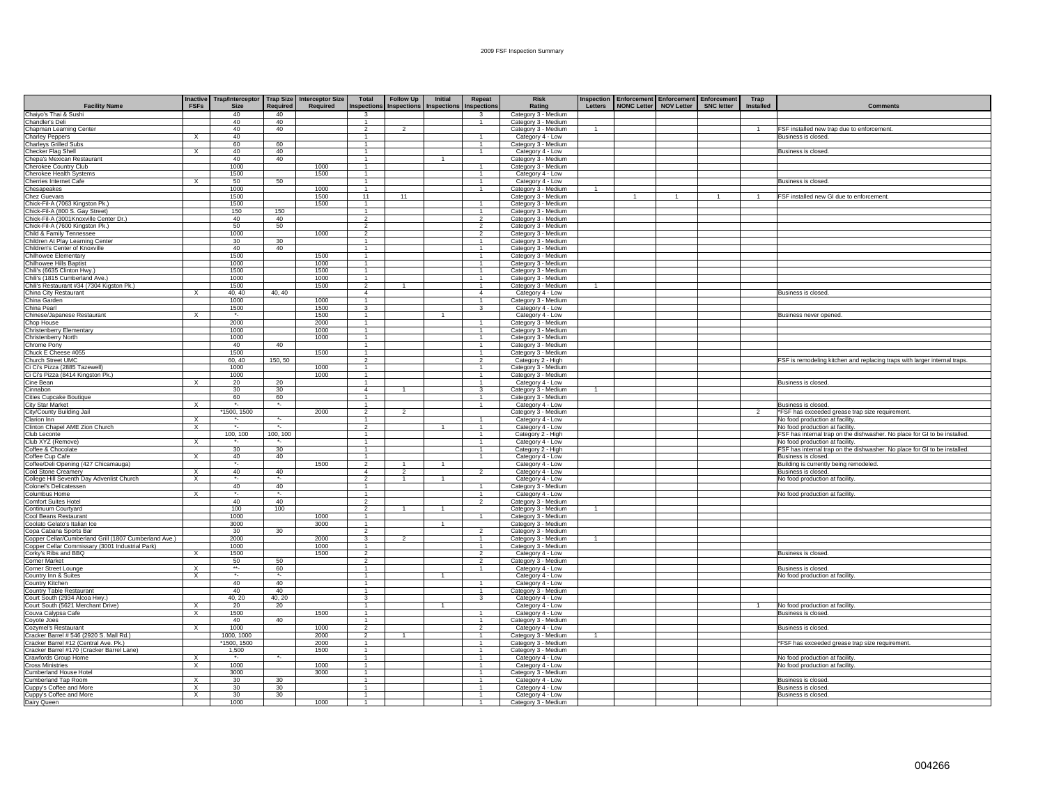# 2009 FSF Inspection Summary

| Facility Name | Inactive FSFs | Trap/Interceptor Size | Trap Size Required | Interceptor Size Required | Total Inspections | Follow Up Inspections | Initial Inspections | Repeat Inspections | Risk Rating | Inspection Letters | Enforcement NONC Letter | Enforcement NOV Letter | Enforcement SNC letter | Trap Installed | Comments |
|---|---|---|---|---|---|---|---|---|---|---|---|---|---|---|---|
| Chaiyo's Thai & Sushi | | 40 | 40 | | 3 | | | 3 | Category 3 - Medium | | | | | | |
| Chandler's Deli | | 40 | 40 | | 1 | | | 1 | Category 3 - Medium | | | | | | |
| Chapman Learning Center | | 40 | 40 | | 2 | 2 | | | Category 3 - Medium | 1 | | | | 1 | FSF installed new trap due to enforcement. |
| Charley Peppers | X | 40 | | | 1 | | | 1 | Category 4 - Low | | | | | | Business is closed. |
| Charleys Grilled Subs | | 60 | 60 | | 1 | | | 1 | Category 3 - Medium | | | | | | |
| Checker Flag Shell | X | 40 | 40 | | 1 | | | 1 | Category 4 - Low | | | | | | Business is closed. |
| Chepa's Mexican Restaurant | | 40 | 40 | | 1 | | 1 | | Category 3 - Medium | | | | | | |
| Cherokee Country Club | | 1000 | | 1000 | 1 | | | 1 | Category 3 - Medium | | | | | | |
| Cherokee Health Systems | | 1500 | | 1500 | 1 | | | 1 | Category 4 - Low | | | | | | |
| Cherries Internet Cafe | X | 50 | 50 | | 1 | | | 1 | Category 4 - Low | | | | | | Business is closed. |
| Chesapeakes | | 1000 | | 1000 | 1 | | | 1 | Category 3 - Medium | 1 | | | | | |
| Chez Guevara | | 1500 | | 1500 | 11 | 11 | | | Category 3 - Medium | | 1 | 1 | 1 | 1 | FSF installed new GI due to enforcement. |
| Chick-Fil-A (7063 Kingston Pk.) | | 1500 | | 1500 | 1 | | | 1 | Category 3 - Medium | | | | | | |
| Chick-Fil-A (800 S. Gay Street) | | 150 | 150 | | 1 | | | 1 | Category 3 - Medium | | | | | | |
| Chick-Fil-A (3001Knoxville Center Dr.) | | 40 | 40 | | 2 | | | 2 | Category 3 - Medium | | | | | | |
| Chick-Fil-A (7600 Kingston Pk.) | | 50 | 50 | | 2 | | | 2 | Category 3 - Medium | | | | | | |
| Child & Family Tennessee | | 1000 | | 1000 | 2 | | | 2 | Category 3 - Medium | | | | | | |
| Children At Play Learning Center | | 30 | 30 | | 1 | | | 1 | Category 3 - Medium | | | | | | |
| Children's Center of Knoxville | | 40 | 40 | | 1 | | | 1 | Category 3 - Medium | | | | | | |
| Chilhowee Elementary | | 1500 | | 1500 | 1 | | | 1 | Category 3 - Medium | | | | | | |
| Chilhowee Hills Baptist | | 1000 | | 1000 | 1 | | | 1 | Category 3 - Medium | | | | | | |
| Chili's (6635 Clinton Hwy.) | | 1500 | | 1500 | 1 | | | 1 | Category 3 - Medium | | | | | | |
| Chili's (1815 Cumberland Ave.) | | 1000 | | 1000 | 1 | | | 1 | Category 3 - Medium | | | | | | |
| Chili's Restaurant #34 (7304 Kigston Pk.) | | 1500 | | 1500 | 2 | 1 | | 1 | Category 3 - Medium | 1 | | | | | |
| China City Restaurant | X | 40, 40 | 40, 40 | | 4 | | | 4 | Category 4 - Low | | | | | | Business is closed. |
| China Garden | | 1000 | | 1000 | 1 | | | 1 | Category 3 - Medium | | | | | | |
| China Pearl | | 1500 | | 1500 | 3 | | | 3 | Category 4 - Low | | | | | | |
| Chinese/Japanese Restaurant | X | *- | | 1500 | 1 | | 1 | | Category 4 - Low | | | | | | Business never opened. |
| Chop House | | 2000 | | 2000 | 1 | | | 1 | Category 3 - Medium | | | | | | |
| Christenberry Elementary | | 1000 | | 1000 | 1 | | | 1 | Category 3 - Medium | | | | | | |
| Christenberry North | | 1000 | | 1000 | 1 | | | 1 | Category 3 - Medium | | | | | | |
| Chrome Pony | | 40 | 40 | | 1 | | | 1 | Category 3 - Medium | | | | | | |
| Chuck E Cheese #055 | | 1500 | | 1500 | 1 | | | 1 | Category 3 - Medium | | | | | | |
| Church Street UMC | | 60, 40 | 150, 50 | | 2 | | | 2 | Category 2 - High | | | | | | FSF is remodeling kitchen and replacing traps with larger internal traps. |
| Ci Ci's Pizza (2885 Tazewell) | | 1000 | | 1000 | 1 | | | 1 | Category 3 - Medium | | | | | | |
| Ci Ci's Pizza (8414 Kingston Pk.) | | 1000 | | 1000 | 1 | | | 1 | Category 3 - Medium | | | | | | |
| Cine Bean | X | 20 | 20 | | 1 | | | 1 | Category 4 - Low | | | | | | Business is closed. |
| Cinnabon | | 30 | 30 | | 4 | 1 | | 3 | Category 3 - Medium | 1 | | | | | |
| Cities Cupcake Boutique | | 60 | 60 | | 1 | | | 1 | Category 3 - Medium | | | | | | |
| City Star Market | X | *- | *- | | 1 | | | 1 | Category 4 - Low | | | | | | Business is closed. |
| City/County Building Jail | | *1500, 1500 | | 2000 | 2 | 2 | | | Category 3 - Medium | | | | | 2 | *FSF has exceeded grease trap size requirement. |
| Clarion Inn | X | *- | *- | | 1 | | | 1 | Category 4 - Low | | | | | | No food production at facility. |
| Clinton Chapel AME Zion Church | X | *- | *- | | 2 | | 1 | 1 | Category 4 - Low | | | | | | No food production at facility. |
| Club Leconte | | 100, 100 | 100, 100 | | 1 | | | 1 | Category 2 - High | | | | | | FSF has internal trap on the dishwasher. No place for GI to be installed. |
| Club XYZ (Remove) | X | *- | *- | | 1 | | | 1 | Category 4 - Low | | | | | | No food production at facility. |
| Coffee & Chocolate | | 30 | 30 | | 1 | | | 1 | Category 2 - High | | | | | | FSF has internal trap on the dishwasher. No place for GI to be installed. |
| Coffee Cup Cafe | X | 40 | 40 | | 1 | | | 1 | Category 4 - Low | | | | | | Business is closed. |
| Coffee/Deli Opening (427 Chicamauga) | | *- | | 1500 | 2 | 1 | 1 | | Category 4 - Low | | | | | | Building is currently being remodeled. |
| Cold Stone Creamery | X | 40 | 40 | | 4 | 2 | | 2 | Category 4 - Low | | | | | | Business is closed. |
| College Hill Seventh Day Adventist Church | X | *- | *- | | 2 | 1 | 1 | | Category 4 - Low | | | | | | No food production at facility. |
| Colonel's Delicatessen | | 40 | 40 | | 1 | | | 1 | Category 3 - Medium | | | | | | |
| Columbus Home | X | *- | *- | | 1 | | | 1 | Category 4 - Low | | | | | | No food production at facility. |
| Comfort Suites Hotel | | 40 | 40 | | 2 | | | 2 | Category 3 - Medium | | | | | | |
| Continuum Courtyard | | 100 | 100 | | 2 | 1 | 1 | | Category 3 - Medium | 1 | | | | | |
| Cool Beans Restaurant | | 1000 | | 1000 | 1 | | | 1 | Category 3 - Medium | | | | | | |
| Coolato Gelato's Italian Ice | | 3000 | | 3000 | 1 | | 1 | | Category 3 - Medium | | | | | | |
| Copa Cabana Sports Bar | | 30 | 30 | | 2 | | | 2 | Category 3 - Medium | | | | | | |
| Copper Cellar/Cumberland Grill (1807 Cumberland Ave.) | | 2000 | | 2000 | 3 | 2 | | 1 | Category 3 - Medium | 1 | | | | | |
| Copper Cellar Commissary (3001 Industrial Park) | | 1000 | | 1000 | 1 | | | 1 | Category 3 - Medium | | | | | | |
| Corky's Ribs and BBQ | X | 1500 | | 1500 | 2 | | | 2 | Category 4 - Low | | | | | | Business is closed. |
| Corner Market | | 50 | 50 | | 2 | | | 2 | Category 3 - Medium | | | | | | |
| Corner Street Lounge | X | **- | 60 | | 1 | | | 1 | Category 4 - Low | | | | | | Business is closed. |
| Country Inn & Suites | X | *- | *- | | 1 | | 1 | | Category 4 - Low | | | | | | No food production at facility. |
| Country Kitchen | | 40 | 40 | | 1 | | | 1 | Category 4 - Low | | | | | | |
| Country Table Restaurant | | 40 | 40 | | 1 | | | 1 | Category 3 - Medium | | | | | | |
| Court South (2934 Alcoa Hwy.) | | 40, 20 | 40, 20 | | 3 | | | 3 | Category 4 - Low | | | | | | |
| Court South (5621 Merchant Drive) | X | 20 | 20 | | 1 | | 1 | | Category 4 - Low | | | | | 1 | No food production at facility. |
| Couva Calypsa Cafe | X | 1500 | | 1500 | 1 | | | 1 | Category 4 - Low | | | | | | Business is closed. |
| Coyote Joes | | 40 | 40 | | 1 | | | 1 | Category 3 - Medium | | | | | | |
| Cozymel's Restaurant | X | 1000 | | 1000 | 2 | | | 2 | Category 4 - Low | | | | | | Business is closed. |
| Cracker Barrel # 546 (2920 S. Mall Rd.) | | 1000, 1000 | | 2000 | 2 | 1 | | 1 | Category 3 - Medium | 1 | | | | | |
| Cracker Barrel #12 (Central Ave. Pk.) | | *1500, 1500 | | 2000 | 1 | | | 1 | Category 3 - Medium | | | | | | *FSF has exceeded grease trap size requirement. |
| Cracker Barrel #170 (Cracker Barrel Lane) | | 1,500 | | 1500 | 1 | | | 1 | Category 3 - Medium | | | | | | |
| Crawfords Group Home | X | *- | *- | | 1 | | | 1 | Category 4 - Low | | | | | | No food production at facility. |
| Cross Ministries | X | 1000 | | 1000 | 1 | | | 1 | Category 4 - Low | | | | | | No food production at facility. |
| Cumberland House Hotel | | 3000 | | 3000 | 1 | | | 1 | Category 3 - Medium | | | | | | |
| Cumberland Tap Room | X | 30 | 30 | | 1 | | | 1 | Category 4 - Low | | | | | | Business is closed. |
| Cuppy's Coffee and More | X | 30 | 30 | | 1 | | | 1 | Category 4 - Low | | | | | | Business is closed. |
| Cuppy's Coffee and More | X | 30 | 30 | | 1 | | | 1 | Category 4 - Low | | | | | | Business is closed. |
| Dairy Queen | | 1000 | | 1000 | 1 | | | 1 | Category 3 - Medium | | | | | | |

004266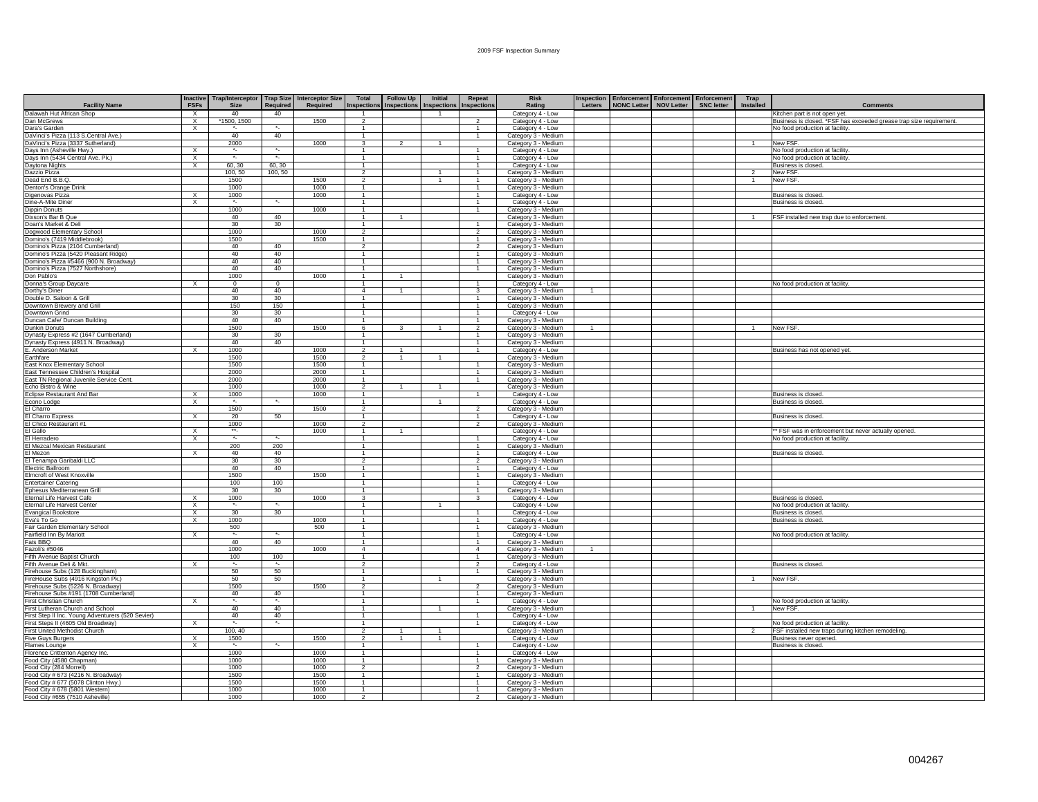2009 FSF Inspection Summary

| Facility Name | Inactive FSFs | Trap/Interceptor Size | Trap Size Required | Interceptor Size Required | Total Inspections | Follow Up Inspections | Initial Inspections | Repeat Inspections | Risk Rating | Inspection Letters | Enforcement NONC Letter | Enforcement NOV Letter | Enforcement SNC letter | Trap Installed | Comments |
|---|---|---|---|---|---|---|---|---|---|---|---|---|---|---|---|
| Dalawah Hut African Shop | X | 40 | 40 | | 1 | | 1 | | Category 4 - Low | | | | | | Kitchen part is not open yet. |
| Dan McGrews | X | *1500, 1500 | | 1500 | 2 | | | 2 | Category 4 - Low | | | | | | Business is closed. *FSF has exceeded grease trap size requirement. |
| Dara's Garden | X | *- | *- | | 1 | | | 1 | Category 4 - Low | | | | | | No food production at facility. |
| DaVinci's Pizza (113 S.Central Ave.) | | 40 | 40 | | 1 | | | 1 | Category 3 - Medium | | | | | | |
| DaVinci's Pizza (3337 Sutherland) | | 2000 | | 1000 | 3 | 2 | 1 | | Category 3 - Medium | | | | | 1 | New FSF. |
| Days Inn (Asheville Hwy.) | X | *- | *- | | 1 | | | 1 | Category 4 - Low | | | | | | No food production at facility. |
| Days Inn (5434 Central Ave. Pk.) | X | *- | *- | | 1 | | | 1 | Category 4 - Low | | | | | | No food production at facility. |
| Daytona Nights | X | 60, 30 | 60, 30 | | 1 | | | 1 | Category 4 - Low | | | | | | Business is closed. |
| Dazzio Pizza | | 100, 50 | 100, 50 | | 2 | | 1 | 1 | Category 3 - Medium | | | | | 2 | New FSF. |
| Dead End B.B.Q. | | 1500 | | 1500 | 2 | | 1 | 1 | Category 3 - Medium | | | | | 1 | New FSF. |
| Denton's Orange Drink | | 1000 | | 1000 | 1 | | | 1 | Category 3 - Medium | | | | | | |
| Digenovas Pizza | X | 1000 | | 1000 | 1 | | | 1 | Category 4 - Low | | | | | | Business is closed. |
| Dine-A-Mite Diner | X | *- | *- | | 1 | | | 1 | Category 4 - Low | | | | | | Business is closed. |
| Dippin Donuts | | 1000 | | 1000 | 1 | | | 1 | Category 3 - Medium | | | | | | |
| Dixson's Bar B Que | | 40 | 40 | | 1 | 1 | | | Category 3 - Medium | | | | | 1 | FSF installed new trap due to enforcement. |
| Doan's Market & Deli | | 30 | 30 | | 1 | | | 1 | Category 3 - Medium | | | | | | |
| Dogwood Elementary School | | 1000 | | 1000 | 2 | | | 2 | Category 3 - Medium | | | | | | |
| Domino's (7419 Middlebrook) | | 1500 | | 1500 | 1 | | | 1 | Category 3 - Medium | | | | | | |
| Domino's Pizza (2104 Cumberland) | | 40 | 40 | | 2 | | | 2 | Category 3 - Medium | | | | | | |
| Domino's Pizza (5420 Pleasant Ridge) | | 40 | 40 | | 1 | | | 1 | Category 3 - Medium | | | | | | |
| Domino's Pizza #5466 (900 N. Broadway) | | 40 | 40 | | 1 | | | 1 | Category 3 - Medium | | | | | | |
| Domino's Pizza (7527 Northshore) | | 40 | 40 | | 1 | | | 1 | Category 3 - Medium | | | | | | |
| Don Pablo's | | 1000 | | 1000 | 1 | 1 | | | Category 3 - Medium | | | | | | |
| Donna's Group Daycare | X | 0 | 0 | | 1 | | | 1 | Category 4 - Low | | | | | | No food production at facility. |
| Dorthy's Diner | | 40 | 40 | | 4 | 1 | | 3 | Category 3 - Medium | 1 | | | | | |
| Double D. Saloon & Grill | | 30 | 30 | | 1 | | | 1 | Category 3 - Medium | | | | | | |
| Downtown Brewery and Grill | | 150 | 150 | | 1 | | | 1 | Category 3 - Medium | | | | | | |
| Downtown Grind | | 30 | 30 | | 1 | | | 1 | Category 4 - Low | | | | | | |
| Duncan Cafe/ Duncan Building | | 40 | 40 | | 1 | | | 1 | Category 3 - Medium | | | | | | |
| Dunkin Donuts | | 1500 | | 1500 | 6 | 3 | 1 | 2 | Category 3 - Medium | 1 | | | | 1 | New FSF. |
| Dynasty Express #2 (1647 Cumberland) | | 30 | 30 | | 1 | | | 1 | Category 3 - Medium | | | | | | |
| Dynasty Express (4911 N. Broadway) | | 40 | 40 | | 1 | | | 1 | Category 3 - Medium | | | | | | |
| E. Anderson Market | X | 1000 | | 1000 | 2 | 1 | | 1 | Category 4 - Low | | | | | | Business has not opened yet. |
| Earthfare | | 1500 | | 1500 | 2 | 1 | 1 | | Category 3 - Medium | | | | | | |
| East Knox Elementary School | | 1500 | | 1500 | 1 | | | 1 | Category 3 - Medium | | | | | | |
| East Tennessee Children's Hospital | | 2000 | | 2000 | 1 | | | 1 | Category 3 - Medium | | | | | | |
| East TN Regional Juvenile Service Cent. | | 2000 | | 2000 | 1 | | | 1 | Category 3 - Medium | | | | | | |
| Echo Bistro & Wine | | 1000 | | 1000 | 2 | 1 | 1 | | Category 3 - Medium | | | | | | |
| Eclipse Restaurant And Bar | X | 1000 | | 1000 | 1 | | | 1 | Category 4 - Low | | | | | | Business is closed. |
| Econo Lodge | X | *- | *- | | 1 | | 1 | | Category 4 - Low | | | | | | Business is closed. |
| El Charro | | 1500 | | 1500 | 2 | | | 2 | Category 3 - Medium | | | | | | |
| El Charro Express | X | 20 | 50 | | 1 | | | 1 | Category 4 - Low | | | | | | Business is closed. |
| El Chico Restaurant #1 | | 1000 | | 1000 | 2 | | | 2 | Category 3 - Medium | | | | | | |
| El Gallo | X | **- | | 1000 | 1 | 1 | | | Category 4 - Low | | | | | | ** FSF was in enforcement but never actually opened. |
| El Herradero | X | *- | *- | | 1 | | | 1 | Category 4 - Low | | | | | | No food production at facility. |
| El Mezcal Mexican Restaurant | | 200 | 200 | | 1 | | | 1 | Category 3 - Medium | | | | | | |
| El Mezon | X | 40 | 40 | | 1 | | | 1 | Category 4 - Low | | | | | | Business is closed. |
| El Tenampa Garibaldi LLC | | 30 | 30 | | 2 | | | 2 | Category 3 - Medium | | | | | | |
| Electric Ballroom | | 40 | 40 | | 1 | | | 1 | Category 4 - Low | | | | | | |
| Elmcroft of West Knoxville | | 1500 | | 1500 | 1 | | | 1 | Category 3 - Medium | | | | | | |
| Entertainer Catering | | 100 | 100 | | 1 | | | 1 | Category 4 - Low | | | | | | |
| Ephesus Mediterranean Grill | | 30 | 30 | | 1 | | | 1 | Category 3 - Medium | | | | | | |
| Eternal Life Harvest Cafe | X | 1000 | | 1000 | 3 | | | 3 | Category 4 - Low | | | | | | Business is closed. |
| Eternal Life Harvest Center | X | *- | *- | | 1 | | 1 | | Category 4 - Low | | | | | | No food production at facility. |
| Evangical Bookstore | X | 30 | 30 | | 1 | | | 1 | Category 4 - Low | | | | | | Business is closed. |
| Eva's To Go | X | 1000 | | 1000 | 1 | | | 1 | Category 4 - Low | | | | | | Business is closed. |
| Fair Garden Elementary School | | 500 | | 500 | 1 | | | 1 | Category 3 - Medium | | | | | | |
| Fairfield Inn By Mariott | X | *- | *- | | 1 | | | 1 | Category 4 - Low | | | | | | No food production at facility. |
| Fats BBQ | | 40 | 40 | | 1 | | | 1 | Category 3 - Medium | | | | | | |
| Fazoli's #5046 | | 1000 | | 1000 | 4 | | | 4 | Category 3 - Medium | 1 | | | | | |
| Fifth Avenue Baptist Church | | 100 | 100 | | 1 | | | 1 | Category 3 - Medium | | | | | | |
| Fifth Avenue Deli & Mkt. | X | *- | *- | | 2 | | | 2 | Category 4 - Low | | | | | | Business is closed. |
| Firehouse Subs (128 Buckingham) | | 50 | 50 | | 1 | | | 1 | Category 3 - Medium | | | | | | |
| FireHouse Subs (4916 Kingston Pk.) | | 50 | 50 | | 1 | | 1 | | Category 3 - Medium | | | | | 1 | New FSF. |
| Firehouse Subs (5226 N. Broadway) | | 1500 | | 1500 | 2 | | | 2 | Category 3 - Medium | | | | | | |
| Firehouse Subs #191 (1708 Cumberland) | | 40 | 40 | | 1 | | | 1 | Category 3 - Medium | | | | | | |
| First Christian Church | X | *- | *- | | 1 | | | 1 | Category 4 - Low | | | | | | No food production at facility. |
| First Lutheran Church and School | | 40 | 40 | | 1 | | 1 | | Category 3 - Medium | | | | | 1 | New FSF. |
| First Step II Inc. Young Adventurers (520 Sevier) | | 40 | 40 | | 1 | | | 1 | Category 4 - Low | | | | | | |
| First Steps II (4605 Old Broadway) | X | *- | *- | | 1 | | | 1 | Category 4 - Low | | | | | | No food production at facility. |
| First United Methodist Church | | 100, 40 | | | 2 | 1 | 1 | | Category 3 - Medium | | | | | 2 | FSF installed new traps during kitchen remodeling. |
| Five Guys Burgers | X | 1500 | | 1500 | 2 | 1 | 1 | | Category 4 - Low | | | | | | Business never opened. |
| Flames Lounge | X | *- | *- | | 1 | | | 1 | Category 4 - Low | | | | | | Business is closed. |
| Florence Crittenton Agency Inc. | | 1000 | | 1000 | 1 | | | 1 | Category 4 - Low | | | | | | |
| Food City (4580 Chapman) | | 1000 | | 1000 | 1 | | | 1 | Category 3 - Medium | | | | | | |
| Food City (284 Morrell) | | 1000 | | 1000 | 2 | | | 2 | Category 3 - Medium | | | | | | |
| Food City # 673 (4216 N. Broadway) | | 1500 | | 1500 | 1 | | | 1 | Category 3 - Medium | | | | | | |
| Food City # 677 (5078 Clinton Hwy.) | | 1500 | | 1500 | 1 | | | 1 | Category 3 - Medium | | | | | | |
| Food City # 678 (5801 Western) | | 1000 | | 1000 | 1 | | | 1 | Category 3 - Medium | | | | | | |
| Food City #655 (7510 Asheville) | | 1000 | | 1000 | 2 | | | 2 | Category 3 - Medium | | | | | | |

004267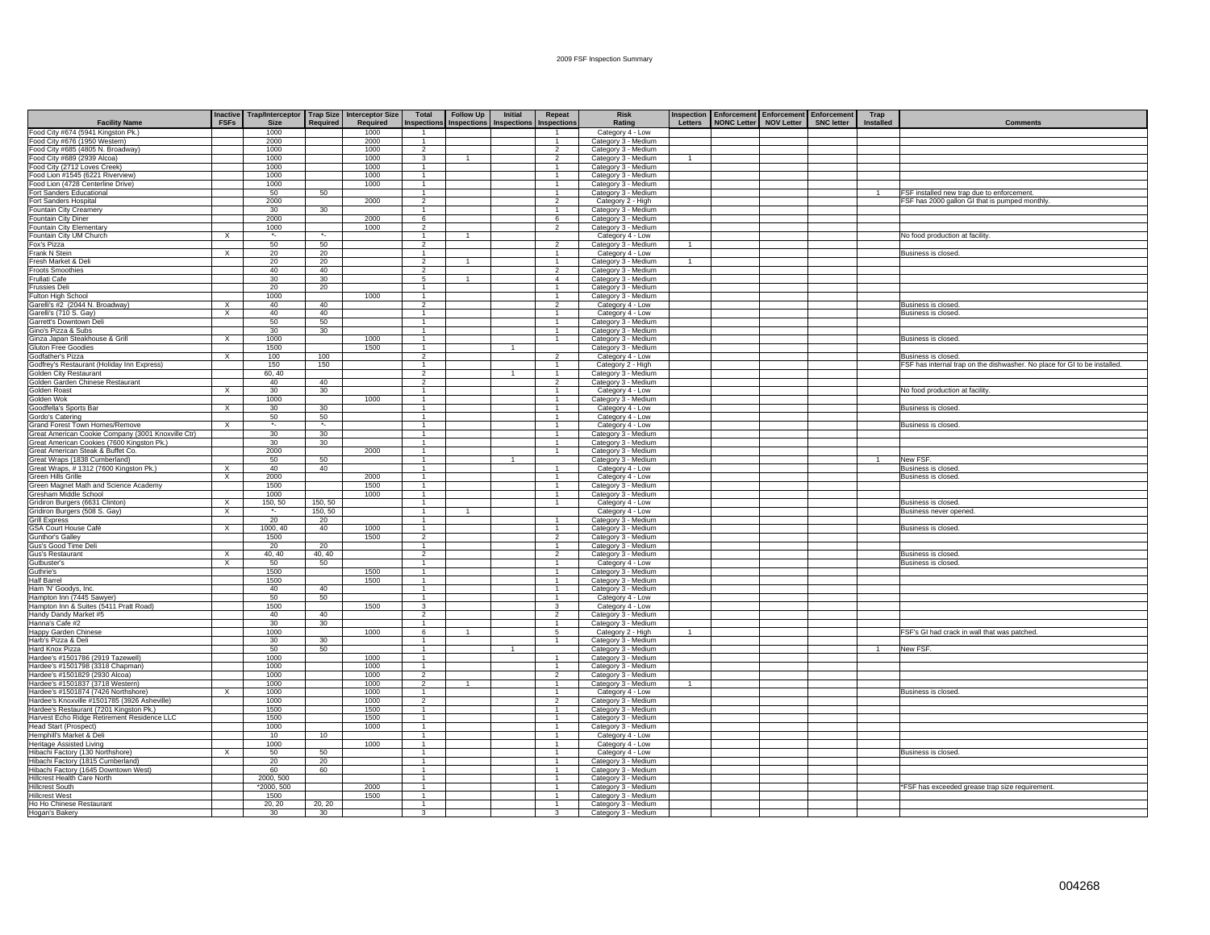# 2009 FSF Inspection Summary

| Facility Name | Inactive FSFs | Trap/Interceptor Size | Trap Size Required | Interceptor Size Required | Total Inspections | Follow Up Inspections | Initial Inspections | Repeat Inspections | Risk Rating | Inspection Letters | Enforcement NONC Letter | Enforcement NOV Letter | Enforcement SNC letter | Trap Installed | Comments |
|---|---|---|---|---|---|---|---|---|---|---|---|---|---|---|---|
| Food City #674 (5941 Kingston Pk.) | | 1000 | | 1000 | 1 | | | 1 | Category 4 - Low | | | | | | |
| Food City #676 (1950 Western) | | 2000 | | 2000 | 1 | | | 1 | Category 3 - Medium | | | | | | |
| Food City #685 (4805 N. Broadway) | | 1000 | | 1000 | 2 | | | 2 | Category 3 - Medium | | | | | | |
| Food City #689 (2939 Alcoa) | | 1000 | | 1000 | 3 | 1 | | 2 | Category 3 - Medium | 1 | | | | | |
| Food City (2712 Loves Creek) | | 1000 | | 1000 | 1 | | | 1 | Category 3 - Medium | | | | | | |
| Food Lion #1545 (6221 Riverview) | | 1000 | | 1000 | 1 | | | 1 | Category 3 - Medium | | | | | | |
| Food Lion (4728 Centerline Drive) | | 1000 | | 1000 | 1 | | | 1 | Category 3 - Medium | | | | | | |
| Fort Sanders Educational | | 50 | 50 | | 1 | | | 1 | Category 3 - Medium | | | | | 1 | FSF installed new trap due to enforcement. |
| Fort Sanders Hospital | | 2000 | | 2000 | 2 | | | 2 | Category 2 - High | | | | | | FSF has 2000 gallon GI that is pumped monthly. |
| Fountain City Creamery | | 30 | 30 | | 1 | | | 1 | Category 3 - Medium | | | | | | |
| Fountain City Diner | | 2000 | | 2000 | 6 | | | 6 | Category 3 - Medium | | | | | | |
| Fountain City Elementary | | 1000 | | 1000 | 2 | | | 2 | Category 3 - Medium | | | | | | |
| Fountain City UM Church | X | *- | *- | | 1 | 1 | | | Category 4 - Low | | | | | | No food production at facility. |
| Fox's Pizza | | 50 | 50 | | 2 | | | 2 | Category 3 - Medium | 1 | | | | | |
| Frank N Stein | X | 20 | 20 | | 1 | | | 1 | Category 4 - Low | | | | | | Business is closed. |
| Fresh Market & Deli | | 20 | 20 | | 2 | 1 | | 1 | Category 3 - Medium | 1 | | | | | |
| Froots Smoothies | | 40 | 40 | | 2 | | | 2 | Category 3 - Medium | | | | | | |
| Frullati Cafe | | 30 | 30 | | 5 | 1 | | 4 | Category 3 - Medium | | | | | | |
| Frussies Deli | | 20 | 20 | | 1 | | | 1 | Category 3 - Medium | | | | | | |
| Fulton High School | | 1000 | | 1000 | 1 | | | 1 | Category 3 - Medium | | | | | | |
| Garelli's #2 (2044 N. Broadway) | X | 40 | 40 | | 2 | | | 2 | Category 4 - Low | | | | | | Business is closed. |
| Garelli's (710 S. Gay) | X | 40 | 40 | | 1 | | | 1 | Category 4 - Low | | | | | | Business is closed. |
| Garrett's Downtown Deli | | 50 | 50 | | 1 | | | 1 | Category 3 - Medium | | | | | | |
| Gino's Pizza & Subs | | 30 | 30 | | 1 | | | 1 | Category 3 - Medium | | | | | | |
| Ginza Japan Steakhouse & Grill | X | 1000 | | 1000 | 1 | | | 1 | Category 3 - Medium | | | | | | Business is closed. |
| Gluton Free Goodies | | 1500 | | 1500 | 1 | | 1 | | Category 3 - Medium | | | | | | |
| Godfather's Pizza | X | 100 | 100 | | 2 | | | 2 | Category 4 - Low | | | | | | Business is closed. |
| Godfrey's Restaurant (Holiday Inn Express) | | 150 | 150 | | 1 | | | 1 | Category 2 - High | | | | | | FSF has internal trap on the dishwasher. No place for GI to be installed. |
| Golden City Restaurant | | 60, 40 | | | 2 | | 1 | 1 | Category 3 - Medium | | | | | | |
| Golden Garden Chinese Restaurant | | 40 | 40 | | 2 | | | 2 | Category 3 - Medium | | | | | | |
| Golden Roast | X | 30 | 30 | | 1 | | | 1 | Category 4 - Low | | | | | | No food production at facility. |
| Golden Wok | | 1000 | | 1000 | 1 | | | 1 | Category 3 - Medium | | | | | | |
| Goodfella's Sports Bar | X | 30 | 30 | | 1 | | | 1 | Category 4 - Low | | | | | | Business is closed. |
| Gordo's Catering | | 50 | 50 | | 1 | | | 1 | Category 4 - Low | | | | | | |
| Grand Forest Town Homes/Remove | X | *- | *- | | 1 | | | 1 | Category 4 - Low | | | | | | Business is closed. |
| Great American Cookie Company (3001 Knoxville Ctr) | | 30 | 30 | | 1 | | | 1 | Category 3 - Medium | | | | | | |
| Great American Cookies (7600 Kingston Pk.) | | 30 | 30 | | 1 | | | 1 | Category 3 - Medium | | | | | | |
| Great American Steak & Buffet Co. | | 2000 | | 2000 | 1 | | | 1 | Category 3 - Medium | | | | | | |
| Great Wraps (1838 Cumberland) | | 50 | 50 | | 1 | | 1 | | Category 3 - Medium | | | | | 1 | New FSF. |
| Great Wraps, # 1312 (7600 Kingston Pk.) | X | 40 | 40 | | 1 | | | 1 | Category 4 - Low | | | | | | Business is closed. |
| Green Hills Grille | X | 2000 | | 2000 | 1 | | | 1 | Category 4 - Low | | | | | | Business is closed. |
| Green Magnet Math and Science Academy | | 1500 | | 1500 | 1 | | | 1 | Category 3 - Medium | | | | | | |
| Gresham Middle School | | 1000 | | 1000 | 1 | | | 1 | Category 3 - Medium | | | | | | |
| Gridiron Burgers (6631 Clinton) | X | 150, 50 | 150, 50 | | 1 | | | 1 | Category 4 - Low | | | | | | Business is closed. |
| Gridiron Burgers (508 S. Gay) | X | *- | 150, 50 | | 1 | 1 | | | Category 4 - Low | | | | | | Business never opened. |
| Grill Express | | 20 | 20 | | 1 | | | 1 | Category 3 - Medium | | | | | | |
| GSA Court House Café | X | 1000, 40 | 40 | 1000 | 1 | | | 1 | Category 3 - Medium | | | | | | Business is closed. |
| Gunthor's Galley | | 1500 | | 1500 | 2 | | | 2 | Category 3 - Medium | | | | | | |
| Gus's Good Time Deli | | 20 | 20 | | 1 | | | 1 | Category 3 - Medium | | | | | | |
| Gus's Restaurant | X | 40, 40 | 40, 40 | | 2 | | | 2 | Category 3 - Medium | | | | | | Business is closed. |
| Gutbuster's | X | 50 | 50 | | 1 | | | 1 | Category 4 - Low | | | | | | Business is closed. |
| Guthrie's | | 1500 | | 1500 | 1 | | | 1 | Category 3 - Medium | | | | | | |
| Half Barrel | | 1500 | | 1500 | 1 | | | 1 | Category 3 - Medium | | | | | | |
| Ham 'N' Goodys, Inc. | | 40 | 40 | | 1 | | | 1 | Category 3 - Medium | | | | | | |
| Hampton Inn (7445 Sawyer) | | 50 | 50 | | 1 | | | 1 | Category 4 - Low | | | | | | |
| Hampton Inn & Suites (5411 Pratt Road) | | 1500 | | 1500 | 3 | | | 3 | Category 4 - Low | | | | | | |
| Handy Dandy Market #5 | | 40 | 40 | | 2 | | | 2 | Category 3 - Medium | | | | | | |
| Hanna's Cafe #2 | | 30 | 30 | | 1 | | | 1 | Category 3 - Medium | | | | | | |
| Happy Garden Chinese | | 1000 | | 1000 | 6 | 1 | | 5 | Category 2 - High | 1 | | | | | FSF's GI had crack in wall that was patched. |
| Harb's Pizza & Deli | | 30 | 30 | | 1 | | | 1 | Category 3 - Medium | | | | | | |
| Hard Knox Pizza | | 50 | 50 | | 1 | | 1 | | Category 3 - Medium | | | | | 1 | New FSF. |
| Hardee's #1501786 (2919 Tazewell) | | 1000 | | 1000 | 1 | | | 1 | Category 3 - Medium | | | | | | |
| Hardee's #1501798 (3318 Chapman) | | 1000 | | 1000 | 1 | | | 1 | Category 3 - Medium | | | | | | |
| Hardee's #1501829 (2930 Alcoa) | | 1000 | | 1000 | 2 | | | 2 | Category 3 - Medium | | | | | | |
| Hardee's #1501837 (3718 Western) | | 1000 | | 1000 | 2 | 1 | | 1 | Category 3 - Medium | 1 | | | | | |
| Hardee's #1501874 (7426 Northshore) | X | 1000 | | 1000 | 1 | | | 1 | Category 4 - Low | | | | | | Business is closed. |
| Hardee's Knoxville #1501785 (3926 Asheville) | | 1000 | | 1000 | 2 | | | 2 | Category 3 - Medium | | | | | | |
| Hardee's Restaurant (7201 Kingston Pk.) | | 1500 | | 1500 | 1 | | | 1 | Category 3 - Medium | | | | | | |
| Harvest Echo Ridge Retirement Residence LLC | | 1500 | | 1500 | 1 | | | 1 | Category 3 - Medium | | | | | | |
| Head Start (Prospect) | | 1000 | | 1000 | 1 | | | 1 | Category 3 - Medium | | | | | | |
| Hemphill's Market & Deli | | 10 | 10 | | 1 | | | 1 | Category 4 - Low | | | | | | |
| Heritage Assisted Living | | 1000 | | 1000 | 1 | | | 1 | Category 4 - Low | | | | | | |
| Hibachi Factory (130 Northshore) | X | 50 | 50 | | 1 | | | 1 | Category 4 - Low | | | | | | Business is closed. |
| Hibachi Factory (1815 Cumberland) | | 20 | 20 | | 1 | | | 1 | Category 3 - Medium | | | | | | |
| Hibachi Factory (1645 Downtown West) | | 60 | 60 | | 1 | | | 1 | Category 3 - Medium | | | | | | |
| Hillcrest Health Care North | | 2000, 500 | | | 1 | | | 1 | Category 3 - Medium | | | | | | |
| Hillcrest South | | *2000, 500 | | 2000 | 1 | | | 1 | Category 3 - Medium | | | | | | *FSF has exceeded grease trap size requirement. |
| Hillcrest West | | 1500 | | 1500 | 1 | | | 1 | Category 3 - Medium | | | | | | |
| Ho Ho Chinese Restaurant | | 20, 20 | 20, 20 | | 1 | | | 1 | Category 3 - Medium | | | | | | |
| Hogan's Bakery | | 30 | 30 | | 3 | | | 3 | Category 3 - Medium | | | | | | |

004268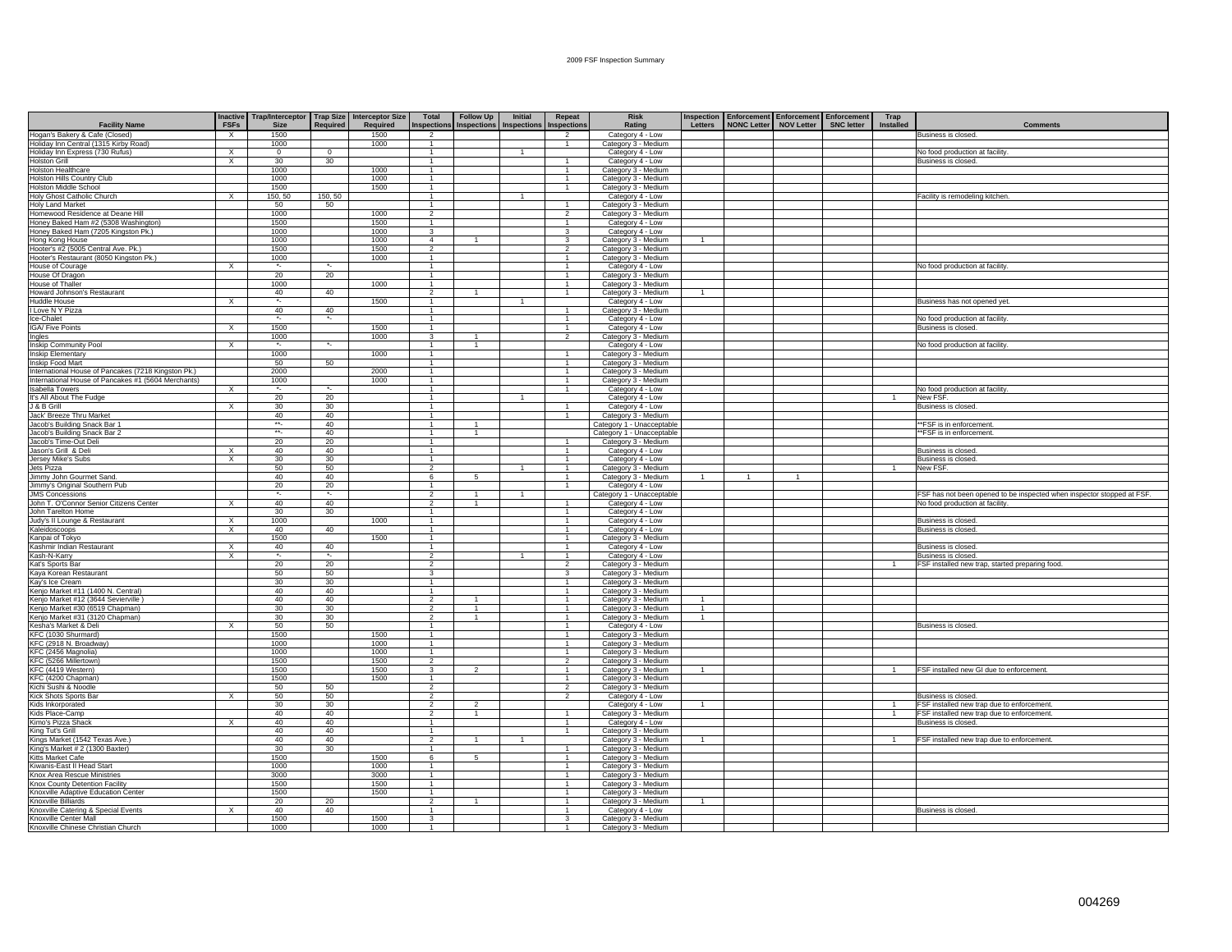# 2009 FSF Inspection Summary

| Facility Name | Inactive FSFs | Trap/Interceptor Size | Trap Size Required | Interceptor Size Required | Total Inspections | Follow Up Inspections | Initial Inspections | Repeat Inspections | Risk Rating | Inspection Letters | Enforcement NONC Letter | Enforcement NOV Letter | Enforcement SNC letter | Trap Installed | Comments |
|---|---|---|---|---|---|---|---|---|---|---|---|---|---|---|---|
| Hogan's Bakery & Cafe (Closed) | X | 1500 | | 1500 | 2 | | | 2 | Category 4 - Low | | | | | | Business is closed. |
| Holiday Inn Central (1315 Kirby Road) | | 1000 | | 1000 | 1 | | | 1 | Category 3 - Medium | | | | | | |
| Holiday Inn Express (730 Rufus) | X | 0 | 0 | | 1 | | 1 | | Category 4 - Low | | | | | | No food production at facility. |
| Holston Grill | X | 30 | 30 | | 1 | | | 1 | Category 4 - Low | | | | | | Business is closed. |
| Holston Healthcare | | 1000 | | 1000 | 1 | | | 1 | Category 3 - Medium | | | | | | |
| Holston Hills Country Club | | 1000 | | 1000 | 1 | | | 1 | Category 3 - Medium | | | | | | |
| Holston Middle School | | 1500 | | 1500 | 1 | | | 1 | Category 3 - Medium | | | | | | |
| Holy Ghost Catholic Church | X | 150, 50 | 150, 50 | | 1 | | 1 | | Category 4 - Low | | | | | | Facility is remodeling kitchen. |
| Holy Land Market | | 50 | 50 | | 1 | | | 1 | Category 3 - Medium | | | | | | |
| Homewood Residence at Deane Hill | | 1000 | | 1000 | 2 | | | 2 | Category 3 - Medium | | | | | | |
| Honey Baked Ham #2 (5308 Washington) | | 1500 | | 1500 | 1 | | | 1 | Category 4 - Low | | | | | | |
| Honey Baked Ham (7205 Kingston Pk.) | | 1000 | | 1000 | 3 | | | 3 | Category 4 - Low | | | | | | |
| Hong Kong House | | 1000 | | 1000 | 4 | 1 | | 3 | Category 3 - Medium | 1 | | | | | |
| Hooter's #2 (5005 Central Ave. Pk.) | | 1500 | | 1500 | 2 | | | 2 | Category 3 - Medium | | | | | | |
| Hooter's Restaurant (8050 Kingston Pk.) | | 1000 | | 1000 | 1 | | | 1 | Category 3 - Medium | | | | | | |
| House of Courage | X | *- | *- | | 1 | | | 1 | Category 4 - Low | | | | | | No food production at facility. |
| House Of Dragon | | 20 | 20 | | 1 | | | 1 | Category 3 - Medium | | | | | | |
| House of Thaller | | 1000 | | 1000 | 1 | | | 1 | Category 3 - Medium | | | | | | |
| Howard Johnson's Restaurant | | 40 | 40 | | 2 | 1 | | 1 | Category 3 - Medium | 1 | | | | | |
| Huddle House | X | *- | | 1500 | 1 | | 1 | | Category 4 - Low | | | | | | Business has not opened yet. |
| I Love N Y Pizza | | 40 | 40 | | 1 | | | 1 | Category 3 - Medium | | | | | | |
| Ice-Chalet | | *- | *- | | 1 | | | 1 | Category 4 - Low | | | | | | No food production at facility. |
| IGA/ Five Points | X | 1500 | | 1500 | 1 | | | 1 | Category 4 - Low | | | | | | Business is closed. |
| Ingles | | 1000 | | 1000 | 3 | 1 | | 2 | Category 3 - Medium | | | | | | |
| Inskip Community Pool | X | *- | *- | | 1 | 1 | | | Category 4 - Low | | | | | | No food production at facility. |
| Inskip Elementary | | 1000 | | 1000 | 1 | | | 1 | Category 3 - Medium | | | | | | |
| Inskip Food Mart | | 50 | 50 | | 1 | | | 1 | Category 3 - Medium | | | | | | |
| International House of Pancakes (7218 Kingston Pk.) | | 2000 | | 2000 | 1 | | | 1 | Category 3 - Medium | | | | | | |
| International House of Pancakes #1 (5604 Merchants) | | 1000 | | 1000 | 1 | | | 1 | Category 3 - Medium | | | | | | |
| Isabella Towers | X | *- | *- | | 1 | | | 1 | Category 4 - Low | | | | | | No food production at facility. |
| It's All About The Fudge | | 20 | 20 | | 1 | | 1 | | Category 4 - Low | | | | | 1 | New FSF. |
| J & B Grill | X | 30 | 30 | | 1 | | | 1 | Category 4 - Low | | | | | | Business is closed. |
| Jack' Breeze Thru Market | | 40 | 40 | | 1 | | | 1 | Category 3 - Medium | | | | | | |
| Jacob's Building Snack Bar 1 | | **- | 40 | | 1 | 1 | | | Category 1 - Unacceptable | | | | | | **FSF is in enforcement. |
| Jacob's Building Snack Bar 2 | | **- | 40 | | 1 | 1 | | | Category 1 - Unacceptable | | | | | | **FSF is in enforcement. |
| Jacob's Time-Out Deli | | 20 | 20 | | 1 | | | 1 | Category 3 - Medium | | | | | | |
| Jason's Grill & Deli | X | 40 | 40 | | 1 | | | 1 | Category 4 - Low | | | | | | Business is closed. |
| Jersey Mike's Subs | X | 30 | 30 | | 1 | | | 1 | Category 4 - Low | | | | | | Business is closed. |
| Jets Pizza | | 50 | 50 | | 2 | | 1 | 1 | Category 3 - Medium | | | | | 1 | New FSF. |
| Jimmy John Gourmet Sand. | | 40 | 40 | | 6 | 5 | | 1 | Category 3 - Medium | 1 | 1 | 1 | | | |
| Jimmy's Original Southern Pub | | 20 | 20 | | 1 | | | 1 | Category 4 - Low | | | | | | |
| JMS Concessions | | *- | *- | | 2 | 1 | 1 | | Category 1 - Unacceptable | | | | | | FSF has not been opened to be inspected when inspector stopped at FSF. |
| John T. O'Connor Senior Citizens Center | X | 40 | 40 | | 2 | 1 | | 1 | Category 4 - Low | | | | | | No food production at facility. |
| John Tarelton Home | | 30 | 30 | | 1 | | | 1 | Category 4 - Low | | | | | | |
| Judy's II Lounge & Restaurant | X | 1000 | | 1000 | 1 | | | 1 | Category 4 - Low | | | | | | Business is closed. |
| Kaleidoscoops | X | 40 | 40 | | 1 | | | 1 | Category 4 - Low | | | | | | Business is closed. |
| Kanpai of Tokyo | | 1500 | | 1500 | 1 | | | 1 | Category 3 - Medium | | | | | | |
| Kashmir Indian Restaurant | X | 40 | 40 | | 1 | | | 1 | Category 4 - Low | | | | | | Business is closed. |
| Kash-N-Karry | X | *- | *- | | 2 | | 1 | 1 | Category 4 - Low | | | | | | Business is closed. |
| Kat's Sports Bar | | 20 | 20 | | 2 | | | 2 | Category 3 - Medium | | | | | 1 | FSF installed new trap, started preparing food. |
| Kaya Korean Restaurant | | 50 | 50 | | 3 | | | 3 | Category 3 - Medium | | | | | | |
| Kay's Ice Cream | | 30 | 30 | | 1 | | | 1 | Category 3 - Medium | | | | | | |
| Kenjo Market #11 (1400 N. Central) | | 40 | 40 | | 1 | | | 1 | Category 3 - Medium | | | | | | |
| Kenjo Market #12 (3644 Sevierville ) | | 40 | 40 | | 2 | 1 | | 1 | Category 3 - Medium | 1 | | | | | |
| Kenjo Market #30 (6519 Chapman) | | 30 | 30 | | 2 | 1 | | 1 | Category 3 - Medium | 1 | | | | | |
| Kenjo Market #31 (3120 Chapman) | | 30 | 30 | | 2 | 1 | | 1 | Category 3 - Medium | 1 | | | | | |
| Kesha's Market & Deli | X | 50 | 50 | | 1 | | | 1 | Category 4 - Low | | | | | | Business is closed. |
| KFC (1030 Shurmard) | | 1500 | | 1500 | 1 | | | 1 | Category 3 - Medium | | | | | | |
| KFC (2918 N. Broadway) | | 1000 | | 1000 | 1 | | | 1 | Category 3 - Medium | | | | | | |
| KFC (2456 Magnolia) | | 1000 | | 1000 | 1 | | | 1 | Category 3 - Medium | | | | | | |
| KFC (5266 Millertown) | | 1500 | | 1500 | 2 | | | 2 | Category 3 - Medium | | | | | | |
| KFC (4419 Western) | | 1500 | | 1500 | 3 | 2 | | 1 | Category 3 - Medium | 1 | | | | 1 | FSF installed new GI due to enforcement. |
| KFC (4200 Chapman) | | 1500 | | 1500 | 1 | | | 1 | Category 3 - Medium | | | | | | |
| Kichi Sushi & Noodle | | 50 | 50 | | 2 | | | 2 | Category 3 - Medium | | | | | | |
| Kick Shots Sports Bar | X | 50 | 50 | | 2 | | | 2 | Category 4 - Low | | | | | | Business is closed. |
| Kids Inkorporated | | 30 | 30 | | 2 | 2 | | | Category 4 - Low | 1 | | | | 1 | FSF installed new trap due to enforcement. |
| Kids Place-Camp | | 40 | 40 | | 2 | 1 | | 1 | Category 3 - Medium | | | | | 1 | FSF installed new trap due to enforcement. |
| Kimo's Pizza Shack | X | 40 | 40 | | 1 | | | 1 | Category 4 - Low | | | | | | Business is closed. |
| King Tut's Grill | | 40 | 40 | | 1 | | | 1 | Category 3 - Medium | | | | | | |
| Kings Market (1542 Texas Ave.) | | 40 | 40 | | 2 | 1 | 1 | | Category 3 - Medium | 1 | | | | 1 | FSF installed new trap due to enforcement. |
| King's Market # 2 (1300 Baxter) | | 30 | 30 | | 1 | | | 1 | Category 3 - Medium | | | | | | |
| Kitts Market Cafe | | 1500 | | 1500 | 6 | 5 | | 1 | Category 3 - Medium | | | | | | |
| Kiwanis-East II Head Start | | 1000 | | 1000 | 1 | | | 1 | Category 3 - Medium | | | | | | |
| Knox Area Rescue Ministries | | 3000 | | 3000 | 1 | | | 1 | Category 3 - Medium | | | | | | |
| Knox County Detention Facility | | 1500 | | 1500 | 1 | | | 1 | Category 3 - Medium | | | | | | |
| Knoxville Adaptive Education Center | | 1500 | | 1500 | 1 | | | 1 | Category 3 - Medium | | | | | | |
| Knoxville Billiards | | 20 | 20 | | 2 | 1 | | 1 | Category 3 - Medium | 1 | | | | | |
| Knoxville Catering & Special Events | X | 40 | 40 | | 1 | | | 1 | Category 4 - Low | | | | | | Business is closed. |
| Knoxville Center Mall | | 1500 | | 1500 | 3 | | | 3 | Category 3 - Medium | | | | | | |
| Knoxville Chinese Christian Church | | 1000 | | 1000 | 1 | | | 1 | Category 3 - Medium | | | | | | |

004269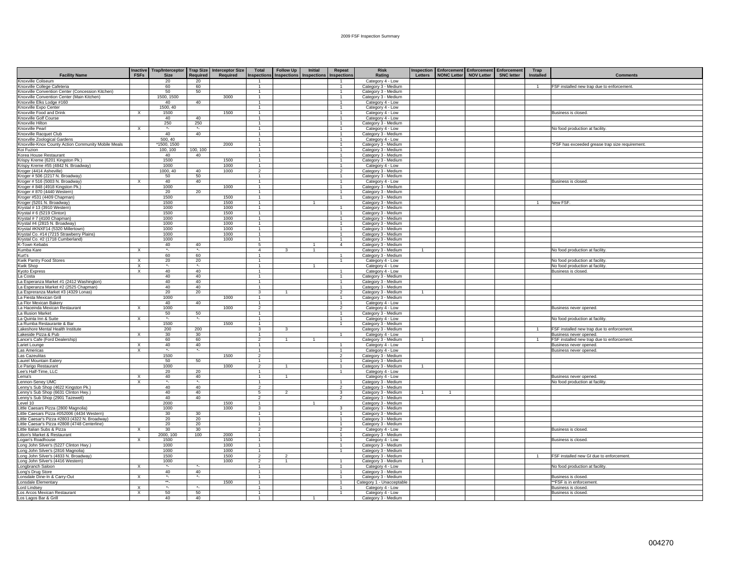# 2009 FSF Inspection Summary

| Facility Name | Inactive FSFs | Trap/Interceptor Size | Trap Size Required | Interceptor Size Required | Total Inspections | Follow Up Inspections | Initial Inspections | Repeat Inspections | Risk Rating | Inspection Letters | Enforcement NONC Letter | Enforcement NOV Letter | Enforcement SNC letter | Trap Installed | Comments |
|---|---|---|---|---|---|---|---|---|---|---|---|---|---|---|---|
| Knoxville Coliseum | | 20 | 20 | | 1 | | | 1 | Category 4 - Low | | | | | | |
| Knoxville College Cafeteria | | 60 | 60 | | 1 | | | 1 | Category 3 - Medium | | | | | 1 | FSF installed new trap due to enforcement. |
| Knoxville Convention Center (Concession Kitchen) | | 50 | 50 | | 1 | | | 1 | Category 3 - Medium | | | | | | |
| Knoxville Convention Center (Main Kitchen) | | 1500, 1500 | | 3000 | 1 | | | 1 | Category 3 - Medium | | | | | | |
| Knoxville Elks Lodge #160 | | 40 | 40 | | 1 | | | 1 | Category 4 - Low | | | | | | |
| Knoxville Expo Center | | 1500, 40 | | | 1 | | | 1 | Category 4 - Low | | | | | | |
| Knoxville Food and Drink | X | 1500 | | 1500 | 1 | | | 1 | Category 4 - Low | | | | | | Business is closed. |
| Knoxville Golf Course | | 40 | 40 | | 1 | | | 1 | Category 4 - Low | | | | | | |
| Knoxville Hilton | | 250 | 250 | | 1 | | | 1 | Category 3 - Medium | | | | | | |
| Knoxville Pearl | X | *- | *- | | 1 | | | 1 | Category 4 - Low | | | | | | No food production at facility. |
| Knoxville Racquet Club | | 40 | 40 | | 1 | | | 1 | Category 3 - Medium | | | | | | |
| Knoxville Zoological Gardens | | 500, 40 | | | 1 | | | 1 | Category 4 - Low | | | | | | |
| Knoxville-Knox County Action Community Mobile Meals | | *1500, 1500 | | 2000 | 1 | | | 1 | Category 3 - Medium | | | | | | *FSF has exceeded grease trap size requirement. |
| Koi Fuzion | | 100, 100 | 100, 100 | | 1 | | | 1 | Category 3 - Medium | | | | | | |
| Korea House Restaurant | | 40 | 40 | | 1 | | | 1 | Category 3 - Medium | | | | | | |
| Krispy Kreme (6201 Kingston Pk.) | | 1500 | | 1500 | 1 | | | 1 | Category 3 - Medium | | | | | | |
| Krispy Kreme #55 (4842 N. Broadway) | | 1000 | | 1000 | 1 | | | 1 | Category 4 - Low | | | | | | |
| Kroger (4414 Asheville) | | 1000, 40 | 40 | 1000 | 2 | | | 2 | Category 3 - Medium | | | | | | |
| Kroger # 506 (2217 N. Broadway) | | 50 | 50 | | 1 | | | 1 | Category 3 - Medium | | | | | | |
| Kroger # 516 (5003 N. Broadway) | X | 40 | 40 | | 1 | | | 1 | Category 4 - Low | | | | | | Business is closed. |
| Kroger # 848 (4918 Kingston Pk.) | | 1000 | | 1000 | 1 | | | 1 | Category 3 - Medium | | | | | | |
| Kroger # 870 (4440 Western) | | 20 | 20 | | 1 | | | 1 | Category 3 - Medium | | | | | | |
| Kroger #531 (4409 Chapman) | | 1500 | | 1500 | 1 | | | 1 | Category 3 - Medium | | | | | | |
| Kroger (5201 N. Broadway) | | 1500 | | 1500 | 1 | | 1 | | Category 3 - Medium | | | | | 1 | New FSF. |
| Krystal # 13 (3910 Western) | | 1000 | | 1000 | 1 | | | 1 | Category 3 - Medium | | | | | | |
| Krystal # 6 (5219 Clinton) | | 1500 | | 1500 | 1 | | | 1 | Category 3 - Medium | | | | | | |
| Krystal # 7 (4100 Chapman) | | 1000 | | 1000 | 1 | | | 1 | Category 3 - Medium | | | | | | |
| Krystal #4 (2815 N. Broadway) | | 1000 | | 1000 | 1 | | | 1 | Category 3 - Medium | | | | | | |
| Krystal #KNXF14 (5320 Millertown) | | 1000 | | 1000 | 1 | | | 1 | Category 3 - Medium | | | | | | |
| Krystal Co. #14 (7215 Strawberry Plains) | | 1000 | | 1000 | 1 | | | 1 | Category 3 - Medium | | | | | | |
| Krystal Co. #2 (1718 Cumberland) | | 1000 | | 1000 | 1 | | | 1 | Category 3 - Medium | | | | | | |
| K-Town Kebabs | | 40 | 40 | | 5 | | 1 | 4 | Category 3 - Medium | | | | | | |
| Kumba Kare | X | *- | *- | | 4 | 3 | 1 | | Category 3 - Medium | 1 | | | | | No food production at facility. |
| Kurt's | | 60 | 60 | | 1 | | | 1 | Category 3 - Medium | | | | | | |
| Kwik Pantry Food Stores | X | 20 | 20 | | 1 | | | 1 | Category 4 - Low | | | | | | No food production at facility. |
| Kwik Shop | X | *- | *- | | 1 | | 1 | | Category 4 - Low | | | | | | No food production at facility. |
| Kyoto Express | X | 40 | 40 | | 1 | | | 1 | Category 4 - Low | | | | | | Business is closed. |
| La Costa | | 40 | 40 | | 1 | | | 1 | Category 3 - Medium | | | | | | |
| La Esperanza Market #1 (2412 Washington) | | 40 | 40 | | 1 | | | 1 | Category 3 - Medium | | | | | | |
| La Esperanza Market #2 (2525 Chapman) | | 40 | 40 | | 1 | | | 1 | Category 3 - Medium | | | | | | |
| La Espreranza Market #3 (4329 Lonas) | | 20 | 20 | | 3 | 1 | | 2 | Category 3 - Medium | 1 | | | | | |
| La Fiesta Mexican Grill | | 1000 | | 1000 | 1 | | | 1 | Category 3 - Medium | | | | | | |
| La Flor Mexican Bakery | | 40 | 40 | | 1 | | | 1 | Category 4 - Low | | | | | | |
| La Haceinda Mexican Restaurant | X | 1000 | | 1000 | 2 | | | 2 | Category 4 - Low | | | | | | Business never opened. |
| La Illusion Market | | 50 | 50 | | 1 | | | 1 | Category 3 - Medium | | | | | | |
| La Quinta Inn & Suite | X | *- | *- | | 1 | | | 1 | Category 4 - Low | | | | | | No food production at facility. |
| La Rumba Restaurante & Bar | | 1500 | | 1500 | 1 | | | 1 | Category 3 - Medium | | | | | | |
| Lakeshore Mental Health Institute | | 200 | 200 | | 3 | 3 | | | Category 3 - Medium | | | | | 1 | FSF installed new trap due to enforcement. |
| Lakeside Pizza & Pub | X | 30 | 30 | | 1 | | | 1 | Category 4 - Low | | | | | | Business never opened. |
| Lance's Cafe (Ford Dealership) | | 60 | 60 | | 2 | 1 | 1 | | Category 3 - Medium | 1 | | | | 1 | FSF installed new trap due to enforcement. |
| Lariet Lounge | X | 40 | 40 | | 1 | | | 1 | Category 4 - Low | | | | | | Business never opened. |
| Las Americas | X | *- | *- | | 1 | | | 1 | Category 4 - Low | | | | | | Business never opened. |
| Las Cazeulitas | | 1500 | | 1500 | 2 | | | 2 | Category 3 - Medium | | | | | | |
| Laurel Mountain Eatery | | 50 | 50 | | 1 | | | 1 | Category 3 - Medium | | | | | | |
| Le Parigo Restaurant | | 1000 | | 1000 | 2 | 1 | | 1 | Category 3 - Medium | 1 | | | | | |
| Lee's Half-Time, LLC | | 20 | 20 | | 1 | | | 1 | Category 4 - Low | | | | | | |
| Lema's | X | 40 | 40 | | 1 | 1 | | | Category 4 - Low | | | | | | Business never opened. |
| Lennon-Seney UMC | X | *- | *- | | 1 | | | 1 | Category 3 - Medium | | | | | | No food production at facility. |
| Lenny's Sub Shop (4622 Kingston Pk.) | | 40 | 40 | | 2 | | | 2 | Category 3 - Medium | | | | | | |
| Lenny's Sub Shop (6631 Clinton Hwy.) | | 40 | 40 | | 5 | 2 | | 3 | Category 3 - Medium | 1 | 1 | | | | |
| Lenny's Sub Shop (2901 Tazewell) | | 40 | 40 | | 2 | | | 2 | Category 3 - Medium | | | | | | |
| Level 10 | | 2000 | | 1500 | 1 | | 1 | | Category 3 - Medium | | | | | | |
| Little Caesars Pizza (2800 Magnolia) | | 1000 | | 1000 | 3 | | | 3 | Category 3 - Medium | | | | | | |
| Little Caesars Pizza #052006 (4434 Western) | | 30 | 30 | | 1 | | | 1 | Category 3 - Medium | | | | | | |
| Little Caesar's Pizza #2803 (4322 N. Broadway) | | 20 | 20 | | 1 | | | 1 | Category 3 - Medium | | | | | | |
| Little Caesar's Pizza #2808 (4748 Centerline) | | 20 | 20 | | 1 | | | 1 | Category 3 - Medium | | | | | | |
| Little Italian Subs & Pizza | X | 30 | 30 | | 2 | | | 2 | Category 4 - Low | | | | | | Business is closed. |
| Litton's Market & Restaurant | | 2000, 100 | 100 | 2000 | 1 | | | 1 | Category 3 - Medium | | | | | | |
| Logan's Roadhouse | X | 1500 | | 1500 | 1 | | | 1 | Category 4 - Low | | | | | | Business is closed. |
| Long John Silver's (5227 Clinton Hwy.) | | 1000 | | 1000 | 1 | | | 1 | Category 3 - Medium | | | | | | |
| Long John Silver's (2816 Magnolia) | | 1000 | | 1000 | 1 | | | 1 | Category 3 - Medium | | | | | | |
| Long John Silver's (4833 N. Broadway) | | 1500 | | 1500 | 2 | 2 | | | Category 3 - Medium | | | | | 1 | FSF installed new GI due to enforcement. |
| Long John Silver's (4416 Western) | | 1000 | | 1000 | 2 | 1 | | 1 | Category 3 - Medium | 1 | | | | | |
| Longbranch Saloon | X | *- | *- | | 1 | | | 1 | Category 4 - Low | | | | | | No food production at facility. |
| Long's Drug Store | | 40 | 40 | | 1 | | | 1 | Category 3 - Medium | | | | | | |
| Lonsdale Dine-In & Carry-Out | X | *- | *- | | 1 | | | 1 | Category 3 - Medium | | | | | | Business is closed. |
| Lonsdale Elementary | | **- | | 1500 | 1 | | | 1 | Category 1 - Unacceptable | | | | | | **FSF is in enforcement. |
| Lord Lindsey | X | *- | *- | | 1 | | | 1 | Category 4 - Low | | | | | | Business is closed. |
| Los Arcos Mexican Restaurant | X | 50 | 50 | | 1 | | | 1 | Category 4 - Low | | | | | | Business is closed. |
| Los Lagos Bar & Grill | | 40 | 40 | | 1 | | 1 | | Category 3 - Medium | | | | | | |

004270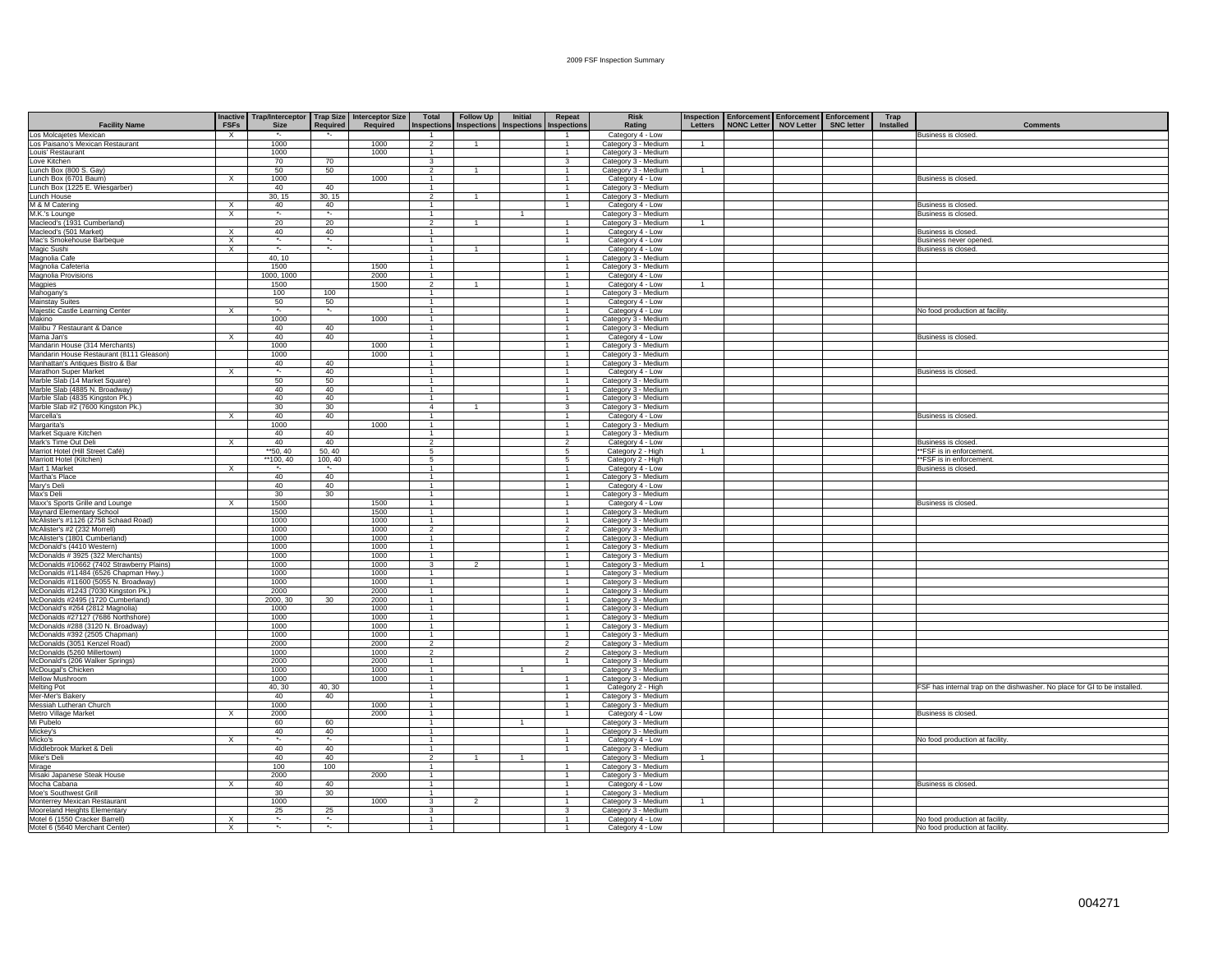# 2009 FSF Inspection Summary

| Facility Name | Inactive FSFs | Trap/Interceptor Size | Trap Size Required | Interceptor Size Required | Total Inspections | Follow Up Inspections | Initial Inspections | Repeat Inspections | Risk Rating | Inspection Letters | Enforcement NONC Letter | Enforcement NOV Letter | Enforcement SNC letter | Trap Installed | Comments |
|---|---|---|---|---|---|---|---|---|---|---|---|---|---|---|---|
| Los Molcajetes Mexican | X | *- | *- | | 1 | | | 1 | Category 4 - Low | | | | | | Business is closed. |
| Los Paisano's Mexican Restaurant | | 1000 | | 1000 | 2 | 1 | | 1 | Category 3 - Medium | 1 | | | | | |
| Louis' Restaurant | | 1000 | | 1000 | 1 | | | 1 | Category 3 - Medium | | | | | | |
| Love Kitchen | | 70 | 70 | | 3 | | | 3 | Category 3 - Medium | | | | | | |
| Lunch Box (800 S. Gay) | | 50 | 50 | | 2 | 1 | | 1 | Category 3 - Medium | 1 | | | | | |
| Lunch Box (6701 Baum) | X | 1000 | | 1000 | 1 | | | 1 | Category 4 - Low | | | | | | Business is closed. |
| Lunch Box (1225 E. Wiesgarber) | | 40 | 40 | | 1 | | | 1 | Category 3 - Medium | | | | | | |
| Lunch House | | 30, 15 | 30, 15 | | 2 | 1 | | 1 | Category 3 - Medium | | | | | | |
| M & M Catering | X | 40 | 40 | | 1 | | | 1 | Category 4 - Low | | | | | | Business is closed. |
| M.K.'s Lounge | X | *- | *- | | 1 | | 1 | | Category 3 - Medium | | | | | | Business is closed. |
| Macleod's (1931 Cumberland) | | 20 | 20 | | 2 | 1 | | 1 | Category 3 - Medium | 1 | | | | | |
| Macleod's (501 Market) | X | 40 | 40 | | 1 | | | 1 | Category 4 - Low | | | | | | Business is closed. |
| Mac's Smokehouse Barbeque | X | *- | *- | | 1 | | | 1 | Category 4 - Low | | | | | | Business never opened. |
| Magic Sushi | X | *- | *- | | 1 | 1 | | | Category 4 - Low | | | | | | Business is closed. |
| Magnolia Cafe | | 40, 10 | | | 1 | | | 1 | Category 3 - Medium | | | | | | |
| Magnolia Cafeteria | | 1500 | | 1500 | 1 | | | 1 | Category 3 - Medium | | | | | | |
| Magnolia Provisions | | 1000, 1000 | | 2000 | 1 | | | 1 | Category 4 - Low | | | | | | |
| Magpies | | 1500 | | 1500 | 2 | 1 | | 1 | Category 4 - Low | 1 | | | | | |
| Mahogany's | | 100 | 100 | | 1 | | | 1 | Category 3 - Medium | | | | | | |
| Mainstay Suites | | 50 | 50 | | 1 | | | 1 | Category 4 - Low | | | | | | |
| Majestic Castle Learning Center | X | *- | *- | | 1 | | | 1 | Category 4 - Low | | | | | | No food production at facility. |
| Makino | | 1000 | | 1000 | 1 | | | 1 | Category 3 - Medium | | | | | | |
| Malibu 7 Restaurant & Dance | | 40 | 40 | | 1 | | | 1 | Category 3 - Medium | | | | | | |
| Mama Jan's | X | 40 | 40 | | 1 | | | 1 | Category 4 - Low | | | | | | Business is closed. |
| Mandarin House (314 Merchants) | | 1000 | | 1000 | 1 | | | 1 | Category 3 - Medium | | | | | | |
| Mandarin House Restaurant (8111 Gleason) | | 1000 | | 1000 | 1 | | | 1 | Category 3 - Medium | | | | | | |
| Manhattan's Antiques Bistro & Bar | | 40 | 40 | | 1 | | | 1 | Category 3 - Medium | | | | | | |
| Marathon Super Market | X | *- | 40 | | 1 | | | 1 | Category 4 - Low | | | | | | Business is closed. |
| Marble Slab (14 Market Square) | | 50 | 50 | | 1 | | | 1 | Category 3 - Medium | | | | | | |
| Marble Slab (4885 N. Broadway) | | 40 | 40 | | 1 | | | 1 | Category 3 - Medium | | | | | | |
| Marble Slab (4835 Kingston Pk.) | | 40 | 40 | | 1 | | | 1 | Category 3 - Medium | | | | | | |
| Marble Slab #2 (7600 Kingston Pk.) | | 30 | 30 | | 4 | 1 | | 3 | Category 3 - Medium | | | | | | |
| Marcella's | X | 40 | 40 | | 1 | | | 1 | Category 4 - Low | | | | | | Business is closed. |
| Margarita's | | 1000 | | 1000 | 1 | | | 1 | Category 3 - Medium | | | | | | |
| Market Square Kitchen | | 40 | 40 | | 1 | | | 1 | Category 3 - Medium | | | | | | |
| Mark's Time Out Deli | X | 40 | 40 | | 2 | | | 2 | Category 4 - Low | | | | | | Business is closed. |
| Marriot Hotel (Hill Street Café) | | **50, 40 | 50, 40 | | 5 | | | 5 | Category 2 - High | 1 | | | | | **FSF is in enforcement. |
| Marriot Hotel (Kitchen) | | **100, 40 | 100, 40 | | 5 | | | 5 | Category 2 - High | | | | | | **FSF is in enforcement. |
| Mart 1 Market | X | *- | *- | | 1 | | | 1 | Category 4 - Low | | | | | | Business is closed. |
| Martha's Place | | 40 | 40 | | 1 | | | 1 | Category 3 - Medium | | | | | | |
| Mary's Deli | | 40 | 40 | | 1 | | | 1 | Category 4 - Low | | | | | | |
| Max's Deli | | 30 | 30 | | 1 | | | 1 | Category 3 - Medium | | | | | | |
| Maxx's Sports Grille and Lounge | X | 1500 | | 1500 | 1 | | | 1 | Category 4 - Low | | | | | | Business is closed. |
| Maynard Elementary School | | 1500 | | 1500 | 1 | | | 1 | Category 3 - Medium | | | | | | |
| McAlister's #1126 (2758 Schaad Road) | | 1000 | | 1000 | 1 | | | 1 | Category 3 - Medium | | | | | | |
| McAlister's #2 (232 Morrell) | | 1000 | | 1000 | 2 | | | 2 | Category 3 - Medium | | | | | | |
| McAlister's (1801 Cumberland) | | 1000 | | 1000 | 1 | | | 1 | Category 3 - Medium | | | | | | |
| McDonald's (4410 Western) | | 1000 | | 1000 | 1 | | | 1 | Category 3 - Medium | | | | | | |
| McDonalds # 3925 (322 Merchants) | | 1000 | | 1000 | 1 | | | 1 | Category 3 - Medium | | | | | | |
| McDonalds #10662 (7402 Strawberry Plains) | | 1000 | | 1000 | 3 | 2 | | 1 | Category 3 - Medium | 1 | | | | | |
| McDonalds #11484 (6526 Chapman Hwy.) | | 1000 | | 1000 | 1 | | | 1 | Category 3 - Medium | | | | | | |
| McDonalds #11600 (5055 N. Broadway) | | 1000 | | 1000 | 1 | | | 1 | Category 3 - Medium | | | | | | |
| McDonalds #1243 (7030 Kingston Pk.) | | 2000 | | 2000 | 1 | | | 1 | Category 3 - Medium | | | | | | |
| McDonalds #2495 (1720 Cumberland) | | 2000, 30 | 30 | 2000 | 1 | | | 1 | Category 3 - Medium | | | | | | |
| McDonald's #264 (2812 Magnolia) | | 1000 | | 1000 | 1 | | | 1 | Category 3 - Medium | | | | | | |
| McDonalds #27127 (7686 Northshore) | | 1000 | | 1000 | 1 | | | 1 | Category 3 - Medium | | | | | | |
| McDonalds #288 (3120 N. Broadway) | | 1000 | | 1000 | 1 | | | 1 | Category 3 - Medium | | | | | | |
| McDonalds #392 (2505 Chapman) | | 1000 | | 1000 | 1 | | | 1 | Category 3 - Medium | | | | | | |
| McDonalds (3051 Kenzel Road) | | 2000 | | 2000 | 2 | | | 2 | Category 3 - Medium | | | | | | |
| McDonalds (5260 Millertown) | | 1000 | | 1000 | 2 | | | 2 | Category 3 - Medium | | | | | | |
| McDonald's (206 Walker Springs) | | 2000 | | 2000 | 1 | | | 1 | Category 3 - Medium | | | | | | |
| McDougal's Chicken | | 1000 | | 1000 | 1 | | 1 | | Category 3 - Medium | | | | | | |
| Mellow Mushroom | | 1000 | | 1000 | 1 | | | 1 | Category 3 - Medium | | | | | | |
| Melting Pot | | 40, 30 | 40, 30 | | 1 | | | 1 | Category 2 - High | | | | | | FSF has internal trap on the dishwasher. No place for GI to be installed. |
| Mer-Mer's Bakery | | 40 | 40 | | 1 | | | 1 | Category 3 - Medium | | | | | | |
| Messiah Lutheran Church | | 1000 | | 1000 | 1 | | | 1 | Category 3 - Medium | | | | | | |
| Metro Village Market | X | 2000 | | 2000 | 1 | | | 1 | Category 4 - Low | | | | | | Business is closed. |
| Mi Pubelo | | 60 | 60 | | 1 | | 1 | | Category 3 - Medium | | | | | | |
| Mickey's | | 40 | 40 | | 1 | | | 1 | Category 3 - Medium | | | | | | |
| Micko's | X | *- | *- | | 1 | | | 1 | Category 4 - Low | | | | | | No food production at facility. |
| Middlebrook Market & Deli | | 40 | 40 | | 1 | | | 1 | Category 3 - Medium | | | | | | |
| Mike's Deli | | 40 | 40 | | 2 | 1 | 1 | | Category 3 - Medium | 1 | | | | | |
| Mirage | | 100 | 100 | | 1 | | | 1 | Category 3 - Medium | | | | | | |
| Misaki Japanese Steak House | | 2000 | | 2000 | 1 | | | 1 | Category 3 - Medium | | | | | | |
| Mocha Cabana | X | 40 | 40 | | 1 | | | 1 | Category 4 - Low | | | | | | Business is closed. |
| Moe's Southwest Grill | | 30 | 30 | | 1 | | | 1 | Category 3 - Medium | | | | | | |
| Monterrey Mexican Restaurant | | 1000 | | 1000 | 3 | 2 | | 1 | Category 3 - Medium | 1 | | | | | |
| Mooreland Heights Elementary | | 25 | 25 | | 3 | | | 3 | Category 3 - Medium | | | | | | |
| Motel 6 (1550 Cracker Barrell) | X | *- | *- | | 1 | | | 1 | Category 4 - Low | | | | | | No food production at facility. |
| Motel 6 (5640 Merchant Center) | X | *- | *- | | 1 | | | 1 | Category 4 - Low | | | | | | No food production at facility. |

004271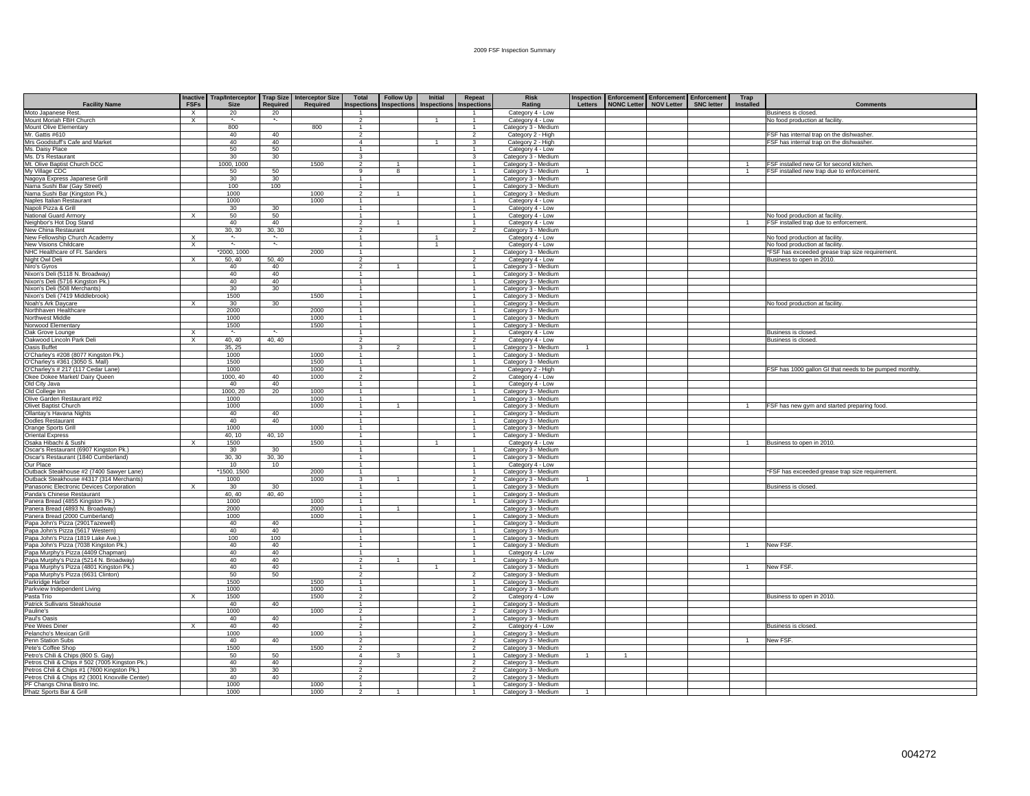2009 FSF Inspection Summary

| Facility Name | Inactive FSFs | Trap/Interceptor Size | Trap Size Required | Interceptor Size Required | Total Inspections | Follow Up Inspections | Initial Inspections | Repeat Inspections | Risk Rating | Inspection Letters | Enforcement NONC Letter | Enforcement NOV Letter | Enforcement SNC letter | Trap Installed | Comments |
|---|---|---|---|---|---|---|---|---|---|---|---|---|---|---|---|
| Moto Japanese Rest. | X | 20 | 20 | | 1 | | | 1 | Category 4 - Low | | | | | | Business is closed. |
| Mount Moriah FBH Church | X | *- | *- | | 2 | | 1 | 1 | Category 4 - Low | | | | | | No food production at facility. |
| Mount Olive Elementary | | 800 | | 800 | 1 | | | 1 | Category 3 - Medium | | | | | | |
| Mr. Gattis #610 | | 40 | 40 | | 2 | | | 2 | Category 2 - High | | | | | | FSF has internal trap on the dishwasher. |
| Mrs Goodstuff's Cafe and Market | | 40 | 40 | | 4 | | 1 | 3 | Category 2 - High | | | | | | FSF has internal trap on the dishwasher. |
| Ms. Daisy Place | | 50 | 50 | | 1 | | | 1 | Category 4 - Low | | | | | | |
| Ms. D's Restaurant | | 30 | 30 | | 3 | | | 3 | Category 3 - Medium | | | | | | |
| Mt. Olive Baptist Church DCC | | 1000, 1000 | | 1500 | 2 | 1 | | 1 | Category 3 - Medium | | | | | 1 | FSF installed new GI for second kitchen. |
| My Village CDC | | 50 | 50 | | 9 | 8 | | 1 | Category 3 - Medium | 1 | | | | 1 | FSF installed new trap due to enforcement. |
| Nagoya Express Japanese Grill | | 30 | 30 | | 1 | | | 1 | Category 3 - Medium | | | | | | |
| Nama Sushi Bar (Gay Street) | | 100 | 100 | | 1 | | | 1 | Category 3 - Medium | | | | | | |
| Nama Sushi Bar (Kingston Pk.) | | 1000 | | 1000 | 2 | 1 | | 1 | Category 3 - Medium | | | | | | |
| Naples Italian Restaurant | | 1000 | | 1000 | 1 | | | 1 | Category 4 - Low | | | | | | |
| Napoli Pizza & Grill | | 30 | 30 | | 1 | | | 1 | Category 4 - Low | | | | | | |
| National Guard Armory | X | 50 | 50 | | 1 | | | 1 | Category 4 - Low | | | | | | No food production at facility. |
| Neighbor's Hot Dog Stand | | 40 | 40 | | 2 | 1 | | 1 | Category 4 - Low | | | | | 1 | FSF installed trap due to enforcement. |
| New China Restaurant | | 30, 30 | 30, 30 | | 2 | | | 2 | Category 3 - Medium | | | | | | |
| New Fellowship Church Academy | X | *- | *- | | 1 | | 1 | | Category 4 - Low | | | | | | No food production at facility. |
| New Visions Childcare | X | *- | *- | | 1 | | 1 | | Category 4 - Low | | | | | | No food production at facility. |
| NHC Healthcare of Ft. Sanders | | *2000, 1000 | | 2000 | 1 | | | 1 | Category 3 - Medium | | | | | | *FSF has exceeded grease trap size requirement. |
| Night Owl Deli | X | 50, 40 | 50, 40 | | 2 | | | 2 | Category 4 - Low | | | | | | Business to open in 2010. |
| Niro's Gyros | | 40 | 40 | | 2 | 1 | | 1 | Category 3 - Medium | | | | | | |
| Nixon's Deli (5118 N. Broadway) | | 40 | 40 | | 1 | | | 1 | Category 3 - Medium | | | | | | |
| Nixon's Deli (5716 Kingston Pk.) | | 40 | 40 | | 1 | | | 1 | Category 3 - Medium | | | | | | |
| Nixon's Deli (508 Merchants) | | 30 | 30 | | 1 | | | 1 | Category 3 - Medium | | | | | | |
| Nixon's Deli (7419 Middlebrook) | | 1500 | | 1500 | 1 | | | 1 | Category 3 - Medium | | | | | | |
| Noah's Ark Daycare | X | 30 | 30 | | 1 | | | 1 | Category 3 - Medium | | | | | | No food production at facility. |
| Northhaven Healthcare | | 2000 | | 2000 | 1 | | | 1 | Category 3 - Medium | | | | | | |
| Northwest Middle | | 1000 | | 1000 | 1 | | | 1 | Category 3 - Medium | | | | | | |
| Norwood Elementary | | 1500 | | 1500 | 1 | | | 1 | Category 3 - Medium | | | | | | |
| Oak Grove Lounge | X | *- | *- | | 1 | | | 1 | Category 4 - Low | | | | | | Business is closed. |
| Oakwood Lincoln Park Deli | X | 40, 40 | 40, 40 | | 2 | | | 2 | Category 4 - Low | | | | | | Business is closed. |
| Oasis Buffet | | 35, 25 | | | 3 | 2 | | 1 | Category 3 - Medium | 1 | | | | | |
| O'Charley's #208 (8077 Kingston Pk.) | | 1000 | | 1000 | 1 | | | 1 | Category 3 - Medium | | | | | | |
| O'Charley's #361 (3050 S. Mall) | | 1500 | | 1500 | 1 | | | 1 | Category 3 - Medium | | | | | | |
| O'Charley's # 217 (117 Cedar Lane) | | 1000 | | 1000 | 1 | | | 1 | Category 2 - High | | | | | | FSF has 1000 gallon GI that needs to be pumped monthly. |
| Okee Dokee Market/ Dairy Queen | | 1000, 40 | 40 | 1000 | 2 | | | 2 | Category 4 - Low | | | | | | |
| Old City Java | | 40 | 40 | | 1 | | | 1 | Category 4 - Low | | | | | | |
| Old College Inn | | 1000, 20 | 20 | 1000 | 1 | | | 1 | Category 3 - Medium | | | | | | |
| Olive Garden Restaurant #92 | | 1000 | | 1000 | 1 | | | 1 | Category 3 - Medium | | | | | | |
| Olivet Baptist Church | | 1000 | | 1000 | 1 | 1 | | | Category 3 - Medium | | | | | 1 | FSF has new gym and started preparing food. |
| Ollantay's Havana Nights | | 40 | 40 | | 1 | | | 1 | Category 3 - Medium | | | | | | |
| Oodles Restaurant | | 40 | 40 | | 1 | | | 1 | Category 3 - Medium | | | | | | |
| Orange Sports Grill | | 1000 | | 1000 | 1 | | | 1 | Category 3 - Medium | | | | | | |
| Oriental Express | | 40, 10 | 40, 10 | | 1 | | | 1 | Category 3 - Medium | | | | | | |
| Osaka Hibachi & Sushi | X | 1500 | | 1500 | 1 | | 1 | | Category 4 - Low | | | | | 1 | Business to open in 2010. |
| Oscar's Restaurant (6907 Kingston Pk.) | | 30 | 30 | | 1 | | | 1 | Category 3 - Medium | | | | | | |
| Oscar's Restaurant (1840 Cumberland) | | 30, 30 | 30, 30 | | 1 | | | 1 | Category 3 - Medium | | | | | | |
| Our Place | | 10 | 10 | | 1 | | | 1 | Category 4 - Low | | | | | | |
| Outback Steakhouse #2 (7400 Sawyer Lane) | | *1500, 1500 | | 2000 | 1 | | | 1 | Category 3 - Medium | | | | | | *FSF has exceeded grease trap size requirement. |
| Outback Steakhouse #4317 (314 Merchants) | | 1000 | | 1000 | 3 | 1 | | 2 | Category 3 - Medium | 1 | | | | | |
| Panasonic Electronic Devices Corporation | X | 30 | 30 | | 1 | | | 1 | Category 3 - Medium | | | | | | Business is closed. |
| Panda's Chinese Restaurant | | 40, 40 | 40, 40 | | 1 | | | 1 | Category 3 - Medium | | | | | | |
| Panera Bread (4855 Kingston Pk.) | | 1000 | | 1000 | 1 | | | 1 | Category 3 - Medium | | | | | | |
| Panera Bread (4893 N. Broadway) | | 2000 | | 2000 | 1 | 1 | | | Category 3 - Medium | | | | | | |
| Panera Bread (2000 Cumberland) | | 1000 | | 1000 | 1 | | | 1 | Category 3 - Medium | | | | | | |
| Papa John's Pizza (2901Tazewell) | | 40 | 40 | | 1 | | | 1 | Category 3 - Medium | | | | | | |
| Papa John's Pizza (5617 Western) | | 40 | 40 | | 1 | | | 1 | Category 3 - Medium | | | | | | |
| Papa John's Pizza (1819 Lake Ave.) | | 100 | 100 | | 1 | | | 1 | Category 3 - Medium | | | | | | |
| Papa John's Pizza (7038 Kingston Pk.) | | 40 | 40 | | 1 | | | 1 | Category 3 - Medium | | | | | 1 | New FSF. |
| Papa Murphy's Pizza (4409 Chapman) | | 40 | 40 | | 1 | | | 1 | Category 4 - Low | | | | | | |
| Papa Murphy's Pizza (5214 N. Broadway) | | 40 | 40 | | 2 | 1 | | 1 | Category 3 - Medium | | | | | | |
| Papa Murphy's Pizza (4801 Kingston Pk.) | | 40 | 40 | | 1 | | 1 | | Category 3 - Medium | | | | | 1 | New FSF. |
| Papa Murphy's Pizza (6631 Clinton) | | 50 | 50 | | 2 | | | 2 | Category 3 - Medium | | | | | | |
| Parkridge Harbor | | 1500 | | 1500 | 1 | | | 1 | Category 3 - Medium | | | | | | |
| Parkview Independent Living | | 1000 | | 1000 | 1 | | | 1 | Category 3 - Medium | | | | | | |
| Pasta Trio | X | 1500 | | 1500 | 2 | | | 2 | Category 4 - Low | | | | | | Business to open in 2010. |
| Patrick Sullivans Steakhouse | | 40 | 40 | | 1 | | | 1 | Category 3 - Medium | | | | | | |
| Pauline's | | 1000 | | 1000 | 2 | | | 2 | Category 3 - Medium | | | | | | |
| Paul's Oasis | | 40 | 40 | | 1 | | | 1 | Category 3 - Medium | | | | | | |
| Pee Wees Diner | X | 40 | 40 | | 2 | | | 2 | Category 4 - Low | | | | | | Business is closed. |
| Pelancho's Mexican Grill | | 1000 | | 1000 | 1 | | | 1 | Category 3 - Medium | | | | | | |
| Penn Station Subs | | 40 | 40 | | 2 | | | 2 | Category 3 - Medium | | | | | 1 | New FSF. |
| Pete's Coffee Shop | | 1500 | | 1500 | 2 | | | 2 | Category 3 - Medium | | | | | | |
| Petro's Chili & Chips (800 S. Gay) | | 50 | 50 | | 4 | 3 | | 1 | Category 3 - Medium | 1 | 1 | | | | |
| Petros Chili & Chips # 502 (7005 Kingston Pk.) | | 40 | 40 | | 2 | | | 2 | Category 3 - Medium | | | | | | |
| Petros Chili & Chips #1 (7600 Kingston Pk.) | | 30 | 30 | | 2 | | | 2 | Category 3 - Medium | | | | | | |
| Petros Chili & Chips #2 (3001 Knoxville Center) | | 40 | 40 | | 2 | | | 2 | Category 3 - Medium | | | | | | |
| PF Changs China Bistro Inc. | | 1000 | | 1000 | 1 | | | 1 | Category 3 - Medium | | | | | | |
| Phatz Sports Bar & Grill | | 1000 | | 1000 | 2 | 1 | | 1 | Category 3 - Medium | 1 | | | | | |

004272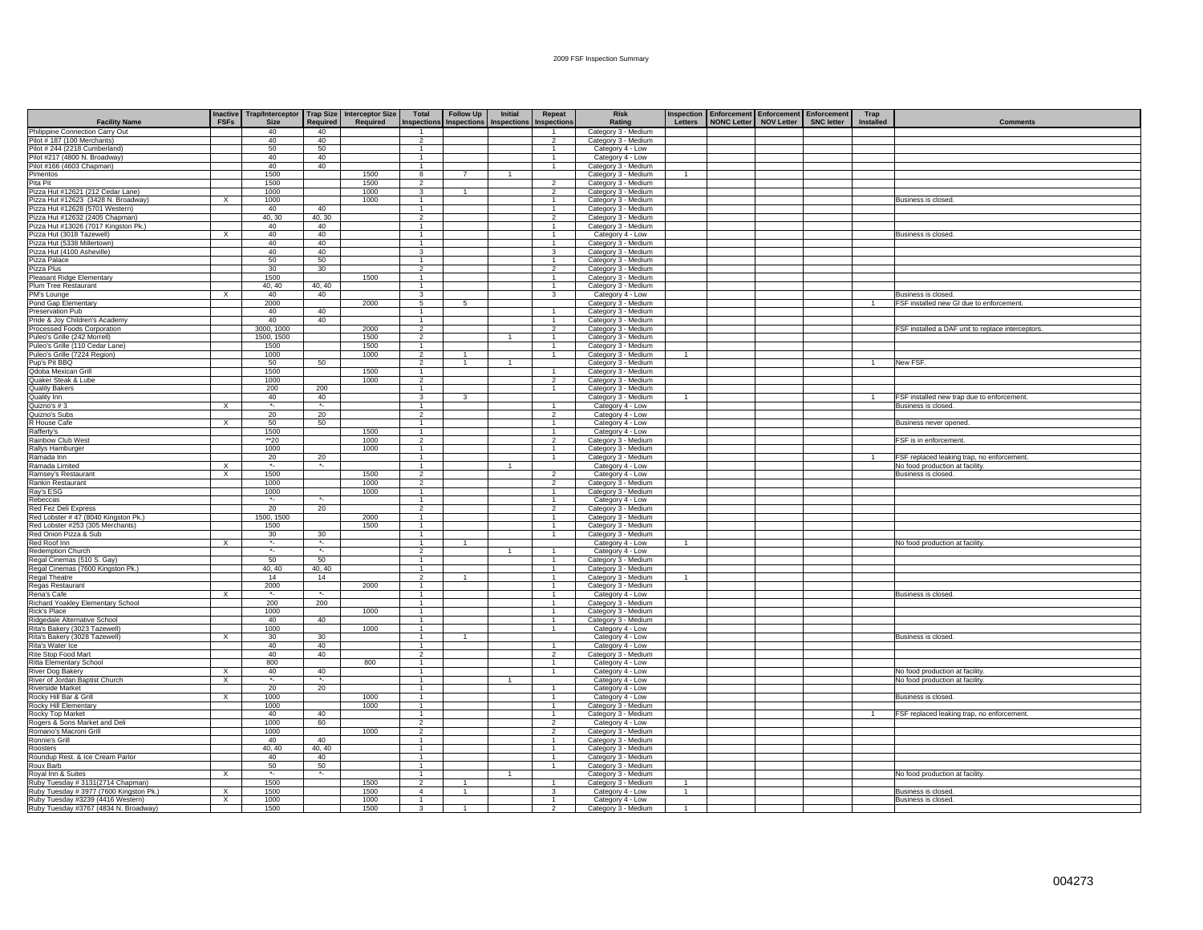2009 FSF Inspection Summary

| Facility Name | Inactive FSFs | Trap/Interceptor Size | Trap Size Required | Interceptor Size Required | Total Inspections | Follow Up Inspections | Initial Inspections | Repeat Inspections | Risk Rating | Inspection Letters | Enforcement NONC Letter | Enforcement NOV Letter | Enforcement SNC letter | Trap Installed | Comments |
|---|---|---|---|---|---|---|---|---|---|---|---|---|---|---|---|
| Philippine Connection Carry Out | | 40 | 40 | | 1 | | | 1 | Category 3 - Medium | | | | | | |
| Pilot # 187 (100 Merchants) | | 40 | 40 | | 2 | | | 2 | Category 3 - Medium | | | | | | |
| Pilot # 244 (2218 Cumberland) | | 50 | 50 | | 1 | | | 1 | Category 4 - Low | | | | | | |
| Pilot #217 (4800 N. Broadway) | | 40 | 40 | | 1 | | | 1 | Category 4 - Low | | | | | | |
| Pilot #166 (4603 Chapman) | | 40 | 40 | | 1 | | | 1 | Category 3 - Medium | | | | | | |
| Pimentos | | 1500 | | 1500 | 8 | 7 | 1 | | Category 3 - Medium | 1 | | | | | |
| Pita Pit | | 1500 | | 1500 | 2 | | | 2 | Category 3 - Medium | | | | | | |
| Pizza Hut #12621 (212 Cedar Lane) | | 1000 | | 1000 | 3 | 1 | | 2 | Category 3 - Medium | | | | | | |
| Pizza Hut #12623 (3428 N. Broadway) | X | 1000 | | 1000 | 1 | | | 1 | Category 3 - Medium | | | | | | Business is closed. |
| Pizza Hut #12628 (5701 Western) | | 40 | 40 | | 1 | | | 1 | Category 3 - Medium | | | | | | |
| Pizza Hut #12632 (2405 Chapman) | | 40, 30 | 40, 30 | | 2 | | | 2 | Category 3 - Medium | | | | | | |
| Pizza Hut #13026 (7017 Kingston Pk.) | | 40 | 40 | | 1 | | | 1 | Category 3 - Medium | | | | | | |
| Pizza Hut (3018 Tazewell) | X | 40 | 40 | | 1 | | | 1 | Category 4 - Low | | | | | | Business is closed. |
| Pizza Hut (5338 Millertown) | | 40 | 40 | | 1 | | | 1 | Category 3 - Medium | | | | | | |
| Pizza Hut (4100 Asheville) | | 40 | 40 | | 3 | | | 3 | Category 3 - Medium | | | | | | |
| Pizza Palace | | 50 | 50 | | 1 | | | 1 | Category 3 - Medium | | | | | | |
| Pizza Plus | | 30 | 30 | | 2 | | | 2 | Category 3 - Medium | | | | | | |
| Pleasant Ridge Elementary | | 1500 | | 1500 | 1 | | | 1 | Category 3 - Medium | | | | | | |
| Plum Tree Restaurant | | 40, 40 | 40, 40 | | 1 | | | 1 | Category 3 - Medium | | | | | | |
| PM's Lounge | X | 40 | 40 | | 3 | | | 3 | Category 4 - Low | | | | | | Business is closed. |
| Pond Gap Elementary | | 2000 | | 2000 | 5 | 5 | | | Category 3 - Medium | | | | | 1 | FSF installed new GI due to enforcement. |
| Preservation Pub | | 40 | 40 | | 1 | | | 1 | Category 3 - Medium | | | | | | |
| Pride & Joy Children's Academy | | 40 | 40 | | 1 | | | 1 | Category 3 - Medium | | | | | | |
| Processed Foods Corporation | | 3000, 1000 | | 2000 | 2 | | | 2 | Category 3 - Medium | | | | | | FSF installed a DAF unit to replace interceptors. |
| Puleo's Grille (242 Morrell) | | 1500, 1500 | | 1500 | 2 | | 1 | 1 | Category 3 - Medium | | | | | | |
| Puleo's Grille (110 Cedar Lane) | | 1500 | | 1500 | 1 | | | 1 | Category 3 - Medium | | | | | | |
| Puleo's Grille (7224 Region) | | 1000 | | 1000 | 2 | 1 | | 1 | Category 3 - Medium | 1 | | | | | |
| Pup's Pit BBQ | | 50 | 50 | | 2 | 1 | 1 | | Category 3 - Medium | | | | | 1 | New FSF. |
| Qdoba Mexican Grill | | 1500 | | 1500 | 1 | | | 1 | Category 3 - Medium | | | | | | |
| Quaker Steak & Lube | | 1000 | | 1000 | 2 | | | 2 | Category 3 - Medium | | | | | | |
| Quality Bakers | | 200 | 200 | | 1 | | | 1 | Category 3 - Medium | | | | | | |
| Quality Inn | | 40 | 40 | | 3 | 3 | | | Category 3 - Medium | 1 | | | | 1 | FSF installed new trap due to enforcement. |
| Quizno's # 3 | X | *- | *- | | 1 | | | 1 | Category 4 - Low | | | | | | Business is closed. |
| Quizno's Subs | | 20 | 20 | | 2 | | | 2 | Category 4 - Low | | | | | | |
| R House Cafe | X | 50 | 50 | | 1 | | | 1 | Category 4 - Low | | | | | | Business never opened. |
| Rafferty's | | 1500 | | 1500 | 1 | | | 1 | Category 4 - Low | | | | | | |
| Rainbow Club West | | **20 | | 1000 | 2 | | | 2 | Category 3 - Medium | | | | | | FSF is in enforcement. |
| Rallys Hamburger | | 1000 | | 1000 | 1 | | | 1 | Category 3 - Medium | | | | | | |
| Ramada Inn | | 20 | 20 | | 1 | | | 1 | Category 3 - Medium | | | | | 1 | FSF replaced leaking trap, no enforcement. |
| Ramada Limited | X | *- | *- | | 1 | | 1 | | Category 4 - Low | | | | | | No food production at facility. |
| Ramsey's Restaurant | X | 1500 | | 1500 | 2 | | | 2 | Category 4 - Low | | | | | | Business is closed. |
| Rankin Restaurant | | 1000 | | 1000 | 2 | | | 2 | Category 3 - Medium | | | | | | |
| Ray's ESG | | 1000 | | 1000 | 1 | | | 1 | Category 3 - Medium | | | | | | |
| Rebeccas | | *- | *- | | 1 | | | 1 | Category 4 - Low | | | | | | |
| Red Fez Deli Express | | 20 | 20 | | 2 | | | 2 | Category 3 - Medium | | | | | | |
| Red Lobster # 47 (8040 Kingston Pk.) | | 1500, 1500 | | 2000 | 1 | | | 1 | Category 3 - Medium | | | | | | |
| Red Lobster #253 (305 Merchants) | | 1500 | | 1500 | 1 | | | 1 | Category 3 - Medium | | | | | | |
| Red Onion Pizza & Sub | | 30 | 30 | | 1 | | | 1 | Category 3 - Medium | | | | | | |
| Red Roof Inn | X | *- | *- | | 1 | 1 | | | Category 4 - Low | 1 | | | | | No food production at facility. |
| Redemption Church | | *- | *- | | 2 | | 1 | 1 | Category 4 - Low | | | | | | |
| Regal Cinemas (510 S. Gay) | | 50 | 50 | | 1 | | | 1 | Category 3 - Medium | | | | | | |
| Regal Cinemas (7600 Kingston Pk.) | | 40, 40 | 40, 40 | | 1 | | | 1 | Category 3 - Medium | | | | | | |
| Regal Theatre | | 14 | 14 | | 2 | 1 | | 1 | Category 3 - Medium | 1 | | | | | |
| Regas Restaurant | | 2000 | | 2000 | 1 | | | 1 | Category 3 - Medium | | | | | | |
| Rena's Cafe | X | *- | *- | | 1 | | | 1 | Category 4 - Low | | | | | | Business is closed. |
| Richard Yoakley Elementary School | | 200 | 200 | | 1 | | | 1 | Category 3 - Medium | | | | | | |
| Rick's Place | | 1000 | | 1000 | 1 | | | 1 | Category 3 - Medium | | | | | | |
| Ridgedale Alternative School | | 40 | 40 | | 1 | | | 1 | Category 3 - Medium | | | | | | |
| Rita's Bakery (3023 Tazewell) | | 1000 | | 1000 | 1 | | | 1 | Category 4 - Low | | | | | | |
| Rita's Bakery (3028 Tazewell) | X | 30 | 30 | | 1 | 1 | | | Category 4 - Low | | | | | | Business is closed. |
| Rita's Water Ice | | 40 | 40 | | 1 | | | 1 | Category 4 - Low | | | | | | |
| Rite Stop Food Mart | | 40 | 40 | | 2 | | | 2 | Category 3 - Medium | | | | | | |
| Ritta Elementary School | | 800 | | 800 | 1 | | | 1 | Category 4 - Low | | | | | | |
| River Dog Bakery | X | 40 | 40 | | 1 | | | 1 | Category 4 - Low | | | | | | No food production at facility. |
| River of Jordan Baptist Church | X | *- | *- | | 1 | | 1 | | Category 4 - Low | | | | | | No food production at facility. |
| Riverside Market | | 20 | 20 | | 1 | | | 1 | Category 4 - Low | | | | | | |
| Rocky Hill Bar & Grill | X | 1000 | | 1000 | 1 | | | 1 | Category 4 - Low | | | | | | Business is closed. |
| Rocky Hill Elementary | | 1000 | | 1000 | 1 | | | 1 | Category 3 - Medium | | | | | | |
| Rocky Top Market | | 40 | 40 | | 1 | | | 1 | Category 3 - Medium | | | | | 1 | FSF replaced leaking trap, no enforcement. |
| Rogers & Sons Market and Deli | | 1000 | 60 | | 2 | | | 2 | Category 4 - Low | | | | | | |
| Romano's Macroni Grill | | 1000 | | 1000 | 2 | | | 2 | Category 3 - Medium | | | | | | |
| Ronnie's Grill | | 40 | 40 | | 1 | | | 1 | Category 3 - Medium | | | | | | |
| Roosters | | 40, 40 | 40, 40 | | 1 | | | 1 | Category 3 - Medium | | | | | | |
| Roundup Rest. & Ice Cream Parlor | | 40 | 40 | | 1 | | | 1 | Category 3 - Medium | | | | | | |
| Roux Barb | | 50 | 50 | | 1 | | | 1 | Category 3 - Medium | | | | | | |
| Royal Inn & Suites | X | *- | *- | | 1 | | 1 | | Category 3 - Medium | | | | | | No food production at facility. |
| Ruby Tuesday # 3131(2714 Chapman) | | 1500 | | 1500 | 2 | 1 | | 1 | Category 3 - Medium | 1 | | | | | |
| Ruby Tuesday # 3977 (7600 Kingston Pk.) | X | 1500 | | 1500 | 4 | 1 | | 3 | Category 4 - Low | 1 | | | | | Business is closed. |
| Ruby Tuesday #3239 (4416 Western) | X | 1000 | | 1000 | 1 | | | 1 | Category 4 - Low | | | | | | Business is closed. |
| Ruby Tuesday #3767 (4834 N. Broadway) | | 1500 | | 1500 | 3 | 1 | | 2 | Category 3 - Medium | 1 | | | | | |

004273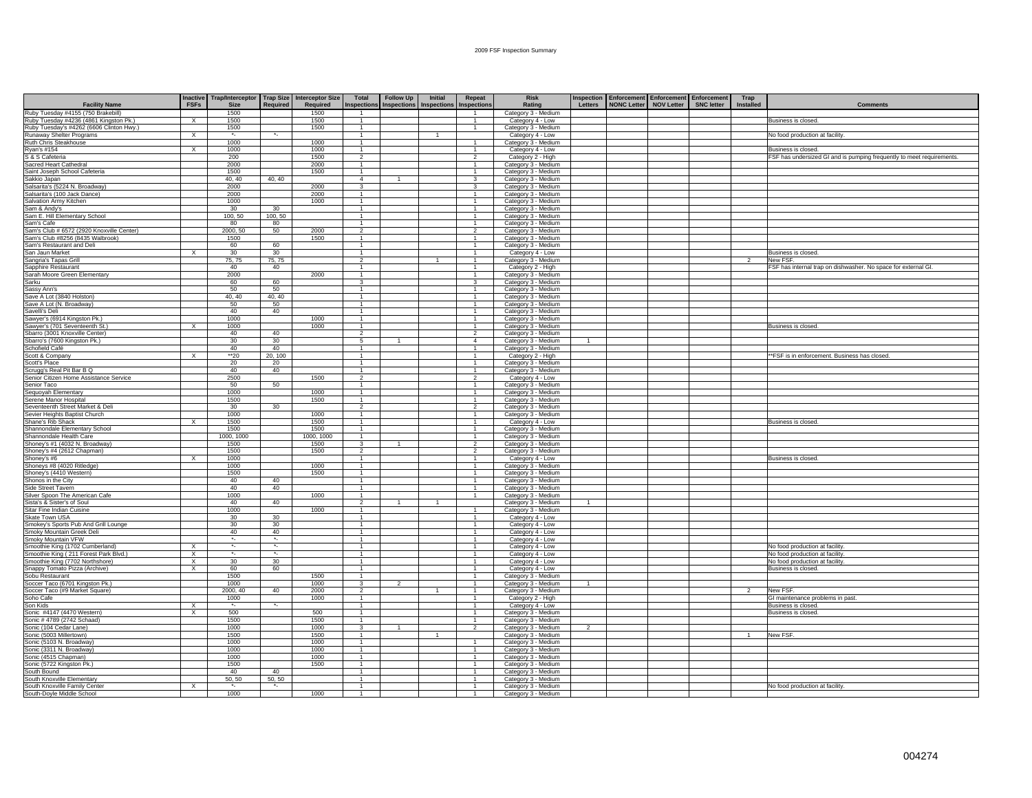2009 FSF Inspection Summary

| Facility Name | Inactive FSFs | Trap/Interceptor Size | Trap Size Required | Interceptor Size Required | Total Inspections | Follow Up Inspections | Initial Inspections | Repeat Inspections | Risk Rating | Inspection Letters | Enforcement NONC Letter | Enforcement NOV Letter | Enforcement SNC letter | Trap Installed | Comments |
|---|---|---|---|---|---|---|---|---|---|---|---|---|---|---|---|
| Ruby Tuesday #4155 (750 Brakebill) | | 1500 | | 1500 | 1 | | | 1 | Category 3 - Medium | | | | | | |
| Ruby Tuesday #4236 (4861 Kingston Pk.) | X | 1500 | | 1500 | 1 | | | 1 | Category 4 - Low | | | | | | Business is closed. |
| Ruby Tuesday's #4262 (6606 Clinton Hwy.) | | 1500 | | 1500 | 1 | | | 1 | Category 3 - Medium | | | | | | |
| Runaway Shelter Programs | X | *- | *- | | 1 | | 1 | | Category 4 - Low | | | | | | No food production at facility. |
| Ruth Chris Steakhouse | | 1000 | | 1000 | 1 | | | 1 | Category 3 - Medium | | | | | | |
| Ryan's #154 | X | 1000 | | 1000 | 1 | | | 1 | Category 4 - Low | | | | | | Business is closed. |
| S & S Cafeteria | | 200 | | 1500 | 2 | | | 2 | Category 2 - High | | | | | | FSF has undersized GI and is pumping frequently to meet requirements. |
| Sacred Heart Cathedral | | 2000 | | 2000 | 1 | | | 1 | Category 3 - Medium | | | | | | |
| Saint Joseph School Cafeteria | | 1500 | | 1500 | 1 | | | 1 | Category 3 - Medium | | | | | | |
| Sakkio Japan | | 40, 40 | 40, 40 | | 4 | 1 | | 3 | Category 3 - Medium | | | | | | |
| Salsarita's (5224 N. Broadway) | | 2000 | | 2000 | 3 | | | 3 | Category 3 - Medium | | | | | | |
| Salsarita's (100 Jack Dance) | | 2000 | | 2000 | 1 | | | 1 | Category 3 - Medium | | | | | | |
| Salvation Army Kitchen | | 1000 | | 1000 | 1 | | | 1 | Category 3 - Medium | | | | | | |
| Sam & Andy's | | 30 | 30 | | 1 | | | 1 | Category 3 - Medium | | | | | | |
| Sam E. Hill Elementary School | | 100, 50 | 100, 50 | | 1 | | | 1 | Category 3 - Medium | | | | | | |
| Sam's Cafe | | 80 | 80 | | 1 | | | 1 | Category 3 - Medium | | | | | | |
| Sam's Club # 6572 (2920 Knoxville Center) | | 2000, 50 | 50 | 2000 | 2 | | | 2 | Category 3 - Medium | | | | | | |
| Sam's Club #8256 (8435 Walbrook) | | 1500 | | 1500 | 1 | | | 1 | Category 3 - Medium | | | | | | |
| Sam's Restaurant and Deli | | 60 | 60 | | 1 | | | 1 | Category 3 - Medium | | | | | | |
| San Jaun Market | X | 30 | 30 | | 1 | | | 1 | Category 4 - Low | | | | | | Business is closed. |
| Sangria's Tapas Grill | | 75, 75 | 75, 75 | | 2 | | 1 | 1 | Category 3 - Medium | | | | | 2 | New FSF. |
| Sapphire Restaurant | | 40 | 40 | | 1 | | | 1 | Category 2 - High | | | | | | FSF has internal trap on dishwasher. No space for external GI. |
| Sarah Moore Green Elementary | | 2000 | | 2000 | 1 | | | 1 | Category 3 - Medium | | | | | | |
| Sarku | | 60 | 60 | | 3 | | | 3 | Category 3 - Medium | | | | | | |
| Sassy Ann's | | 50 | 50 | | 1 | | | 1 | Category 3 - Medium | | | | | | |
| Save A Lot (3840 Holston) | | 40, 40 | 40, 40 | | 1 | | | 1 | Category 3 - Medium | | | | | | |
| Save A Lot (N. Broadway) | | 50 | 50 | | 1 | | | 1 | Category 3 - Medium | | | | | | |
| Savelli's Deli | | 40 | 40 | | 1 | | | 1 | Category 3 - Medium | | | | | | |
| Sawyer's (6914 Kingston Pk.) | | 1000 | | 1000 | 1 | | | 1 | Category 3 - Medium | | | | | | |
| Sawyer's (701 Seventeenth St.) | X | 1000 | | 1000 | 1 | | | 1 | Category 3 - Medium | | | | | | Business is closed. |
| Sbarro (3001 Knoxville Center) | | 40 | 40 | | 2 | | | 2 | Category 3 - Medium | | | | | | |
| Sbarro's (7600 Kingston Pk.) | | 30 | 30 | | 5 | 1 | | 4 | Category 3 - Medium | 1 | | | | | |
| Schofield Café | | 40 | 40 | | 1 | | | 1 | Category 3 - Medium | | | | | | |
| Scott & Company | X | **20 | 20, 100 | | 1 | | | 1 | Category 2 - High | | | | | | **FSF is in enforcement. Business has closed. |
| Scott's Place | | 20 | 20 | | 1 | | | 1 | Category 3 - Medium | | | | | | |
| Scrugg's Real Pit Bar B Q | | 40 | 40 | | 1 | | | 1 | Category 3 - Medium | | | | | | |
| Senior Citizen Home Assistance Service | | 2500 | | 1500 | 2 | | | 2 | Category 4 - Low | | | | | | |
| Senior Taco | | 50 | 50 | | 1 | | | 1 | Category 3 - Medium | | | | | | |
| Sequoyah Elementary | | 1000 | | 1000 | 1 | | | 1 | Category 3 - Medium | | | | | | |
| Serene Manor Hospital | | 1500 | | 1500 | 1 | | | 1 | Category 3 - Medium | | | | | | |
| Seventeenth Street Market & Deli | | 30 | 30 | | 2 | | | 2 | Category 3 - Medium | | | | | | |
| Sevier Heights Baptist Church | | 1000 | | 1000 | 1 | | | 1 | Category 3 - Medium | | | | | | |
| Shane's Rib Shack | X | 1500 | | 1500 | 1 | | | 1 | Category 4 - Low | | | | | | Business is closed. |
| Shannondale Elementary School | | 1500 | | 1500 | 1 | | | 1 | Category 3 - Medium | | | | | | |
| Shannondale Health Care | | 1000, 1000 | | 1000, 1000 | 1 | | | 1 | Category 3 - Medium | | | | | | |
| Shoney's #1 (4032 N. Broadway) | | 1500 | | 1500 | 3 | 1 | | 2 | Category 3 - Medium | | | | | | |
| Shoney's #4 (2612 Chapman) | | 1500 | | 1500 | 2 | | | 2 | Category 3 - Medium | | | | | | |
| Shoney's #6 | X | 1000 | | | 1 | | | 1 | Category 4 - Low | | | | | | Business is closed. |
| Shoneys #8 (4020 Ritledge) | | 1000 | | 1000 | 1 | | | 1 | Category 3 - Medium | | | | | | |
| Shoney's (4410 Western) | | 1500 | | 1500 | 1 | | | 1 | Category 3 - Medium | | | | | | |
| Shonos in the City | | 40 | 40 | | 1 | | | 1 | Category 3 - Medium | | | | | | |
| Side Street Tavern | | 40 | 40 | | 1 | | | 1 | Category 3 - Medium | | | | | | |
| Silver Spoon The American Cafe | | 1000 | | 1000 | 1 | | | 1 | Category 3 - Medium | | | | | | |
| Sista's & Sister's of Soul | | 40 | 40 | | 2 | 1 | 1 | | Category 3 - Medium | 1 | | | | | |
| Sitar Fine Indian Cuisine | | 1000 | | 1000 | 1 | | | 1 | Category 3 - Medium | | | | | | |
| Skate Town USA | | 30 | 30 | | 1 | | | 1 | Category 4 - Low | | | | | | |
| Smokey's Sports Pub And Grill Lounge | | 30 | 30 | | 1 | | | 1 | Category 4 - Low | | | | | | |
| Smoky Mountain Greek Deli | | 40 | 40 | | 1 | | | 1 | Category 4 - Low | | | | | | |
| Smoky Mountain VFW | | *- | *- | | 1 | | | 1 | Category 4 - Low | | | | | | |
| Smoothie King (1702 Cumberland) | X | *- | *- | | 1 | | | 1 | Category 4 - Low | | | | | | No food production at facility. |
| Smoothie King ( 211 Forest Park Blvd.) | X | *- | *- | | 1 | | | 1 | Category 4 - Low | | | | | | No food production at facility. |
| Smoothie King (7702 Northshore) | X | 30 | 30 | | 1 | | | 1 | Category 4 - Low | | | | | | No food production at facility. |
| Snappy Tomato Pizza (Archive) | X | 60 | 60 | | 1 | | | 1 | Category 4 - Low | | | | | | Business is closed. |
| Sobu Restaurant | | 1500 | | 1500 | 1 | | | 1 | Category 3 - Medium | | | | | | |
| Soccer Taco (6701 Kingston Pk.) | | 1000 | | 1000 | 3 | 2 | | 1 | Category 3 - Medium | 1 | | | | | |
| Soccer Taco (#9 Market Square) | | 2000, 40 | 40 | 2000 | 2 | | 1 | 1 | Category 3 - Medium | | | | | 2 | New FSF. |
| Soho Cafe | | 1000 | | 1000 | 1 | | | 1 | Category 2 - High | | | | | | GI maintenance problems in past. |
| Son Kids | X | *- | *- | | 1 | | | 1 | Category 4 - Low | | | | | | Business is closed. |
| Sonic #4147 (4470 Western) | X | 500 | | 500 | 1 | | | 1 | Category 3 - Medium | | | | | | Business is closed. |
| Sonic # 4789 (2742 Schaad) | | 1500 | | 1500 | 1 | | | 1 | Category 3 - Medium | | | | | | |
| Sonic (104 Cedar Lane) | | 1000 | | 1000 | 3 | 1 | | 2 | Category 3 - Medium | 2 | | | | | |
| Sonic (5003 Millertown) | | 1500 | | 1500 | 1 | | 1 | | Category 3 - Medium | | | | | 1 | New FSF. |
| Sonic (5103 N. Broadway) | | 1000 | | 1000 | 1 | | | 1 | Category 3 - Medium | | | | | | |
| Sonic (3311 N. Broadway) | | 1000 | | 1000 | 1 | | | 1 | Category 3 - Medium | | | | | | |
| Sonic (4515 Chapman) | | 1000 | | 1000 | 1 | | | 1 | Category 3 - Medium | | | | | | |
| Sonic (5722 Kingston Pk.) | | 1500 | | 1500 | 1 | | | 1 | Category 3 - Medium | | | | | | |
| South Bound | | 40 | 40 | | 1 | | | 1 | Category 3 - Medium | | | | | | |
| South Knoxville Elementary | | 50, 50 | 50, 50 | | 1 | | | 1 | Category 3 - Medium | | | | | | |
| South Knoxville Family Center | X | *- | *- | | 1 | | | 1 | Category 3 - Medium | | | | | | No food production at facility. |
| South-Doyle Middle School | | 1000 | | 1000 | 1 | | | 1 | Category 3 - Medium | | | | | | |

004274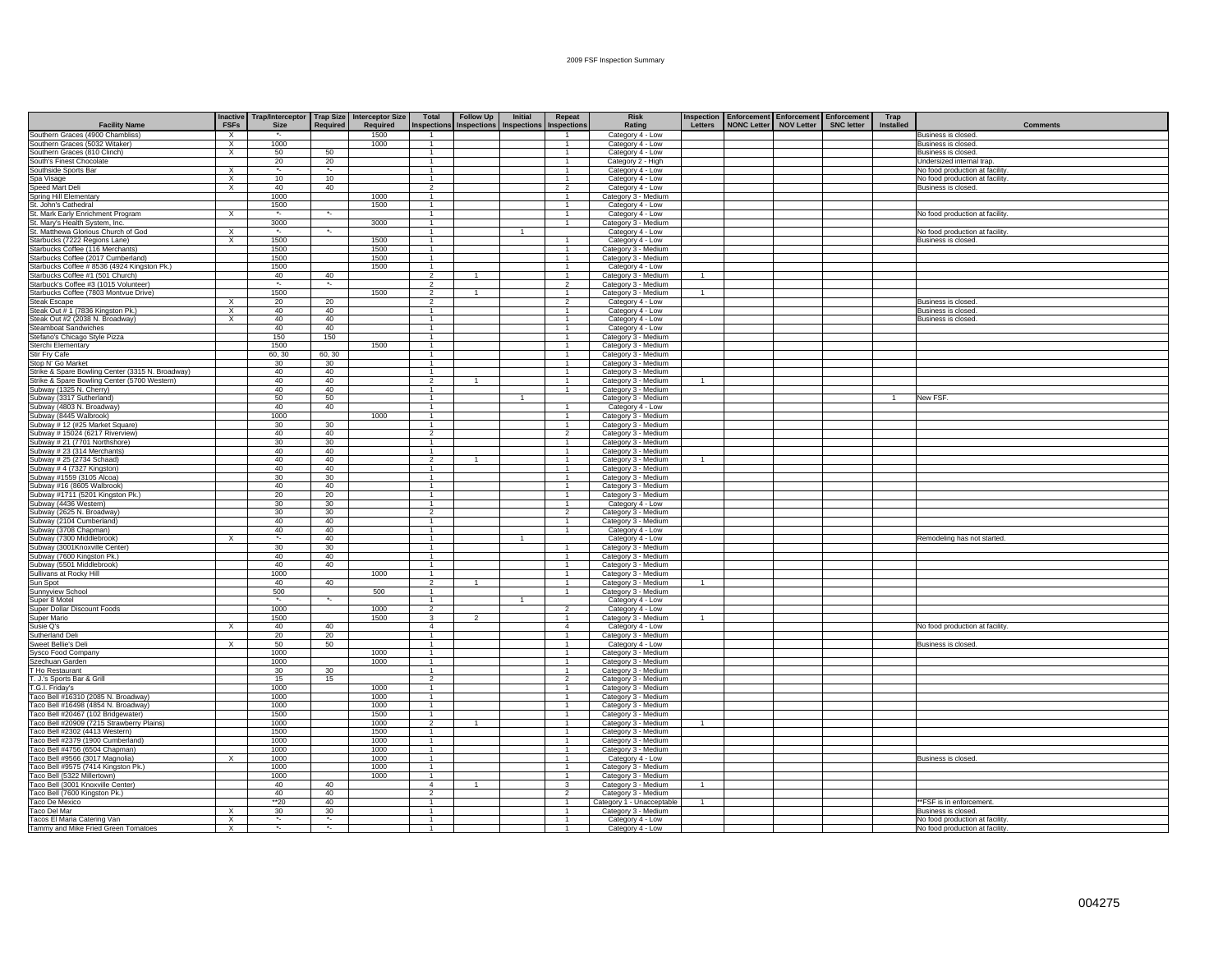2009 FSF Inspection Summary

| Facility Name | Inactive FSFs | Trap/Interceptor Size | Trap Size Required | Interceptor Size Required | Total Inspections | Follow Up Inspections | Initial Inspections | Repeat Inspections | Risk Rating | Inspection Letters | Enforcement NONC Letter | Enforcement NOV Letter | Enforcement SNC letter | Trap Installed | Comments |
|---|---|---|---|---|---|---|---|---|---|---|---|---|---|---|---|
| Southern Graces (4900 Chambliss) | X | *- | | 1500 | 1 | | | 1 | Category 4 - Low | | | | | | Business is closed. |
| Southern Graces (5032 Witaker) | X | 1000 | | 1000 | 1 | | | 1 | Category 4 - Low | | | | | | Business is closed. |
| Southern Graces (810 Clinch) | X | 50 | 50 | | 1 | | | 1 | Category 4 - Low | | | | | | Business is closed. |
| South's Finest Chocolate | | 20 | 20 | | 1 | | | 1 | Category 2 - High | | | | | | Undersized internal trap. |
| Southside Sports Bar | X | *- | *- | | 1 | | | 1 | Category 4 - Low | | | | | | No food production at facility. |
| Spa Visage | X | 10 | 10 | | 1 | | | 1 | Category 4 - Low | | | | | | No food production at facility. |
| Speed Mart Deli | X | 40 | 40 | | 2 | | | 2 | Category 4 - Low | | | | | | Business is closed. |
| Spring Hill Elementary | | 1000 | | 1000 | 1 | | | 1 | Category 3 - Medium | | | | | | |
| St. John's Cathedral | | 1500 | | 1500 | 1 | | | 1 | Category 4 - Low | | | | | | |
| St. Mark Early Enrichment Program | X | *- | *- | | 1 | | | 1 | Category 4 - Low | | | | | | No food production at facility. |
| St. Mary's Health System, Inc. | | 3000 | | 3000 | 1 | | | 1 | Category 3 - Medium | | | | | | |
| St. Matthewa Glorious Church of God | X | *- | *- | | 1 | | 1 | | Category 4 - Low | | | | | | No food production at facility. |
| Starbucks (7222 Regions Lane) | X | 1500 | | 1500 | 1 | | | 1 | Category 4 - Low | | | | | | Business is closed. |
| Starbucks Coffee (116 Merchants) | | 1500 | | 1500 | 1 | | | 1 | Category 3 - Medium | | | | | | |
| Starbucks Coffee (2017 Cumberland) | | 1500 | | 1500 | 1 | | | 1 | Category 3 - Medium | | | | | | |
| Starbucks Coffee # 8536 (4924 Kingston Pk.) | | 1500 | | 1500 | 1 | | | 1 | Category 4 - Low | | | | | | |
| Starbucks Coffee #1 (501 Church) | | 40 | 40 | | 2 | 1 | | 1 | Category 3 - Medium | 1 | | | | | |
| Starbuck's Coffee #3 (1015 Volunteer) | | *- | *- | | 2 | | | 2 | Category 3 - Medium | | | | | | |
| Starbucks Coffee (7803 Montvue Drive) | | 1500 | | 1500 | 2 | 1 | | 1 | Category 3 - Medium | 1 | | | | | |
| Steak Escape | X | 20 | 20 | | 2 | | | 2 | Category 4 - Low | | | | | | Business is closed. |
| Steak Out # 1 (7836 Kingston Pk.) | X | 40 | 40 | | 1 | | | 1 | Category 4 - Low | | | | | | Business is closed. |
| Steak Out #2 (2038 N. Broadway) | X | 40 | 40 | | 1 | | | 1 | Category 4 - Low | | | | | | Business is closed. |
| Steamboat Sandwiches | | 40 | 40 | | 1 | | | 1 | Category 4 - Low | | | | | | |
| Stefano's Chicago Style Pizza | | 150 | 150 | | 1 | | | 1 | Category 3 - Medium | | | | | | |
| Sterchi Elementary | | 1500 | | 1500 | 1 | | | 1 | Category 3 - Medium | | | | | | |
| Stir Fry Cafe | | 60, 30 | 60, 30 | | 1 | | | 1 | Category 3 - Medium | | | | | | |
| Stop N' Go Market | | 30 | 30 | | 1 | | | 1 | Category 3 - Medium | | | | | | |
| Strike & Spare Bowling Center (3315 N. Broadway) | | 40 | 40 | | 1 | | | 1 | Category 3 - Medium | | | | | | |
| Strike & Spare Bowling Center (5700 Western) | | 40 | 40 | | 2 | 1 | | 1 | Category 3 - Medium | 1 | | | | | |
| Subway (1325 N. Cherry) | | 40 | 40 | | 1 | | | 1 | Category 3 - Medium | | | | | | |
| Subway (3317 Sutherland) | | 50 | 50 | | 1 | | 1 | | Category 3 - Medium | | | | | 1 | New FSF. |
| Subway (4803 N. Broadway) | | 40 | 40 | | 1 | | | 1 | Category 4 - Low | | | | | | |
| Subway (8445 Walbrook) | | 1000 | | 1000 | 1 | | | 1 | Category 3 - Medium | | | | | | |
| Subway # 12 (#25 Market Square) | | 30 | 30 | | 1 | | | 1 | Category 3 - Medium | | | | | | |
| Subway # 15024 (6217 Riverview) | | 40 | 40 | | 2 | | | 2 | Category 3 - Medium | | | | | | |
| Subway # 21 (7701 Northshore) | | 30 | 30 | | 1 | | | 1 | Category 3 - Medium | | | | | | |
| Subway # 23 (314 Merchants) | | 40 | 40 | | 1 | | | 1 | Category 3 - Medium | | | | | | |
| Subway # 25 (2734 Schaad) | | 40 | 40 | | 2 | 1 | | 1 | Category 3 - Medium | 1 | | | | | |
| Subway # 4 (7327 Kingston) | | 40 | 40 | | 1 | | | 1 | Category 3 - Medium | | | | | | |
| Subway #1559 (3105 Alcoa) | | 30 | 30 | | 1 | | | 1 | Category 3 - Medium | | | | | | |
| Subway #16 (8605 Walbrook) | | 40 | 40 | | 1 | | | 1 | Category 3 - Medium | | | | | | |
| Subway #1711 (5201 Kingston Pk.) | | 20 | 20 | | 1 | | | 1 | Category 3 - Medium | | | | | | |
| Subway (4436 Western) | | 30 | 30 | | 1 | | | 1 | Category 4 - Low | | | | | | |
| Subway (2625 N. Broadway) | | 30 | 30 | | 2 | | | 2 | Category 3 - Medium | | | | | | |
| Subway (2104 Cumberland) | | 40 | 40 | | 1 | | | 1 | Category 3 - Medium | | | | | | |
| Subway (3708 Chapman) | | 40 | 40 | | 1 | | | 1 | Category 4 - Low | | | | | | |
| Subway (7300 Middlebrook) | X | *- | 40 | | 1 | | 1 | | Category 4 - Low | | | | | | Remodeling has not started. |
| Subway (3001Knoxville Center) | | 30 | 30 | | 1 | | | 1 | Category 3 - Medium | | | | | | |
| Subway (7600 Kingston Pk.) | | 40 | 40 | | 1 | | | 1 | Category 3 - Medium | | | | | | |
| Subway (5501 Middlebrook) | | 40 | 40 | | 1 | | | 1 | Category 3 - Medium | | | | | | |
| Sullivans at Rocky Hill | | 1000 | | 1000 | 1 | | | 1 | Category 3 - Medium | | | | | | |
| Sun Spot | | 40 | 40 | | 2 | 1 | | 1 | Category 3 - Medium | 1 | | | | | |
| Sunnyview School | | 500 | | 500 | 1 | | | 1 | Category 3 - Medium | | | | | | |
| Super 8 Motel | | *- | *- | | 1 | | 1 | | Category 4 - Low | | | | | | |
| Super Dollar Discount Foods | | 1000 | | 1000 | 2 | | | 2 | Category 4 - Low | | | | | | |
| Super Mario | | 1500 | | 1500 | 3 | 2 | | 1 | Category 3 - Medium | 1 | | | | | |
| Susie Q's | X | 40 | 40 | | 4 | | | 4 | Category 4 - Low | | | | | | No food production at facility. |
| Sutherland Deli | | 20 | 20 | | 1 | | | 1 | Category 3 - Medium | | | | | | |
| Sweet Bellie's Deli | X | 50 | 50 | | 1 | | | 1 | Category 4 - Low | | | | | | Business is closed. |
| Sysco Food Company | | 1000 | | 1000 | 1 | | | 1 | Category 3 - Medium | | | | | | |
| Szechuan Garden | | 1000 | | 1000 | 1 | | | 1 | Category 3 - Medium | | | | | | |
| T Ho Restaurant | | 30 | 30 | | 1 | | | 1 | Category 3 - Medium | | | | | | |
| T. J.'s Sports Bar & Grill | | 15 | 15 | | 2 | | | 2 | Category 3 - Medium | | | | | | |
| T.G.I. Friday's | | 1000 | | 1000 | 1 | | | 1 | Category 3 - Medium | | | | | | |
| Taco Bell #16310 (2085 N. Broadway) | | 1000 | | 1000 | 1 | | | 1 | Category 3 - Medium | | | | | | |
| Taco Bell #16498 (4854 N. Broadway) | | 1000 | | 1000 | 1 | | | 1 | Category 3 - Medium | | | | | | |
| Taco Bell #20467 (102 Bridgewater) | | 1500 | | 1500 | 1 | | | 1 | Category 3 - Medium | | | | | | |
| Taco Bell #20909 (7215 Strawberry Plains) | | 1000 | | 1000 | 2 | 1 | | 1 | Category 3 - Medium | 1 | | | | | |
| Taco Bell #2302 (4413 Western) | | 1500 | | 1500 | 1 | | | 1 | Category 3 - Medium | | | | | | |
| Taco Bell #2379 (1900 Cumberland) | | 1000 | | 1000 | 1 | | | 1 | Category 3 - Medium | | | | | | |
| Taco Bell #4756 (6504 Chapman) | | 1000 | | 1000 | 1 | | | 1 | Category 3 - Medium | | | | | | |
| Taco Bell #9566 (3017 Magnolia) | X | 1000 | | 1000 | 1 | | | 1 | Category 4 - Low | | | | | | Business is closed. |
| Taco Bell #9575 (7414 Kingston Pk.) | | 1000 | | 1000 | 1 | | | 1 | Category 3 - Medium | | | | | | |
| Taco Bell (5322 Millertown) | | 1000 | | 1000 | 1 | | | 1 | Category 3 - Medium | | | | | | |
| Taco Bell (3001 Knoxville Center) | | 40 | 40 | | 4 | 1 | | 3 | Category 3 - Medium | 1 | | | | | |
| Taco Bell (7600 Kingston Pk.) | | 40 | 40 | | 2 | | | 2 | Category 3 - Medium | | | | | | |
| Taco De Mexico | | **20 | 40 | | 1 | | | 1 | Category 1 - Unacceptable | 1 | | | | | **FSF is in enforcement. |
| Taco Del Mar | X | 30 | 30 | | 1 | | | 1 | Category 3 - Medium | | | | | | Business is closed. |
| Tacos El Maria Catering Van | X | *- | *- | | 1 | | | 1 | Category 4 - Low | | | | | | No food production at facility. |
| Tammy and Mike Fried Green Tomatoes | X | *- | *- | | 1 | | | 1 | Category 4 - Low | | | | | | No food production at facility. |

004275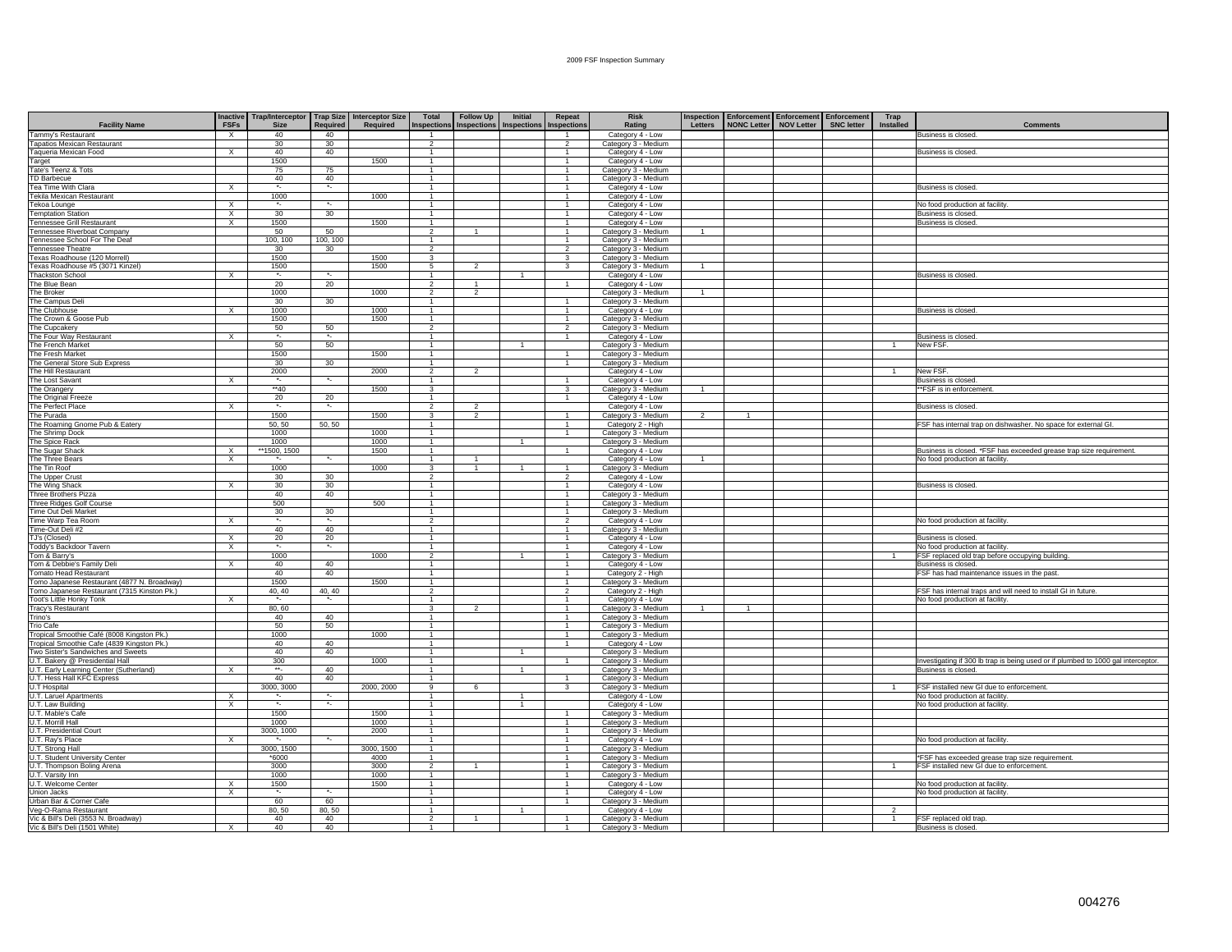# 2009 FSF Inspection Summary

| Facility Name | Inactive FSFs | Trap/Interceptor Size | Trap Size Required | Interceptor Size Required | Total Inspections | Follow Up Inspections | Initial Inspections | Repeat Inspections | Risk Rating | Inspection Letters | Enforcement NONC Letter | Enforcement NOV Letter | Enforcement SNC letter | Trap Installed | Comments |
|---|---|---|---|---|---|---|---|---|---|---|---|---|---|---|---|
| Tammy's Restaurant | X | 40 | 40 | | 1 | | | 1 | Category 4 - Low | | | | | | Business is closed. |
| Tapatios Mexican Restaurant | | 30 | 30 | | 2 | | | 2 | Category 3 - Medium | | | | | | |
| Taqueria Mexican Food | X | 40 | 40 | | 1 | | | 1 | Category 4 - Low | | | | | | Business is closed. |
| Target | | 1500 | | 1500 | 1 | | | 1 | Category 4 - Low | | | | | | |
| Tate's Teenz & Tots | | 75 | 75 | | 1 | | | 1 | Category 3 - Medium | | | | | | |
| TD Barbecue | | 40 | 40 | | 1 | | | 1 | Category 3 - Medium | | | | | | |
| Tea Time With Clara | X | *- | *- | | 1 | | | 1 | Category 4 - Low | | | | | | Business is closed. |
| Tekila Mexican Restaurant | | 1000 | | 1000 | 1 | | | 1 | Category 4 - Low | | | | | | |
| Tekoa Lounge | X | *- | *- | | 1 | | | 1 | Category 4 - Low | | | | | | No food production at facility. |
| Temptation Station | X | 30 | 30 | | 1 | | | 1 | Category 4 - Low | | | | | | Business is closed. |
| Tennessee Grill Restaurant | X | 1500 | | 1500 | 1 | | | 1 | Category 4 - Low | | | | | | Business is closed. |
| Tennessee Riverboat Company | | 50 | 50 | | 2 | 1 | | 1 | Category 3 - Medium | 1 | | | | | |
| Tennessee School For The Deaf | | 100, 100 | 100, 100 | | 1 | | | 1 | Category 3 - Medium | | | | | | |
| Tennessee Theatre | | 30 | 30 | | 2 | | | 2 | Category 3 - Medium | | | | | | |
| Texas Roadhouse (120 Morrell) | | 1500 | | 1500 | 3 | | | 3 | Category 3 - Medium | | | | | | |
| Texas Roadhouse #5 (3071 Kinzel) | | 1500 | | 1500 | 5 | 2 | | 3 | Category 3 - Medium | 1 | | | | | |
| Thackston School | X | *- | *- | | 1 | | 1 | | Category 4 - Low | | | | | | Business is closed. |
| The Blue Bean | | 20 | 20 | | 2 | 1 | | 1 | Category 4 - Low | | | | | | |
| The Broker | | 1000 | | 1000 | 2 | 2 | | | Category 3 - Medium | 1 | | | | | |
| The Campus Deli | | 30 | 30 | | 1 | | | 1 | Category 3 - Medium | | | | | | |
| The Clubhouse | X | 1000 | | 1000 | 1 | | | 1 | Category 4 - Low | | | | | | Business is closed. |
| The Crown & Goose Pub | | 1500 | | 1500 | 1 | | | 1 | Category 3 - Medium | | | | | | |
| The Cupcakery | | 50 | 50 | | 2 | | | 2 | Category 3 - Medium | | | | | | |
| The Four Way Restaurant | X | *- | *- | | 1 | | | 1 | Category 4 - Low | | | | | | Business is closed. |
| The French Market | | 50 | 50 | | 1 | | 1 | | Category 3 - Medium | | | | | 1 | New FSF. |
| The Fresh Market | | 1500 | | 1500 | 1 | | | 1 | Category 3 - Medium | | | | | | |
| The General Store Sub Express | | 30 | 30 | | 1 | | | 1 | Category 3 - Medium | | | | | | |
| The Hill Restaurant | | 2000 | | 2000 | 2 | 2 | | | Category 4 - Low | | | | | 1 | New FSF. |
| The Lost Savant | X | *- | *- | | 1 | | | 1 | Category 4 - Low | | | | | | Business is closed. |
| The Orangery | | **40 | | 1500 | 3 | | | 3 | Category 3 - Medium | 1 | | | | | **FSF is in enforcement. |
| The Original Freeze | | 20 | 20 | | 1 | | | 1 | Category 4 - Low | | | | | | |
| The Perfect Place | X | *- | *- | | 2 | 2 | | | Category 4 - Low | | | | | | Business is closed. |
| The Purada | | 1500 | | 1500 | 3 | 2 | | 1 | Category 3 - Medium | 2 | 1 | | | | |
| The Roaming Gnome Pub & Eatery | | 50, 50 | 50, 50 | | 1 | | | 1 | Category 2 - High | | | | | | FSF has internal trap on dishwasher. No space for external GI. |
| The Shrimp Dock | | 1000 | | 1000 | 1 | | | 1 | Category 3 - Medium | | | | | | |
| The Spice Rack | | 1000 | | 1000 | 1 | | 1 | | Category 3 - Medium | | | | | | |
| The Sugar Shack | X | **1500, 1500 | | 1500 | 1 | | | 1 | Category 4 - Low | | | | | | Business is closed. *FSF has exceeded grease trap size requirement. |
| The Three Bears | X | *- | *- | | 1 | 1 | | | Category 4 - Low | 1 | | | | | No food production at facility. |
| The Tin Roof | | 1000 | | 1000 | 3 | 1 | 1 | 1 | Category 3 - Medium | | | | | | |
| The Upper Crust | | 30 | 30 | | 2 | | | 2 | Category 4 - Low | | | | | | |
| The Wing Shack | X | 30 | 30 | | 1 | | | 1 | Category 4 - Low | | | | | | Business is closed. |
| Three Brothers Pizza | | 40 | 40 | | 1 | | | 1 | Category 3 - Medium | | | | | | |
| Three Ridges Golf Course | | 500 | | 500 | 1 | | | 1 | Category 3 - Medium | | | | | | |
| Time Out Deli Market | | 30 | 30 | | 1 | | | 1 | Category 3 - Medium | | | | | | |
| Time Warp Tea Room | X | *- | *- | | 2 | | | 2 | Category 4 - Low | | | | | | No food production at facility. |
| Time-Out Deli #2 | | 40 | 40 | | 1 | | | 1 | Category 3 - Medium | | | | | | |
| TJ's (Closed) | X | 20 | 20 | | 1 | | | 1 | Category 4 - Low | | | | | | Business is closed. |
| Toddy's Backdoor Tavern | X | *- | *- | | 1 | | | 1 | Category 4 - Low | | | | | | No food production at facility. |
| Tom & Barry's | | 1000 | | 1000 | 2 | | 1 | 1 | Category 3 - Medium | | | | | 1 | FSF replaced old trap before occupying building. |
| Tom & Debbie's Family Deli | X | 40 | 40 | | 1 | | | 1 | Category 4 - Low | | | | | | Business is closed. |
| Tomato Head Restaurant | | 40 | 40 | | 1 | | | 1 | Category 2 - High | | | | | | FSF has had maintenance issues in the past. |
| Tomo Japanese Restaurant (4877 N. Broadway) | | 1500 | | 1500 | 1 | | | 1 | Category 3 - Medium | | | | | | |
| Tomo Japanese Restaurant (7315 Kinston Pk.) | | 40, 40 | 40, 40 | | 2 | | | 2 | Category 2 - High | | | | | | FSF has internal traps and will need to install GI in future. |
| Toot's Little Honky Tonk | X | *- | *- | | 1 | | | 1 | Category 4 - Low | | | | | | No food production at facility. |
| Tracy's Restaurant | | 80, 60 | | | 3 | 2 | | 1 | Category 3 - Medium | 1 | 1 | | | | |
| Trino's | | 40 | 40 | | 1 | | | 1 | Category 3 - Medium | | | | | | |
| Trio Cafe | | 50 | 50 | | 1 | | | 1 | Category 3 - Medium | | | | | | |
| Tropical Smoothie Café (8008 Kingston Pk.) | | 1000 | | 1000 | 1 | | | 1 | Category 3 - Medium | | | | | | |
| Tropical Smoothie Cafe (4839 Kingston Pk.) | | 40 | 40 | | 1 | | | 1 | Category 4 - Low | | | | | | |
| Two Sister's Sandwiches and Sweets | | 40 | 40 | | 1 | | 1 | | Category 3 - Medium | | | | | | |
| U.T. Bakery @ Presidential Hall | | 300 | | 1000 | 1 | | | 1 | Category 3 - Medium | | | | | | Investigating if 300 lb trap is being used or if plumbed to 1000 gal interceptor. |
| U.T. Early Learning Center (Sutherland) | X | **- | 40 | | 1 | | 1 | | Category 3 - Medium | | | | | | Business is closed. |
| U.T. Hess Hall KFC Express | | 40 | 40 | | 1 | | | 1 | Category 3 - Medium | | | | | | |
| U.T Hospital | | 3000, 3000 | | 2000, 2000 | 9 | 6 | | 3 | Category 3 - Medium | | | | | 1 | FSF installed new GI due to enforcement. |
| U.T. Laruel Apartments | X | *- | *- | | 1 | | 1 | | Category 4 - Low | | | | | | No food production at facility. |
| U.T. Law Building | X | *- | *- | | 1 | | 1 | | Category 4 - Low | | | | | | No food production at facility. |
| U.T. Mable's Cafe | | 1500 | | 1500 | 1 | | | 1 | Category 3 - Medium | | | | | | |
| U.T. Morrill Hall | | 1000 | | 1000 | 1 | | | 1 | Category 3 - Medium | | | | | | |
| U.T. Presidential Court | | 3000, 1000 | | 2000 | 1 | | | 1 | Category 3 - Medium | | | | | | |
| U.T. Ray's Place | X | *- | *- | | 1 | | | 1 | Category 4 - Low | | | | | | No food production at facility. |
| U.T. Strong Hall | | 3000, 1500 | | 3000, 1500 | 1 | | | 1 | Category 3 - Medium | | | | | | |
| U.T. Student University Center | | *6000 | | 4000 | 1 | | | 1 | Category 3 - Medium | | | | | | *FSF has exceeded grease trap size requirement. |
| U.T. Thompson Boling Arena | | 3000 | | 3000 | 2 | 1 | | 1 | Category 3 - Medium | | | | | 1 | FSF installed new GI due to enforcement. |
| U.T. Varsity Inn | | 1000 | | 1000 | 1 | | | 1 | Category 3 - Medium | | | | | | |
| U.T. Welcome Center | X | 1500 | | 1500 | 1 | | | 1 | Category 4 - Low | | | | | | No food production at facility. |
| Union Jacks | X | *- | *- | | 1 | | | 1 | Category 4 - Low | | | | | | No food production at facility. |
| Urban Bar & Corner Cafe | | 60 | 60 | | 1 | | | 1 | Category 3 - Medium | | | | | | |
| Veg-O-Rama Restaurant | | 80, 50 | 80, 50 | | 1 | | 1 | | Category 4 - Low | | | | | 2 | |
| Vic & Bill's Deli (3553 N. Broadway) | | 40 | 40 | | 2 | 1 | | 1 | Category 3 - Medium | | | | | 1 | FSF replaced old trap. |
| Vic & Bill's Deli (1501 White) | X | 40 | 40 | | 1 | | | 1 | Category 3 - Medium | | | | | | Business is closed. |

004276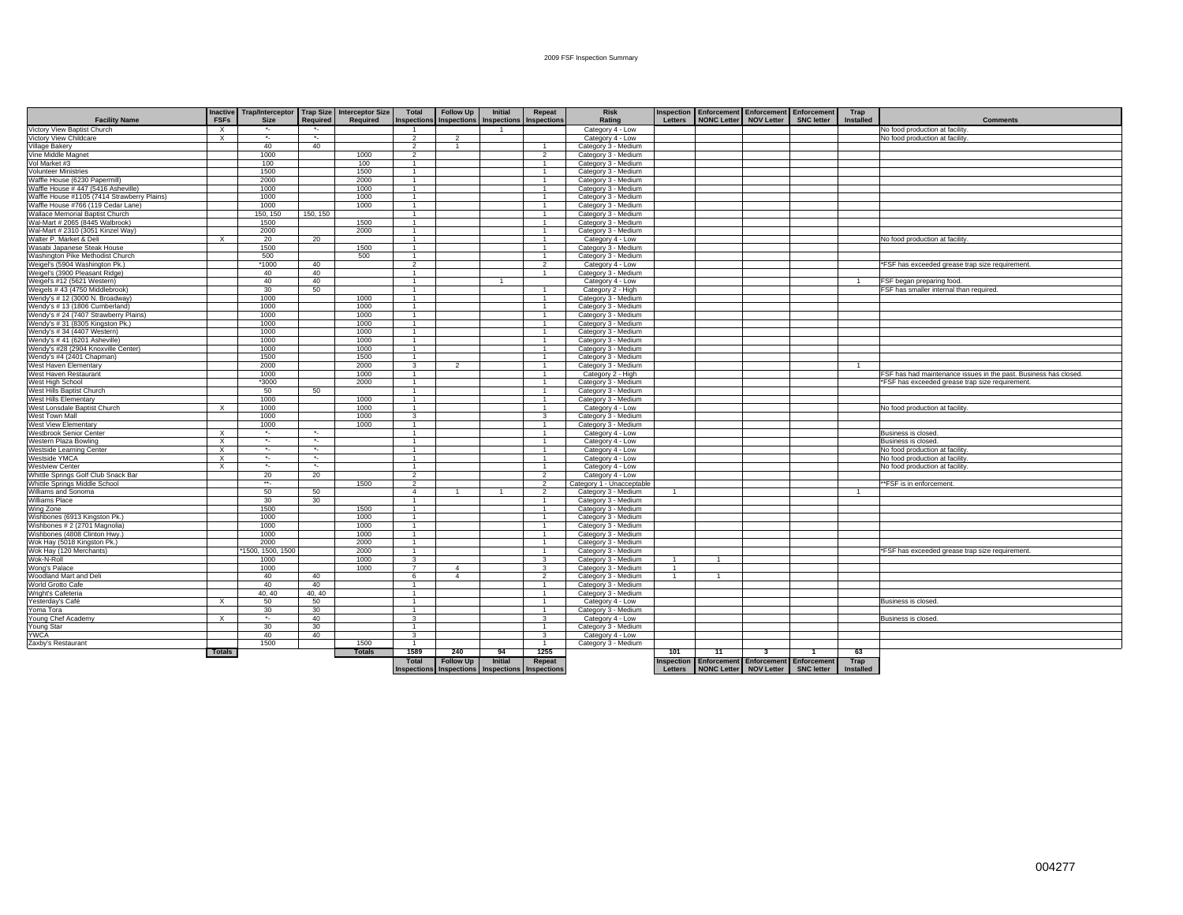2009 FSF Inspection Summary

| Facility Name | Inactive FSFs | Trap/Interceptor Size | Trap Size Required | Interceptor Size Required | Total Inspections | Follow Up Inspections | Initial Inspections | Repeat Inspections | Risk Rating | Inspection Letters | Enforcement NONC Letter | Enforcement NOV Letter | Enforcement SNC letter | Trap Installed | Comments |
|---|---|---|---|---|---|---|---|---|---|---|---|---|---|---|---|
| Victory View Baptist Church | X | *- | *- | | 1 | | 1 | | Category 4 - Low | | | | | | No food production at facility. |
| Victory View Childcare | X | *- | *- | | 2 | 2 | | | Category 4 - Low | | | | | | No food production at facility. |
| Village Bakery | | 40 | 40 | | 2 | 1 | | 1 | Category 3 - Medium | | | | | | |
| Vine Middle Magnet | | 1000 | | 1000 | 2 | | | 2 | Category 3 - Medium | | | | | | |
| Vol Market #3 | | 100 | | 100 | 1 | | | 1 | Category 3 - Medium | | | | | | |
| Volunteer Ministries | | 1500 | | 1500 | 1 | | | 1 | Category 3 - Medium | | | | | | |
| Waffle House (6230 Papermill) | | 2000 | | 2000 | 1 | | | 1 | Category 3 - Medium | | | | | | |
| Waffle House # 447 (5416 Asheville) | | 1000 | | 1000 | 1 | | | 1 | Category 3 - Medium | | | | | | |
| Waffle House #1105 (7414 Strawberry Plains) | | 1000 | | 1000 | 1 | | | 1 | Category 3 - Medium | | | | | | |
| Waffle House #766 (119 Cedar Lane) | | 1000 | | 1000 | 1 | | | 1 | Category 3 - Medium | | | | | | |
| Wallace Memorial Baptist Church | | 150, 150 | 150, 150 | | 1 | | | 1 | Category 3 - Medium | | | | | | |
| Wal-Mart # 2065 (8445 Walbrook) | | 1500 | | 1500 | 1 | | | 1 | Category 3 - Medium | | | | | | |
| Wal-Mart # 2310 (3051 Kinzel Way) | | 2000 | | 2000 | 1 | | | 1 | Category 3 - Medium | | | | | | |
| Walter P. Market & Deli | X | 20 | 20 | | 1 | | | 1 | Category 4 - Low | | | | | | No food production at facility. |
| Wasabi Japanese Steak House | | 1500 | | 1500 | 1 | | | 1 | Category 3 - Medium | | | | | | |
| Washington Pike Methodist Church | | 500 | | 500 | 1 | | | 1 | Category 3 - Medium | | | | | | |
| Weigel's (5904 Washington Pk.) | | *1000 | 40 | | 2 | | | 2 | Category 4 - Low | | | | | | *FSF has exceeded grease trap size requirement. |
| Weigel's (3900 Pleasant Ridge) | | 40 | 40 | | 1 | | | 1 | Category 3 - Medium | | | | | | |
| Weigel's #12 (5621 Western) | | 40 | 40 | | 1 | | 1 | | Category 4 - Low | | | | | 1 | FSF began preparing food. |
| Weigels # 43 (4750 Middlebrook) | | 30 | 50 | | 1 | | | 1 | Category 2 - High | | | | | | FSF has smaller internal than required. |
| Wendy's # 12 (3000 N. Broadway) | | 1000 | | 1000 | 1 | | | 1 | Category 3 - Medium | | | | | | |
| Wendy's # 13 (1806 Cumberland) | | 1000 | | 1000 | 1 | | | 1 | Category 3 - Medium | | | | | | |
| Wendy's # 24 (7407 Strawberry Plains) | | 1000 | | 1000 | 1 | | | 1 | Category 3 - Medium | | | | | | |
| Wendy's # 31 (8305 Kingston Pk.) | | 1000 | | 1000 | 1 | | | 1 | Category 3 - Medium | | | | | | |
| Wendy's # 34 (4407 Western) | | 1000 | | 1000 | 1 | | | 1 | Category 3 - Medium | | | | | | |
| Wendy's # 41 (6201 Asheville) | | 1000 | | 1000 | 1 | | | 1 | Category 3 - Medium | | | | | | |
| Wendy's #28 (2904 Knoxville Center) | | 1000 | | 1000 | 1 | | | 1 | Category 3 - Medium | | | | | | |
| Wendy's #4 (2401 Chapman) | | 1500 | | 1500 | 1 | | | 1 | Category 3 - Medium | | | | | | |
| West Haven Elementary | | 2000 | | 2000 | 3 | 2 | | 1 | Category 3 - Medium | | | | | 1 | |
| West Haven Restaurant | | 1000 | | 1000 | 1 | | | 1 | Category 2 - High | | | | | | FSF has had maintenance issues in the past. Business has closed. |
| West High School | | *3000 | | 2000 | 1 | | | 1 | Category 3 - Medium | | | | | | *FSF has exceeded grease trap size requirement. |
| West Hills Baptist Church | | 50 | 50 | | 1 | | | 1 | Category 3 - Medium | | | | | | |
| West Hills Elementary | | 1000 | | 1000 | 1 | | | 1 | Category 3 - Medium | | | | | | |
| West Lonsdale Baptist Church | X | 1000 | | 1000 | 1 | | | 1 | Category 4 - Low | | | | | | No food production at facility. |
| West Town Mall | | 1000 | | 1000 | 3 | | | 3 | Category 3 - Medium | | | | | | |
| West View Elementary | | 1000 | | 1000 | 1 | | | 1 | Category 3 - Medium | | | | | | |
| Westbrook Senior Center | X | *- | *- | | 1 | | | 1 | Category 4 - Low | | | | | | Business is closed. |
| Western Plaza Bowling | X | *- | *- | | 1 | | | 1 | Category 4 - Low | | | | | | Business is closed. |
| Westside Learning Center | X | *- | *- | | 1 | | | 1 | Category 4 - Low | | | | | | No food production at facility. |
| Westside YMCA | X | *- | *- | | 1 | | | 1 | Category 4 - Low | | | | | | No food production at facility. |
| Westview Center | X | *- | *- | | 1 | | | 1 | Category 4 - Low | | | | | | No food production at facility. |
| Whittle Springs Golf Club Snack Bar | | 20 | 20 | | 2 | | | 2 | Category 4 - Low | | | | | | |
| Whittle Springs Middle School | | **- | | 1500 | 2 | | | 2 | Category 1 - Unacceptable | | | | | | **FSF is in enforcement. |
| Williams and Sonoma | | 50 | 50 | | 4 | 1 | 1 | 2 | Category 3 - Medium | 1 | | | | 1 | |
| Williams Place | | 30 | 30 | | 1 | | | 1 | Category 3 - Medium | | | | | | |
| Wing Zone | | 1500 | | 1500 | 1 | | | 1 | Category 3 - Medium | | | | | | |
| Wishbones (6913 Kingston Pk.) | | 1000 | | 1000 | 1 | | | 1 | Category 3 - Medium | | | | | | |
| Wishbones # 2 (2701 Magnolia) | | 1000 | | 1000 | 1 | | | 1 | Category 3 - Medium | | | | | | |
| Wishbones (4808 Clinton Hwy.) | | 1000 | | 1000 | 1 | | | 1 | Category 3 - Medium | | | | | | |
| Wok Hay (5018 Kingston Pk.) | | 2000 | | 2000 | 1 | | | 1 | Category 3 - Medium | | | | | | |
| Wok Hay (120 Merchants) | | *1500, 1500, 1500 | | 2000 | 1 | | | 1 | Category 3 - Medium | | | | | | *FSF has exceeded grease trap size requirement. |
| Wok-N-Roll | | 1000 | | 1000 | 3 | | | 3 | Category 3 - Medium | 1 | 1 | | | | |
| Wong's Palace | | 1000 | | 1000 | 7 | 4 | | 3 | Category 3 - Medium | 1 | | | | | |
| Woodland Mart and Deli | | 40 | 40 | | 6 | 4 | | 2 | Category 3 - Medium | 1 | 1 | | | | |
| World Grotto Cafe | | 40 | 40 | | 1 | | | 1 | Category 3 - Medium | | | | | | |
| Wright's Cafeteria | | 40, 40 | 40, 40 | | 1 | | | 1 | Category 3 - Medium | | | | | | |
| Yesterday's Café | X | 50 | 50 | | 1 | | | 1 | Category 4 - Low | | | | | | Business is closed. |
| Yoma Tora | | 30 | 30 | | 1 | | | 1 | Category 3 - Medium | | | | | | |
| Young Chef Academy | X | *- | 40 | | 3 | | | 3 | Category 4 - Low | | | | | | Business is closed. |
| Young Star | | 30 | 30 | | 1 | | | 1 | Category 3 - Medium | | | | | | |
| YWCA | | 40 | 40 | | 3 | | | 3 | Category 4 - Low | | | | | | |
| Zaxby's Restaurant | | 1500 | | 1500 | 1 | | | 1 | Category 3 - Medium | | | | | | |
| | Totals | | | Totals | 1589 | 240 | 94 | 1255 | | 101 | 11 | 3 | 1 | 63 | |
| | | | | | Total Inspections | Follow Up Inspections | Initial Inspections | Repeat Inspections | | Inspection Letters | Enforcement NONC Letter | Enforcement NOV Letter | Enforcement SNC letter | Trap Installed | |

004277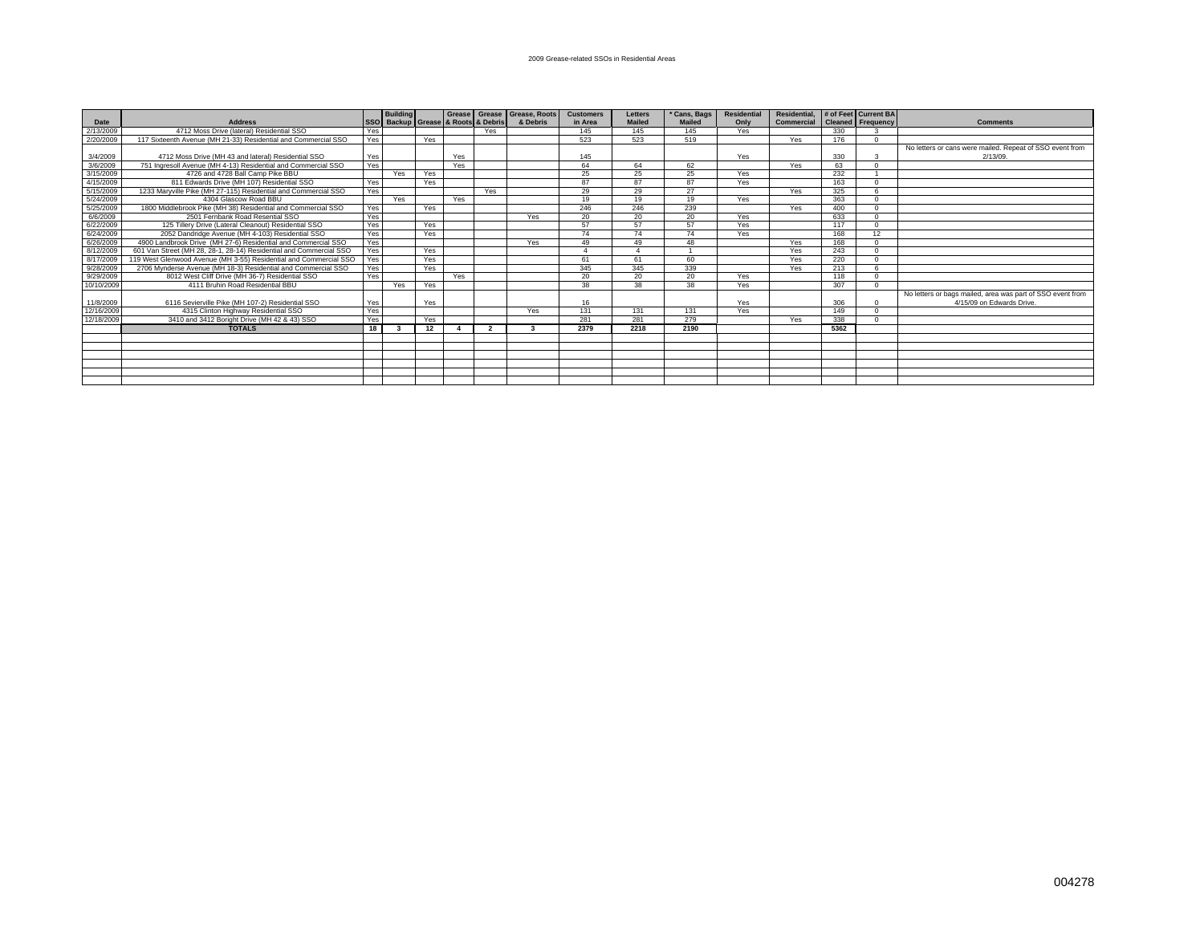2009 Grease-related SSOs in Residential Areas

| Date | Address | SSO | Building Backup | Grease | Grease & Roots | Grease & Debris | Grease, Roots & Debris | Customers in Area | Letters Mailed | * Cans, Bags Mailed | Residential Only | Residential, Commercial | # of Feet Cleaned | Current BA Frequency | Comments |
|---|---|---|---|---|---|---|---|---|---|---|---|---|---|---|---|
| 2/13/2009 | 4712 Moss Drive (lateral) Residential SSO | Yes | | | | Yes | | 145 | 145 | 145 | Yes | | 330 | 3 | |
| 2/20/2009 | 117 Sixteenth Avenue (MH 21-33) Residential and Commercial SSO | Yes | | Yes | | | | 523 | 523 | 519 | | Yes | 176 | 0 | |
| 3/4/2009 | 4712 Moss Drive (MH 43 and lateral) Residential SSO | Yes | | | Yes | | | 145 | | | Yes | | 330 | 3 | No letters or cans were mailed. Repeat of SSO event from 2/13/09. |
| 3/6/2009 | 751 Ingresoll Avenue (MH 4-13) Residential and Commercial SSO | Yes | | | Yes | | | 64 | 64 | 62 | | Yes | 63 | 0 | |
| 3/15/2009 | 4726 and 4728 Ball Camp Pike BBU | | Yes | Yes | | | | 25 | 25 | 25 | Yes | | 232 | 1 | |
| 4/15/2009 | 811 Edwards Drive (MH 107) Residential SSO | Yes | | Yes | | | | 87 | 87 | 87 | Yes | | 163 | 0 | |
| 5/15/2009 | 1233 Maryville Pike (MH 27-115) Residential and Commercial SSO | Yes | | | | Yes | | 29 | 29 | 27 | | Yes | 325 | 6 | |
| 5/24/2009 | 4304 Glascow Road BBU | | Yes | | Yes | | | 19 | 19 | 19 | Yes | | 363 | 0 | |
| 5/25/2009 | 1800 Middlebrook Pike (MH 38) Residential and Commercial SSO | Yes | | Yes | | | | 246 | 246 | 239 | | Yes | 400 | 0 | |
| 6/6/2009 | 2501 Fernbank Road Resential SSO | Yes | | | | | Yes | 20 | 20 | 20 | Yes | | 633 | 0 | |
| 6/22/2009 | 125 Tillery Drive (Lateral Cleanout) Residential SSO | Yes | | Yes | | | | 57 | 57 | 57 | Yes | | 117 | 0 | |
| 6/24/2009 | 2052 Dandridge Avenue (MH 4-103) Residential SSO | Yes | | Yes | | | | 74 | 74 | 74 | Yes | | 168 | 12 | |
| 6/26/2009 | 4900 Landbrook Drive (MH 27-6) Residential and Commercial SSO | Yes | | | | | Yes | 49 | 49 | 48 | | Yes | 168 | 0 | |
| 8/12/2009 | 601 Van Street (MH 28, 28-1, 28-14) Residential and Commercial SSO | Yes | | Yes | | | | 4 | 4 | 1 | | Yes | 243 | 0 | |
| 8/17/2009 | 119 West Glenwood Avenue (MH 3-55) Residential and Commercial SSO | Yes | | Yes | | | | 61 | 61 | 60 | | Yes | 220 | 0 | |
| 9/28/2009 | 2706 Mynderse Avenue (MH 18-3) Residential and Commercial SSO | Yes | | Yes | | | | 345 | 345 | 339 | | Yes | 213 | 6 | |
| 9/29/2009 | 8012 West Cliff Drive (MH 36-7) Residential SSO | Yes | | | Yes | | | 20 | 20 | 20 | Yes | | 118 | 0 | |
| 10/10/2009 | 4111 Bruhin Road Residential BBU | | Yes | Yes | | | | 38 | 38 | 38 | Yes | | 307 | 0 | |
| 11/8/2009 | 6116 Sevierville Pike (MH 107-2) Residential SSO | Yes | | Yes | | | | 16 | | | Yes | | 306 | 0 | No letters or bags mailed, area was part of SSO event from 4/15/09 on Edwards Drive. |
| 12/16/2009 | 4315 Clinton Highway Residential SSO | Yes | | | | | Yes | 131 | 131 | 131 | Yes | | 149 | 0 | |
| 12/18/2009 | 3410 and 3412 Boright Drive (MH 42 & 43) SSO | Yes | | Yes | | | | 281 | 281 | 279 | | Yes | 338 | 0 | |
| | **TOTALS** | **18** | **3** | **12** | **4** | **2** | **3** | **2379** | **2218** | **2190** | | | **5362** | | |

004278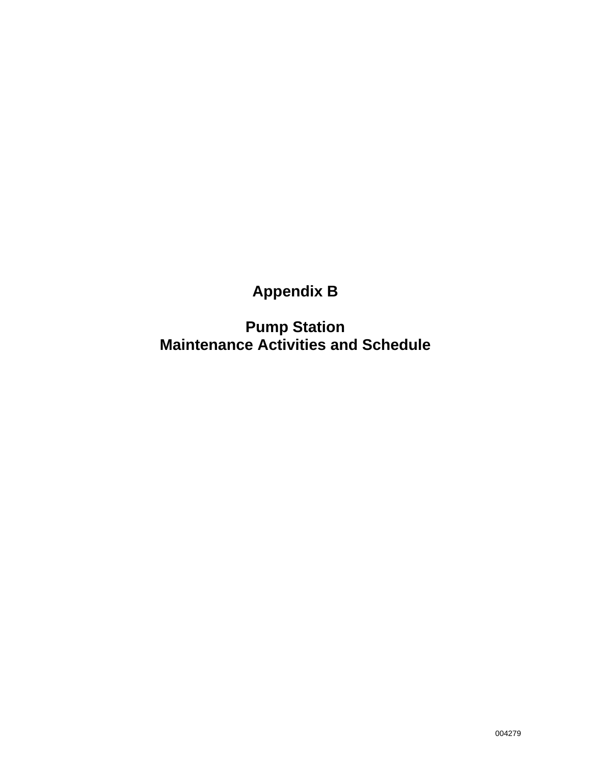# Appendix B

## Pump Station
## Maintenance Activities and Schedule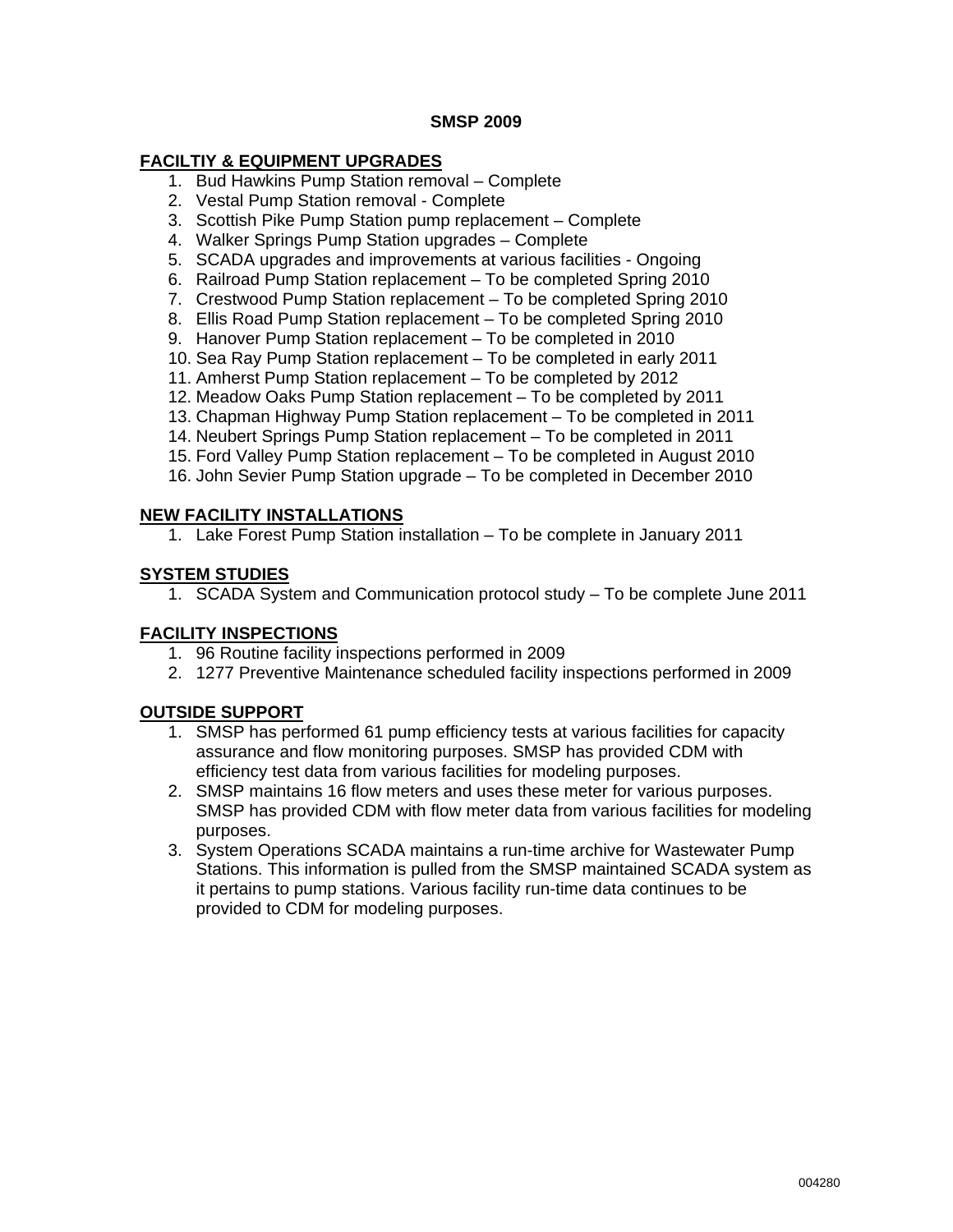# SMSP 2009

## FACILTIY & EQUIPMENT UPGRADES

1. Bud Hawkins Pump Station removal – Complete
2. Vestal Pump Station removal - Complete
3. Scottish Pike Pump Station pump replacement – Complete
4. Walker Springs Pump Station upgrades – Complete
5. SCADA upgrades and improvements at various facilities - Ongoing
6. Railroad Pump Station replacement – To be completed Spring 2010
7. Crestwood Pump Station replacement – To be completed Spring 2010
8. Ellis Road Pump Station replacement – To be completed Spring 2010
9. Hanover Pump Station replacement – To be completed in 2010
10. Sea Ray Pump Station replacement – To be completed in early 2011
11. Amherst Pump Station replacement – To be completed by 2012
12. Meadow Oaks Pump Station replacement – To be completed by 2011
13. Chapman Highway Pump Station replacement – To be completed in 2011
14. Neubert Springs Pump Station replacement – To be completed in 2011
15. Ford Valley Pump Station replacement – To be completed in August 2010
16. John Sevier Pump Station upgrade – To be completed in December 2010

## NEW FACILITY INSTALLATIONS

1. Lake Forest Pump Station installation – To be complete in January 2011

## SYSTEM STUDIES

1. SCADA System and Communication protocol study – To be complete June 2011

## FACILITY INSPECTIONS

1. 96 Routine facility inspections performed in 2009
2. 1277 Preventive Maintenance scheduled facility inspections performed in 2009

## OUTSIDE SUPPORT

1. SMSP has performed 61 pump efficiency tests at various facilities for capacity assurance and flow monitoring purposes. SMSP has provided CDM with efficiency test data from various facilities for modeling purposes.
2. SMSP maintains 16 flow meters and uses these meter for various purposes. SMSP has provided CDM with flow meter data from various facilities for modeling purposes.
3. System Operations SCADA maintains a run-time archive for Wastewater Pump Stations. This information is pulled from the SMSP maintained SCADA system as it pertains to pump stations. Various facility run-time data continues to be provided to CDM for modeling purposes.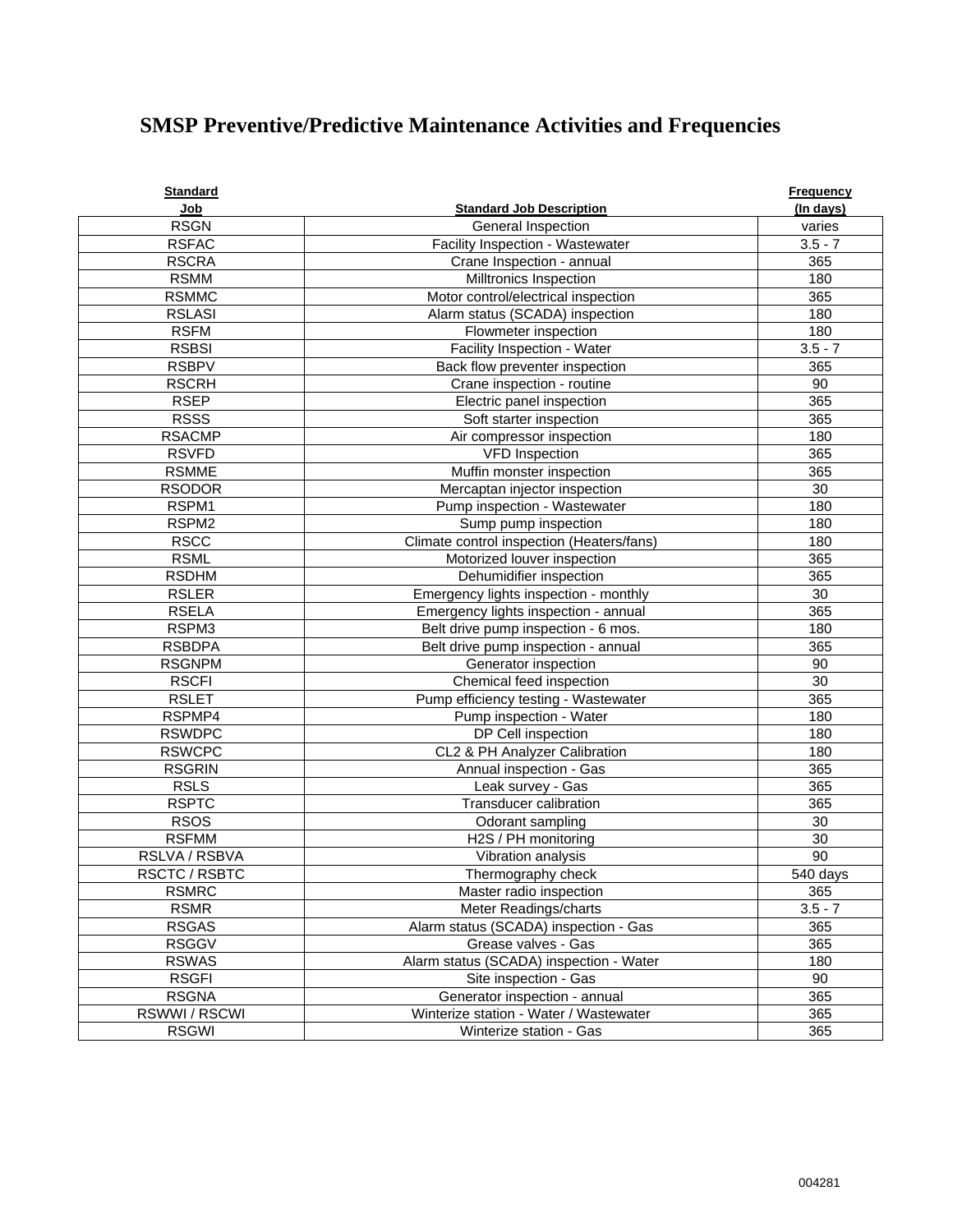# SMSP Preventive/Predictive Maintenance Activities and Frequencies

| Standard Job | Standard Job Description | Frequency (In days) |
|---|---|---|
| RSGN | General Inspection | varies |
| RSFAC | Facility Inspection - Wastewater | 3.5 - 7 |
| RSCRA | Crane Inspection - annual | 365 |
| RSMM | Milltronics Inspection | 180 |
| RSMMC | Motor control/electrical inspection | 365 |
| RSLASI | Alarm status (SCADA) inspection | 180 |
| RSFM | Flowmeter inspection | 180 |
| RSBSI | Facility Inspection - Water | 3.5 - 7 |
| RSBPV | Back flow preventer inspection | 365 |
| RSCRH | Crane inspection - routine | 90 |
| RSEP | Electric panel inspection | 365 |
| RSSS | Soft starter inspection | 365 |
| RSACMP | Air compressor inspection | 180 |
| RSVFD | VFD Inspection | 365 |
| RSMME | Muffin monster inspection | 365 |
| RSODOR | Mercaptan injector inspection | 30 |
| RSPM1 | Pump inspection - Wastewater | 180 |
| RSPM2 | Sump pump inspection | 180 |
| RSCC | Climate control inspection (Heaters/fans) | 180 |
| RSML | Motorized louver inspection | 365 |
| RSDHM | Dehumidifier inspection | 365 |
| RSLER | Emergency lights inspection - monthly | 30 |
| RSELA | Emergency lights inspection - annual | 365 |
| RSPM3 | Belt drive pump inspection - 6 mos. | 180 |
| RSBDPA | Belt drive pump inspection - annual | 365 |
| RSGNPM | Generator inspection | 90 |
| RSCFI | Chemical feed inspection | 30 |
| RSLET | Pump efficiency testing - Wastewater | 365 |
| RSPMP4 | Pump inspection - Water | 180 |
| RSWDPC | DP Cell inspection | 180 |
| RSWCPC | CL2 & PH Analyzer Calibration | 180 |
| RSGRIN | Annual inspection - Gas | 365 |
| RSLS | Leak survey - Gas | 365 |
| RSPTC | Transducer calibration | 365 |
| RSOS | Odorant sampling | 30 |
| RSFMM | H2S / PH monitoring | 30 |
| RSLVA / RSBVA | Vibration analysis | 90 |
| RSCTC / RSBTC | Thermography check | 540 days |
| RSMRC | Master radio inspection | 365 |
| RSMR | Meter Readings/charts | 3.5 - 7 |
| RSGAS | Alarm status (SCADA) inspection - Gas | 365 |
| RSGGV | Grease valves - Gas | 365 |
| RSWAS | Alarm status (SCADA) inspection - Water | 180 |
| RSGFI | Site inspection - Gas | 90 |
| RSGNA | Generator inspection - annual | 365 |
| RSWWI / RSCWI | Winterize station - Water / Wastewater | 365 |
| RSGWI | Winterize station - Gas | 365 |

004281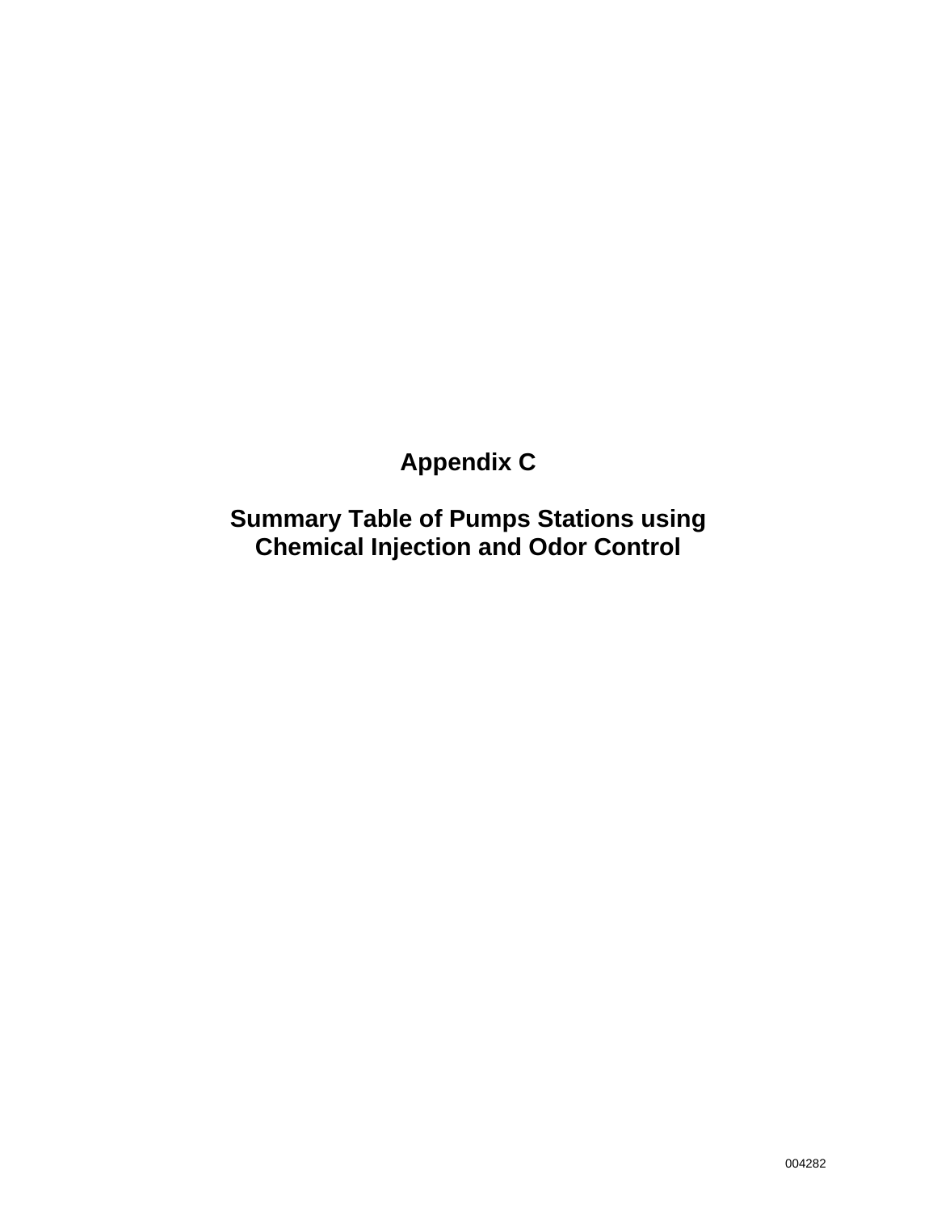# Appendix C

## Summary Table of Pumps Stations using Chemical Injection and Odor Control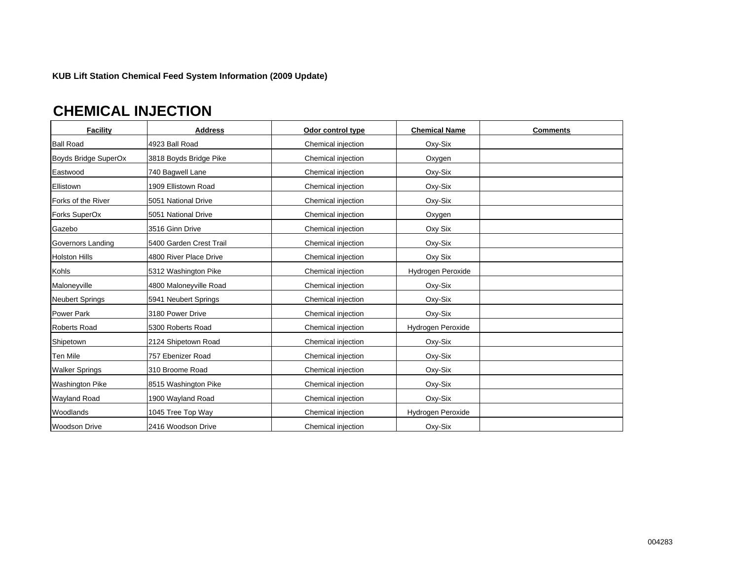**KUB Lift Station Chemical Feed System Information (2009 Update)**

# CHEMICAL INJECTION

| Facility | Address | Odor control type | Chemical Name | Comments |
|---|---|---|---|---|
| Ball Road | 4923 Ball Road | Chemical injection | Oxy-Six | |
| Boyds Bridge SuperOx | 3818 Boyds Bridge Pike | Chemical injection | Oxygen | |
| Eastwood | 740 Bagwell Lane | Chemical injection | Oxy-Six | |
| Ellistown | 1909 Ellistown Road | Chemical injection | Oxy-Six | |
| Forks of the River | 5051 National Drive | Chemical injection | Oxy-Six | |
| Forks SuperOx | 5051 National Drive | Chemical injection | Oxygen | |
| Gazebo | 3516 Ginn Drive | Chemical injection | Oxy Six | |
| Governors Landing | 5400 Garden Crest Trail | Chemical injection | Oxy-Six | |
| Holston Hills | 4800 River Place Drive | Chemical injection | Oxy Six | |
| Kohls | 5312 Washington Pike | Chemical injection | Hydrogen Peroxide | |
| Maloneyville | 4800 Maloneyville Road | Chemical injection | Oxy-Six | |
| Neubert Springs | 5941 Neubert Springs | Chemical injection | Oxy-Six | |
| Power Park | 3180 Power Drive | Chemical injection | Oxy-Six | |
| Roberts Road | 5300 Roberts Road | Chemical injection | Hydrogen Peroxide | |
| Shipetown | 2124 Shipetown Road | Chemical injection | Oxy-Six | |
| Ten Mile | 757 Ebenizer Road | Chemical injection | Oxy-Six | |
| Walker Springs | 310 Broome Road | Chemical injection | Oxy-Six | |
| Washington Pike | 8515 Washington Pike | Chemical injection | Oxy-Six | |
| Wayland Road | 1900 Wayland Road | Chemical injection | Oxy-Six | |
| Woodlands | 1045 Tree Top Way | Chemical injection | Hydrogen Peroxide | |
| Woodson Drive | 2416 Woodson Drive | Chemical injection | Oxy-Six | |

004283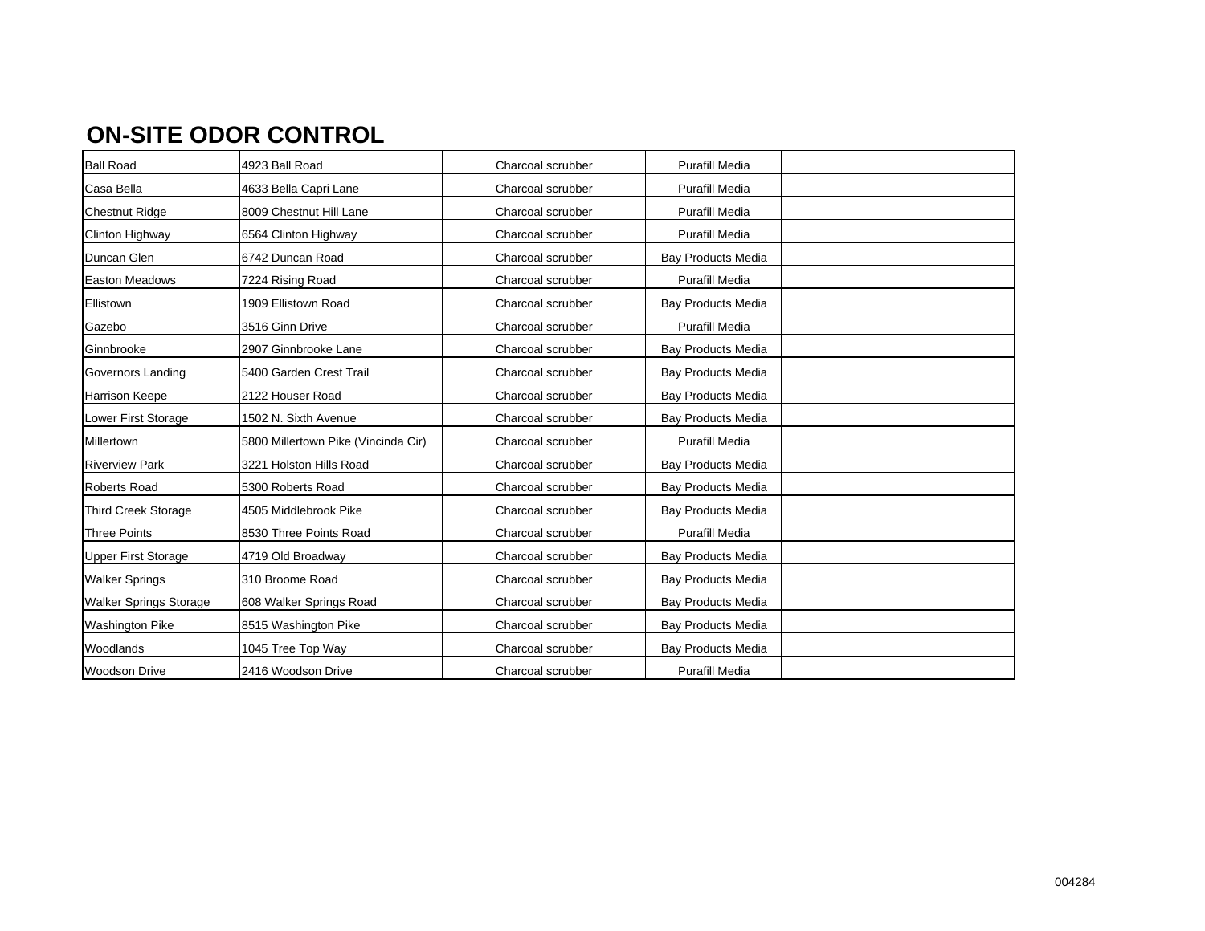## ON-SITE ODOR CONTROL

| | | | | |
|---|---|---|---|---|
| Ball Road | 4923 Ball Road | Charcoal scrubber | Purafill Media | |
| Casa Bella | 4633 Bella Capri Lane | Charcoal scrubber | Purafill Media | |
| Chestnut Ridge | 8009 Chestnut Hill Lane | Charcoal scrubber | Purafill Media | |
| Clinton Highway | 6564 Clinton Highway | Charcoal scrubber | Purafill Media | |
| Duncan Glen | 6742 Duncan Road | Charcoal scrubber | Bay Products Media | |
| Easton Meadows | 7224 Rising Road | Charcoal scrubber | Purafill Media | |
| Ellistown | 1909 Ellistown Road | Charcoal scrubber | Bay Products Media | |
| Gazebo | 3516 Ginn Drive | Charcoal scrubber | Purafill Media | |
| Ginnbrooke | 2907 Ginnbrooke Lane | Charcoal scrubber | Bay Products Media | |
| Governors Landing | 5400 Garden Crest Trail | Charcoal scrubber | Bay Products Media | |
| Harrison Keepe | 2122 Houser Road | Charcoal scrubber | Bay Products Media | |
| Lower First Storage | 1502 N. Sixth Avenue | Charcoal scrubber | Bay Products Media | |
| Millertown | 5800 Millertown Pike (Vincinda Cir) | Charcoal scrubber | Purafill Media | |
| Riverview Park | 3221 Holston Hills Road | Charcoal scrubber | Bay Products Media | |
| Roberts Road | 5300 Roberts Road | Charcoal scrubber | Bay Products Media | |
| Third Creek Storage | 4505 Middlebrook Pike | Charcoal scrubber | Bay Products Media | |
| Three Points | 8530 Three Points Road | Charcoal scrubber | Purafill Media | |
| Upper First Storage | 4719 Old Broadway | Charcoal scrubber | Bay Products Media | |
| Walker Springs | 310 Broome Road | Charcoal scrubber | Bay Products Media | |
| Walker Springs Storage | 608 Walker Springs Road | Charcoal scrubber | Bay Products Media | |
| Washington Pike | 8515 Washington Pike | Charcoal scrubber | Bay Products Media | |
| Woodlands | 1045 Tree Top Way | Charcoal scrubber | Bay Products Media | |
| Woodson Drive | 2416 Woodson Drive | Charcoal scrubber | Purafill Media | |

004284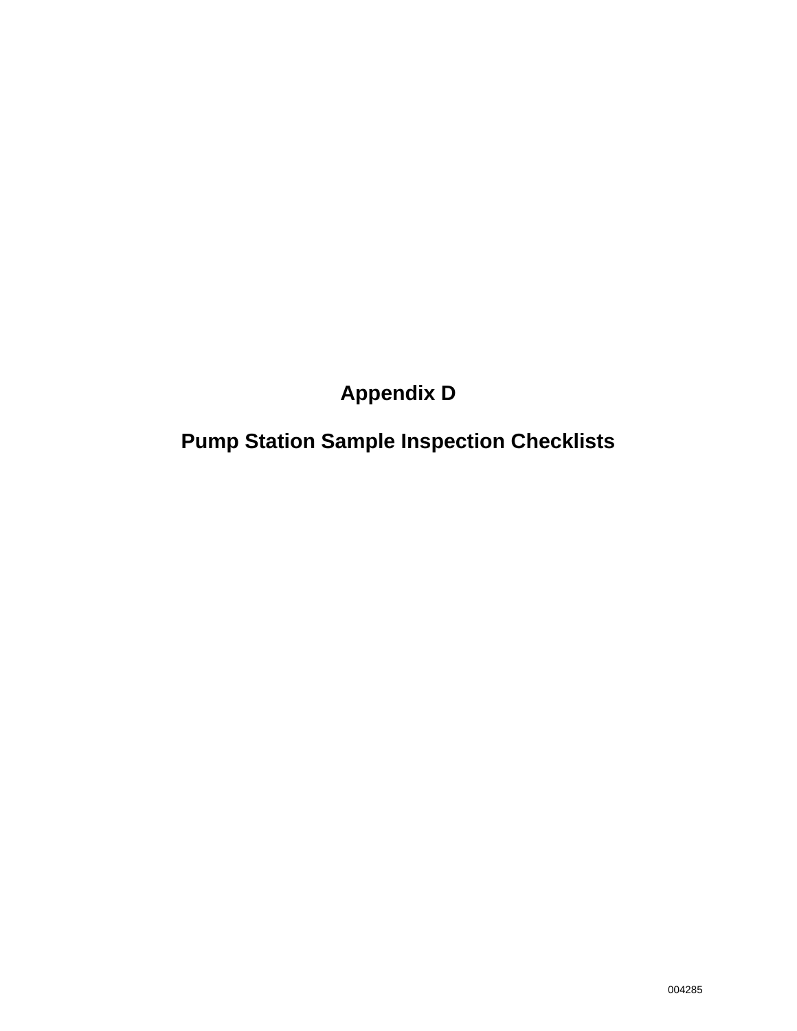# Appendix D

# Pump Station Sample Inspection Checklists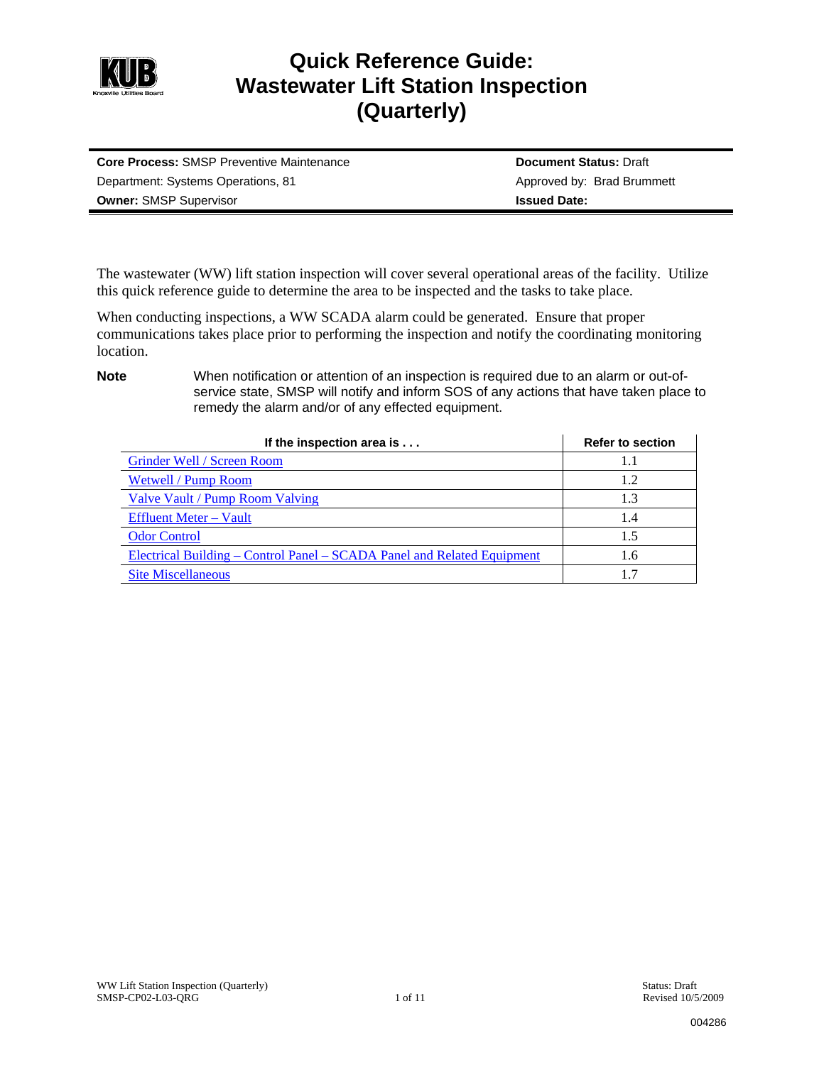# Quick Reference Guide: Wastewater Lift Station Inspection (Quarterly)

| **Core Process:** SMSP Preventive Maintenance | **Document Status:** Draft |
|---|---|
| Department: Systems Operations, 81 | Approved by: Brad Brummett |
| **Owner:** SMSP Supervisor | **Issued Date:** |

The wastewater (WW) lift station inspection will cover several operational areas of the facility. Utilize this quick reference guide to determine the area to be inspected and the tasks to take place.

When conducting inspections, a WW SCADA alarm could be generated. Ensure that proper communications takes place prior to performing the inspection and notify the coordinating monitoring location.

**Note** When notification or attention of an inspection is required due to an alarm or out-of-service state, SMSP will notify and inform SOS of any actions that have taken place to remedy the alarm and/or of any effected equipment.

| If the inspection area is . . . | Refer to section |
|---|---|
| Grinder Well / Screen Room | 1.1 |
| Wetwell / Pump Room | 1.2 |
| Valve Vault / Pump Room Valving | 1.3 |
| Effluent Meter – Vault | 1.4 |
| Odor Control | 1.5 |
| Electrical Building – Control Panel – SCADA Panel and Related Equipment | 1.6 |
| Site Miscellaneous | 1.7 |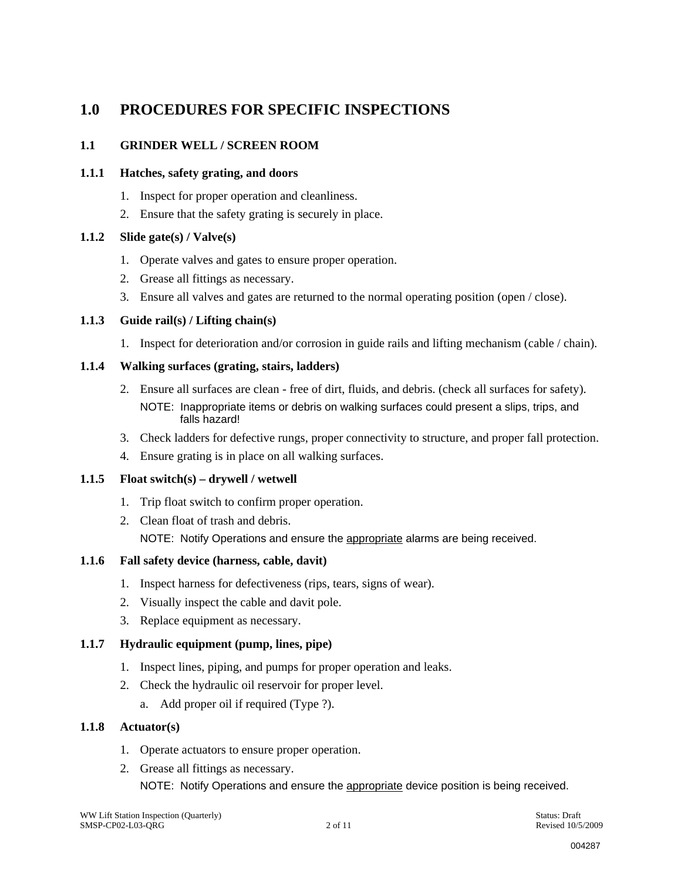# 1.0 PROCEDURES FOR SPECIFIC INSPECTIONS

## 1.1 GRINDER WELL / SCREEN ROOM

### 1.1.1 Hatches, safety grating, and doors

1. Inspect for proper operation and cleanliness.
2. Ensure that the safety grating is securely in place.

### 1.1.2 Slide gate(s) / Valve(s)

1. Operate valves and gates to ensure proper operation.
2. Grease all fittings as necessary.
3. Ensure all valves and gates are returned to the normal operating position (open / close).

### 1.1.3 Guide rail(s) / Lifting chain(s)

1. Inspect for deterioration and/or corrosion in guide rails and lifting mechanism (cable / chain).

### 1.1.4 Walking surfaces (grating, stairs, ladders)

2. Ensure all surfaces are clean - free of dirt, fluids, and debris. (check all surfaces for safety).

   NOTE: Inappropriate items or debris on walking surfaces could present a slips, trips, and falls hazard!

3. Check ladders for defective rungs, proper connectivity to structure, and proper fall protection.
4. Ensure grating is in place on all walking surfaces.

### 1.1.5 Float switch(s) – drywell / wetwell

1. Trip float switch to confirm proper operation.
2. Clean float of trash and debris.

   NOTE: Notify Operations and ensure the <u>appropriate</u> alarms are being received.

### 1.1.6 Fall safety device (harness, cable, davit)

1. Inspect harness for defectiveness (rips, tears, signs of wear).
2. Visually inspect the cable and davit pole.
3. Replace equipment as necessary.

### 1.1.7 Hydraulic equipment (pump, lines, pipe)

1. Inspect lines, piping, and pumps for proper operation and leaks.
2. Check the hydraulic oil reservoir for proper level.
   a. Add proper oil if required (Type ?).

### 1.1.8 Actuator(s)

1. Operate actuators to ensure proper operation.
2. Grease all fittings as necessary.

   NOTE: Notify Operations and ensure the <u>appropriate</u> device position is being received.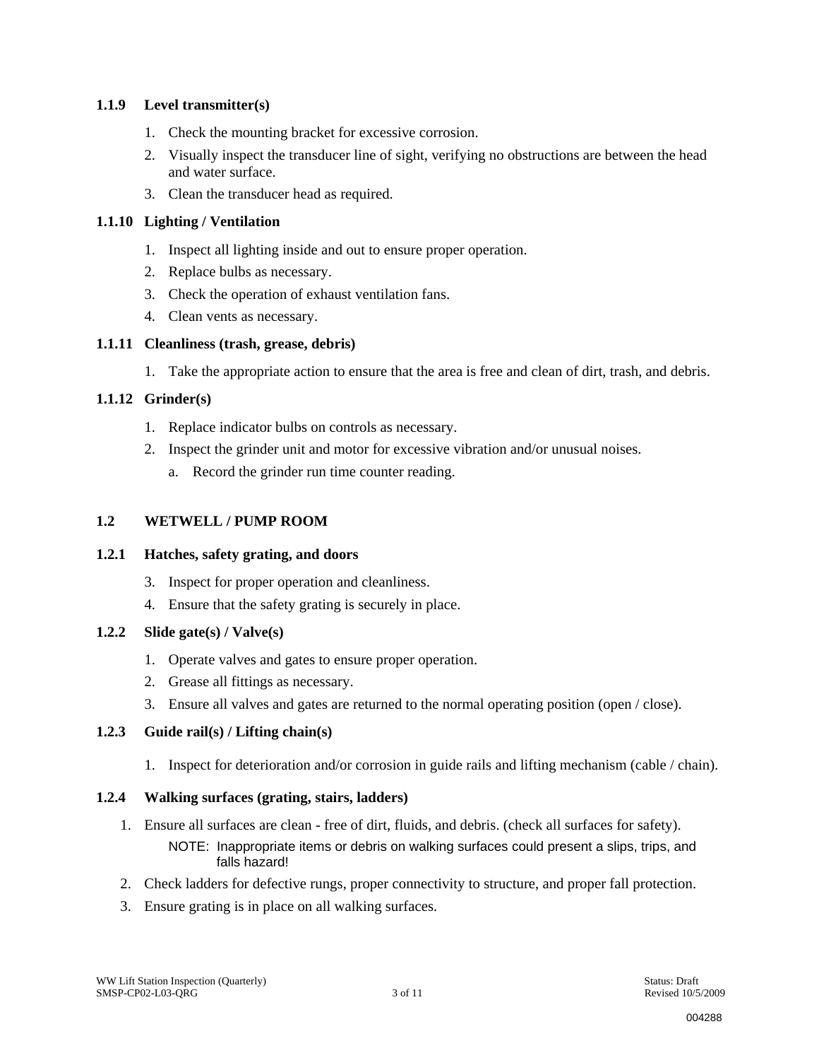### 1.1.9 Level transmitter(s)

1. Check the mounting bracket for excessive corrosion.
2. Visually inspect the transducer line of sight, verifying no obstructions are between the head and water surface.
3. Clean the transducer head as required.

### 1.1.10 Lighting / Ventilation

1. Inspect all lighting inside and out to ensure proper operation.
2. Replace bulbs as necessary.
3. Check the operation of exhaust ventilation fans.
4. Clean vents as necessary.

### 1.1.11 Cleanliness (trash, grease, debris)

1. Take the appropriate action to ensure that the area is free and clean of dirt, trash, and debris.

### 1.1.12 Grinder(s)

1. Replace indicator bulbs on controls as necessary.
2. Inspect the grinder unit and motor for excessive vibration and/or unusual noises.
   a. Record the grinder run time counter reading.

## 1.2 WETWELL / PUMP ROOM

### 1.2.1 Hatches, safety grating, and doors

3. Inspect for proper operation and cleanliness.
4. Ensure that the safety grating is securely in place.

### 1.2.2 Slide gate(s) / Valve(s)

1. Operate valves and gates to ensure proper operation.
2. Grease all fittings as necessary.
3. Ensure all valves and gates are returned to the normal operating position (open / close).

### 1.2.3 Guide rail(s) / Lifting chain(s)

1. Inspect for deterioration and/or corrosion in guide rails and lifting mechanism (cable / chain).

### 1.2.4 Walking surfaces (grating, stairs, ladders)

1. Ensure all surfaces are clean - free of dirt, fluids, and debris. (check all surfaces for safety).

   NOTE: Inappropriate items or debris on walking surfaces could present a slips, trips, and falls hazard!

2. Check ladders for defective rungs, proper connectivity to structure, and proper fall protection.
3. Ensure grating is in place on all walking surfaces.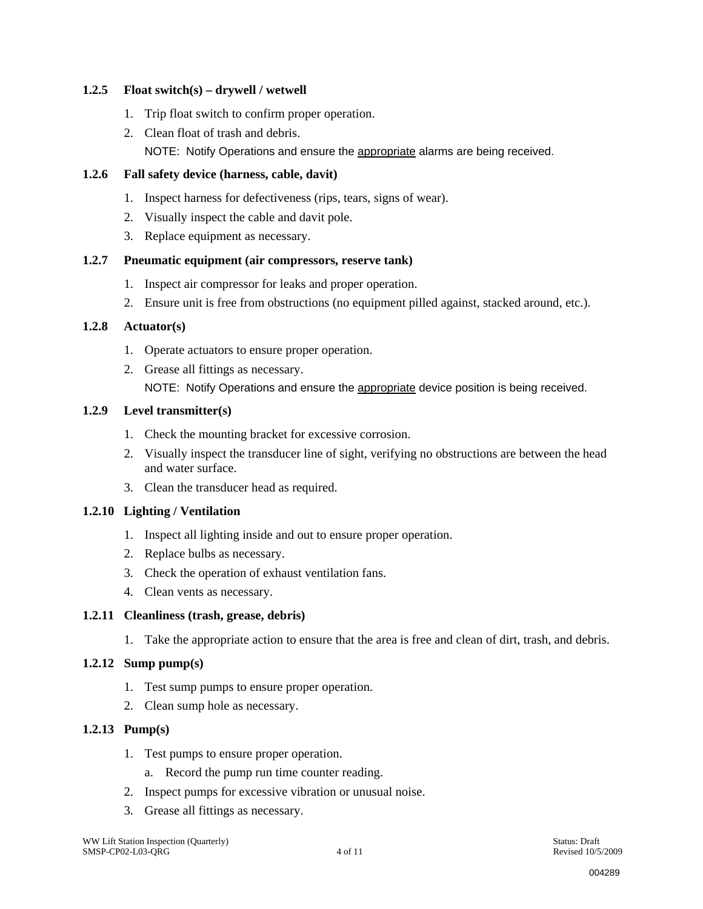### 1.2.5 Float switch(s) – drywell / wetwell

1. Trip float switch to confirm proper operation.
2. Clean float of trash and debris.

   NOTE: Notify Operations and ensure the appropriate alarms are being received.

### 1.2.6 Fall safety device (harness, cable, davit)

1. Inspect harness for defectiveness (rips, tears, signs of wear).
2. Visually inspect the cable and davit pole.
3. Replace equipment as necessary.

### 1.2.7 Pneumatic equipment (air compressors, reserve tank)

1. Inspect air compressor for leaks and proper operation.
2. Ensure unit is free from obstructions (no equipment pilled against, stacked around, etc.).

### 1.2.8 Actuator(s)

1. Operate actuators to ensure proper operation.
2. Grease all fittings as necessary.

   NOTE: Notify Operations and ensure the appropriate device position is being received.

### 1.2.9 Level transmitter(s)

1. Check the mounting bracket for excessive corrosion.
2. Visually inspect the transducer line of sight, verifying no obstructions are between the head and water surface.
3. Clean the transducer head as required.

### 1.2.10 Lighting / Ventilation

1. Inspect all lighting inside and out to ensure proper operation.
2. Replace bulbs as necessary.
3. Check the operation of exhaust ventilation fans.
4. Clean vents as necessary.

### 1.2.11 Cleanliness (trash, grease, debris)

1. Take the appropriate action to ensure that the area is free and clean of dirt, trash, and debris.

### 1.2.12 Sump pump(s)

1. Test sump pumps to ensure proper operation.
2. Clean sump hole as necessary.

### 1.2.13 Pump(s)

1. Test pumps to ensure proper operation.
   a. Record the pump run time counter reading.
2. Inspect pumps for excessive vibration or unusual noise.
3. Grease all fittings as necessary.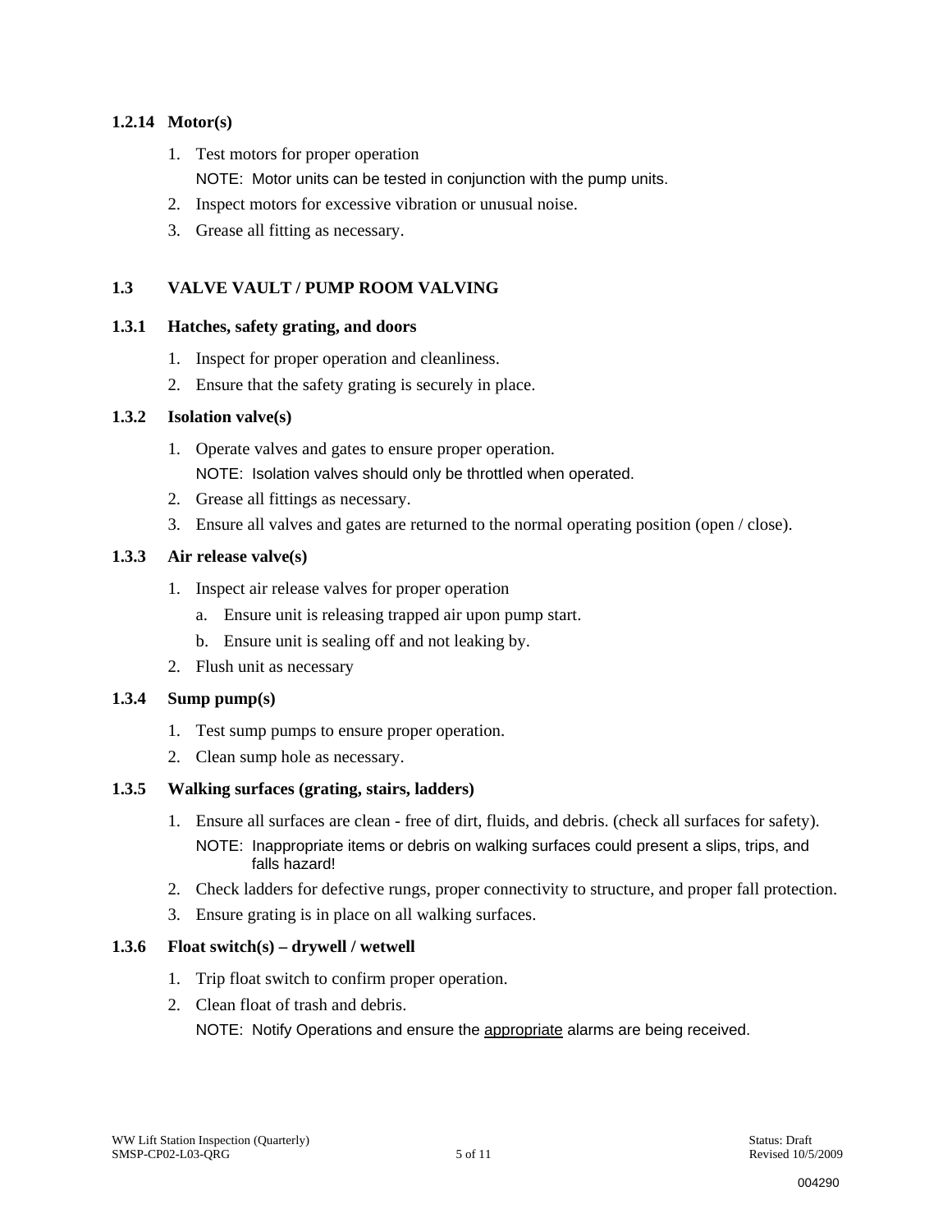### 1.2.14 Motor(s)

1. Test motors for proper operation

   NOTE: Motor units can be tested in conjunction with the pump units.

2. Inspect motors for excessive vibration or unusual noise.
3. Grease all fitting as necessary.

## 1.3 VALVE VAULT / PUMP ROOM VALVING

### 1.3.1 Hatches, safety grating, and doors

1. Inspect for proper operation and cleanliness.
2. Ensure that the safety grating is securely in place.

### 1.3.2 Isolation valve(s)

1. Operate valves and gates to ensure proper operation.

   NOTE: Isolation valves should only be throttled when operated.

2. Grease all fittings as necessary.
3. Ensure all valves and gates are returned to the normal operating position (open / close).

### 1.3.3 Air release valve(s)

1. Inspect air release valves for proper operation
   a. Ensure unit is releasing trapped air upon pump start.
   b. Ensure unit is sealing off and not leaking by.
2. Flush unit as necessary

### 1.3.4 Sump pump(s)

1. Test sump pumps to ensure proper operation.
2. Clean sump hole as necessary.

### 1.3.5 Walking surfaces (grating, stairs, ladders)

1. Ensure all surfaces are clean - free of dirt, fluids, and debris. (check all surfaces for safety).

   NOTE: Inappropriate items or debris on walking surfaces could present a slips, trips, and falls hazard!

2. Check ladders for defective rungs, proper connectivity to structure, and proper fall protection.
3. Ensure grating is in place on all walking surfaces.

### 1.3.6 Float switch(s) – drywell / wetwell

1. Trip float switch to confirm proper operation.
2. Clean float of trash and debris.

   NOTE: Notify Operations and ensure the <u>appropriate</u> alarms are being received.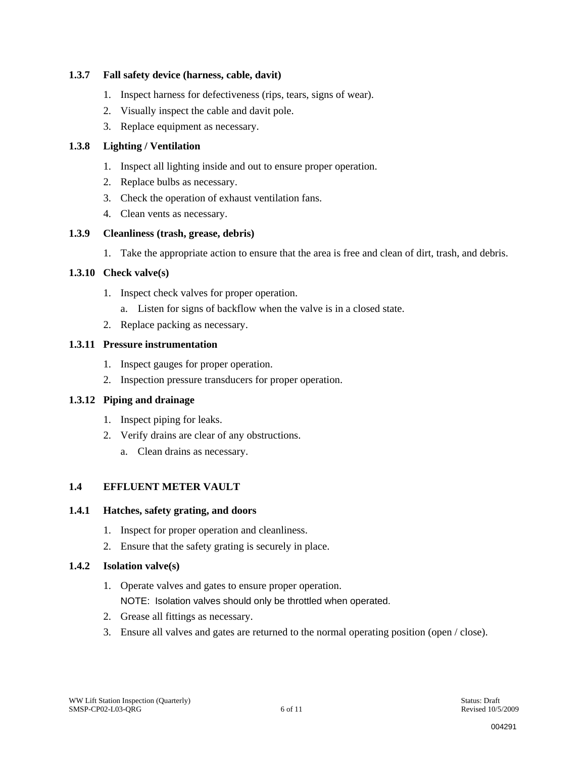### 1.3.7 Fall safety device (harness, cable, davit)

1. Inspect harness for defectiveness (rips, tears, signs of wear).
2. Visually inspect the cable and davit pole.
3. Replace equipment as necessary.

### 1.3.8 Lighting / Ventilation

1. Inspect all lighting inside and out to ensure proper operation.
2. Replace bulbs as necessary.
3. Check the operation of exhaust ventilation fans.
4. Clean vents as necessary.

### 1.3.9 Cleanliness (trash, grease, debris)

1. Take the appropriate action to ensure that the area is free and clean of dirt, trash, and debris.

### 1.3.10 Check valve(s)

1. Inspect check valves for proper operation.
   a. Listen for signs of backflow when the valve is in a closed state.
2. Replace packing as necessary.

### 1.3.11 Pressure instrumentation

1. Inspect gauges for proper operation.
2. Inspection pressure transducers for proper operation.

### 1.3.12 Piping and drainage

1. Inspect piping for leaks.
2. Verify drains are clear of any obstructions.
   a. Clean drains as necessary.

## 1.4 EFFLUENT METER VAULT

### 1.4.1 Hatches, safety grating, and doors

1. Inspect for proper operation and cleanliness.
2. Ensure that the safety grating is securely in place.

### 1.4.2 Isolation valve(s)

1. Operate valves and gates to ensure proper operation.
   NOTE: Isolation valves should only be throttled when operated.
2. Grease all fittings as necessary.
3. Ensure all valves and gates are returned to the normal operating position (open / close).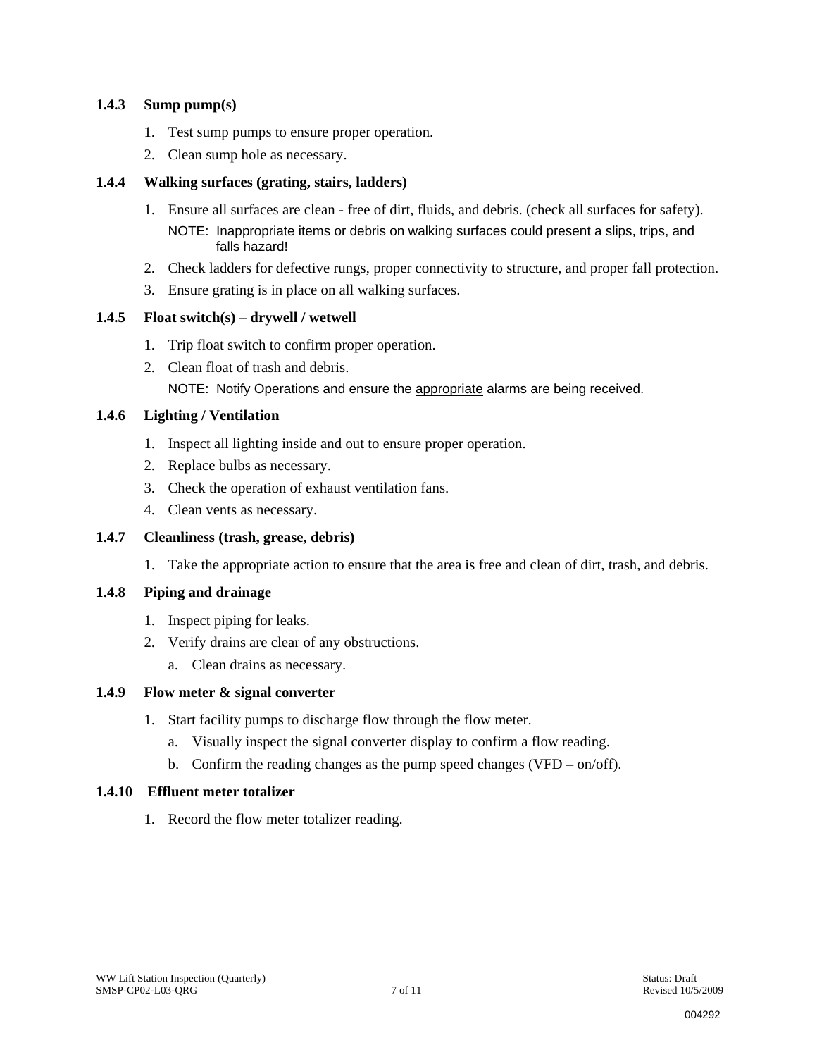### 1.4.3 Sump pump(s)

1. Test sump pumps to ensure proper operation.
2. Clean sump hole as necessary.

### 1.4.4 Walking surfaces (grating, stairs, ladders)

1. Ensure all surfaces are clean - free of dirt, fluids, and debris. (check all surfaces for safety).

   NOTE: Inappropriate items or debris on walking surfaces could present a slips, trips, and falls hazard!

2. Check ladders for defective rungs, proper connectivity to structure, and proper fall protection.
3. Ensure grating is in place on all walking surfaces.

### 1.4.5 Float switch(s) – drywell / wetwell

1. Trip float switch to confirm proper operation.
2. Clean float of trash and debris.

   NOTE: Notify Operations and ensure the <u>appropriate</u> alarms are being received.

### 1.4.6 Lighting / Ventilation

1. Inspect all lighting inside and out to ensure proper operation.
2. Replace bulbs as necessary.
3. Check the operation of exhaust ventilation fans.
4. Clean vents as necessary.

### 1.4.7 Cleanliness (trash, grease, debris)

1. Take the appropriate action to ensure that the area is free and clean of dirt, trash, and debris.

### 1.4.8 Piping and drainage

1. Inspect piping for leaks.
2. Verify drains are clear of any obstructions.
   a. Clean drains as necessary.

### 1.4.9 Flow meter & signal converter

1. Start facility pumps to discharge flow through the flow meter.
   a. Visually inspect the signal converter display to confirm a flow reading.
   b. Confirm the reading changes as the pump speed changes (VFD – on/off).

### 1.4.10 Effluent meter totalizer

1. Record the flow meter totalizer reading.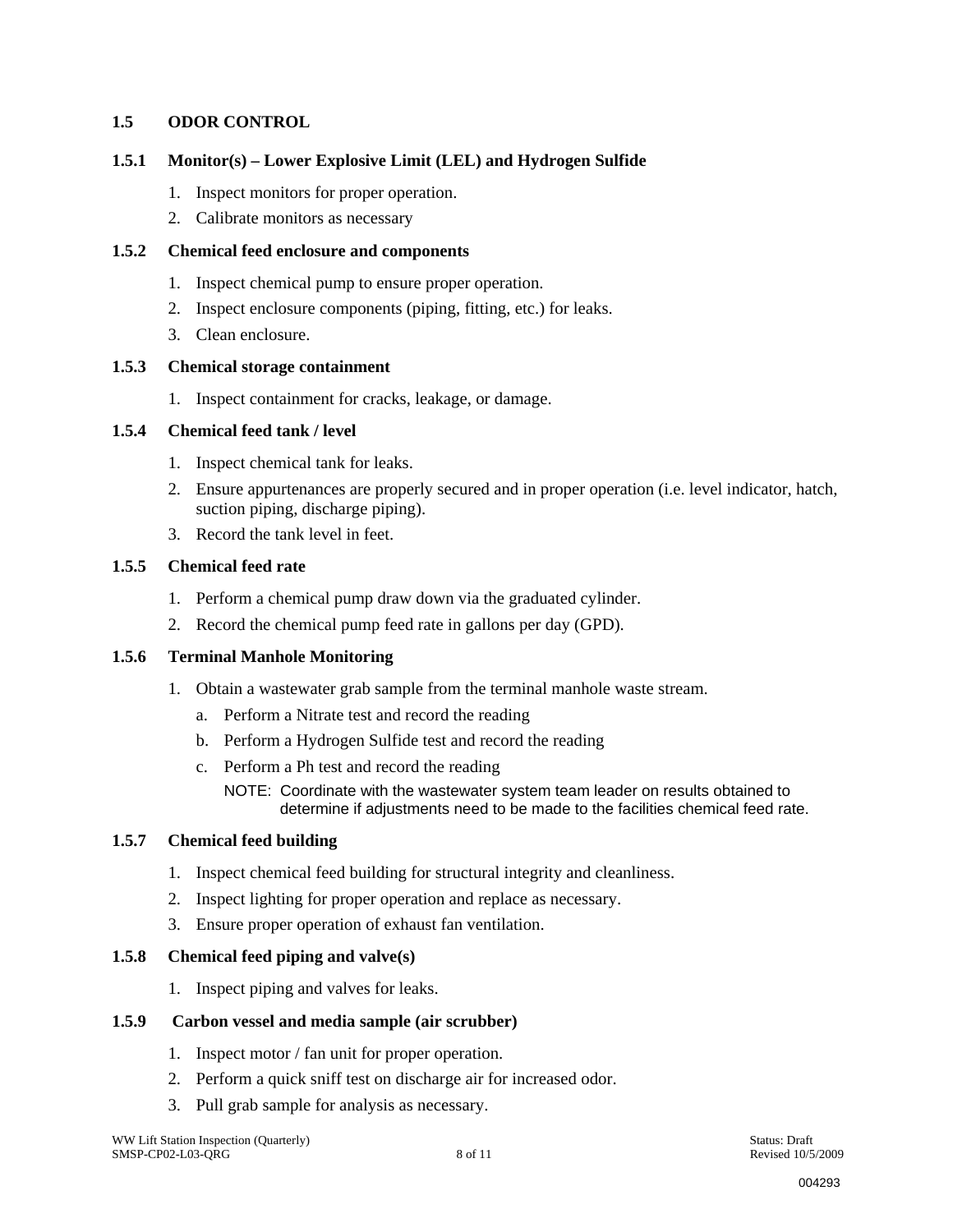## 1.5 ODOR CONTROL

### 1.5.1 Monitor(s) – Lower Explosive Limit (LEL) and Hydrogen Sulfide

1. Inspect monitors for proper operation.
2. Calibrate monitors as necessary

### 1.5.2 Chemical feed enclosure and components

1. Inspect chemical pump to ensure proper operation.
2. Inspect enclosure components (piping, fitting, etc.) for leaks.
3. Clean enclosure.

### 1.5.3 Chemical storage containment

1. Inspect containment for cracks, leakage, or damage.

### 1.5.4 Chemical feed tank / level

1. Inspect chemical tank for leaks.
2. Ensure appurtenances are properly secured and in proper operation (i.e. level indicator, hatch, suction piping, discharge piping).
3. Record the tank level in feet.

### 1.5.5 Chemical feed rate

1. Perform a chemical pump draw down via the graduated cylinder.
2. Record the chemical pump feed rate in gallons per day (GPD).

### 1.5.6 Terminal Manhole Monitoring

1. Obtain a wastewater grab sample from the terminal manhole waste stream.
   a. Perform a Nitrate test and record the reading
   b. Perform a Hydrogen Sulfide test and record the reading
   c. Perform a Ph test and record the reading

      NOTE: Coordinate with the wastewater system team leader on results obtained to determine if adjustments need to be made to the facilities chemical feed rate.

### 1.5.7 Chemical feed building

1. Inspect chemical feed building for structural integrity and cleanliness.
2. Inspect lighting for proper operation and replace as necessary.
3. Ensure proper operation of exhaust fan ventilation.

### 1.5.8 Chemical feed piping and valve(s)

1. Inspect piping and valves for leaks.

### 1.5.9 Carbon vessel and media sample (air scrubber)

1. Inspect motor / fan unit for proper operation.
2. Perform a quick sniff test on discharge air for increased odor.
3. Pull grab sample for analysis as necessary.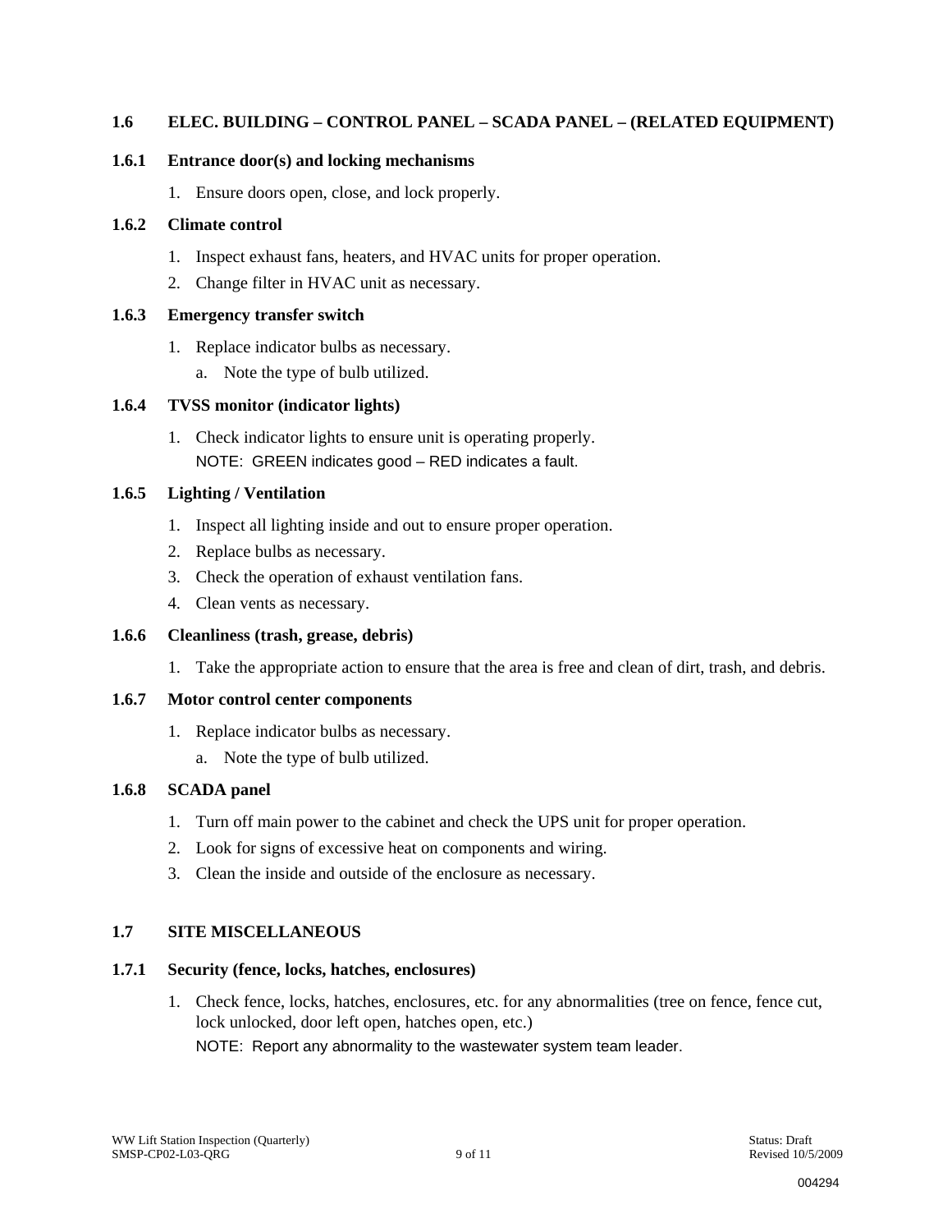## 1.6 ELEC. BUILDING – CONTROL PANEL – SCADA PANEL – (RELATED EQUIPMENT)

### 1.6.1 Entrance door(s) and locking mechanisms

1. Ensure doors open, close, and lock properly.

### 1.6.2 Climate control

1. Inspect exhaust fans, heaters, and HVAC units for proper operation.
2. Change filter in HVAC unit as necessary.

### 1.6.3 Emergency transfer switch

1. Replace indicator bulbs as necessary.
   a. Note the type of bulb utilized.

### 1.6.4 TVSS monitor (indicator lights)

1. Check indicator lights to ensure unit is operating properly.
   NOTE: GREEN indicates good – RED indicates a fault.

### 1.6.5 Lighting / Ventilation

1. Inspect all lighting inside and out to ensure proper operation.
2. Replace bulbs as necessary.
3. Check the operation of exhaust ventilation fans.
4. Clean vents as necessary.

### 1.6.6 Cleanliness (trash, grease, debris)

1. Take the appropriate action to ensure that the area is free and clean of dirt, trash, and debris.

### 1.6.7 Motor control center components

1. Replace indicator bulbs as necessary.
   a. Note the type of bulb utilized.

### 1.6.8 SCADA panel

1. Turn off main power to the cabinet and check the UPS unit for proper operation.
2. Look for signs of excessive heat on components and wiring.
3. Clean the inside and outside of the enclosure as necessary.

## 1.7 SITE MISCELLANEOUS

### 1.7.1 Security (fence, locks, hatches, enclosures)

1. Check fence, locks, hatches, enclosures, etc. for any abnormalities (tree on fence, fence cut, lock unlocked, door left open, hatches open, etc.)
   NOTE: Report any abnormality to the wastewater system team leader.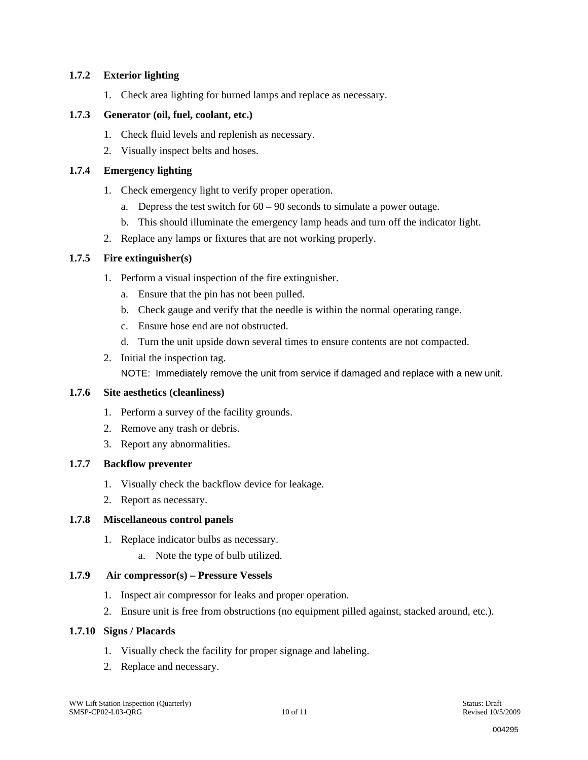### 1.7.2 Exterior lighting

1. Check area lighting for burned lamps and replace as necessary.

### 1.7.3 Generator (oil, fuel, coolant, etc.)

1. Check fluid levels and replenish as necessary.
2. Visually inspect belts and hoses.

### 1.7.4 Emergency lighting

1. Check emergency light to verify proper operation.
   a. Depress the test switch for 60 – 90 seconds to simulate a power outage.
   b. This should illuminate the emergency lamp heads and turn off the indicator light.
2. Replace any lamps or fixtures that are not working properly.

### 1.7.5 Fire extinguisher(s)

1. Perform a visual inspection of the fire extinguisher.
   a. Ensure that the pin has not been pulled.
   b. Check gauge and verify that the needle is within the normal operating range.
   c. Ensure hose end are not obstructed.
   d. Turn the unit upside down several times to ensure contents are not compacted.
2. Initial the inspection tag.

   NOTE: Immediately remove the unit from service if damaged and replace with a new unit.

### 1.7.6 Site aesthetics (cleanliness)

1. Perform a survey of the facility grounds.
2. Remove any trash or debris.
3. Report any abnormalities.

### 1.7.7 Backflow preventer

1. Visually check the backflow device for leakage.
2. Report as necessary.

### 1.7.8 Miscellaneous control panels

1. Replace indicator bulbs as necessary.
   a. Note the type of bulb utilized.

### 1.7.9 Air compressor(s) – Pressure Vessels

1. Inspect air compressor for leaks and proper operation.
2. Ensure unit is free from obstructions (no equipment pilled against, stacked around, etc.).

### 1.7.10 Signs / Placards

1. Visually check the facility for proper signage and labeling.
2. Replace and necessary.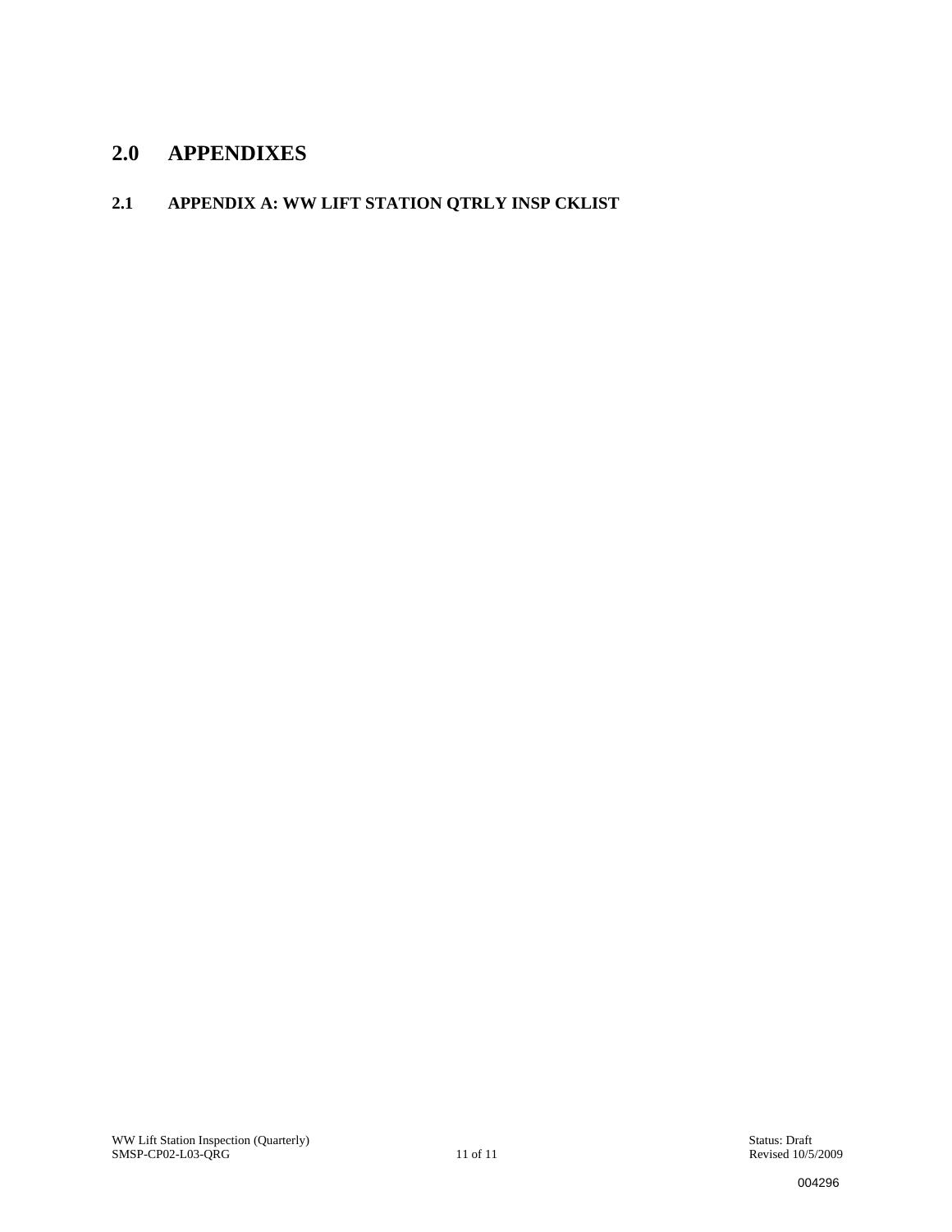# 2.0 APPENDIXES

## 2.1 APPENDIX A: WW LIFT STATION QTRLY INSP CKLIST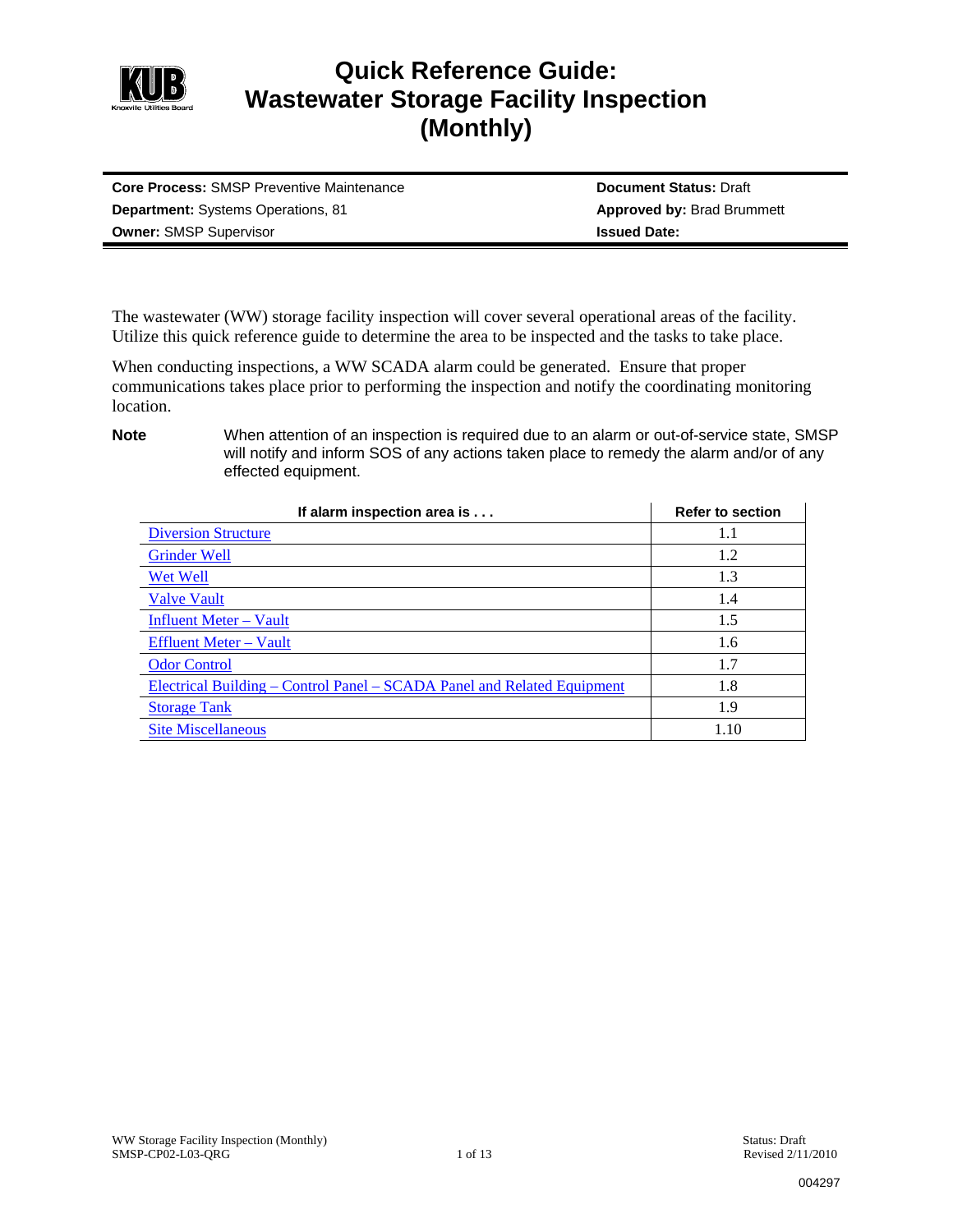# Quick Reference Guide: Wastewater Storage Facility Inspection (Monthly)

| | |
|---|---|
| **Core Process:** SMSP Preventive Maintenance | **Document Status:** Draft |
| **Department:** Systems Operations, 81 | **Approved by:** Brad Brummett |
| **Owner:** SMSP Supervisor | **Issued Date:** |

The wastewater (WW) storage facility inspection will cover several operational areas of the facility. Utilize this quick reference guide to determine the area to be inspected and the tasks to take place.

When conducting inspections, a WW SCADA alarm could be generated. Ensure that proper communications takes place prior to performing the inspection and notify the coordinating monitoring location.

**Note** When attention of an inspection is required due to an alarm or out-of-service state, SMSP will notify and inform SOS of any actions taken place to remedy the alarm and/or of any effected equipment.

| If alarm inspection area is . . . | Refer to section |
|---|---|
| Diversion Structure | 1.1 |
| Grinder Well | 1.2 |
| Wet Well | 1.3 |
| Valve Vault | 1.4 |
| Influent Meter – Vault | 1.5 |
| Effluent Meter – Vault | 1.6 |
| Odor Control | 1.7 |
| Electrical Building – Control Panel – SCADA Panel and Related Equipment | 1.8 |
| Storage Tank | 1.9 |
| Site Miscellaneous | 1.10 |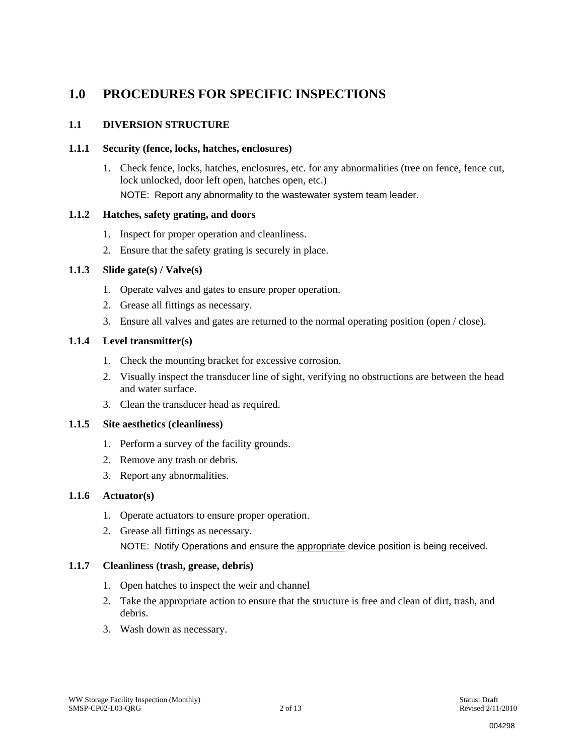# 1.0 PROCEDURES FOR SPECIFIC INSPECTIONS

## 1.1 DIVERSION STRUCTURE

### 1.1.1 Security (fence, locks, hatches, enclosures)

1. Check fence, locks, hatches, enclosures, etc. for any abnormalities (tree on fence, fence cut, lock unlocked, door left open, hatches open, etc.)

   NOTE: Report any abnormality to the wastewater system team leader.

### 1.1.2 Hatches, safety grating, and doors

1. Inspect for proper operation and cleanliness.
2. Ensure that the safety grating is securely in place.

### 1.1.3 Slide gate(s) / Valve(s)

1. Operate valves and gates to ensure proper operation.
2. Grease all fittings as necessary.
3. Ensure all valves and gates are returned to the normal operating position (open / close).

### 1.1.4 Level transmitter(s)

1. Check the mounting bracket for excessive corrosion.
2. Visually inspect the transducer line of sight, verifying no obstructions are between the head and water surface.
3. Clean the transducer head as required.

### 1.1.5 Site aesthetics (cleanliness)

1. Perform a survey of the facility grounds.
2. Remove any trash or debris.
3. Report any abnormalities.

### 1.1.6 Actuator(s)

1. Operate actuators to ensure proper operation.
2. Grease all fittings as necessary.

   NOTE: Notify Operations and ensure the appropriate device position is being received.

### 1.1.7 Cleanliness (trash, grease, debris)

1. Open hatches to inspect the weir and channel
2. Take the appropriate action to ensure that the structure is free and clean of dirt, trash, and debris.
3. Wash down as necessary.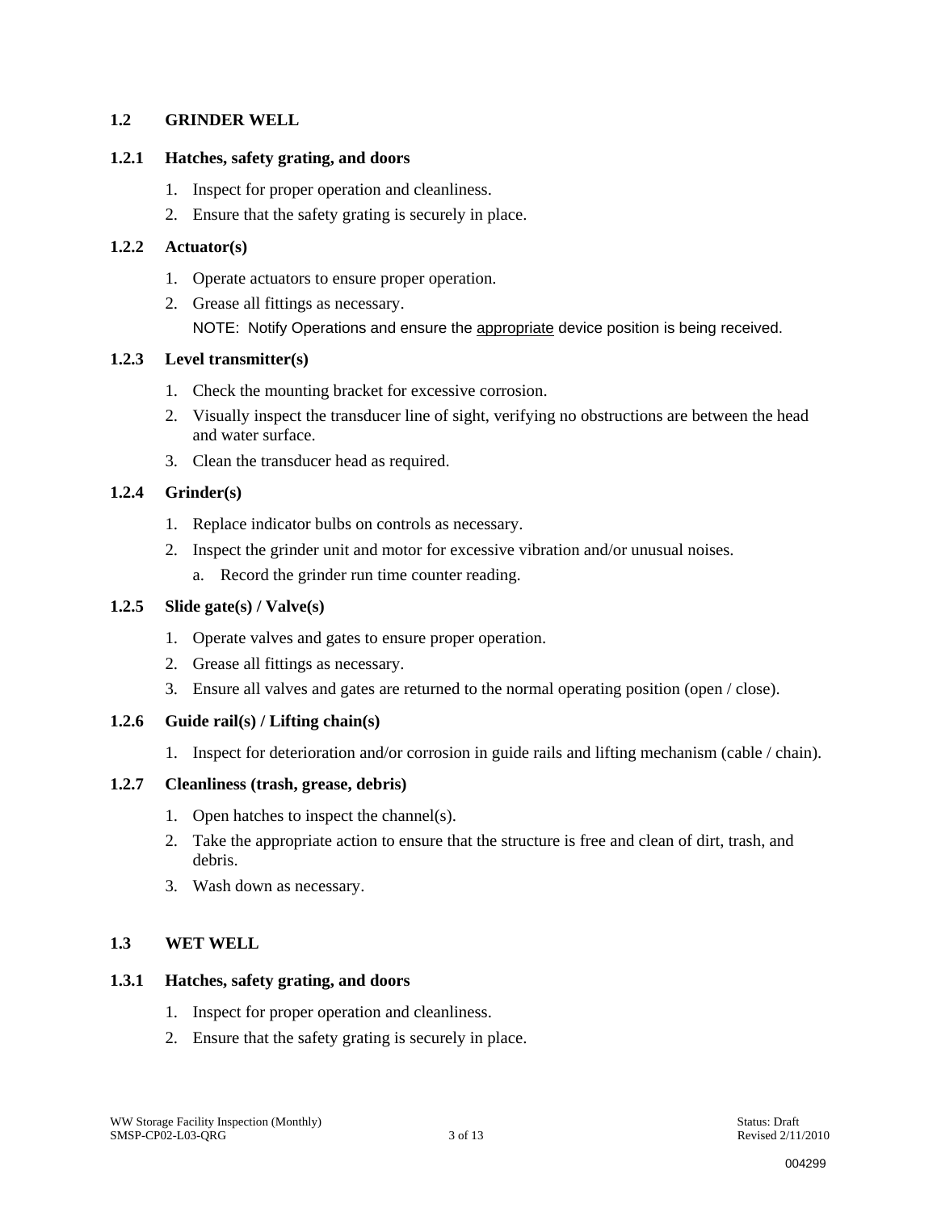## 1.2 GRINDER WELL

### 1.2.1 Hatches, safety grating, and doors

1. Inspect for proper operation and cleanliness.
2. Ensure that the safety grating is securely in place.

### 1.2.2 Actuator(s)

1. Operate actuators to ensure proper operation.
2. Grease all fittings as necessary.

   NOTE: Notify Operations and ensure the appropriate device position is being received.

### 1.2.3 Level transmitter(s)

1. Check the mounting bracket for excessive corrosion.
2. Visually inspect the transducer line of sight, verifying no obstructions are between the head and water surface.
3. Clean the transducer head as required.

### 1.2.4 Grinder(s)

1. Replace indicator bulbs on controls as necessary.
2. Inspect the grinder unit and motor for excessive vibration and/or unusual noises.
   a. Record the grinder run time counter reading.

### 1.2.5 Slide gate(s) / Valve(s)

1. Operate valves and gates to ensure proper operation.
2. Grease all fittings as necessary.
3. Ensure all valves and gates are returned to the normal operating position (open / close).

### 1.2.6 Guide rail(s) / Lifting chain(s)

1. Inspect for deterioration and/or corrosion in guide rails and lifting mechanism (cable / chain).

### 1.2.7 Cleanliness (trash, grease, debris)

1. Open hatches to inspect the channel(s).
2. Take the appropriate action to ensure that the structure is free and clean of dirt, trash, and debris.
3. Wash down as necessary.

## 1.3 WET WELL

### 1.3.1 Hatches, safety grating, and doors

1. Inspect for proper operation and cleanliness.
2. Ensure that the safety grating is securely in place.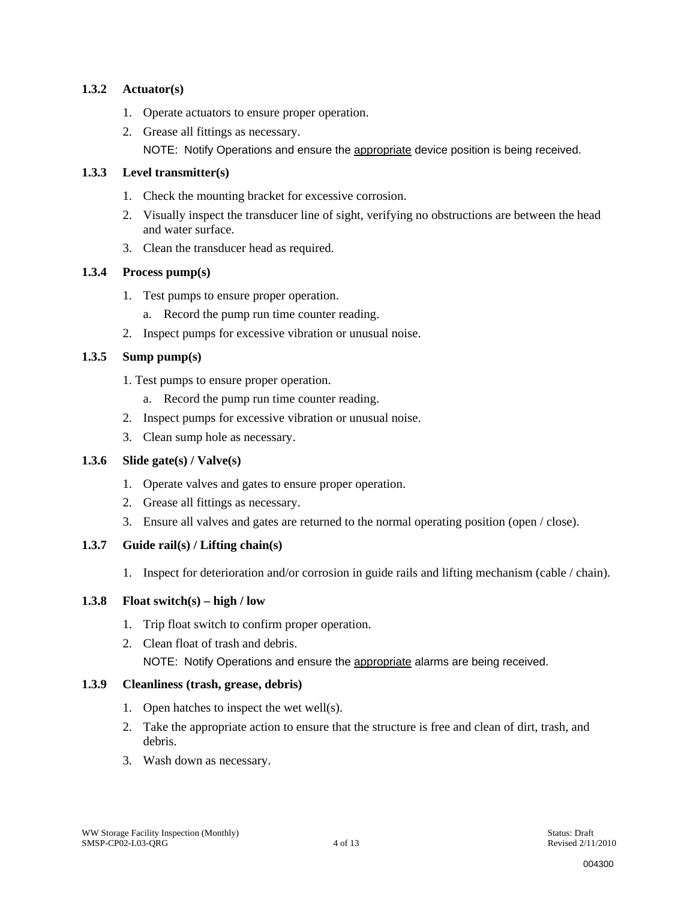### 1.3.2 Actuator(s)

1. Operate actuators to ensure proper operation.
2. Grease all fittings as necessary.

   NOTE: Notify Operations and ensure the <u>appropriate</u> device position is being received.

### 1.3.3 Level transmitter(s)

1. Check the mounting bracket for excessive corrosion.
2. Visually inspect the transducer line of sight, verifying no obstructions are between the head and water surface.
3. Clean the transducer head as required.

### 1.3.4 Process pump(s)

1. Test pumps to ensure proper operation.
   a. Record the pump run time counter reading.
2. Inspect pumps for excessive vibration or unusual noise.

### 1.3.5 Sump pump(s)

1. Test pumps to ensure proper operation.
   a. Record the pump run time counter reading.
2. Inspect pumps for excessive vibration or unusual noise.
3. Clean sump hole as necessary.

### 1.3.6 Slide gate(s) / Valve(s)

1. Operate valves and gates to ensure proper operation.
2. Grease all fittings as necessary.
3. Ensure all valves and gates are returned to the normal operating position (open / close).

### 1.3.7 Guide rail(s) / Lifting chain(s)

1. Inspect for deterioration and/or corrosion in guide rails and lifting mechanism (cable / chain).

### 1.3.8 Float switch(s) – high / low

1. Trip float switch to confirm proper operation.
2. Clean float of trash and debris.

   NOTE: Notify Operations and ensure the <u>appropriate</u> alarms are being received.

### 1.3.9 Cleanliness (trash, grease, debris)

1. Open hatches to inspect the wet well(s).
2. Take the appropriate action to ensure that the structure is free and clean of dirt, trash, and debris.
3. Wash down as necessary.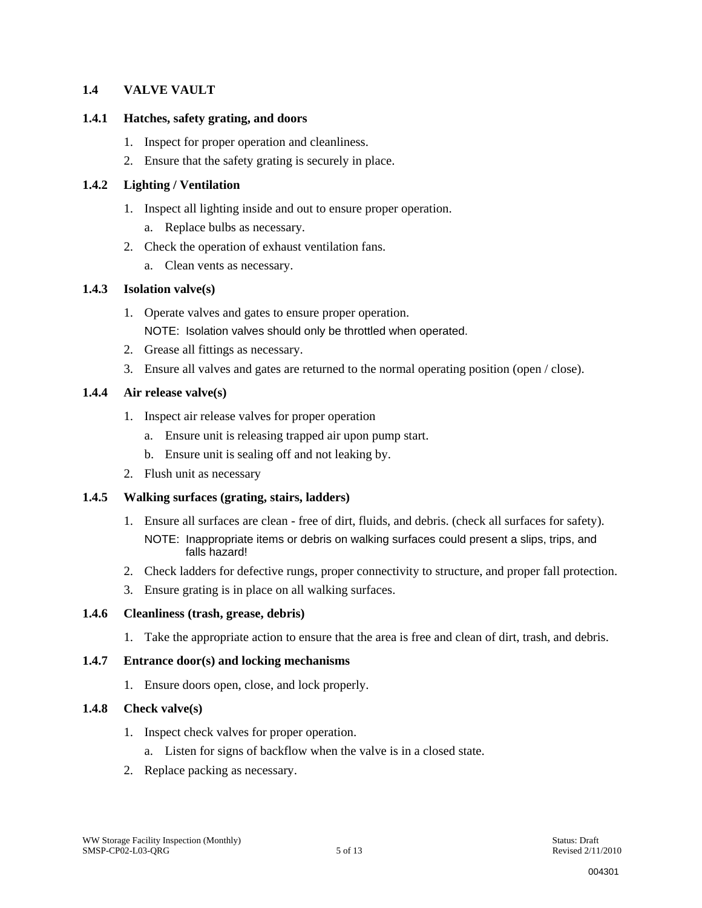## 1.4 VALVE VAULT

### 1.4.1 Hatches, safety grating, and doors

1. Inspect for proper operation and cleanliness.
2. Ensure that the safety grating is securely in place.

### 1.4.2 Lighting / Ventilation

1. Inspect all lighting inside and out to ensure proper operation.
   a. Replace bulbs as necessary.
2. Check the operation of exhaust ventilation fans.
   a. Clean vents as necessary.

### 1.4.3 Isolation valve(s)

1. Operate valves and gates to ensure proper operation.

   NOTE: Isolation valves should only be throttled when operated.
2. Grease all fittings as necessary.
3. Ensure all valves and gates are returned to the normal operating position (open / close).

### 1.4.4 Air release valve(s)

1. Inspect air release valves for proper operation
   a. Ensure unit is releasing trapped air upon pump start.
   b. Ensure unit is sealing off and not leaking by.
2. Flush unit as necessary

### 1.4.5 Walking surfaces (grating, stairs, ladders)

1. Ensure all surfaces are clean - free of dirt, fluids, and debris. (check all surfaces for safety).

   NOTE: Inappropriate items or debris on walking surfaces could present a slips, trips, and falls hazard!
2. Check ladders for defective rungs, proper connectivity to structure, and proper fall protection.
3. Ensure grating is in place on all walking surfaces.

### 1.4.6 Cleanliness (trash, grease, debris)

1. Take the appropriate action to ensure that the area is free and clean of dirt, trash, and debris.

### 1.4.7 Entrance door(s) and locking mechanisms

1. Ensure doors open, close, and lock properly.

### 1.4.8 Check valve(s)

1. Inspect check valves for proper operation.
   a. Listen for signs of backflow when the valve is in a closed state.
2. Replace packing as necessary.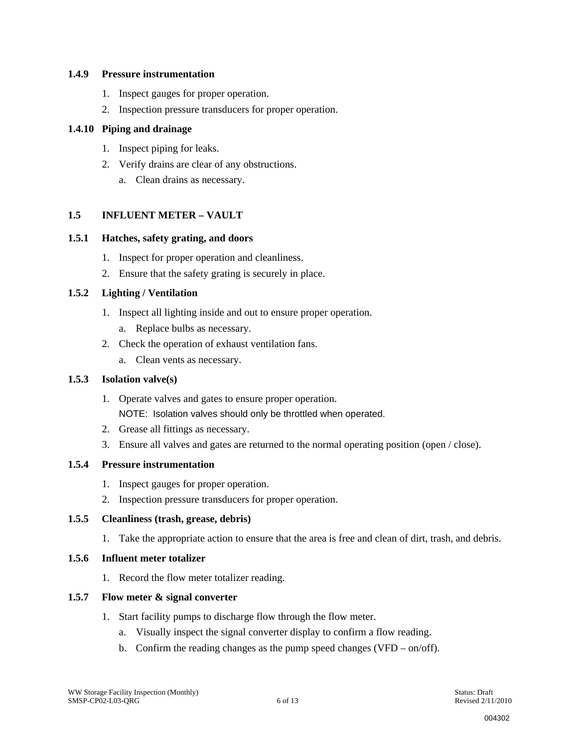### 1.4.9 Pressure instrumentation

1. Inspect gauges for proper operation.
2. Inspection pressure transducers for proper operation.

### 1.4.10 Piping and drainage

1. Inspect piping for leaks.
2. Verify drains are clear of any obstructions.
   a. Clean drains as necessary.

## 1.5 INFLUENT METER – VAULT

### 1.5.1 Hatches, safety grating, and doors

1. Inspect for proper operation and cleanliness.
2. Ensure that the safety grating is securely in place.

### 1.5.2 Lighting / Ventilation

1. Inspect all lighting inside and out to ensure proper operation.
   a. Replace bulbs as necessary.
2. Check the operation of exhaust ventilation fans.
   a. Clean vents as necessary.

### 1.5.3 Isolation valve(s)

1. Operate valves and gates to ensure proper operation.
   NOTE: Isolation valves should only be throttled when operated.
2. Grease all fittings as necessary.
3. Ensure all valves and gates are returned to the normal operating position (open / close).

### 1.5.4 Pressure instrumentation

1. Inspect gauges for proper operation.
2. Inspection pressure transducers for proper operation.

### 1.5.5 Cleanliness (trash, grease, debris)

1. Take the appropriate action to ensure that the area is free and clean of dirt, trash, and debris.

### 1.5.6 Influent meter totalizer

1. Record the flow meter totalizer reading.

### 1.5.7 Flow meter & signal converter

1. Start facility pumps to discharge flow through the flow meter.
   a. Visually inspect the signal converter display to confirm a flow reading.
   b. Confirm the reading changes as the pump speed changes (VFD – on/off).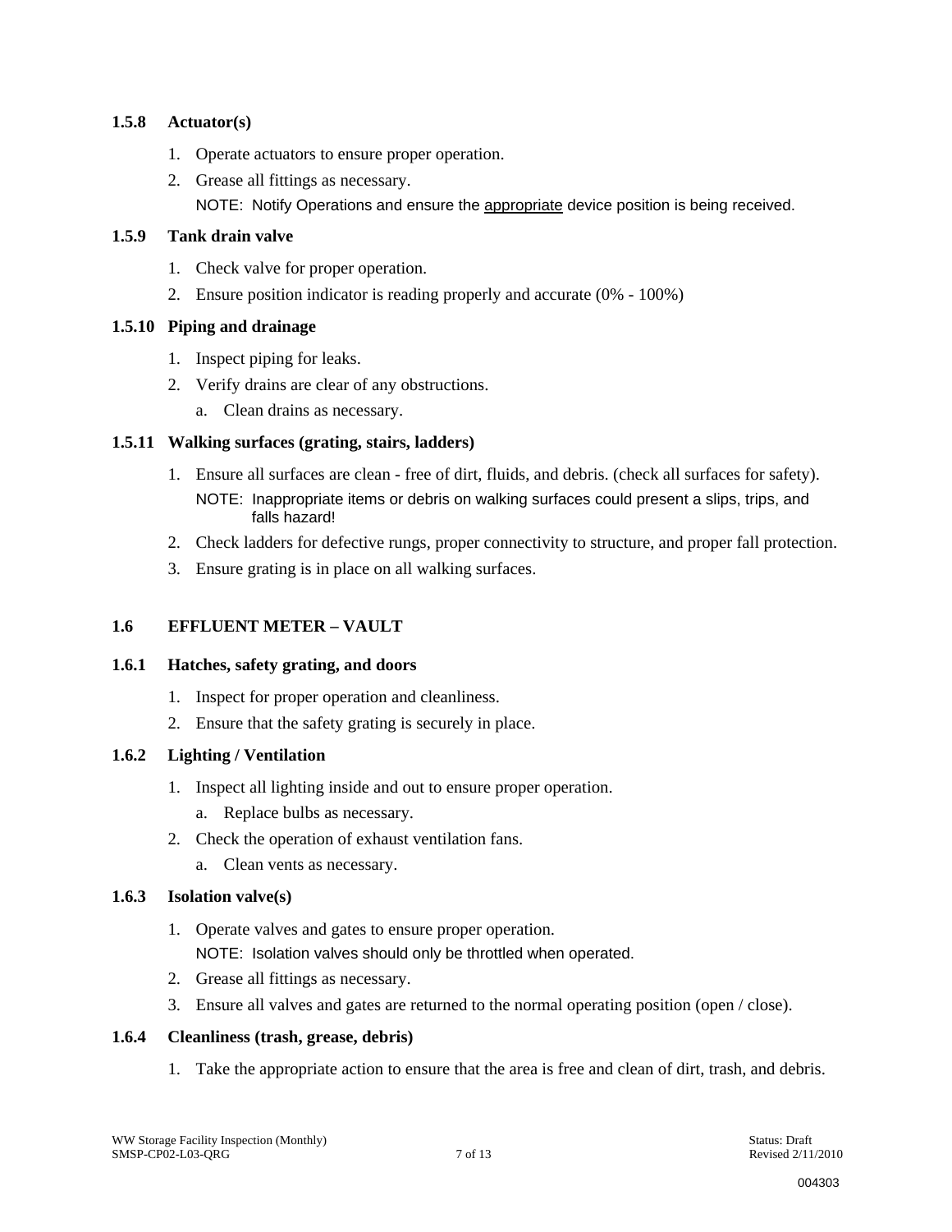### 1.5.8 Actuator(s)

1. Operate actuators to ensure proper operation.
2. Grease all fittings as necessary.

   NOTE: Notify Operations and ensure the appropriate device position is being received.

### 1.5.9 Tank drain valve

1. Check valve for proper operation.
2. Ensure position indicator is reading properly and accurate (0% - 100%)

### 1.5.10 Piping and drainage

1. Inspect piping for leaks.
2. Verify drains are clear of any obstructions.
   a. Clean drains as necessary.

### 1.5.11 Walking surfaces (grating, stairs, ladders)

1. Ensure all surfaces are clean - free of dirt, fluids, and debris. (check all surfaces for safety).

   NOTE: Inappropriate items or debris on walking surfaces could present a slips, trips, and falls hazard!
2. Check ladders for defective rungs, proper connectivity to structure, and proper fall protection.
3. Ensure grating is in place on all walking surfaces.

## 1.6 EFFLUENT METER – VAULT

### 1.6.1 Hatches, safety grating, and doors

1. Inspect for proper operation and cleanliness.
2. Ensure that the safety grating is securely in place.

### 1.6.2 Lighting / Ventilation

1. Inspect all lighting inside and out to ensure proper operation.
   a. Replace bulbs as necessary.
2. Check the operation of exhaust ventilation fans.
   a. Clean vents as necessary.

### 1.6.3 Isolation valve(s)

1. Operate valves and gates to ensure proper operation.

   NOTE: Isolation valves should only be throttled when operated.
2. Grease all fittings as necessary.
3. Ensure all valves and gates are returned to the normal operating position (open / close).

### 1.6.4 Cleanliness (trash, grease, debris)

1. Take the appropriate action to ensure that the area is free and clean of dirt, trash, and debris.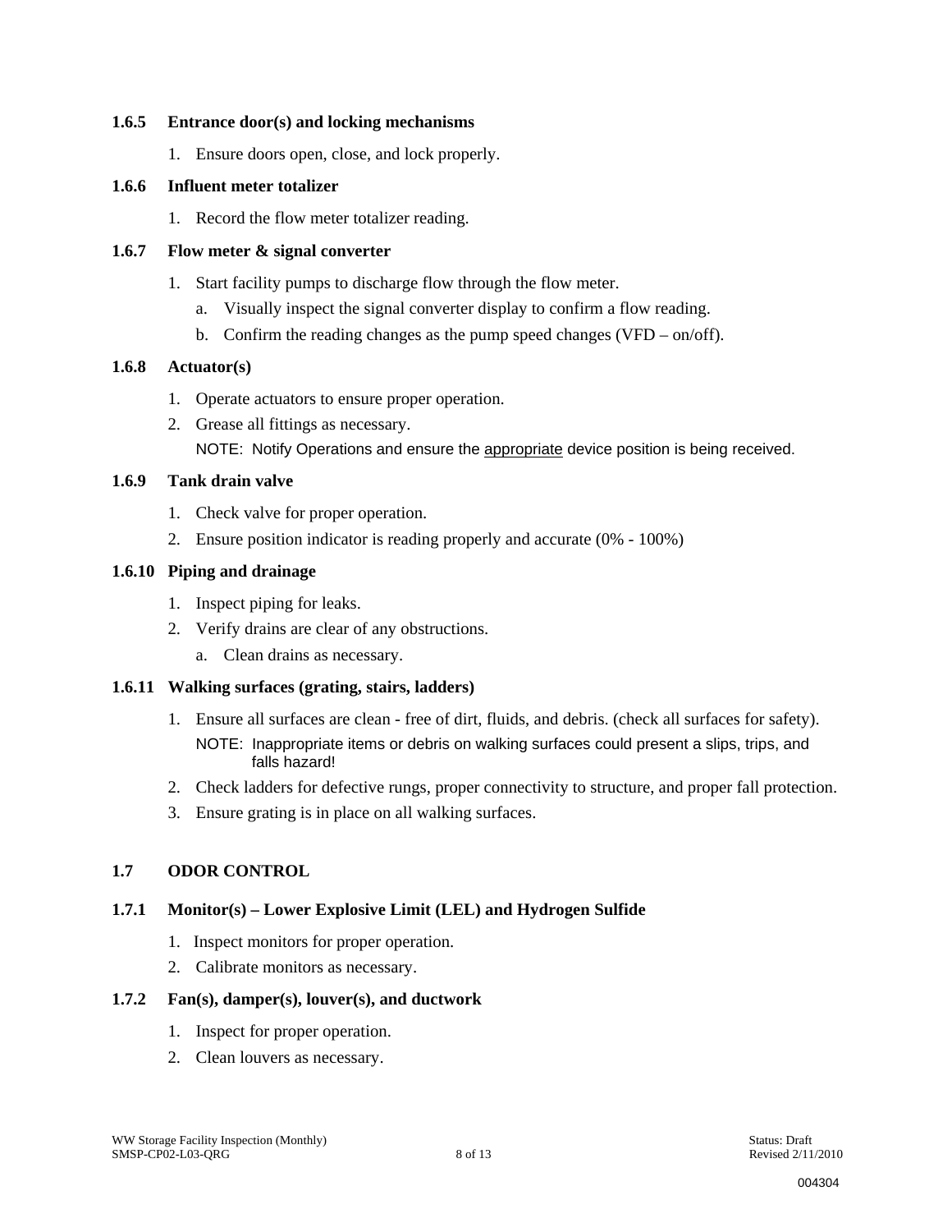### 1.6.5 Entrance door(s) and locking mechanisms

1. Ensure doors open, close, and lock properly.

### 1.6.6 Influent meter totalizer

1. Record the flow meter totalizer reading.

### 1.6.7 Flow meter & signal converter

1. Start facility pumps to discharge flow through the flow meter.
   a. Visually inspect the signal converter display to confirm a flow reading.
   b. Confirm the reading changes as the pump speed changes (VFD – on/off).

### 1.6.8 Actuator(s)

1. Operate actuators to ensure proper operation.
2. Grease all fittings as necessary.

   NOTE: Notify Operations and ensure the appropriate device position is being received.

### 1.6.9 Tank drain valve

1. Check valve for proper operation.
2. Ensure position indicator is reading properly and accurate (0% - 100%)

### 1.6.10 Piping and drainage

1. Inspect piping for leaks.
2. Verify drains are clear of any obstructions.
   a. Clean drains as necessary.

### 1.6.11 Walking surfaces (grating, stairs, ladders)

1. Ensure all surfaces are clean - free of dirt, fluids, and debris. (check all surfaces for safety).

   NOTE: Inappropriate items or debris on walking surfaces could present a slips, trips, and falls hazard!

2. Check ladders for defective rungs, proper connectivity to structure, and proper fall protection.
3. Ensure grating is in place on all walking surfaces.

## 1.7 ODOR CONTROL

### 1.7.1 Monitor(s) – Lower Explosive Limit (LEL) and Hydrogen Sulfide

1. Inspect monitors for proper operation.
2. Calibrate monitors as necessary.

### 1.7.2 Fan(s), damper(s), louver(s), and ductwork

1. Inspect for proper operation.
2. Clean louvers as necessary.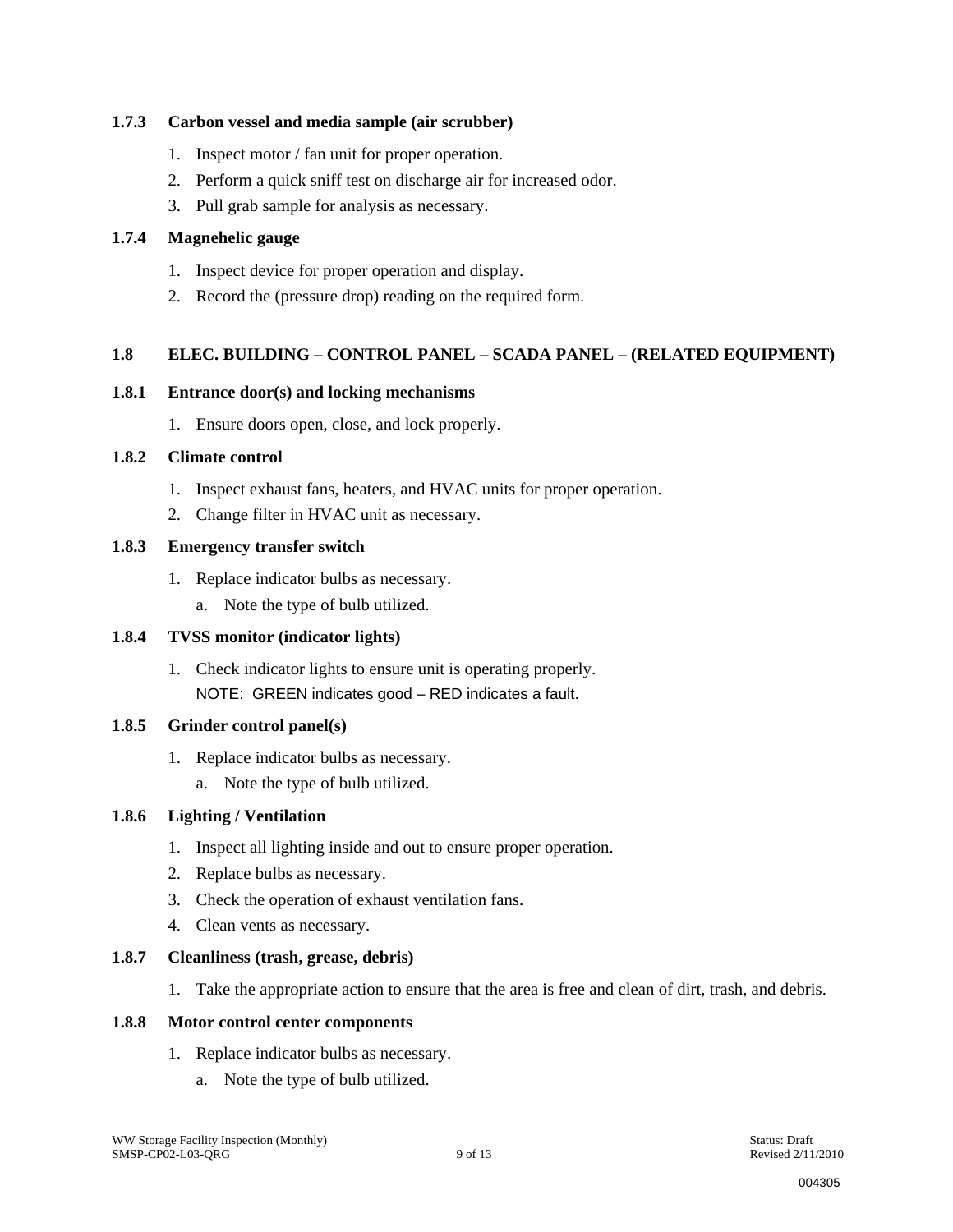### 1.7.3 Carbon vessel and media sample (air scrubber)

1. Inspect motor / fan unit for proper operation.
2. Perform a quick sniff test on discharge air for increased odor.
3. Pull grab sample for analysis as necessary.

### 1.7.4 Magnehelic gauge

1. Inspect device for proper operation and display.
2. Record the (pressure drop) reading on the required form.

## 1.8 ELEC. BUILDING – CONTROL PANEL – SCADA PANEL – (RELATED EQUIPMENT)

### 1.8.1 Entrance door(s) and locking mechanisms

1. Ensure doors open, close, and lock properly.

### 1.8.2 Climate control

1. Inspect exhaust fans, heaters, and HVAC units for proper operation.
2. Change filter in HVAC unit as necessary.

### 1.8.3 Emergency transfer switch

1. Replace indicator bulbs as necessary.
   a. Note the type of bulb utilized.

### 1.8.4 TVSS monitor (indicator lights)

1. Check indicator lights to ensure unit is operating properly.
   NOTE: GREEN indicates good – RED indicates a fault.

### 1.8.5 Grinder control panel(s)

1. Replace indicator bulbs as necessary.
   a. Note the type of bulb utilized.

### 1.8.6 Lighting / Ventilation

1. Inspect all lighting inside and out to ensure proper operation.
2. Replace bulbs as necessary.
3. Check the operation of exhaust ventilation fans.
4. Clean vents as necessary.

### 1.8.7 Cleanliness (trash, grease, debris)

1. Take the appropriate action to ensure that the area is free and clean of dirt, trash, and debris.

### 1.8.8 Motor control center components

1. Replace indicator bulbs as necessary.
   a. Note the type of bulb utilized.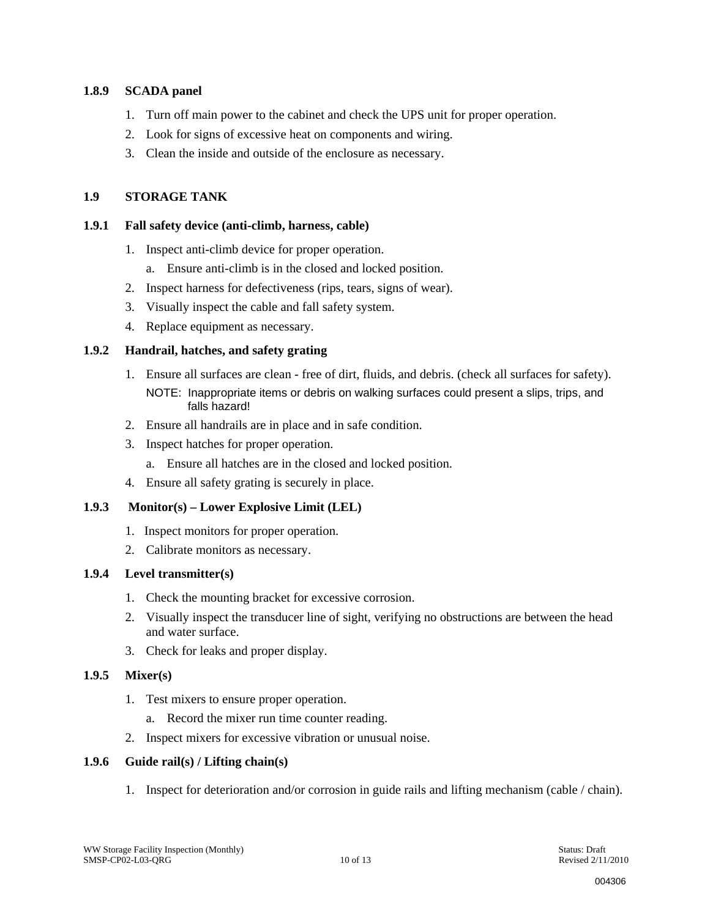### 1.8.9 SCADA panel

1. Turn off main power to the cabinet and check the UPS unit for proper operation.
2. Look for signs of excessive heat on components and wiring.
3. Clean the inside and outside of the enclosure as necessary.

## 1.9 STORAGE TANK

### 1.9.1 Fall safety device (anti-climb, harness, cable)

1. Inspect anti-climb device for proper operation.
   a. Ensure anti-climb is in the closed and locked position.
2. Inspect harness for defectiveness (rips, tears, signs of wear).
3. Visually inspect the cable and fall safety system.
4. Replace equipment as necessary.

### 1.9.2 Handrail, hatches, and safety grating

1. Ensure all surfaces are clean - free of dirt, fluids, and debris. (check all surfaces for safety).

   NOTE: Inappropriate items or debris on walking surfaces could present a slips, trips, and falls hazard!
2. Ensure all handrails are in place and in safe condition.
3. Inspect hatches for proper operation.
   a. Ensure all hatches are in the closed and locked position.
4. Ensure all safety grating is securely in place.

### 1.9.3 Monitor(s) – Lower Explosive Limit (LEL)

1. Inspect monitors for proper operation.
2. Calibrate monitors as necessary.

### 1.9.4 Level transmitter(s)

1. Check the mounting bracket for excessive corrosion.
2. Visually inspect the transducer line of sight, verifying no obstructions are between the head and water surface.
3. Check for leaks and proper display.

### 1.9.5 Mixer(s)

1. Test mixers to ensure proper operation.
   a. Record the mixer run time counter reading.
2. Inspect mixers for excessive vibration or unusual noise.

### 1.9.6 Guide rail(s) / Lifting chain(s)

1. Inspect for deterioration and/or corrosion in guide rails and lifting mechanism (cable / chain).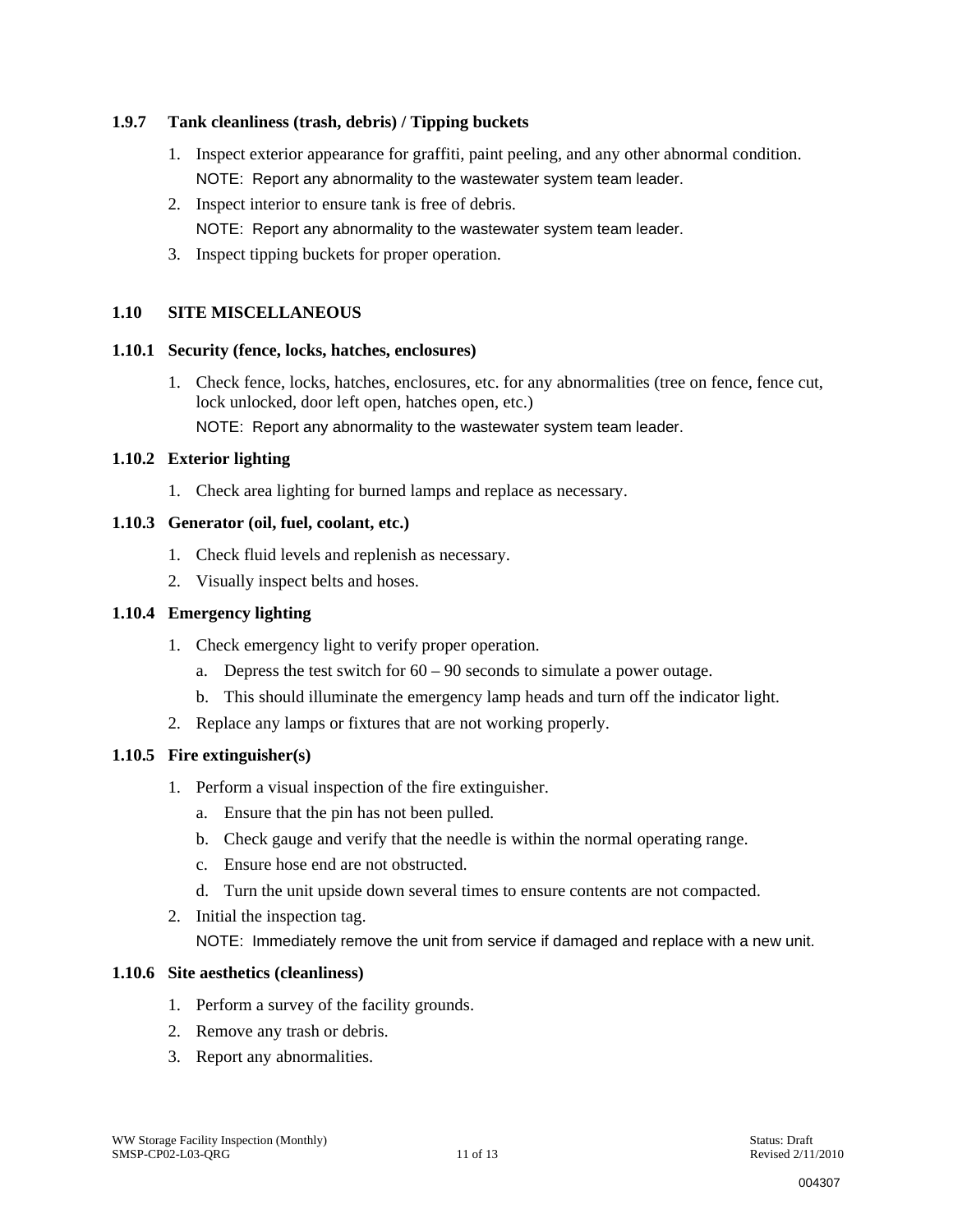### 1.9.7 Tank cleanliness (trash, debris) / Tipping buckets

1. Inspect exterior appearance for graffiti, paint peeling, and any other abnormal condition.
   NOTE: Report any abnormality to the wastewater system team leader.
2. Inspect interior to ensure tank is free of debris.
   NOTE: Report any abnormality to the wastewater system team leader.
3. Inspect tipping buckets for proper operation.

## 1.10 SITE MISCELLANEOUS

### 1.10.1 Security (fence, locks, hatches, enclosures)

1. Check fence, locks, hatches, enclosures, etc. for any abnormalities (tree on fence, fence cut, lock unlocked, door left open, hatches open, etc.)
   NOTE: Report any abnormality to the wastewater system team leader.

### 1.10.2 Exterior lighting

1. Check area lighting for burned lamps and replace as necessary.

### 1.10.3 Generator (oil, fuel, coolant, etc.)

1. Check fluid levels and replenish as necessary.
2. Visually inspect belts and hoses.

### 1.10.4 Emergency lighting

1. Check emergency light to verify proper operation.
   a. Depress the test switch for 60 – 90 seconds to simulate a power outage.
   b. This should illuminate the emergency lamp heads and turn off the indicator light.
2. Replace any lamps or fixtures that are not working properly.

### 1.10.5 Fire extinguisher(s)

1. Perform a visual inspection of the fire extinguisher.
   a. Ensure that the pin has not been pulled.
   b. Check gauge and verify that the needle is within the normal operating range.
   c. Ensure hose end are not obstructed.
   d. Turn the unit upside down several times to ensure contents are not compacted.
2. Initial the inspection tag.
   NOTE: Immediately remove the unit from service if damaged and replace with a new unit.

### 1.10.6 Site aesthetics (cleanliness)

1. Perform a survey of the facility grounds.
2. Remove any trash or debris.
3. Report any abnormalities.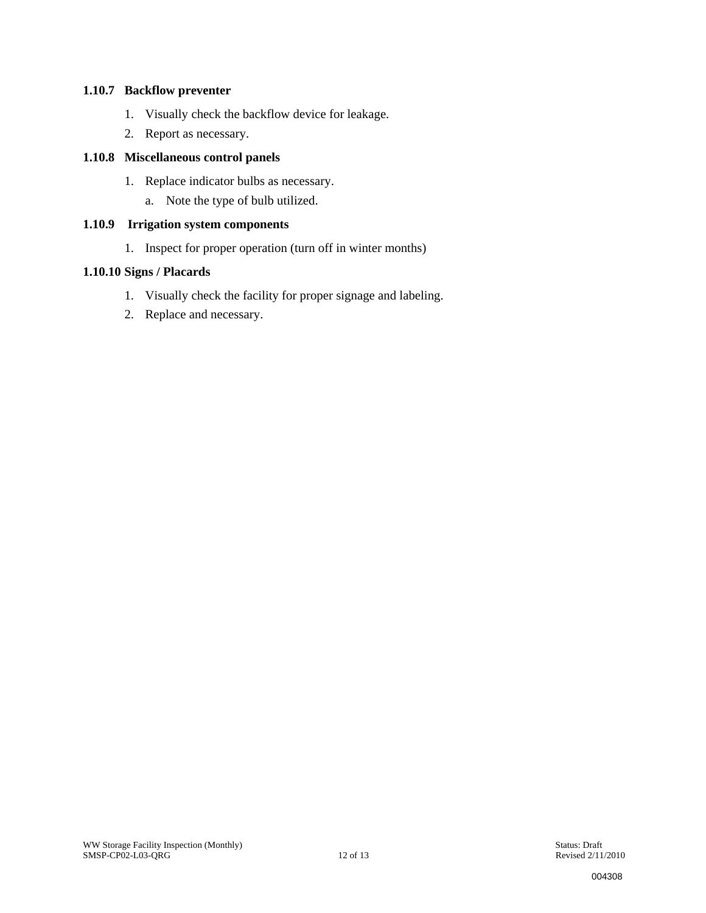### 1.10.7 Backflow preventer

1. Visually check the backflow device for leakage.
2. Report as necessary.

### 1.10.8 Miscellaneous control panels

1. Replace indicator bulbs as necessary.
   a. Note the type of bulb utilized.

### 1.10.9 Irrigation system components

1. Inspect for proper operation (turn off in winter months)

### 1.10.10 Signs / Placards

1. Visually check the facility for proper signage and labeling.
2. Replace and necessary.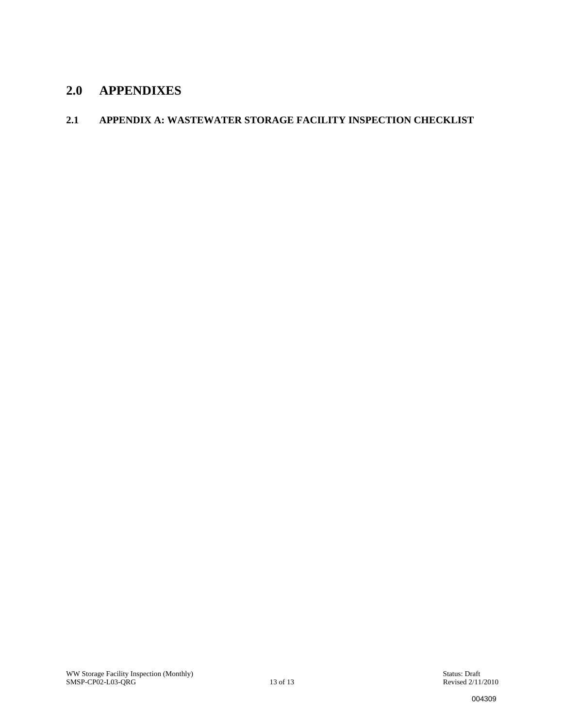# 2.0 APPENDIXES

## 2.1 APPENDIX A: WASTEWATER STORAGE FACILITY INSPECTION CHECKLIST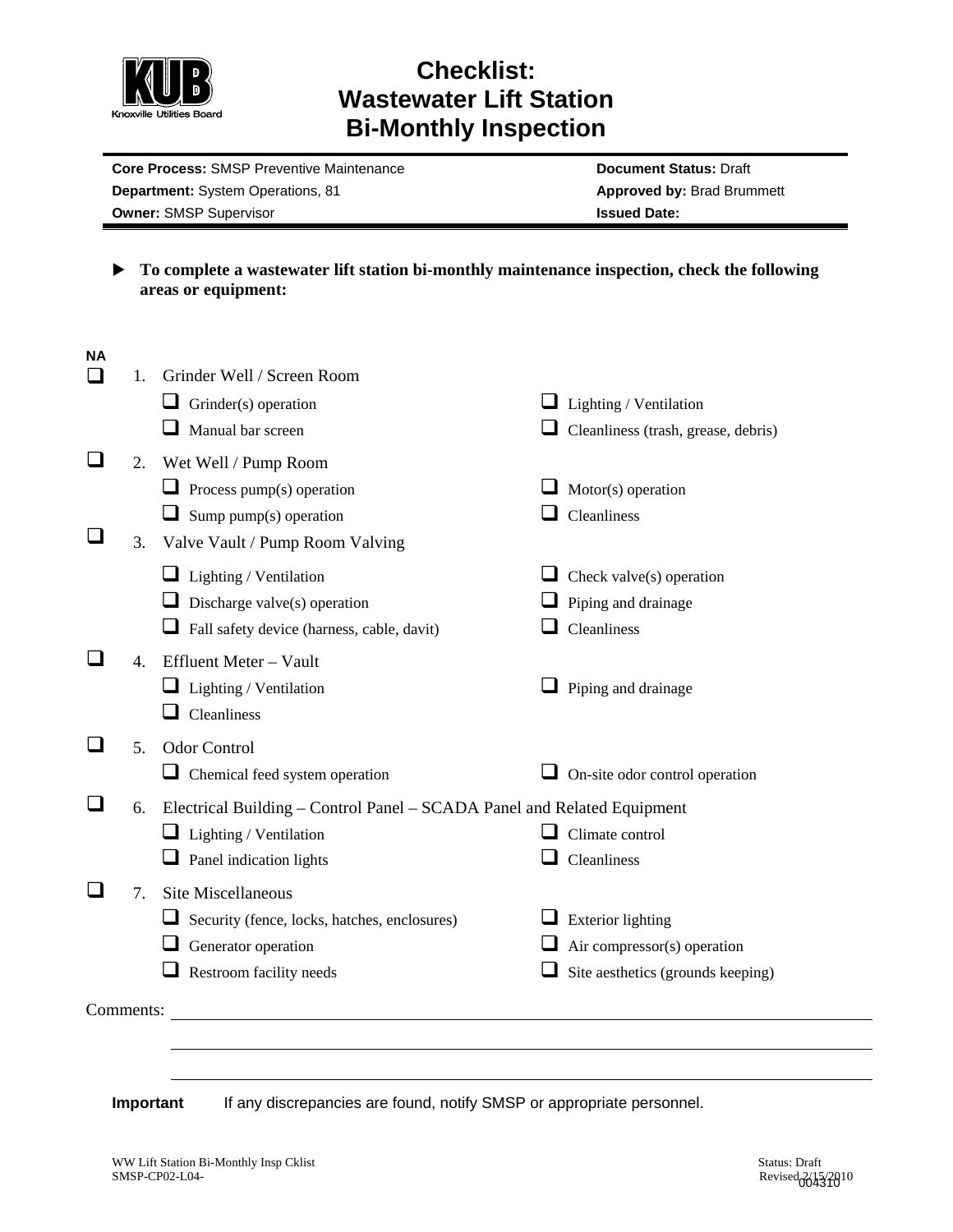Knoxville Utilities Board

# Checklist: Wastewater Lift Station Bi-Monthly Inspection

| | |
|---|---|
| **Core Process:** SMSP Preventive Maintenance | **Document Status:** Draft |
| **Department:** System Operations, 81 | **Approved by:** Brad Brummett |
| **Owner:** SMSP Supervisor | **Issued Date:** |

▶ **To complete a wastewater lift station bi-monthly maintenance inspection, check the following areas or equipment:**

**NA**

- ☐ 1. Grinder Well / Screen Room
  - ☐ Grinder(s) operation
  - ☐ Lighting / Ventilation
  - ☐ Manual bar screen
  - ☐ Cleanliness (trash, grease, debris)
- ☐ 2. Wet Well / Pump Room
  - ☐ Process pump(s) operation
  - ☐ Motor(s) operation
  - ☐ Sump pump(s) operation
  - ☐ Cleanliness
- ☐ 3. Valve Vault / Pump Room Valving
  - ☐ Lighting / Ventilation
  - ☐ Check valve(s) operation
  - ☐ Discharge valve(s) operation
  - ☐ Piping and drainage
  - ☐ Fall safety device (harness, cable, davit)
  - ☐ Cleanliness
- ☐ 4. Effluent Meter – Vault
  - ☐ Lighting / Ventilation
  - ☐ Piping and drainage
  - ☐ Cleanliness
- ☐ 5. Odor Control
  - ☐ Chemical feed system operation
  - ☐ On-site odor control operation
- ☐ 6. Electrical Building – Control Panel – SCADA Panel and Related Equipment
  - ☐ Lighting / Ventilation
  - ☐ Climate control
  - ☐ Panel indication lights
  - ☐ Cleanliness
- ☐ 7. Site Miscellaneous
  - ☐ Security (fence, locks, hatches, enclosures)
  - ☐ Exterior lighting
  - ☐ Generator operation
  - ☐ Air compressor(s) operation
  - ☐ Restroom facility needs
  - ☐ Site aesthetics (grounds keeping)

Comments: ______________________________________________

______________________________________________

______________________________________________

**Important** If any discrepancies are found, notify SMSP or appropriate personnel.

WW Lift Station Bi-Monthly Insp Cklist
SMSP-CP02-L04-

Status: Draft
Revised 2/15/2010

004310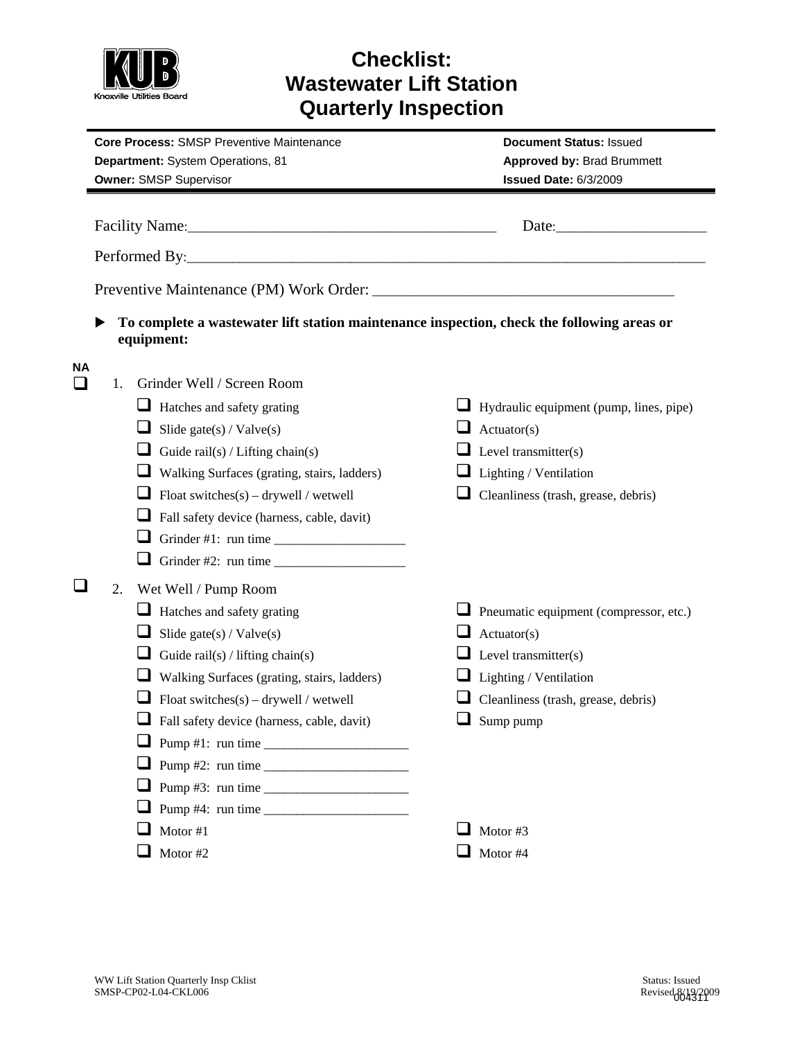# Checklist: Wastewater Lift Station Quarterly Inspection

KUB
Knoxville Utilities Board

| | |
|---|---|
| **Core Process:** SMSP Preventive Maintenance | **Document Status:** Issued |
| **Department:** System Operations, 81 | **Approved by:** Brad Brummett |
| **Owner:** SMSP Supervisor | **Issued Date:** 6/3/2009 |

Facility Name:_______________________________________ Date:___________________

Performed By:_____________________________________________________________________

Preventive Maintenance (PM) Work Order: ______________________________________

▶ **To complete a wastewater lift station maintenance inspection, check the following areas or equipment:**

**NA**

❑ 1. Grinder Well / Screen Room

- ❑ Hatches and safety grating
- ❑ Slide gate(s) / Valve(s)
- ❑ Guide rail(s) / Lifting chain(s)
- ❑ Walking Surfaces (grating, stairs, ladders)
- ❑ Float switches(s) – drywell / wetwell
- ❑ Fall safety device (harness, cable, davit)
- ❑ Grinder #1: run time ___________________
- ❑ Grinder #2: run time ___________________
- ❑ Hydraulic equipment (pump, lines, pipe)
- ❑ Actuator(s)
- ❑ Level transmitter(s)
- ❑ Lighting / Ventilation
- ❑ Cleanliness (trash, grease, debris)

❑ 2. Wet Well / Pump Room

- ❑ Hatches and safety grating
- ❑ Slide gate(s) / Valve(s)
- ❑ Guide rail(s) / lifting chain(s)
- ❑ Walking Surfaces (grating, stairs, ladders)
- ❑ Float switches(s) – drywell / wetwell
- ❑ Fall safety device (harness, cable, davit)
- ❑ Pump #1: run time _____________________
- ❑ Pump #2: run time _____________________
- ❑ Pump #3: run time _____________________
- ❑ Pump #4: run time _____________________
- ❑ Motor #1
- ❑ Motor #2
- ❑ Pneumatic equipment (compressor, etc.)
- ❑ Actuator(s)
- ❑ Level transmitter(s)
- ❑ Lighting / Ventilation
- ❑ Cleanliness (trash, grease, debris)
- ❑ Sump pump
- ❑ Motor #3
- ❑ Motor #4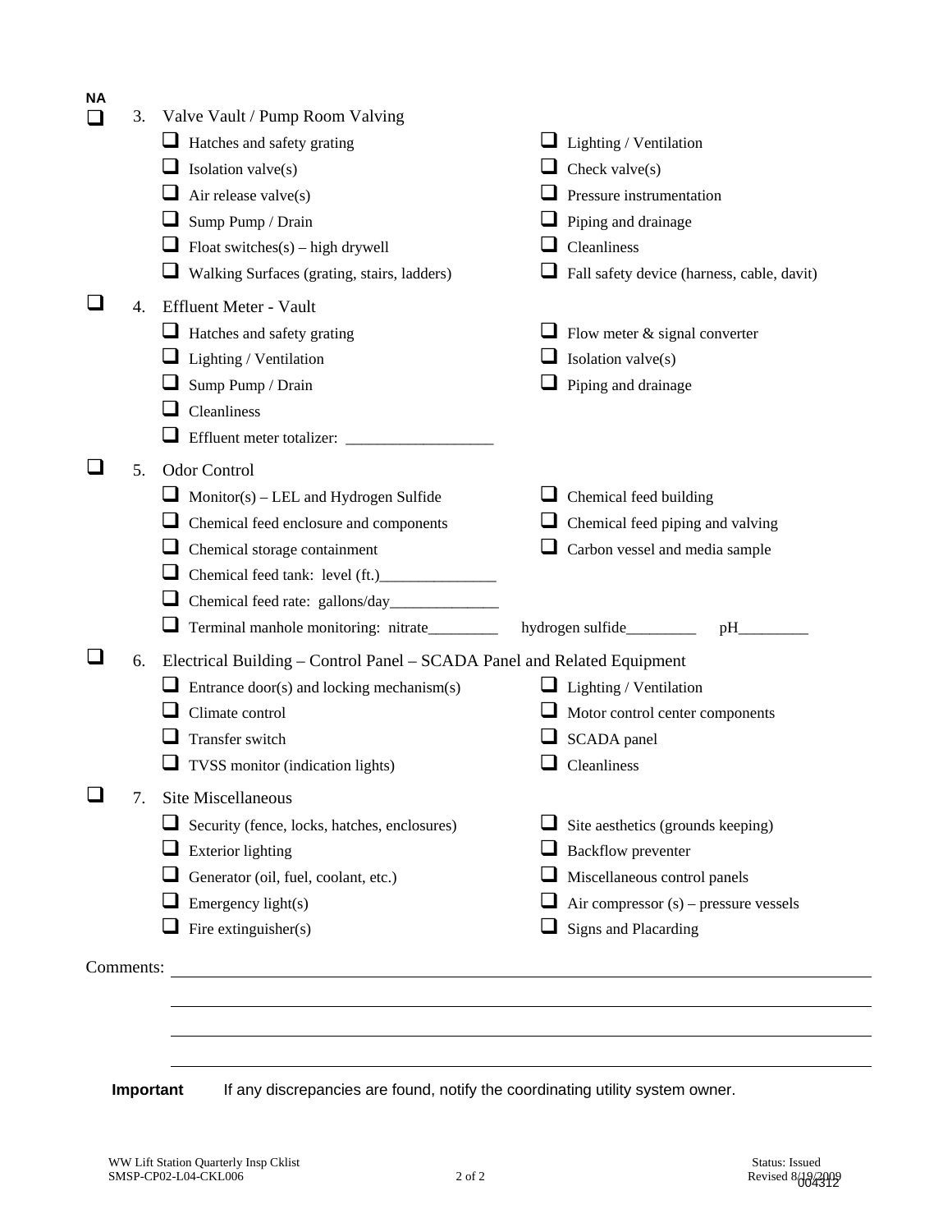**NA**

- [ ] 3. Valve Vault / Pump Room Valving
  - [ ] Hatches and safety grating
  - [ ] Isolation valve(s)
  - [ ] Air release valve(s)
  - [ ] Sump Pump / Drain
  - [ ] Float switches(s) – high drywell
  - [ ] Walking Surfaces (grating, stairs, ladders)
  - [ ] Lighting / Ventilation
  - [ ] Check valve(s)
  - [ ] Pressure instrumentation
  - [ ] Piping and drainage
  - [ ] Cleanliness
  - [ ] Fall safety device (harness, cable, davit)

- [ ] 4. Effluent Meter - Vault
  - [ ] Hatches and safety grating
  - [ ] Lighting / Ventilation
  - [ ] Sump Pump / Drain
  - [ ] Cleanliness
  - [ ] Effluent meter totalizer: ___________________
  - [ ] Flow meter & signal converter
  - [ ] Isolation valve(s)
  - [ ] Piping and drainage

- [ ] 5. Odor Control
  - [ ] Monitor(s) – LEL and Hydrogen Sulfide
  - [ ] Chemical feed enclosure and components
  - [ ] Chemical storage containment
  - [ ] Chemical feed tank: level (ft.)_______________
  - [ ] Chemical feed rate: gallons/day______________
  - [ ] Terminal manhole monitoring: nitrate_________ hydrogen sulfide_________ pH_________
  - [ ] Chemical feed building
  - [ ] Chemical feed piping and valving
  - [ ] Carbon vessel and media sample

- [ ] 6. Electrical Building – Control Panel – SCADA Panel and Related Equipment
  - [ ] Entrance door(s) and locking mechanism(s)
  - [ ] Climate control
  - [ ] Transfer switch
  - [ ] TVSS monitor (indication lights)
  - [ ] Lighting / Ventilation
  - [ ] Motor control center components
  - [ ] SCADA panel
  - [ ] Cleanliness

- [ ] 7. Site Miscellaneous
  - [ ] Security (fence, locks, hatches, enclosures)
  - [ ] Exterior lighting
  - [ ] Generator (oil, fuel, coolant, etc.)
  - [ ] Emergency light(s)
  - [ ] Fire extinguisher(s)
  - [ ] Site aesthetics (grounds keeping)
  - [ ] Backflow preventer
  - [ ] Miscellaneous control panels
  - [ ] Air compressor (s) – pressure vessels
  - [ ] Signs and Placarding

Comments: ____________________________________________________________

____________________________________________________________

____________________________________________________________

____________________________________________________________

**Important** If any discrepancies are found, notify the coordinating utility system owner.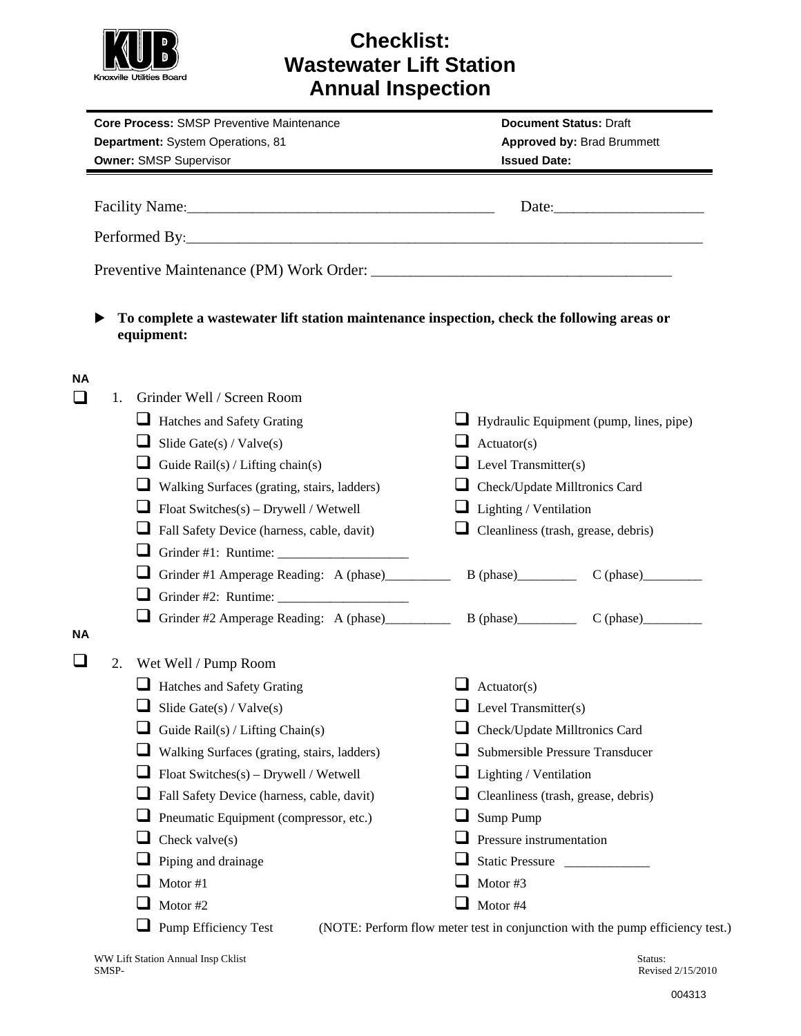KUB
Knoxville Utilities Board

# Checklist: Wastewater Lift Station Annual Inspection

| | |
|---|---|
| **Core Process:** SMSP Preventive Maintenance | **Document Status:** Draft |
| **Department:** System Operations, 81 | **Approved by:** Brad Brummett |
| **Owner:** SMSP Supervisor | **Issued Date:** |

Facility Name:_______________________________________ Date:___________________

Performed By:_____________________________________________________________________

Preventive Maintenance (PM) Work Order: _____________________________________

▶ **To complete a wastewater lift station maintenance inspection, check the following areas or equipment:**

**NA**

☐ 1. Grinder Well / Screen Room

- ☐ Hatches and Safety Grating
- ☐ Slide Gate(s) / Valve(s)
- ☐ Guide Rail(s) / Lifting chain(s)
- ☐ Walking Surfaces (grating, stairs, ladders)
- ☐ Float Switches(s) – Drywell / Wetwell
- ☐ Fall Safety Device (harness, cable, davit)
- ☐ Hydraulic Equipment (pump, lines, pipe)
- ☐ Actuator(s)
- ☐ Level Transmitter(s)
- ☐ Check/Update Milltronics Card
- ☐ Lighting / Ventilation
- ☐ Cleanliness (trash, grease, debris)
- ☐ Grinder #1: Runtime: ___________________
- ☐ Grinder #1 Amperage Reading: A (phase)_________ B (phase)_________ C (phase)_________
- ☐ Grinder #2: Runtime: ___________________
- ☐ Grinder #2 Amperage Reading: A (phase)_________ B (phase)_________ C (phase)_________

**NA**

☐ 2. Wet Well / Pump Room

- ☐ Hatches and Safety Grating
- ☐ Slide Gate(s) / Valve(s)
- ☐ Guide Rail(s) / Lifting Chain(s)
- ☐ Walking Surfaces (grating, stairs, ladders)
- ☐ Float Switches(s) – Drywell / Wetwell
- ☐ Fall Safety Device (harness, cable, davit)
- ☐ Pneumatic Equipment (compressor, etc.)
- ☐ Check valve(s)
- ☐ Piping and drainage
- ☐ Motor #1
- ☐ Motor #2
- ☐ Actuator(s)
- ☐ Level Transmitter(s)
- ☐ Check/Update Milltronics Card
- ☐ Submersible Pressure Transducer
- ☐ Lighting / Ventilation
- ☐ Cleanliness (trash, grease, debris)
- ☐ Sump Pump
- ☐ Pressure instrumentation
- ☐ Static Pressure _____________
- ☐ Motor #3
- ☐ Motor #4
- ☐ Pump Efficiency Test (NOTE: Perform flow meter test in conjunction with the pump efficiency test.)

WW Lift Station Annual Insp Cklist
SMSP-

Status:
Revised 2/15/2010

004313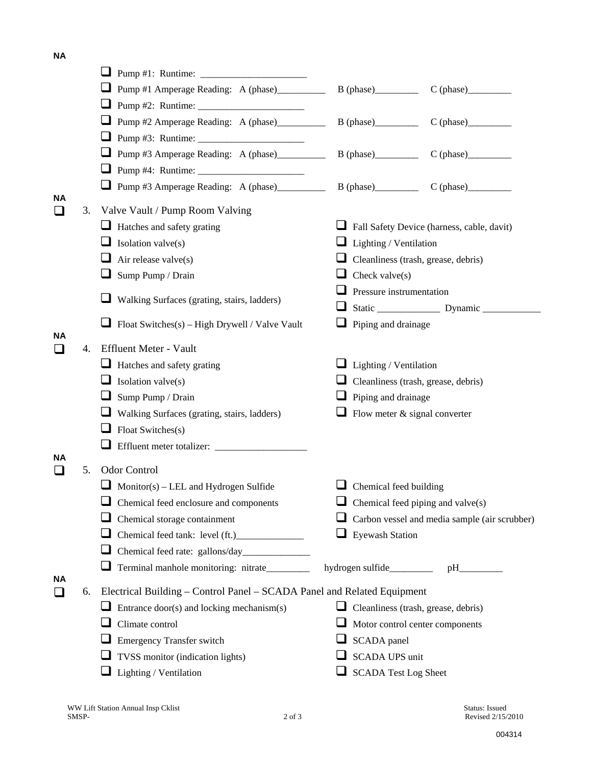NA

- ☐ Pump #1: Runtime: ______________________
- ☐ Pump #1 Amperage Reading: A (phase)__________ B (phase)_________ C (phase)_________
- ☐ Pump #2: Runtime: ______________________
- ☐ Pump #2 Amperage Reading: A (phase)__________ B (phase)_________ C (phase)_________
- ☐ Pump #3: Runtime: ______________________
- ☐ Pump #3 Amperage Reading: A (phase)__________ B (phase)_________ C (phase)_________
- ☐ Pump #4: Runtime: ______________________
- ☐ Pump #3 Amperage Reading: A (phase)__________ B (phase)_________ C (phase)_________

NA

☐ 3. Valve Vault / Pump Room Valving

- ☐ Hatches and safety grating
- ☐ Isolation valve(s)
- ☐ Air release valve(s)
- ☐ Sump Pump / Drain
- ☐ Walking Surfaces (grating, stairs, ladders)
- ☐ Float Switches(s) – High Drywell / Valve Vault
- ☐ Fall Safety Device (harness, cable, davit)
- ☐ Lighting / Ventilation
- ☐ Cleanliness (trash, grease, debris)
- ☐ Check valve(s)
- ☐ Pressure instrumentation
- ☐ Static _____________ Dynamic ____________
- ☐ Piping and drainage

NA

☐ 4. Effluent Meter - Vault

- ☐ Hatches and safety grating
- ☐ Isolation valve(s)
- ☐ Sump Pump / Drain
- ☐ Walking Surfaces (grating, stairs, ladders)
- ☐ Float Switches(s)
- ☐ Effluent meter totalizer: ___________________
- ☐ Lighting / Ventilation
- ☐ Cleanliness (trash, grease, debris)
- ☐ Piping and drainage
- ☐ Flow meter & signal converter

NA

☐ 5. Odor Control

- ☐ Monitor(s) – LEL and Hydrogen Sulfide
- ☐ Chemical feed enclosure and components
- ☐ Chemical storage containment
- ☐ Chemical feed tank: level (ft.)______________
- ☐ Chemical feed rate: gallons/day______________
- ☐ Terminal manhole monitoring: nitrate_________ hydrogen sulfide_________ pH_________
- ☐ Chemical feed building
- ☐ Chemical feed piping and valve(s)
- ☐ Carbon vessel and media sample (air scrubber)
- ☐ Eyewash Station

NA

☐ 6. Electrical Building – Control Panel – SCADA Panel and Related Equipment

- ☐ Entrance door(s) and locking mechanism(s)
- ☐ Climate control
- ☐ Emergency Transfer switch
- ☐ TVSS monitor (indication lights)
- ☐ Lighting / Ventilation
- ☐ Cleanliness (trash, grease, debris)
- ☐ Motor control center components
- ☐ SCADA panel
- ☐ SCADA UPS unit
- ☐ SCADA Test Log Sheet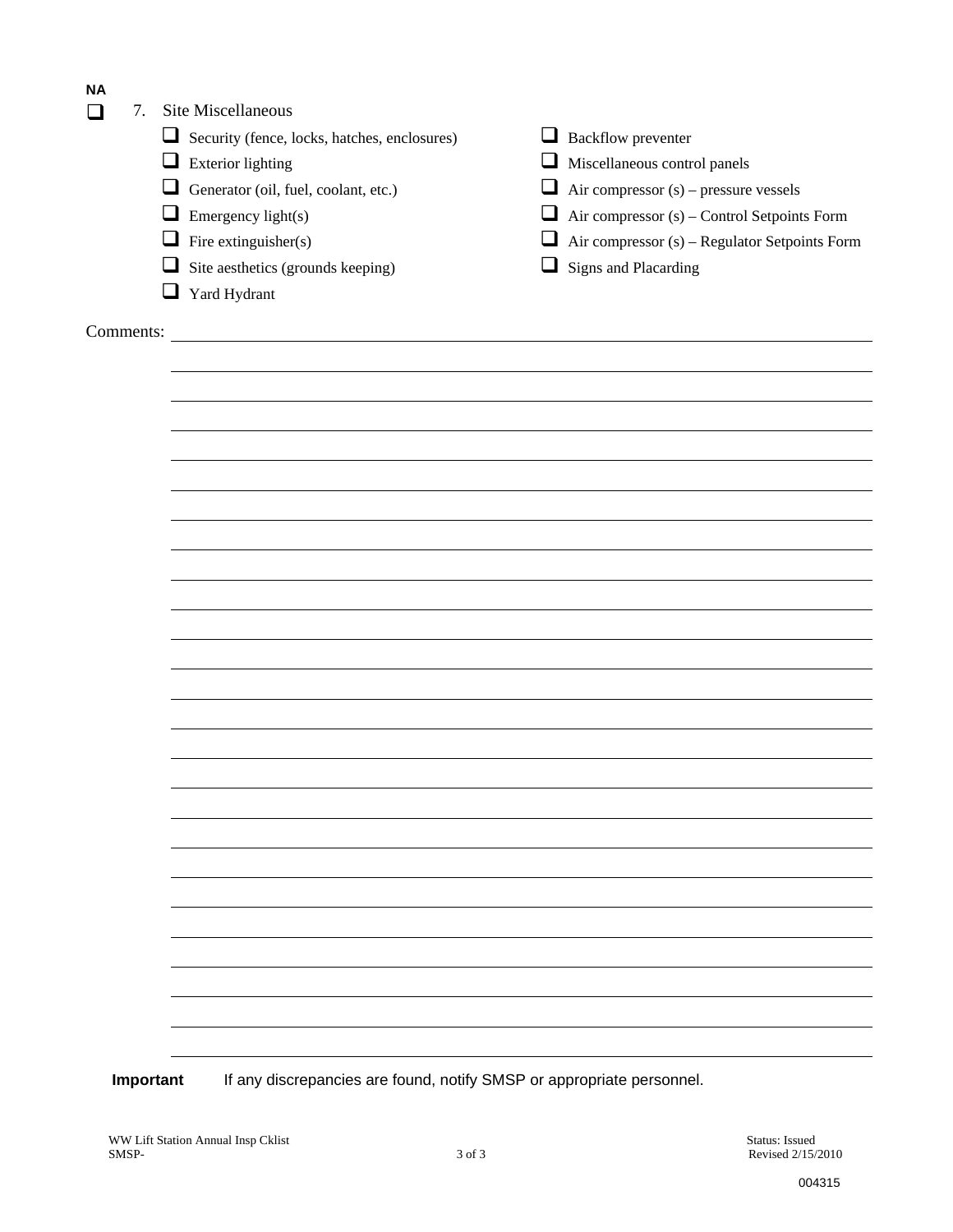**NA**

☐ 7. Site Miscellaneous

- ☐ Security (fence, locks, hatches, enclosures)
- ☐ Exterior lighting
- ☐ Generator (oil, fuel, coolant, etc.)
- ☐ Emergency light(s)
- ☐ Fire extinguisher(s)
- ☐ Site aesthetics (grounds keeping)
- ☐ Yard Hydrant
- ☐ Backflow preventer
- ☐ Miscellaneous control panels
- ☐ Air compressor (s) – pressure vessels
- ☐ Air compressor (s) – Control Setpoints Form
- ☐ Air compressor (s) – Regulator Setpoints Form
- ☐ Signs and Placarding

Comments: ____________________________________________

**Important** If any discrepancies are found, notify SMSP or appropriate personnel.

WW Lift Station Annual Insp Cklist
SMSP-

Status: Issued
Revised 2/15/2010

004315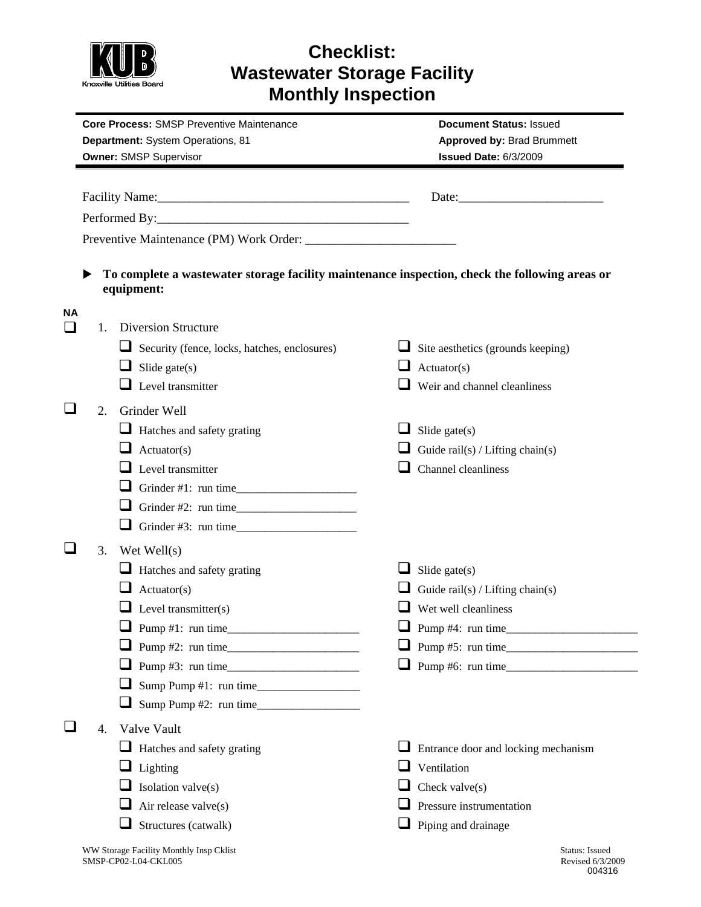KUB
Knoxville Utilities Board

# Checklist: Wastewater Storage Facility Monthly Inspection

**Core Process:** SMSP Preventive Maintenance
**Department:** System Operations, 81
**Owner:** SMSP Supervisor

**Document Status:** Issued
**Approved by:** Brad Brummett
**Issued Date:** 6/3/2009

Facility Name:________________________________________ Date:_______________________

Performed By:________________________________________

Preventive Maintenance (PM) Work Order: ________________________

▶ **To complete a wastewater storage facility maintenance inspection, check the following areas or equipment:**

**NA**

☐ 1. Diversion Structure
- ☐ Security (fence, locks, hatches, enclosures)
- ☐ Site aesthetics (grounds keeping)
- ☐ Slide gate(s)
- ☐ Actuator(s)
- ☐ Level transmitter
- ☐ Weir and channel cleanliness

☐ 2. Grinder Well
- ☐ Hatches and safety grating
- ☐ Slide gate(s)
- ☐ Actuator(s)
- ☐ Guide rail(s) / Lifting chain(s)
- ☐ Level transmitter
- ☐ Channel cleanliness
- ☐ Grinder #1: run time____________________
- ☐ Grinder #2: run time____________________
- ☐ Grinder #3: run time____________________

☐ 3. Wet Well(s)
- ☐ Hatches and safety grating
- ☐ Slide gate(s)
- ☐ Actuator(s)
- ☐ Guide rail(s) / Lifting chain(s)
- ☐ Level transmitter(s)
- ☐ Wet well cleanliness
- ☐ Pump #1: run time______________________
- ☐ Pump #4: run time______________________
- ☐ Pump #2: run time______________________
- ☐ Pump #5: run time______________________
- ☐ Pump #3: run time______________________
- ☐ Pump #6: run time______________________
- ☐ Sump Pump #1: run time_________________
- ☐ Sump Pump #2: run time_________________

☐ 4. Valve Vault
- ☐ Hatches and safety grating
- ☐ Entrance door and locking mechanism
- ☐ Lighting
- ☐ Ventilation
- ☐ Isolation valve(s)
- ☐ Check valve(s)
- ☐ Air release valve(s)
- ☐ Pressure instrumentation
- ☐ Structures (catwalk)
- ☐ Piping and drainage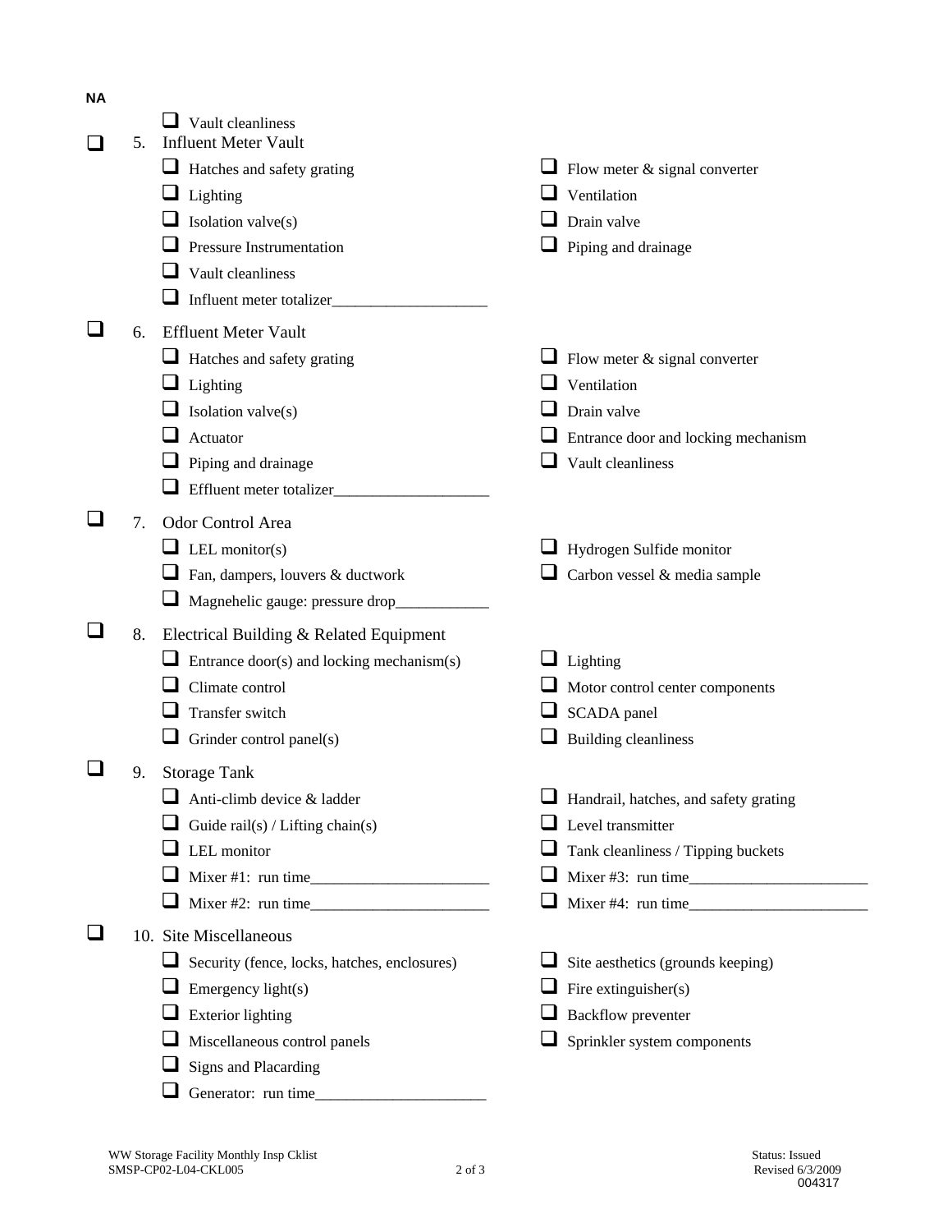**NA**

- ☐ Vault cleanliness

☐ 5. Influent Meter Vault

- ☐ Hatches and safety grating
- ☐ Flow meter & signal converter
- ☐ Lighting
- ☐ Ventilation
- ☐ Isolation valve(s)
- ☐ Drain valve
- ☐ Pressure Instrumentation
- ☐ Piping and drainage
- ☐ Vault cleanliness
- ☐ Influent meter totalizer___________________

☐ 6. Effluent Meter Vault

- ☐ Hatches and safety grating
- ☐ Flow meter & signal converter
- ☐ Lighting
- ☐ Ventilation
- ☐ Isolation valve(s)
- ☐ Drain valve
- ☐ Actuator
- ☐ Entrance door and locking mechanism
- ☐ Piping and drainage
- ☐ Vault cleanliness
- ☐ Effluent meter totalizer___________________

☐ 7. Odor Control Area

- ☐ LEL monitor(s)
- ☐ Hydrogen Sulfide monitor
- ☐ Fan, dampers, louvers & ductwork
- ☐ Carbon vessel & media sample
- ☐ Magnehelic gauge: pressure drop____________

☐ 8. Electrical Building & Related Equipment

- ☐ Entrance door(s) and locking mechanism(s)
- ☐ Lighting
- ☐ Climate control
- ☐ Motor control center components
- ☐ Transfer switch
- ☐ SCADA panel
- ☐ Grinder control panel(s)
- ☐ Building cleanliness

☐ 9. Storage Tank

- ☐ Anti-climb device & ladder
- ☐ Handrail, hatches, and safety grating
- ☐ Guide rail(s) / Lifting chain(s)
- ☐ Level transmitter
- ☐ LEL monitor
- ☐ Tank cleanliness / Tipping buckets
- ☐ Mixer #1: run time______________________
- ☐ Mixer #3: run time______________________
- ☐ Mixer #2: run time______________________
- ☐ Mixer #4: run time______________________

☐ 10. Site Miscellaneous

- ☐ Security (fence, locks, hatches, enclosures)
- ☐ Site aesthetics (grounds keeping)
- ☐ Emergency light(s)
- ☐ Fire extinguisher(s)
- ☐ Exterior lighting
- ☐ Backflow preventer
- ☐ Miscellaneous control panels
- ☐ Sprinkler system components
- ☐ Signs and Placarding
- ☐ Generator: run time_____________________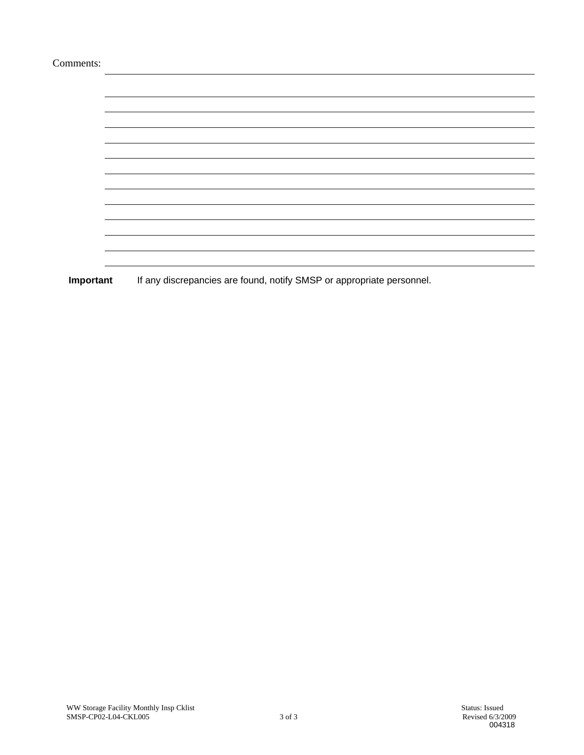Comments: ________________________________________________________________________

________________________________________________________________________

________________________________________________________________________

________________________________________________________________________

________________________________________________________________________

________________________________________________________________________

________________________________________________________________________

________________________________________________________________________

________________________________________________________________________

________________________________________________________________________

________________________________________________________________________

________________________________________________________________________

________________________________________________________________________

**Important** If any discrepancies are found, notify SMSP or appropriate personnel.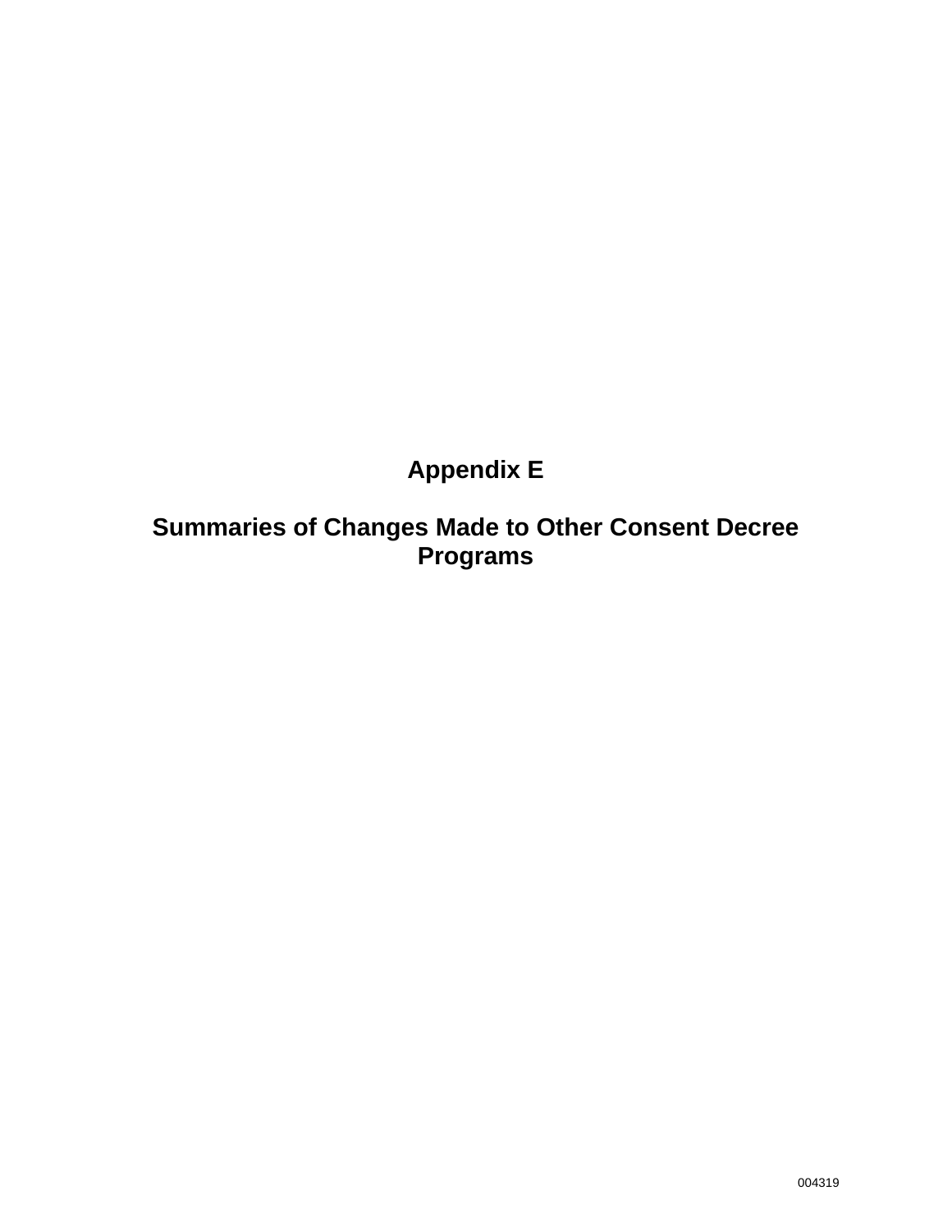# Appendix E

# Summaries of Changes Made to Other Consent Decree Programs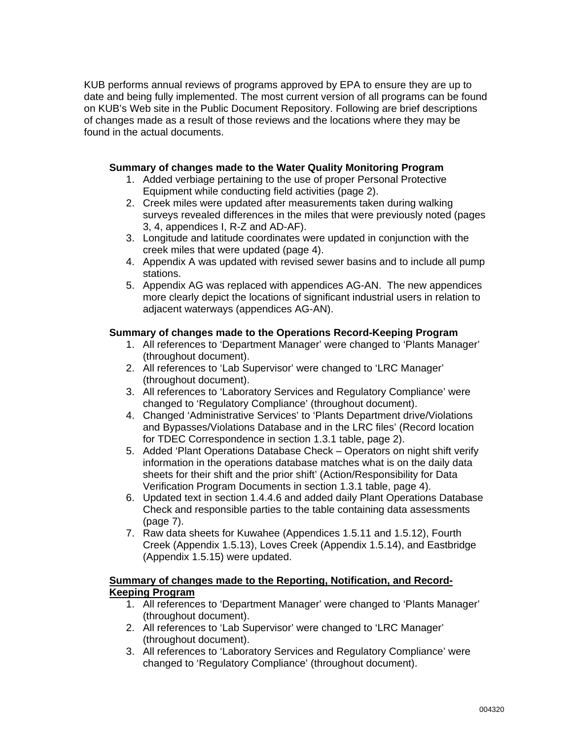KUB performs annual reviews of programs approved by EPA to ensure they are up to date and being fully implemented. The most current version of all programs can be found on KUB's Web site in the Public Document Repository. Following are brief descriptions of changes made as a result of those reviews and the locations where they may be found in the actual documents.

**Summary of changes made to the Water Quality Monitoring Program**

1. Added verbiage pertaining to the use of proper Personal Protective Equipment while conducting field activities (page 2).
2. Creek miles were updated after measurements taken during walking surveys revealed differences in the miles that were previously noted (pages 3, 4, appendices I, R-Z and AD-AF).
3. Longitude and latitude coordinates were updated in conjunction with the creek miles that were updated (page 4).
4. Appendix A was updated with revised sewer basins and to include all pump stations.
5. Appendix AG was replaced with appendices AG-AN. The new appendices more clearly depict the locations of significant industrial users in relation to adjacent waterways (appendices AG-AN).

**Summary of changes made to the Operations Record-Keeping Program**

1. All references to 'Department Manager' were changed to 'Plants Manager' (throughout document).
2. All references to 'Lab Supervisor' were changed to 'LRC Manager' (throughout document).
3. All references to 'Laboratory Services and Regulatory Compliance' were changed to 'Regulatory Compliance' (throughout document).
4. Changed 'Administrative Services' to 'Plants Department drive/Violations and Bypasses/Violations Database and in the LRC files' (Record location for TDEC Correspondence in section 1.3.1 table, page 2).
5. Added 'Plant Operations Database Check – Operators on night shift verify information in the operations database matches what is on the daily data sheets for their shift and the prior shift' (Action/Responsibility for Data Verification Program Documents in section 1.3.1 table, page 4).
6. Updated text in section 1.4.4.6 and added daily Plant Operations Database Check and responsible parties to the table containing data assessments (page 7).
7. Raw data sheets for Kuwahee (Appendices 1.5.11 and 1.5.12), Fourth Creek (Appendix 1.5.13), Loves Creek (Appendix 1.5.14), and Eastbridge (Appendix 1.5.15) were updated.

**Summary of changes made to the Reporting, Notification, and Record-Keeping Program**

1. All references to 'Department Manager' were changed to 'Plants Manager' (throughout document).
2. All references to 'Lab Supervisor' were changed to 'LRC Manager' (throughout document).
3. All references to 'Laboratory Services and Regulatory Compliance' were changed to 'Regulatory Compliance' (throughout document).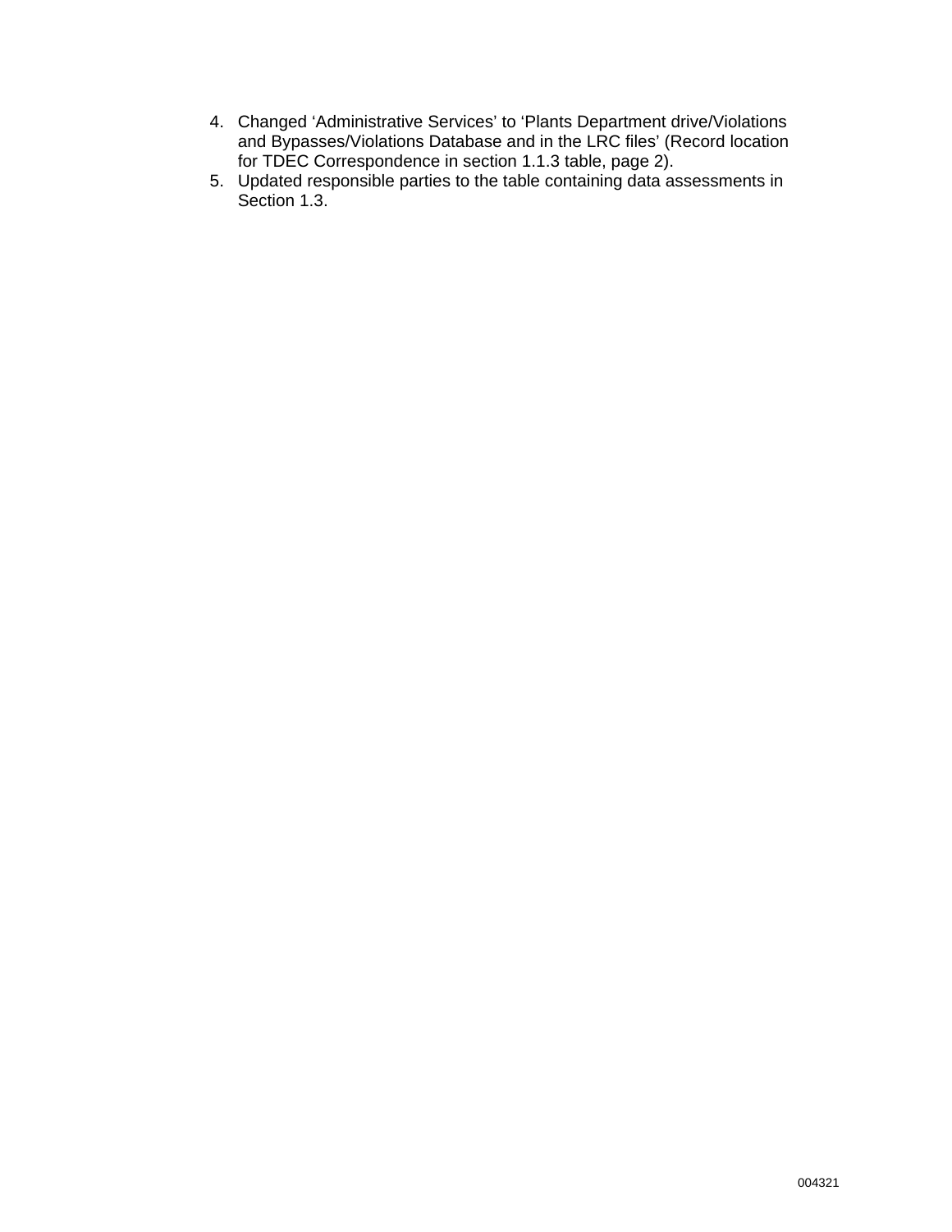4. Changed ‘Administrative Services’ to ‘Plants Department drive/Violations and Bypasses/Violations Database and in the LRC files’ (Record location for TDEC Correspondence in section 1.1.3 table, page 2).
5. Updated responsible parties to the table containing data assessments in Section 1.3.